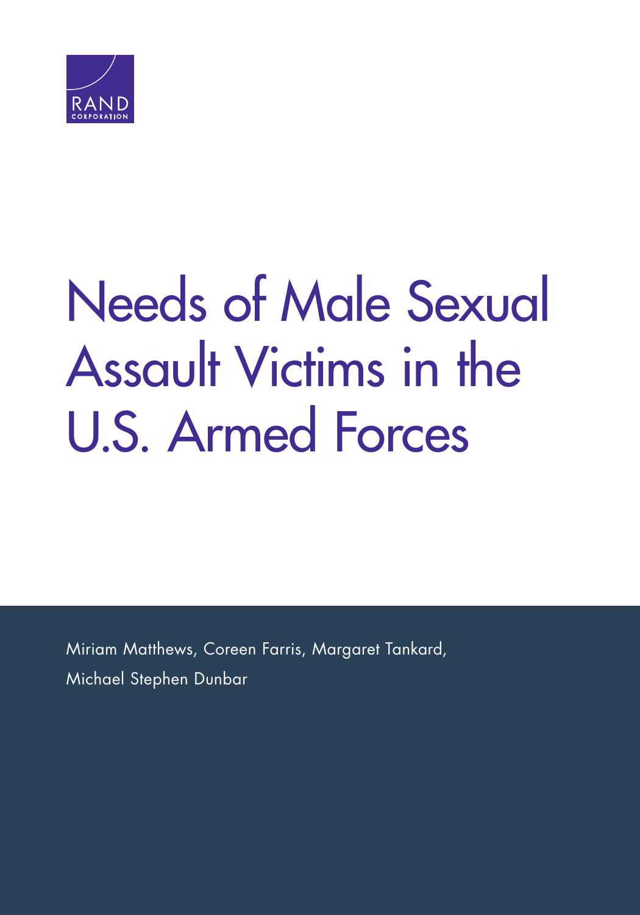RAND CORPORATION

# Needs of Male Sexual Assault Victims in the U.S. Armed Forces

Miriam Matthews, Coreen Farris, Margaret Tankard, Michael Stephen Dunbar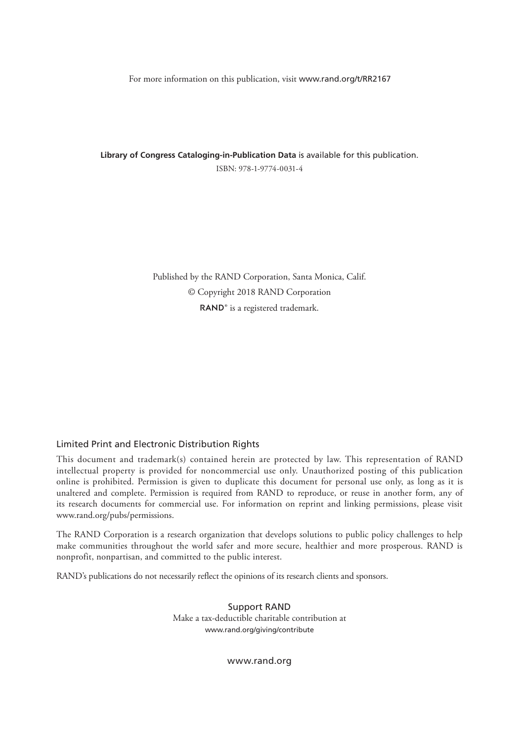For more information on this publication, visit www.rand.org/t/RR2167

**Library of Congress Cataloging-in-Publication Data** is available for this publication.

ISBN: 978-1-9774-0031-4

Published by the RAND Corporation, Santa Monica, Calif.

© Copyright 2018 RAND Corporation

RAND® is a registered trademark.

## Limited Print and Electronic Distribution Rights

This document and trademark(s) contained herein are protected by law. This representation of RAND intellectual property is provided for noncommercial use only. Unauthorized posting of this publication online is prohibited. Permission is given to duplicate this document for personal use only, as long as it is unaltered and complete. Permission is required from RAND to reproduce, or reuse in another form, any of its research documents for commercial use. For information on reprint and linking permissions, please visit www.rand.org/pubs/permissions.

The RAND Corporation is a research organization that develops solutions to public policy challenges to help make communities throughout the world safer and more secure, healthier and more prosperous. RAND is nonprofit, nonpartisan, and committed to the public interest.

RAND's publications do not necessarily reflect the opinions of its research clients and sponsors.

Support RAND

Make a tax-deductible charitable contribution at www.rand.org/giving/contribute

www.rand.org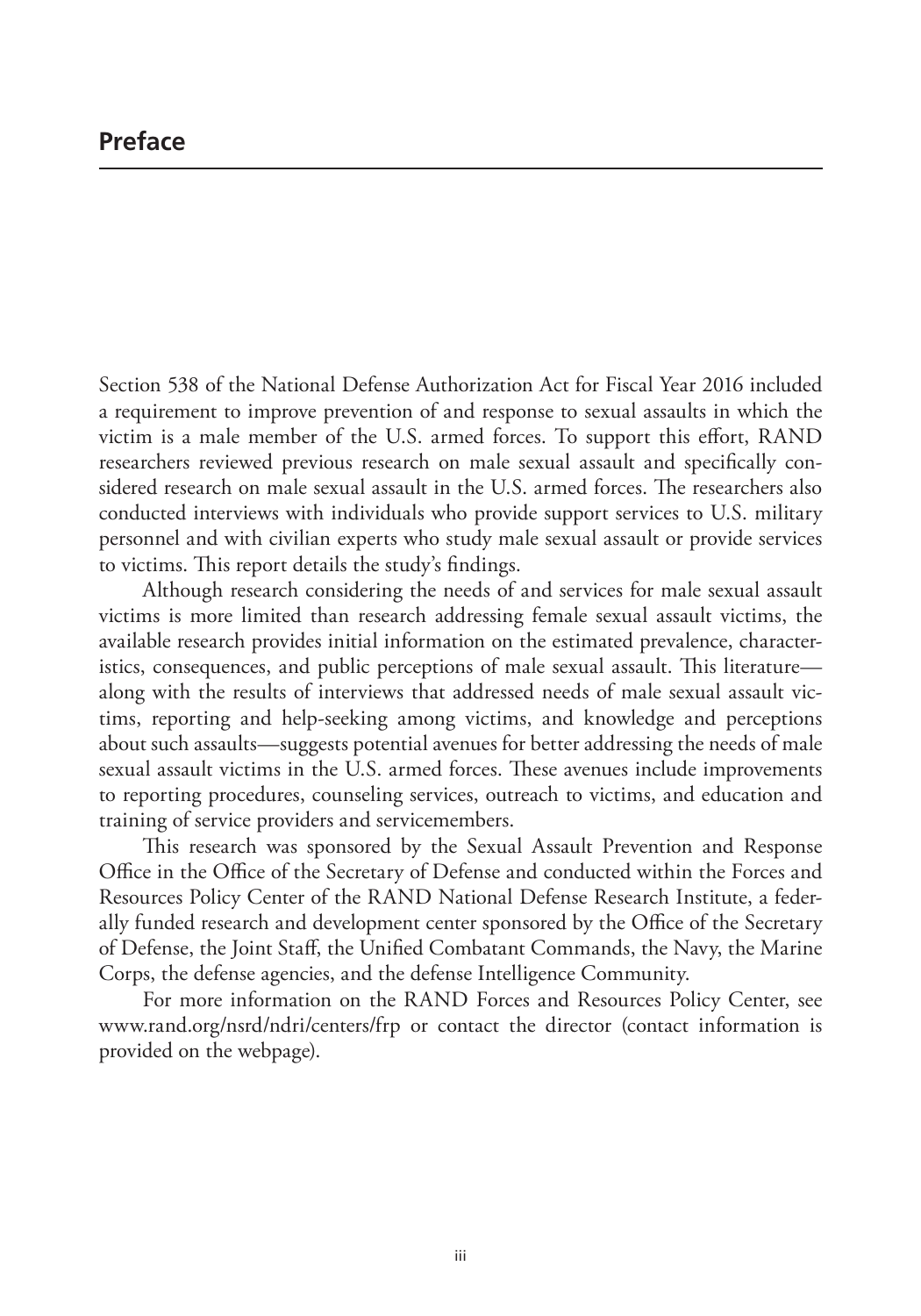# Preface

Section 538 of the National Defense Authorization Act for Fiscal Year 2016 included a requirement to improve prevention of and response to sexual assaults in which the victim is a male member of the U.S. armed forces. To support this effort, RAND researchers reviewed previous research on male sexual assault and specifically considered research on male sexual assault in the U.S. armed forces. The researchers also conducted interviews with individuals who provide support services to U.S. military personnel and with civilian experts who study male sexual assault or provide services to victims. This report details the study's findings.

Although research considering the needs of and services for male sexual assault victims is more limited than research addressing female sexual assault victims, the available research provides initial information on the estimated prevalence, characteristics, consequences, and public perceptions of male sexual assault. This literature—along with the results of interviews that addressed needs of male sexual assault victims, reporting and help-seeking among victims, and knowledge and perceptions about such assaults—suggests potential avenues for better addressing the needs of male sexual assault victims in the U.S. armed forces. These avenues include improvements to reporting procedures, counseling services, outreach to victims, and education and training of service providers and servicemembers.

This research was sponsored by the Sexual Assault Prevention and Response Office in the Office of the Secretary of Defense and conducted within the Forces and Resources Policy Center of the RAND National Defense Research Institute, a federally funded research and development center sponsored by the Office of the Secretary of Defense, the Joint Staff, the Unified Combatant Commands, the Navy, the Marine Corps, the defense agencies, and the defense Intelligence Community.

For more information on the RAND Forces and Resources Policy Center, see www.rand.org/nsrd/ndri/centers/frp or contact the director (contact information is provided on the webpage).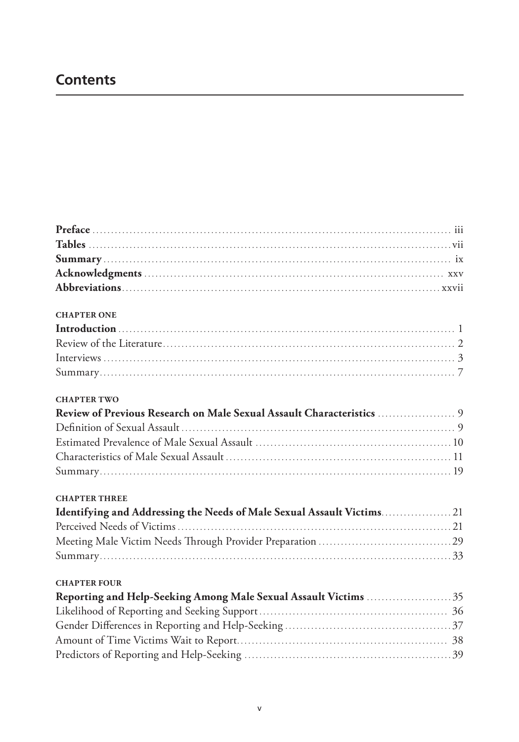# Contents

**Preface** ... iii
**Tables** ... vii
**Summary** ... ix
**Acknowledgments** ... xxv
**Abbreviations** ... xxvii

**CHAPTER ONE**
**Introduction** ... 1
Review of the Literature ... 2
Interviews ... 3
Summary ... 7

**CHAPTER TWO**
**Review of Previous Research on Male Sexual Assault Characteristics** ... 9
Definition of Sexual Assault ... 9
Estimated Prevalence of Male Sexual Assault ... 10
Characteristics of Male Sexual Assault ... 11
Summary ... 19

**CHAPTER THREE**
**Identifying and Addressing the Needs of Male Sexual Assault Victims** ... 21
Perceived Needs of Victims ... 21
Meeting Male Victim Needs Through Provider Preparation ... 29
Summary ... 33

**CHAPTER FOUR**
**Reporting and Help-Seeking Among Male Sexual Assault Victims** ... 35
Likelihood of Reporting and Seeking Support ... 36
Gender Differences in Reporting and Help-Seeking ... 37
Amount of Time Victims Wait to Report ... 38
Predictors of Reporting and Help-Seeking ... 39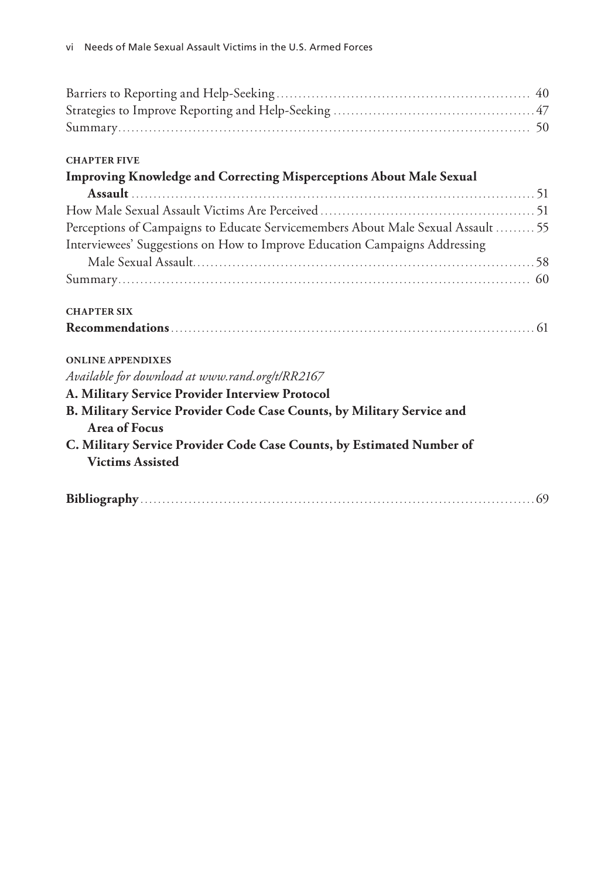Barriers to Reporting and Help-Seeking ........................................................ 40
Strategies to Improve Reporting and Help-Seeking ............................................. 47
Summary ........................................................................................ 50

**CHAPTER FIVE**

**Improving Knowledge and Correcting Misperceptions About Male Sexual Assault** ........................................................................................ 51
How Male Sexual Assault Victims Are Perceived ................................................ 51
Perceptions of Campaigns to Educate Servicemembers About Male Sexual Assault ......... 55
Interviewees' Suggestions on How to Improve Education Campaigns Addressing Male Sexual Assault ........................................................................ 58
Summary ........................................................................................ 60

**CHAPTER SIX**

**Recommendations** ............................................................................ 61

**ONLINE APPENDIXES**

*Available for download at www.rand.org/t/RR2167*

**A. Military Service Provider Interview Protocol**
**B. Military Service Provider Code Case Counts, by Military Service and Area of Focus**
**C. Military Service Provider Code Case Counts, by Estimated Number of Victims Assisted**

**Bibliography** ................................................................................ 69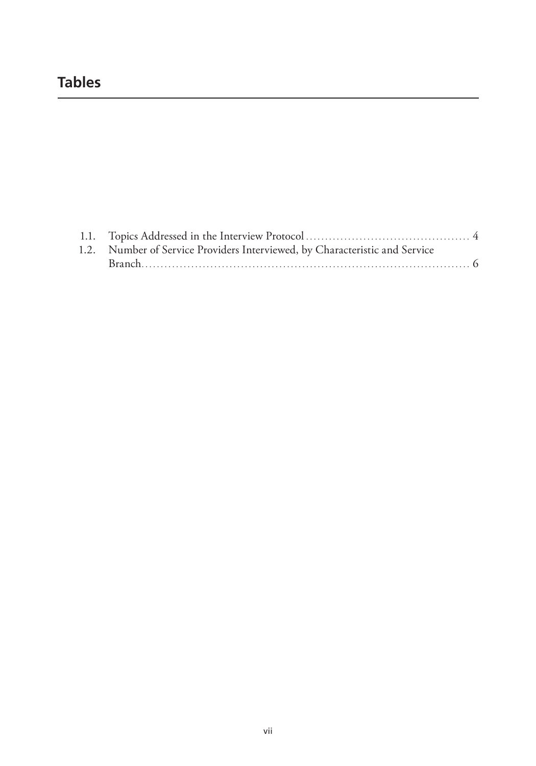## Tables

1.1. Topics Addressed in the Interview Protocol .......................................... 4
1.2. Number of Service Providers Interviewed, by Characteristic and Service Branch .......................................................................................... 6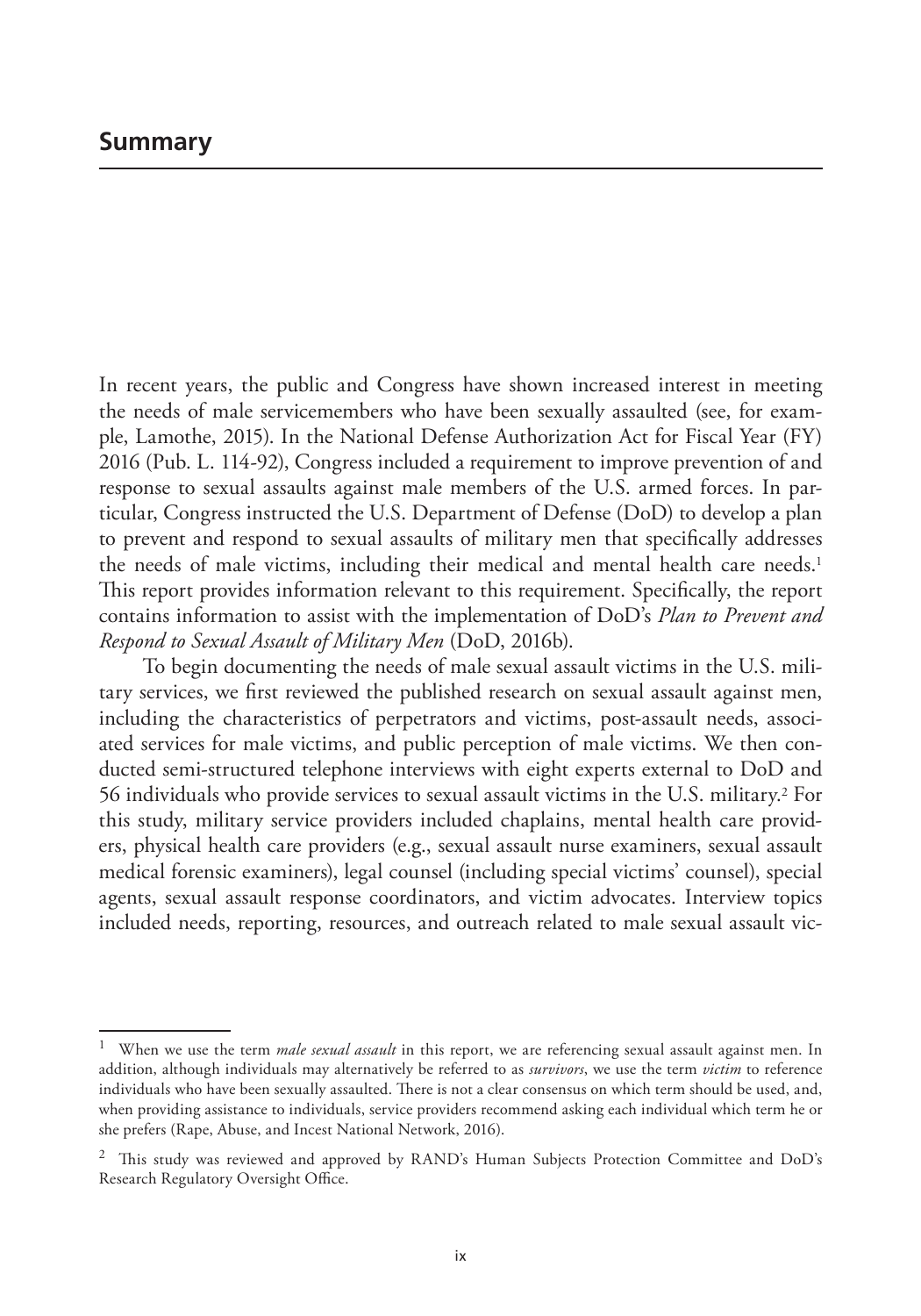# Summary

In recent years, the public and Congress have shown increased interest in meeting the needs of male servicemembers who have been sexually assaulted (see, for example, Lamothe, 2015). In the National Defense Authorization Act for Fiscal Year (FY) 2016 (Pub. L. 114-92), Congress included a requirement to improve prevention of and response to sexual assaults against male members of the U.S. armed forces. In particular, Congress instructed the U.S. Department of Defense (DoD) to develop a plan to prevent and respond to sexual assaults of military men that specifically addresses the needs of male victims, including their medical and mental health care needs.[1] This report provides information relevant to this requirement. Specifically, the report contains information to assist with the implementation of DoD's *Plan to Prevent and Respond to Sexual Assault of Military Men* (DoD, 2016b).

To begin documenting the needs of male sexual assault victims in the U.S. military services, we first reviewed the published research on sexual assault against men, including the characteristics of perpetrators and victims, post-assault needs, associated services for male victims, and public perception of male victims. We then conducted semi-structured telephone interviews with eight experts external to DoD and 56 individuals who provide services to sexual assault victims in the U.S. military.[2] For this study, military service providers included chaplains, mental health care providers, physical health care providers (e.g., sexual assault nurse examiners, sexual assault medical forensic examiners), legal counsel (including special victims' counsel), special agents, sexual assault response coordinators, and victim advocates. Interview topics included needs, reporting, resources, and outreach related to male sexual assault vic-

---

[1] When we use the term *male sexual assault* in this report, we are referencing sexual assault against men. In addition, although individuals may alternatively be referred to as *survivors*, we use the term *victim* to reference individuals who have been sexually assaulted. There is not a clear consensus on which term should be used, and, when providing assistance to individuals, service providers recommend asking each individual which term he or she prefers (Rape, Abuse, and Incest National Network, 2016).

[2] This study was reviewed and approved by RAND's Human Subjects Protection Committee and DoD's Research Regulatory Oversight Office.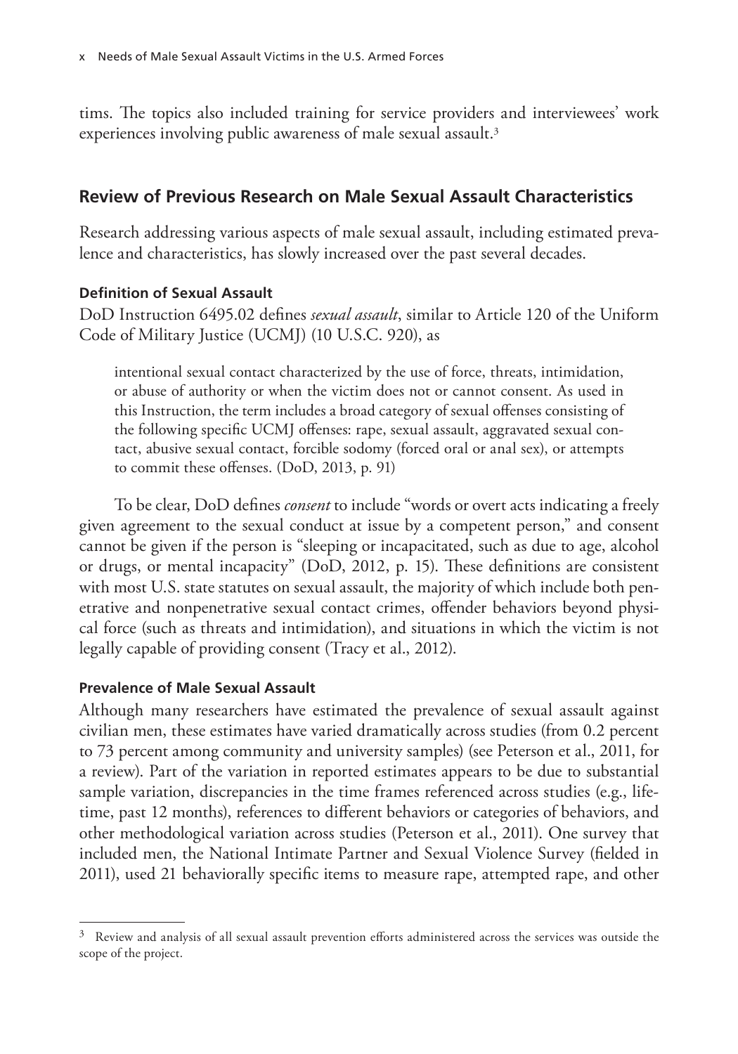tims. The topics also included training for service providers and interviewees' work experiences involving public awareness of male sexual assault.[3]

## Review of Previous Research on Male Sexual Assault Characteristics

Research addressing various aspects of male sexual assault, including estimated prevalence and characteristics, has slowly increased over the past several decades.

### Definition of Sexual Assault

DoD Instruction 6495.02 defines *sexual assault*, similar to Article 120 of the Uniform Code of Military Justice (UCMJ) (10 U.S.C. 920), as

> intentional sexual contact characterized by the use of force, threats, intimidation, or abuse of authority or when the victim does not or cannot consent. As used in this Instruction, the term includes a broad category of sexual offenses consisting of the following specific UCMJ offenses: rape, sexual assault, aggravated sexual contact, abusive sexual contact, forcible sodomy (forced oral or anal sex), or attempts to commit these offenses. (DoD, 2013, p. 91)

To be clear, DoD defines *consent* to include "words or overt acts indicating a freely given agreement to the sexual conduct at issue by a competent person," and consent cannot be given if the person is "sleeping or incapacitated, such as due to age, alcohol or drugs, or mental incapacity" (DoD, 2012, p. 15). These definitions are consistent with most U.S. state statutes on sexual assault, the majority of which include both penetrative and nonpenetrative sexual contact crimes, offender behaviors beyond physical force (such as threats and intimidation), and situations in which the victim is not legally capable of providing consent (Tracy et al., 2012).

### Prevalence of Male Sexual Assault

Although many researchers have estimated the prevalence of sexual assault against civilian men, these estimates have varied dramatically across studies (from 0.2 percent to 73 percent among community and university samples) (see Peterson et al., 2011, for a review). Part of the variation in reported estimates appears to be due to substantial sample variation, discrepancies in the time frames referenced across studies (e.g., lifetime, past 12 months), references to different behaviors or categories of behaviors, and other methodological variation across studies (Peterson et al., 2011). One survey that included men, the National Intimate Partner and Sexual Violence Survey (fielded in 2011), used 21 behaviorally specific items to measure rape, attempted rape, and other

---

[3] Review and analysis of all sexual assault prevention efforts administered across the services was outside the scope of the project.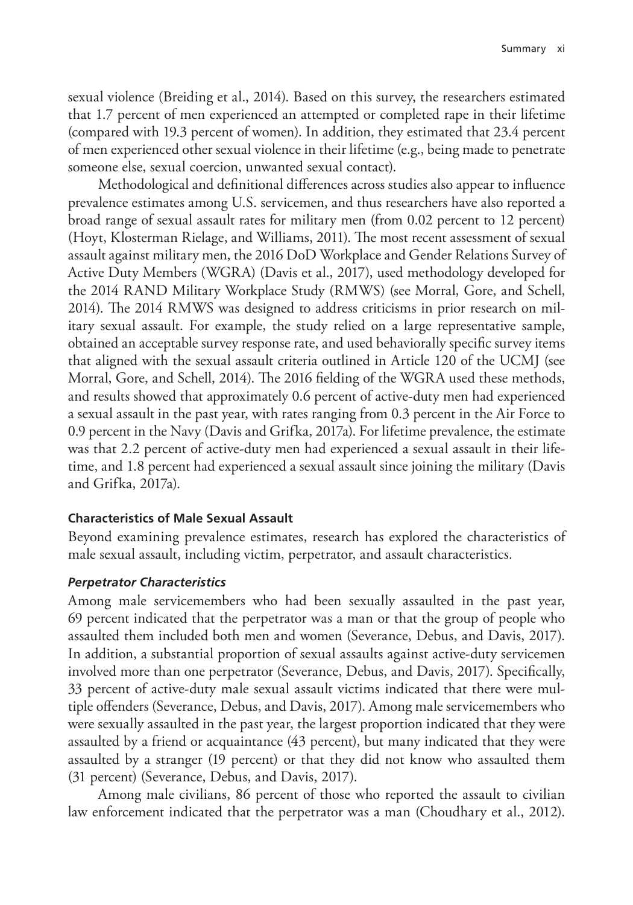sexual violence (Breiding et al., 2014). Based on this survey, the researchers estimated that 1.7 percent of men experienced an attempted or completed rape in their lifetime (compared with 19.3 percent of women). In addition, they estimated that 23.4 percent of men experienced other sexual violence in their lifetime (e.g., being made to penetrate someone else, sexual coercion, unwanted sexual contact).

Methodological and definitional differences across studies also appear to influence prevalence estimates among U.S. servicemen, and thus researchers have also reported a broad range of sexual assault rates for military men (from 0.02 percent to 12 percent) (Hoyt, Klosterman Rielage, and Williams, 2011). The most recent assessment of sexual assault against military men, the 2016 DoD Workplace and Gender Relations Survey of Active Duty Members (WGRA) (Davis et al., 2017), used methodology developed for the 2014 RAND Military Workplace Study (RMWS) (see Morral, Gore, and Schell, 2014). The 2014 RMWS was designed to address criticisms in prior research on military sexual assault. For example, the study relied on a large representative sample, obtained an acceptable survey response rate, and used behaviorally specific survey items that aligned with the sexual assault criteria outlined in Article 120 of the UCMJ (see Morral, Gore, and Schell, 2014). The 2016 fielding of the WGRA used these methods, and results showed that approximately 0.6 percent of active-duty men had experienced a sexual assault in the past year, with rates ranging from 0.3 percent in the Air Force to 0.9 percent in the Navy (Davis and Grifka, 2017a). For lifetime prevalence, the estimate was that 2.2 percent of active-duty men had experienced a sexual assault in their lifetime, and 1.8 percent had experienced a sexual assault since joining the military (Davis and Grifka, 2017a).

### Characteristics of Male Sexual Assault

Beyond examining prevalence estimates, research has explored the characteristics of male sexual assault, including victim, perpetrator, and assault characteristics.

#### *Perpetrator Characteristics*

Among male servicemembers who had been sexually assaulted in the past year, 69 percent indicated that the perpetrator was a man or that the group of people who assaulted them included both men and women (Severance, Debus, and Davis, 2017). In addition, a substantial proportion of sexual assaults against active-duty servicemen involved more than one perpetrator (Severance, Debus, and Davis, 2017). Specifically, 33 percent of active-duty male sexual assault victims indicated that there were multiple offenders (Severance, Debus, and Davis, 2017). Among male servicemembers who were sexually assaulted in the past year, the largest proportion indicated that they were assaulted by a friend or acquaintance (43 percent), but many indicated that they were assaulted by a stranger (19 percent) or that they did not know who assaulted them (31 percent) (Severance, Debus, and Davis, 2017).

Among male civilians, 86 percent of those who reported the assault to civilian law enforcement indicated that the perpetrator was a man (Choudhary et al., 2012).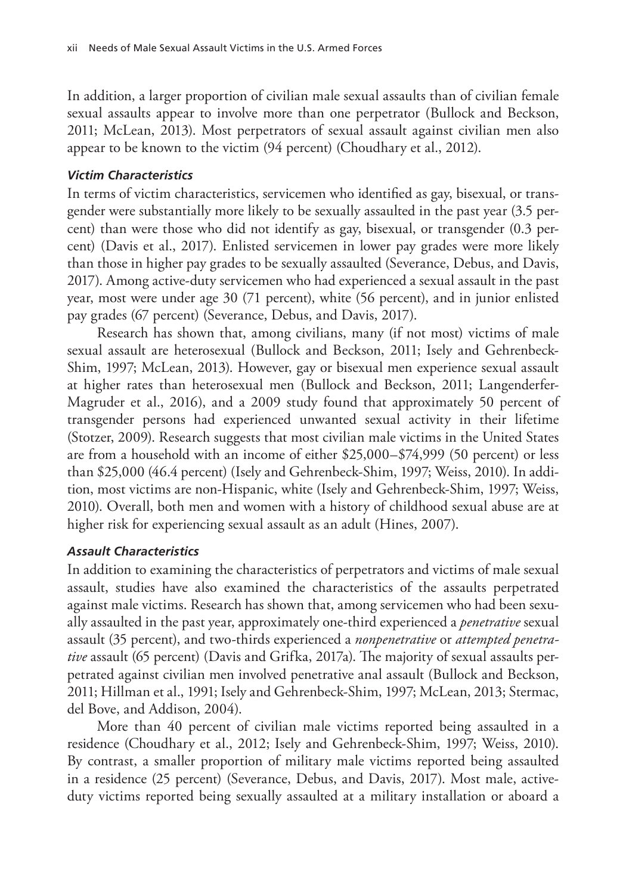In addition, a larger proportion of civilian male sexual assaults than of civilian female sexual assaults appear to involve more than one perpetrator (Bullock and Beckson, 2011; McLean, 2013). Most perpetrators of sexual assault against civilian men also appear to be known to the victim (94 percent) (Choudhary et al., 2012).

#### *Victim Characteristics*

In terms of victim characteristics, servicemen who identified as gay, bisexual, or transgender were substantially more likely to be sexually assaulted in the past year (3.5 percent) than were those who did not identify as gay, bisexual, or transgender (0.3 percent) (Davis et al., 2017). Enlisted servicemen in lower pay grades were more likely than those in higher pay grades to be sexually assaulted (Severance, Debus, and Davis, 2017). Among active-duty servicemen who had experienced a sexual assault in the past year, most were under age 30 (71 percent), white (56 percent), and in junior enlisted pay grades (67 percent) (Severance, Debus, and Davis, 2017).

Research has shown that, among civilians, many (if not most) victims of male sexual assault are heterosexual (Bullock and Beckson, 2011; Isely and Gehrenbeck-Shim, 1997; McLean, 2013). However, gay or bisexual men experience sexual assault at higher rates than heterosexual men (Bullock and Beckson, 2011; Langenderfer-Magruder et al., 2016), and a 2009 study found that approximately 50 percent of transgender persons had experienced unwanted sexual activity in their lifetime (Stotzer, 2009). Research suggests that most civilian male victims in the United States are from a household with an income of either \$25,000–\$74,999 (50 percent) or less than \$25,000 (46.4 percent) (Isely and Gehrenbeck-Shim, 1997; Weiss, 2010). In addition, most victims are non-Hispanic, white (Isely and Gehrenbeck-Shim, 1997; Weiss, 2010). Overall, both men and women with a history of childhood sexual abuse are at higher risk for experiencing sexual assault as an adult (Hines, 2007).

#### *Assault Characteristics*

In addition to examining the characteristics of perpetrators and victims of male sexual assault, studies have also examined the characteristics of the assaults perpetrated against male victims. Research has shown that, among servicemen who had been sexually assaulted in the past year, approximately one-third experienced a *penetrative* sexual assault (35 percent), and two-thirds experienced a *nonpenetrative* or *attempted penetrative* assault (65 percent) (Davis and Grifka, 2017a). The majority of sexual assaults perpetrated against civilian men involved penetrative anal assault (Bullock and Beckson, 2011; Hillman et al., 1991; Isely and Gehrenbeck-Shim, 1997; McLean, 2013; Stermac, del Bove, and Addison, 2004).

More than 40 percent of civilian male victims reported being assaulted in a residence (Choudhary et al., 2012; Isely and Gehrenbeck-Shim, 1997; Weiss, 2010). By contrast, a smaller proportion of military male victims reported being assaulted in a residence (25 percent) (Severance, Debus, and Davis, 2017). Most male, active-duty victims reported being sexually assaulted at a military installation or aboard a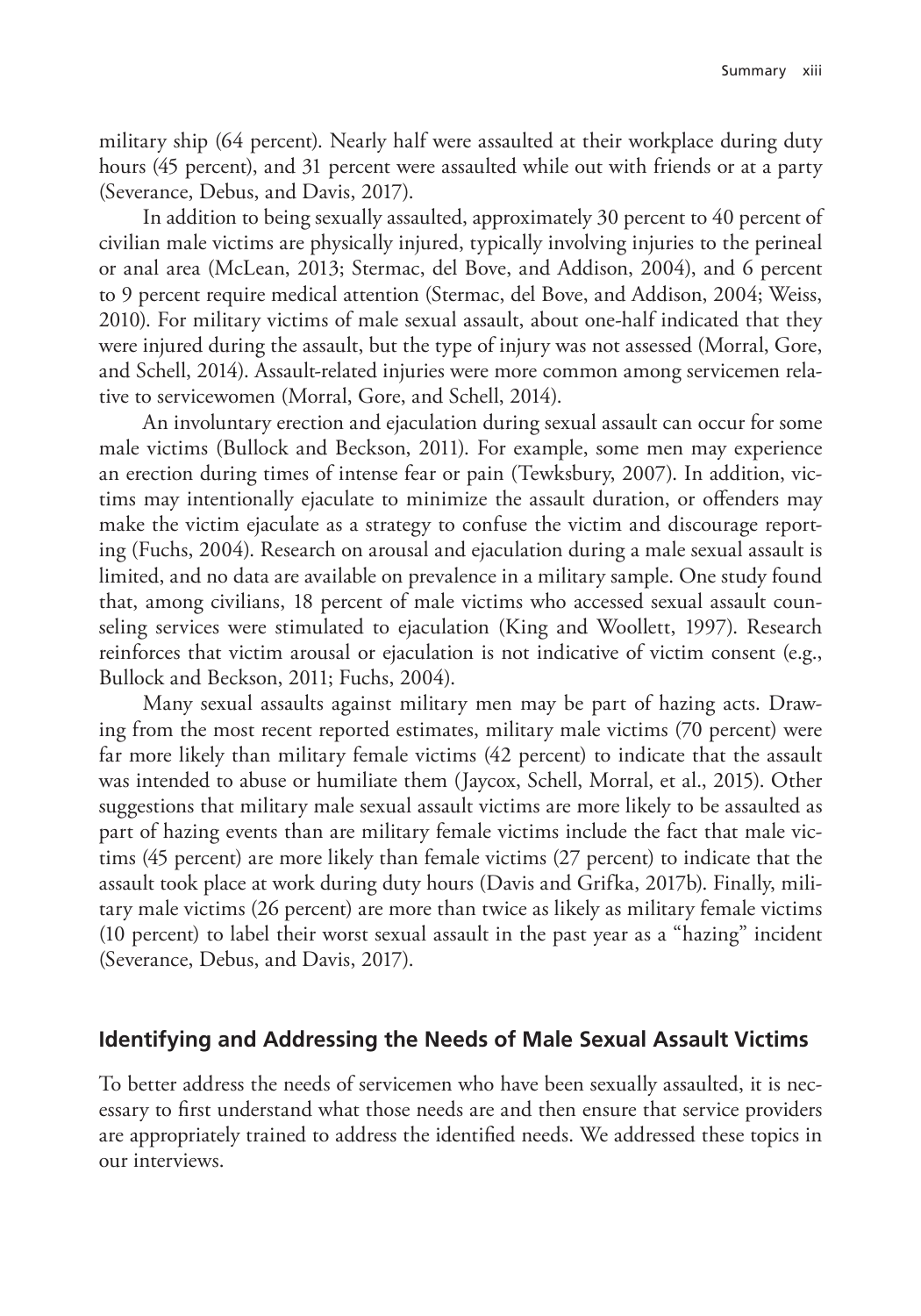military ship (64 percent). Nearly half were assaulted at their workplace during duty hours (45 percent), and 31 percent were assaulted while out with friends or at a party (Severance, Debus, and Davis, 2017).

In addition to being sexually assaulted, approximately 30 percent to 40 percent of civilian male victims are physically injured, typically involving injuries to the perineal or anal area (McLean, 2013; Stermac, del Bove, and Addison, 2004), and 6 percent to 9 percent require medical attention (Stermac, del Bove, and Addison, 2004; Weiss, 2010). For military victims of male sexual assault, about one-half indicated that they were injured during the assault, but the type of injury was not assessed (Morral, Gore, and Schell, 2014). Assault-related injuries were more common among servicemen relative to servicewomen (Morral, Gore, and Schell, 2014).

An involuntary erection and ejaculation during sexual assault can occur for some male victims (Bullock and Beckson, 2011). For example, some men may experience an erection during times of intense fear or pain (Tewksbury, 2007). In addition, victims may intentionally ejaculate to minimize the assault duration, or offenders may make the victim ejaculate as a strategy to confuse the victim and discourage reporting (Fuchs, 2004). Research on arousal and ejaculation during a male sexual assault is limited, and no data are available on prevalence in a military sample. One study found that, among civilians, 18 percent of male victims who accessed sexual assault counseling services were stimulated to ejaculation (King and Woollett, 1997). Research reinforces that victim arousal or ejaculation is not indicative of victim consent (e.g., Bullock and Beckson, 2011; Fuchs, 2004).

Many sexual assaults against military men may be part of hazing acts. Drawing from the most recent reported estimates, military male victims (70 percent) were far more likely than military female victims (42 percent) to indicate that the assault was intended to abuse or humiliate them (Jaycox, Schell, Morral, et al., 2015). Other suggestions that military male sexual assault victims are more likely to be assaulted as part of hazing events than are military female victims include the fact that male victims (45 percent) are more likely than female victims (27 percent) to indicate that the assault took place at work during duty hours (Davis and Grifka, 2017b). Finally, military male victims (26 percent) are more than twice as likely as military female victims (10 percent) to label their worst sexual assault in the past year as a "hazing" incident (Severance, Debus, and Davis, 2017).

## Identifying and Addressing the Needs of Male Sexual Assault Victims

To better address the needs of servicemen who have been sexually assaulted, it is necessary to first understand what those needs are and then ensure that service providers are appropriately trained to address the identified needs. We addressed these topics in our interviews.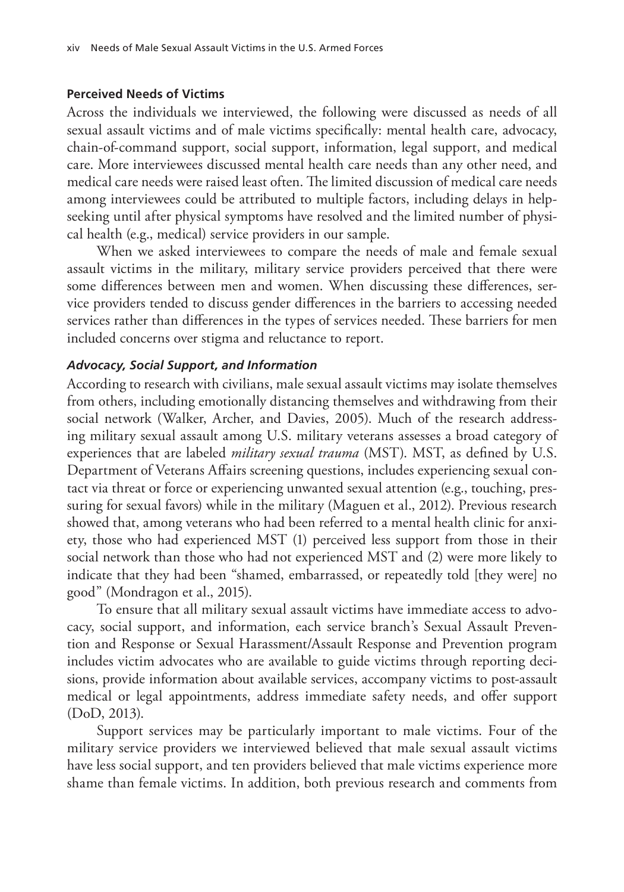**Perceived Needs of Victims**

Across the individuals we interviewed, the following were discussed as needs of all sexual assault victims and of male victims specifically: mental health care, advocacy, chain-of-command support, social support, information, legal support, and medical care. More interviewees discussed mental health care needs than any other need, and medical care needs were raised least often. The limited discussion of medical care needs among interviewees could be attributed to multiple factors, including delays in help-seeking until after physical symptoms have resolved and the limited number of physical health (e.g., medical) service providers in our sample.

When we asked interviewees to compare the needs of male and female sexual assault victims in the military, military service providers perceived that there were some differences between men and women. When discussing these differences, service providers tended to discuss gender differences in the barriers to accessing needed services rather than differences in the types of services needed. These barriers for men included concerns over stigma and reluctance to report.

***Advocacy, Social Support, and Information***

According to research with civilians, male sexual assault victims may isolate themselves from others, including emotionally distancing themselves and withdrawing from their social network (Walker, Archer, and Davies, 2005). Much of the research addressing military sexual assault among U.S. military veterans assesses a broad category of experiences that are labeled *military sexual trauma* (MST). MST, as defined by U.S. Department of Veterans Affairs screening questions, includes experiencing sexual contact via threat or force or experiencing unwanted sexual attention (e.g., touching, pressuring for sexual favors) while in the military (Maguen et al., 2012). Previous research showed that, among veterans who had been referred to a mental health clinic for anxiety, those who had experienced MST (1) perceived less support from those in their social network than those who had not experienced MST and (2) were more likely to indicate that they had been "shamed, embarrassed, or repeatedly told [they were] no good" (Mondragon et al., 2015).

To ensure that all military sexual assault victims have immediate access to advocacy, social support, and information, each service branch's Sexual Assault Prevention and Response or Sexual Harassment/Assault Response and Prevention program includes victim advocates who are available to guide victims through reporting decisions, provide information about available services, accompany victims to post-assault medical or legal appointments, address immediate safety needs, and offer support (DoD, 2013).

Support services may be particularly important to male victims. Four of the military service providers we interviewed believed that male sexual assault victims have less social support, and ten providers believed that male victims experience more shame than female victims. In addition, both previous research and comments from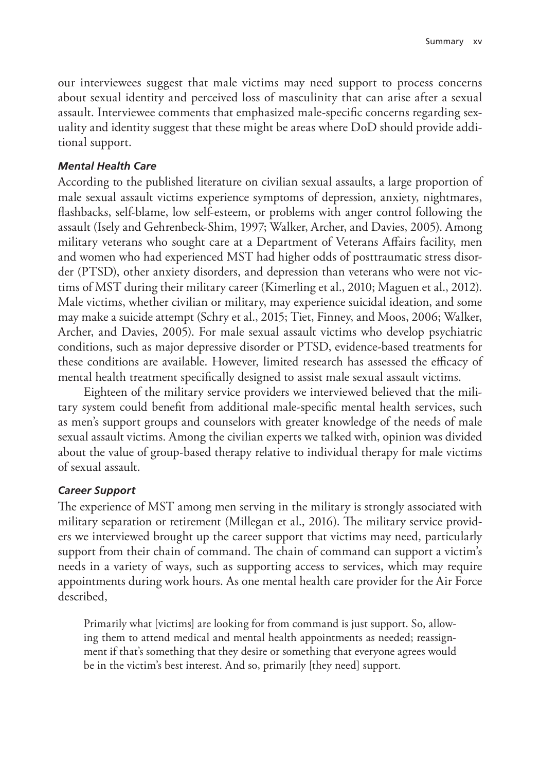our interviewees suggest that male victims may need support to process concerns about sexual identity and perceived loss of masculinity that can arise after a sexual assault. Interviewee comments that emphasized male-specific concerns regarding sexuality and identity suggest that these might be areas where DoD should provide additional support.

#### *Mental Health Care*

According to the published literature on civilian sexual assaults, a large proportion of male sexual assault victims experience symptoms of depression, anxiety, nightmares, flashbacks, self-blame, low self-esteem, or problems with anger control following the assault (Isely and Gehrenbeck-Shim, 1997; Walker, Archer, and Davies, 2005). Among military veterans who sought care at a Department of Veterans Affairs facility, men and women who had experienced MST had higher odds of posttraumatic stress disorder (PTSD), other anxiety disorders, and depression than veterans who were not victims of MST during their military career (Kimerling et al., 2010; Maguen et al., 2012). Male victims, whether civilian or military, may experience suicidal ideation, and some may make a suicide attempt (Schry et al., 2015; Tiet, Finney, and Moos, 2006; Walker, Archer, and Davies, 2005). For male sexual assault victims who develop psychiatric conditions, such as major depressive disorder or PTSD, evidence-based treatments for these conditions are available. However, limited research has assessed the efficacy of mental health treatment specifically designed to assist male sexual assault victims.

Eighteen of the military service providers we interviewed believed that the military system could benefit from additional male-specific mental health services, such as men's support groups and counselors with greater knowledge of the needs of male sexual assault victims. Among the civilian experts we talked with, opinion was divided about the value of group-based therapy relative to individual therapy for male victims of sexual assault.

#### *Career Support*

The experience of MST among men serving in the military is strongly associated with military separation or retirement (Millegan et al., 2016). The military service providers we interviewed brought up the career support that victims may need, particularly support from their chain of command. The chain of command can support a victim's needs in a variety of ways, such as supporting access to services, which may require appointments during work hours. As one mental health care provider for the Air Force described,

> Primarily what [victims] are looking for from command is just support. So, allowing them to attend medical and mental health appointments as needed; reassignment if that's something that they desire or something that everyone agrees would be in the victim's best interest. And so, primarily [they need] support.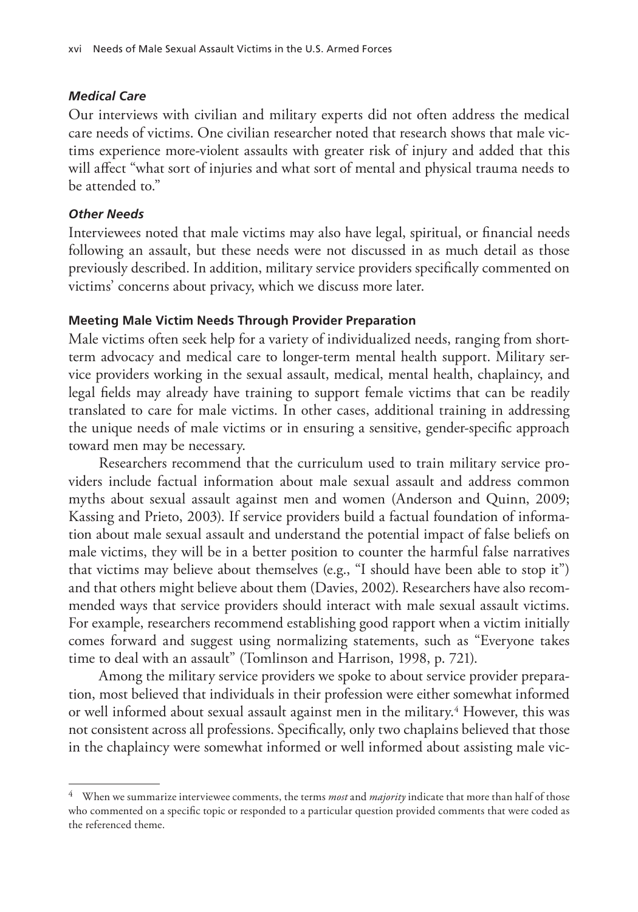#### *Medical Care*

Our interviews with civilian and military experts did not often address the medical care needs of victims. One civilian researcher noted that research shows that male victims experience more-violent assaults with greater risk of injury and added that this will affect "what sort of injuries and what sort of mental and physical trauma needs to be attended to."

#### *Other Needs*

Interviewees noted that male victims may also have legal, spiritual, or financial needs following an assault, but these needs were not discussed in as much detail as those previously described. In addition, military service providers specifically commented on victims' concerns about privacy, which we discuss more later.

### Meeting Male Victim Needs Through Provider Preparation

Male victims often seek help for a variety of individualized needs, ranging from short-term advocacy and medical care to longer-term mental health support. Military service providers working in the sexual assault, medical, mental health, chaplaincy, and legal fields may already have training to support female victims that can be readily translated to care for male victims. In other cases, additional training in addressing the unique needs of male victims or in ensuring a sensitive, gender-specific approach toward men may be necessary.

Researchers recommend that the curriculum used to train military service providers include factual information about male sexual assault and address common myths about sexual assault against men and women (Anderson and Quinn, 2009; Kassing and Prieto, 2003). If service providers build a factual foundation of information about male sexual assault and understand the potential impact of false beliefs on male victims, they will be in a better position to counter the harmful false narratives that victims may believe about themselves (e.g., "I should have been able to stop it") and that others might believe about them (Davies, 2002). Researchers have also recommended ways that service providers should interact with male sexual assault victims. For example, researchers recommend establishing good rapport when a victim initially comes forward and suggest using normalizing statements, such as "Everyone takes time to deal with an assault" (Tomlinson and Harrison, 1998, p. 721).

Among the military service providers we spoke to about service provider preparation, most believed that individuals in their profession were either somewhat informed or well informed about sexual assault against men in the military.[4] However, this was not consistent across all professions. Specifically, only two chaplains believed that those in the chaplaincy were somewhat informed or well informed about assisting male vic-

---

[4] When we summarize interviewee comments, the terms *most* and *majority* indicate that more than half of those who commented on a specific topic or responded to a particular question provided comments that were coded as the referenced theme.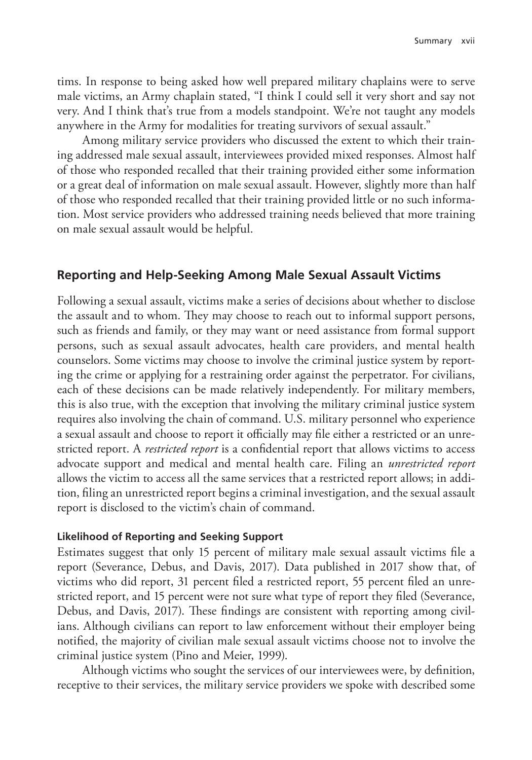tims. In response to being asked how well prepared military chaplains were to serve male victims, an Army chaplain stated, "I think I could sell it very short and say not very. And I think that's true from a models standpoint. We're not taught any models anywhere in the Army for modalities for treating survivors of sexual assault."

Among military service providers who discussed the extent to which their training addressed male sexual assault, interviewees provided mixed responses. Almost half of those who responded recalled that their training provided either some information or a great deal of information on male sexual assault. However, slightly more than half of those who responded recalled that their training provided little or no such information. Most service providers who addressed training needs believed that more training on male sexual assault would be helpful.

## Reporting and Help-Seeking Among Male Sexual Assault Victims

Following a sexual assault, victims make a series of decisions about whether to disclose the assault and to whom. They may choose to reach out to informal support persons, such as friends and family, or they may want or need assistance from formal support persons, such as sexual assault advocates, health care providers, and mental health counselors. Some victims may choose to involve the criminal justice system by reporting the crime or applying for a restraining order against the perpetrator. For civilians, each of these decisions can be made relatively independently. For military members, this is also true, with the exception that involving the military criminal justice system requires also involving the chain of command. U.S. military personnel who experience a sexual assault and choose to report it officially may file either a restricted or an unrestricted report. A *restricted report* is a confidential report that allows victims to access advocate support and medical and mental health care. Filing an *unrestricted report* allows the victim to access all the same services that a restricted report allows; in addition, filing an unrestricted report begins a criminal investigation, and the sexual assault report is disclosed to the victim's chain of command.

### Likelihood of Reporting and Seeking Support

Estimates suggest that only 15 percent of military male sexual assault victims file a report (Severance, Debus, and Davis, 2017). Data published in 2017 show that, of victims who did report, 31 percent filed a restricted report, 55 percent filed an unrestricted report, and 15 percent were not sure what type of report they filed (Severance, Debus, and Davis, 2017). These findings are consistent with reporting among civilians. Although civilians can report to law enforcement without their employer being notified, the majority of civilian male sexual assault victims choose not to involve the criminal justice system (Pino and Meier, 1999).

Although victims who sought the services of our interviewees were, by definition, receptive to their services, the military service providers we spoke with described some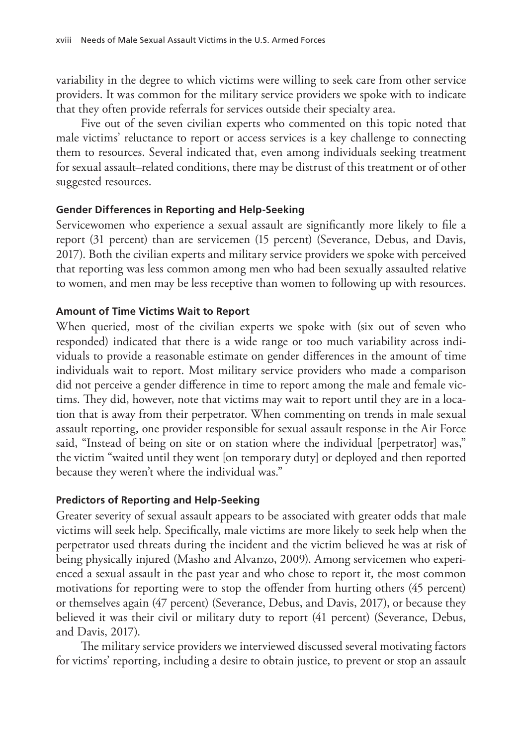variability in the degree to which victims were willing to seek care from other service providers. It was common for the military service providers we spoke with to indicate that they often provide referrals for services outside their specialty area.

Five out of the seven civilian experts who commented on this topic noted that male victims' reluctance to report or access services is a key challenge to connecting them to resources. Several indicated that, even among individuals seeking treatment for sexual assault–related conditions, there may be distrust of this treatment or of other suggested resources.

#### Gender Differences in Reporting and Help-Seeking

Servicewomen who experience a sexual assault are significantly more likely to file a report (31 percent) than are servicemen (15 percent) (Severance, Debus, and Davis, 2017). Both the civilian experts and military service providers we spoke with perceived that reporting was less common among men who had been sexually assaulted relative to women, and men may be less receptive than women to following up with resources.

#### Amount of Time Victims Wait to Report

When queried, most of the civilian experts we spoke with (six out of seven who responded) indicated that there is a wide range or too much variability across individuals to provide a reasonable estimate on gender differences in the amount of time individuals wait to report. Most military service providers who made a comparison did not perceive a gender difference in time to report among the male and female victims. They did, however, note that victims may wait to report until they are in a location that is away from their perpetrator. When commenting on trends in male sexual assault reporting, one provider responsible for sexual assault response in the Air Force said, "Instead of being on site or on station where the individual [perpetrator] was," the victim "waited until they went [on temporary duty] or deployed and then reported because they weren't where the individual was."

#### Predictors of Reporting and Help-Seeking

Greater severity of sexual assault appears to be associated with greater odds that male victims will seek help. Specifically, male victims are more likely to seek help when the perpetrator used threats during the incident and the victim believed he was at risk of being physically injured (Masho and Alvanzo, 2009). Among servicemen who experienced a sexual assault in the past year and who chose to report it, the most common motivations for reporting were to stop the offender from hurting others (45 percent) or themselves again (47 percent) (Severance, Debus, and Davis, 2017), or because they believed it was their civil or military duty to report (41 percent) (Severance, Debus, and Davis, 2017).

The military service providers we interviewed discussed several motivating factors for victims' reporting, including a desire to obtain justice, to prevent or stop an assault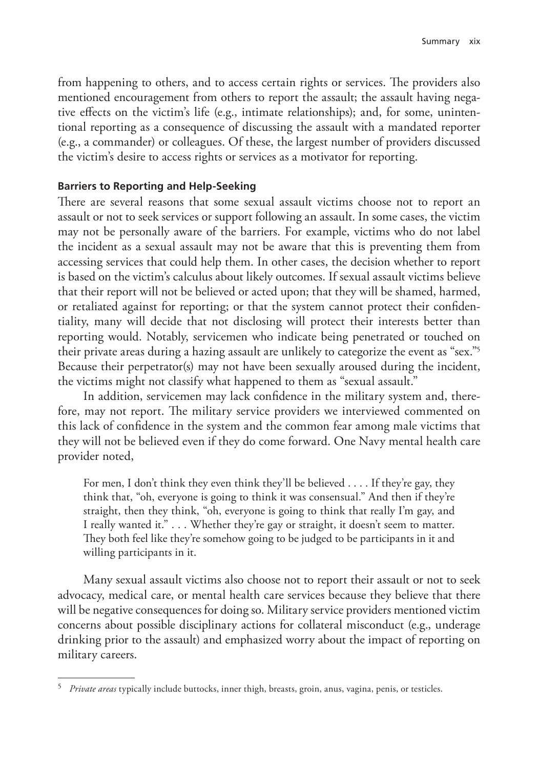from happening to others, and to access certain rights or services. The providers also mentioned encouragement from others to report the assault; the assault having negative effects on the victim's life (e.g., intimate relationships); and, for some, unintentional reporting as a consequence of discussing the assault with a mandated reporter (e.g., a commander) or colleagues. Of these, the largest number of providers discussed the victim's desire to access rights or services as a motivator for reporting.

#### Barriers to Reporting and Help-Seeking

There are several reasons that some sexual assault victims choose not to report an assault or not to seek services or support following an assault. In some cases, the victim may not be personally aware of the barriers. For example, victims who do not label the incident as a sexual assault may not be aware that this is preventing them from accessing services that could help them. In other cases, the decision whether to report is based on the victim's calculus about likely outcomes. If sexual assault victims believe that their report will not be believed or acted upon; that they will be shamed, harmed, or retaliated against for reporting; or that the system cannot protect their confidentiality, many will decide that not disclosing will protect their interests better than reporting would. Notably, servicemen who indicate being penetrated or touched on their private areas during a hazing assault are unlikely to categorize the event as "sex."[5] Because their perpetrator(s) may not have been sexually aroused during the incident, the victims might not classify what happened to them as "sexual assault."

In addition, servicemen may lack confidence in the military system and, therefore, may not report. The military service providers we interviewed commented on this lack of confidence in the system and the common fear among male victims that they will not be believed even if they do come forward. One Navy mental health care provider noted,

> For men, I don't think they even think they'll be believed . . . . If they're gay, they think that, "oh, everyone is going to think it was consensual." And then if they're straight, then they think, "oh, everyone is going to think that really I'm gay, and I really wanted it." . . . Whether they're gay or straight, it doesn't seem to matter. They both feel like they're somehow going to be judged to be participants in it and willing participants in it.

Many sexual assault victims also choose not to report their assault or not to seek advocacy, medical care, or mental health care services because they believe that there will be negative consequences for doing so. Military service providers mentioned victim concerns about possible disciplinary actions for collateral misconduct (e.g., underage drinking prior to the assault) and emphasized worry about the impact of reporting on military careers.

---

[5] *Private areas* typically include buttocks, inner thigh, breasts, groin, anus, vagina, penis, or testicles.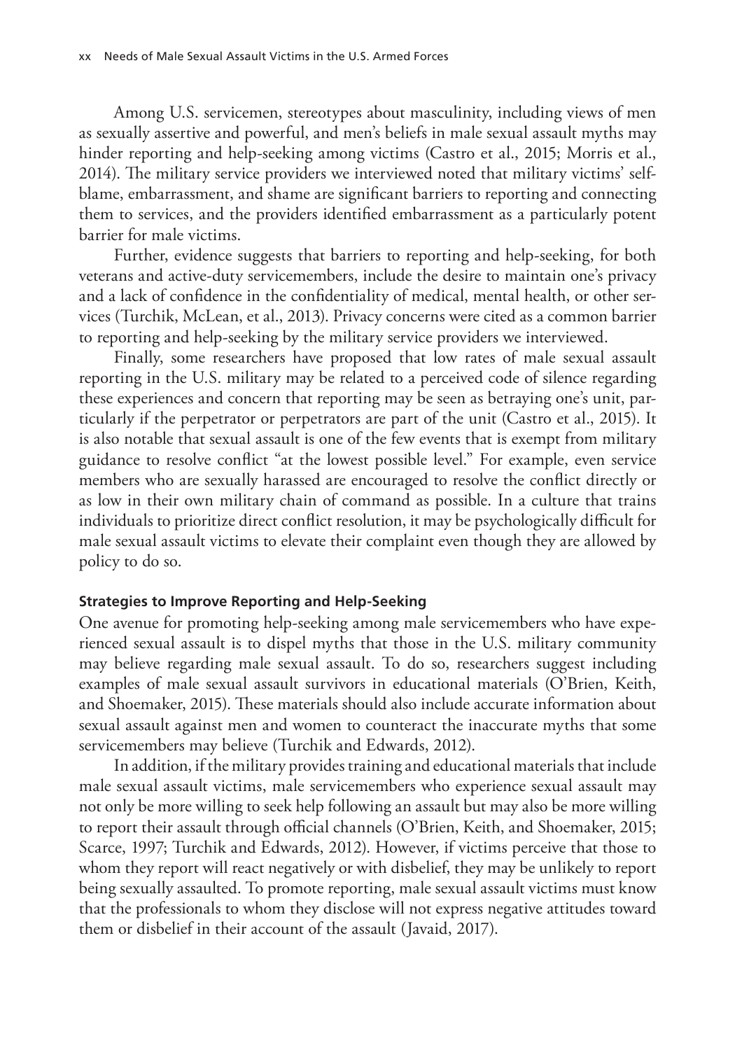Among U.S. servicemen, stereotypes about masculinity, including views of men as sexually assertive and powerful, and men's beliefs in male sexual assault myths may hinder reporting and help-seeking among victims (Castro et al., 2015; Morris et al., 2014). The military service providers we interviewed noted that military victims' self-blame, embarrassment, and shame are significant barriers to reporting and connecting them to services, and the providers identified embarrassment as a particularly potent barrier for male victims.

Further, evidence suggests that barriers to reporting and help-seeking, for both veterans and active-duty servicemembers, include the desire to maintain one's privacy and a lack of confidence in the confidentiality of medical, mental health, or other services (Turchik, McLean, et al., 2013). Privacy concerns were cited as a common barrier to reporting and help-seeking by the military service providers we interviewed.

Finally, some researchers have proposed that low rates of male sexual assault reporting in the U.S. military may be related to a perceived code of silence regarding these experiences and concern that reporting may be seen as betraying one's unit, particularly if the perpetrator or perpetrators are part of the unit (Castro et al., 2015). It is also notable that sexual assault is one of the few events that is exempt from military guidance to resolve conflict "at the lowest possible level." For example, even service members who are sexually harassed are encouraged to resolve the conflict directly or as low in their own military chain of command as possible. In a culture that trains individuals to prioritize direct conflict resolution, it may be psychologically difficult for male sexual assault victims to elevate their complaint even though they are allowed by policy to do so.

#### Strategies to Improve Reporting and Help-Seeking

One avenue for promoting help-seeking among male servicemembers who have experienced sexual assault is to dispel myths that those in the U.S. military community may believe regarding male sexual assault. To do so, researchers suggest including examples of male sexual assault survivors in educational materials (O'Brien, Keith, and Shoemaker, 2015). These materials should also include accurate information about sexual assault against men and women to counteract the inaccurate myths that some servicemembers may believe (Turchik and Edwards, 2012).

In addition, if the military provides training and educational materials that include male sexual assault victims, male servicemembers who experience sexual assault may not only be more willing to seek help following an assault but may also be more willing to report their assault through official channels (O'Brien, Keith, and Shoemaker, 2015; Scarce, 1997; Turchik and Edwards, 2012). However, if victims perceive that those to whom they report will react negatively or with disbelief, they may be unlikely to report being sexually assaulted. To promote reporting, male sexual assault victims must know that the professionals to whom they disclose will not express negative attitudes toward them or disbelief in their account of the assault (Javaid, 2017).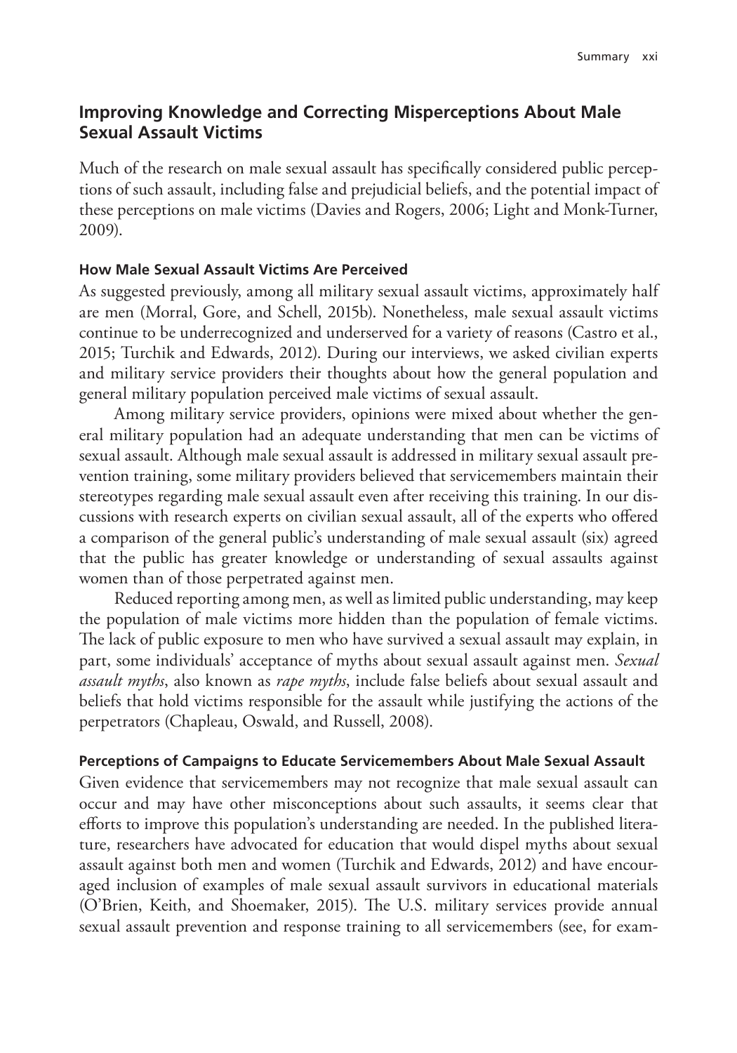## Improving Knowledge and Correcting Misperceptions About Male Sexual Assault Victims

Much of the research on male sexual assault has specifically considered public perceptions of such assault, including false and prejudicial beliefs, and the potential impact of these perceptions on male victims (Davies and Rogers, 2006; Light and Monk-Turner, 2009).

### How Male Sexual Assault Victims Are Perceived

As suggested previously, among all military sexual assault victims, approximately half are men (Morral, Gore, and Schell, 2015b). Nonetheless, male sexual assault victims continue to be underrecognized and underserved for a variety of reasons (Castro et al., 2015; Turchik and Edwards, 2012). During our interviews, we asked civilian experts and military service providers their thoughts about how the general population and general military population perceived male victims of sexual assault.

Among military service providers, opinions were mixed about whether the general military population had an adequate understanding that men can be victims of sexual assault. Although male sexual assault is addressed in military sexual assault prevention training, some military providers believed that servicemembers maintain their stereotypes regarding male sexual assault even after receiving this training. In our discussions with research experts on civilian sexual assault, all of the experts who offered a comparison of the general public's understanding of male sexual assault (six) agreed that the public has greater knowledge or understanding of sexual assaults against women than of those perpetrated against men.

Reduced reporting among men, as well as limited public understanding, may keep the population of male victims more hidden than the population of female victims. The lack of public exposure to men who have survived a sexual assault may explain, in part, some individuals' acceptance of myths about sexual assault against men. *Sexual assault myths*, also known as *rape myths*, include false beliefs about sexual assault and beliefs that hold victims responsible for the assault while justifying the actions of the perpetrators (Chapleau, Oswald, and Russell, 2008).

### Perceptions of Campaigns to Educate Servicemembers About Male Sexual Assault

Given evidence that servicemembers may not recognize that male sexual assault can occur and may have other misconceptions about such assaults, it seems clear that efforts to improve this population's understanding are needed. In the published literature, researchers have advocated for education that would dispel myths about sexual assault against both men and women (Turchik and Edwards, 2012) and have encouraged inclusion of examples of male sexual assault survivors in educational materials (O'Brien, Keith, and Shoemaker, 2015). The U.S. military services provide annual sexual assault prevention and response training to all servicemembers (see, for exam-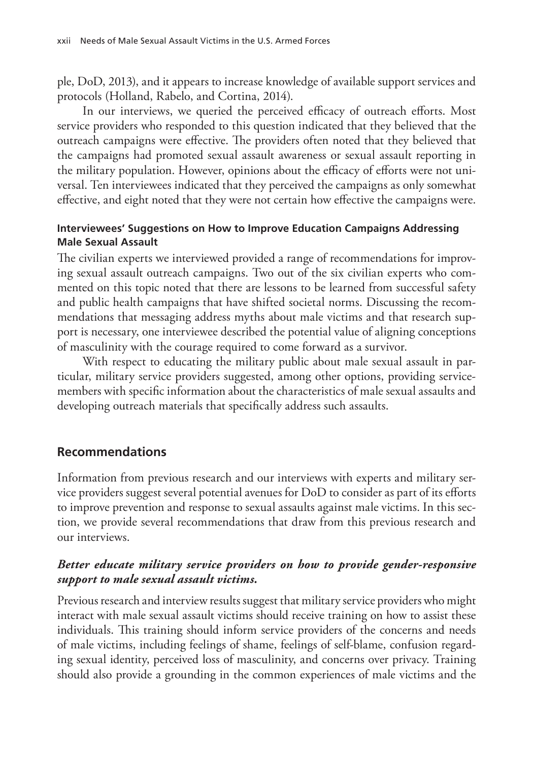ple, DoD, 2013), and it appears to increase knowledge of available support services and protocols (Holland, Rabelo, and Cortina, 2014).

In our interviews, we queried the perceived efficacy of outreach efforts. Most service providers who responded to this question indicated that they believed that the outreach campaigns were effective. The providers often noted that they believed that the campaigns had promoted sexual assault awareness or sexual assault reporting in the military population. However, opinions about the efficacy of efforts were not universal. Ten interviewees indicated that they perceived the campaigns as only somewhat effective, and eight noted that they were not certain how effective the campaigns were.

#### Interviewees' Suggestions on How to Improve Education Campaigns Addressing Male Sexual Assault

The civilian experts we interviewed provided a range of recommendations for improving sexual assault outreach campaigns. Two out of the six civilian experts who commented on this topic noted that there are lessons to be learned from successful safety and public health campaigns that have shifted societal norms. Discussing the recommendations that messaging address myths about male victims and that research support is necessary, one interviewee described the potential value of aligning conceptions of masculinity with the courage required to come forward as a survivor.

With respect to educating the military public about male sexual assault in particular, military service providers suggested, among other options, providing servicemembers with specific information about the characteristics of male sexual assaults and developing outreach materials that specifically address such assaults.

## Recommendations

Information from previous research and our interviews with experts and military service providers suggest several potential avenues for DoD to consider as part of its efforts to improve prevention and response to sexual assaults against male victims. In this section, we provide several recommendations that draw from this previous research and our interviews.

### *Better educate military service providers on how to provide gender-responsive support to male sexual assault victims.*

Previous research and interview results suggest that military service providers who might interact with male sexual assault victims should receive training on how to assist these individuals. This training should inform service providers of the concerns and needs of male victims, including feelings of shame, feelings of self-blame, confusion regarding sexual identity, perceived loss of masculinity, and concerns over privacy. Training should also provide a grounding in the common experiences of male victims and the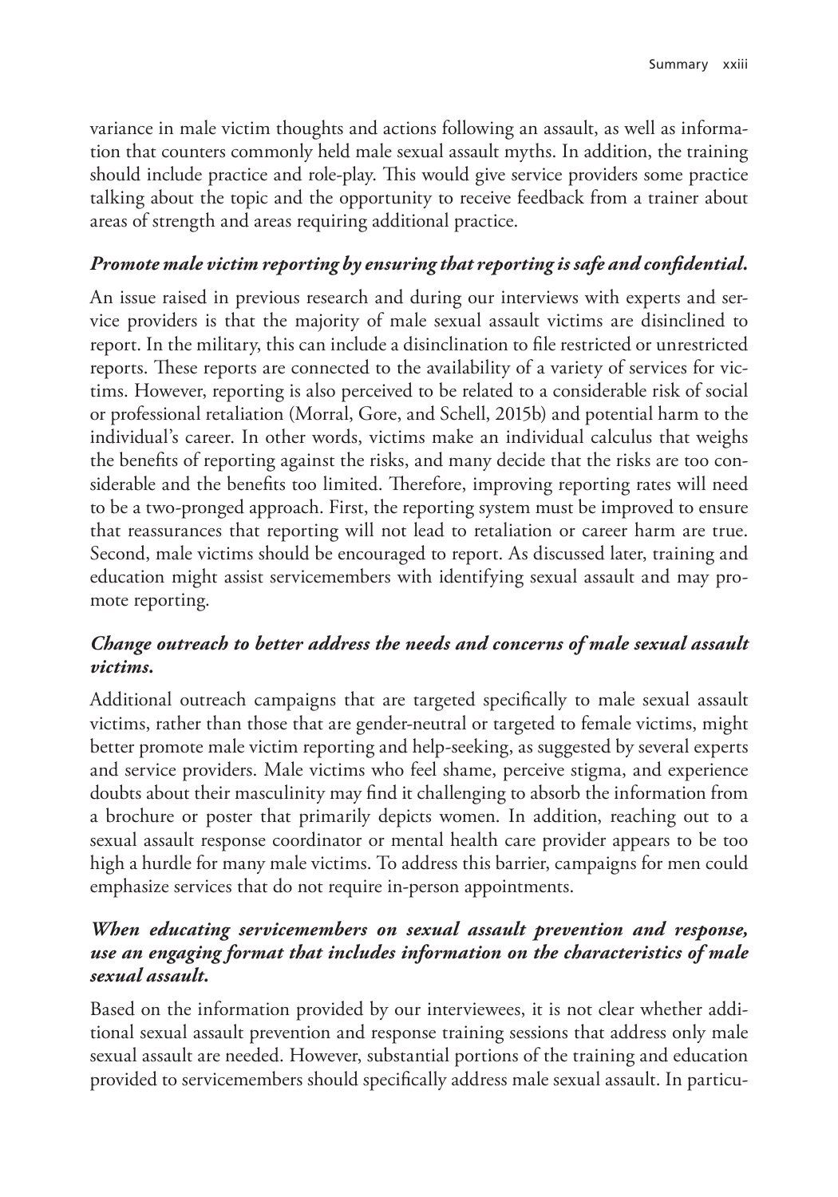variance in male victim thoughts and actions following an assault, as well as information that counters commonly held male sexual assault myths. In addition, the training should include practice and role-play. This would give service providers some practice talking about the topic and the opportunity to receive feedback from a trainer about areas of strength and areas requiring additional practice.

***Promote male victim reporting by ensuring that reporting is safe and confidential.***

An issue raised in previous research and during our interviews with experts and service providers is that the majority of male sexual assault victims are disinclined to report. In the military, this can include a disinclination to file restricted or unrestricted reports. These reports are connected to the availability of a variety of services for victims. However, reporting is also perceived to be related to a considerable risk of social or professional retaliation (Morral, Gore, and Schell, 2015b) and potential harm to the individual's career. In other words, victims make an individual calculus that weighs the benefits of reporting against the risks, and many decide that the risks are too considerable and the benefits too limited. Therefore, improving reporting rates will need to be a two-pronged approach. First, the reporting system must be improved to ensure that reassurances that reporting will not lead to retaliation or career harm are true. Second, male victims should be encouraged to report. As discussed later, training and education might assist servicemembers with identifying sexual assault and may promote reporting.

***Change outreach to better address the needs and concerns of male sexual assault victims.***

Additional outreach campaigns that are targeted specifically to male sexual assault victims, rather than those that are gender-neutral or targeted to female victims, might better promote male victim reporting and help-seeking, as suggested by several experts and service providers. Male victims who feel shame, perceive stigma, and experience doubts about their masculinity may find it challenging to absorb the information from a brochure or poster that primarily depicts women. In addition, reaching out to a sexual assault response coordinator or mental health care provider appears to be too high a hurdle for many male victims. To address this barrier, campaigns for men could emphasize services that do not require in-person appointments.

***When educating servicemembers on sexual assault prevention and response, use an engaging format that includes information on the characteristics of male sexual assault.***

Based on the information provided by our interviewees, it is not clear whether additional sexual assault prevention and response training sessions that address only male sexual assault are needed. However, substantial portions of the training and education provided to servicemembers should specifically address male sexual assault. In particu-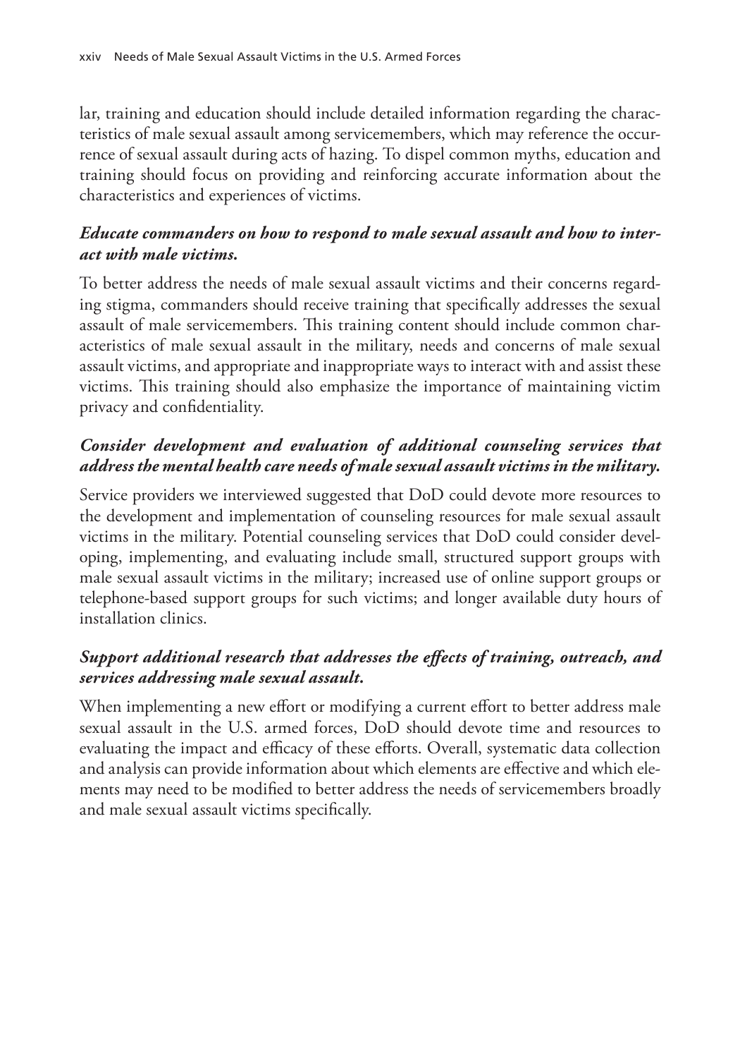lar, training and education should include detailed information regarding the characteristics of male sexual assault among servicemembers, which may reference the occurrence of sexual assault during acts of hazing. To dispel common myths, education and training should focus on providing and reinforcing accurate information about the characteristics and experiences of victims.

***Educate commanders on how to respond to male sexual assault and how to interact with male victims.***

To better address the needs of male sexual assault victims and their concerns regarding stigma, commanders should receive training that specifically addresses the sexual assault of male servicemembers. This training content should include common characteristics of male sexual assault in the military, needs and concerns of male sexual assault victims, and appropriate and inappropriate ways to interact with and assist these victims. This training should also emphasize the importance of maintaining victim privacy and confidentiality.

***Consider development and evaluation of additional counseling services that address the mental health care needs of male sexual assault victims in the military.***

Service providers we interviewed suggested that DoD could devote more resources to the development and implementation of counseling resources for male sexual assault victims in the military. Potential counseling services that DoD could consider developing, implementing, and evaluating include small, structured support groups with male sexual assault victims in the military; increased use of online support groups or telephone-based support groups for such victims; and longer available duty hours of installation clinics.

***Support additional research that addresses the effects of training, outreach, and services addressing male sexual assault.***

When implementing a new effort or modifying a current effort to better address male sexual assault in the U.S. armed forces, DoD should devote time and resources to evaluating the impact and efficacy of these efforts. Overall, systematic data collection and analysis can provide information about which elements are effective and which elements may need to be modified to better address the needs of servicemembers broadly and male sexual assault victims specifically.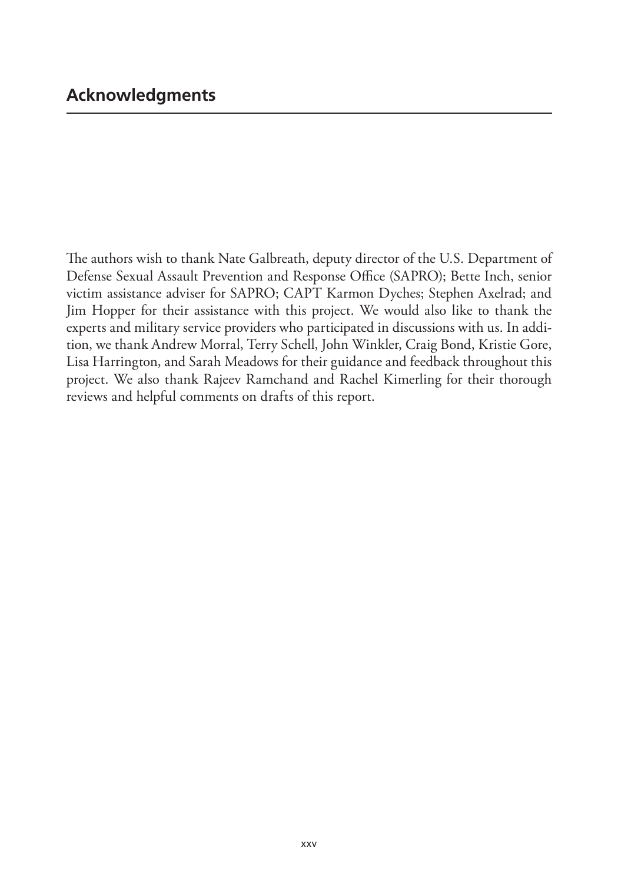# Acknowledgments

The authors wish to thank Nate Galbreath, deputy director of the U.S. Department of Defense Sexual Assault Prevention and Response Office (SAPRO); Bette Inch, senior victim assistance adviser for SAPRO; CAPT Karmon Dyches; Stephen Axelrad; and Jim Hopper for their assistance with this project. We would also like to thank the experts and military service providers who participated in discussions with us. In addition, we thank Andrew Morral, Terry Schell, John Winkler, Craig Bond, Kristie Gore, Lisa Harrington, and Sarah Meadows for their guidance and feedback throughout this project. We also thank Rajeev Ramchand and Rachel Kimerling for their thorough reviews and helpful comments on drafts of this report.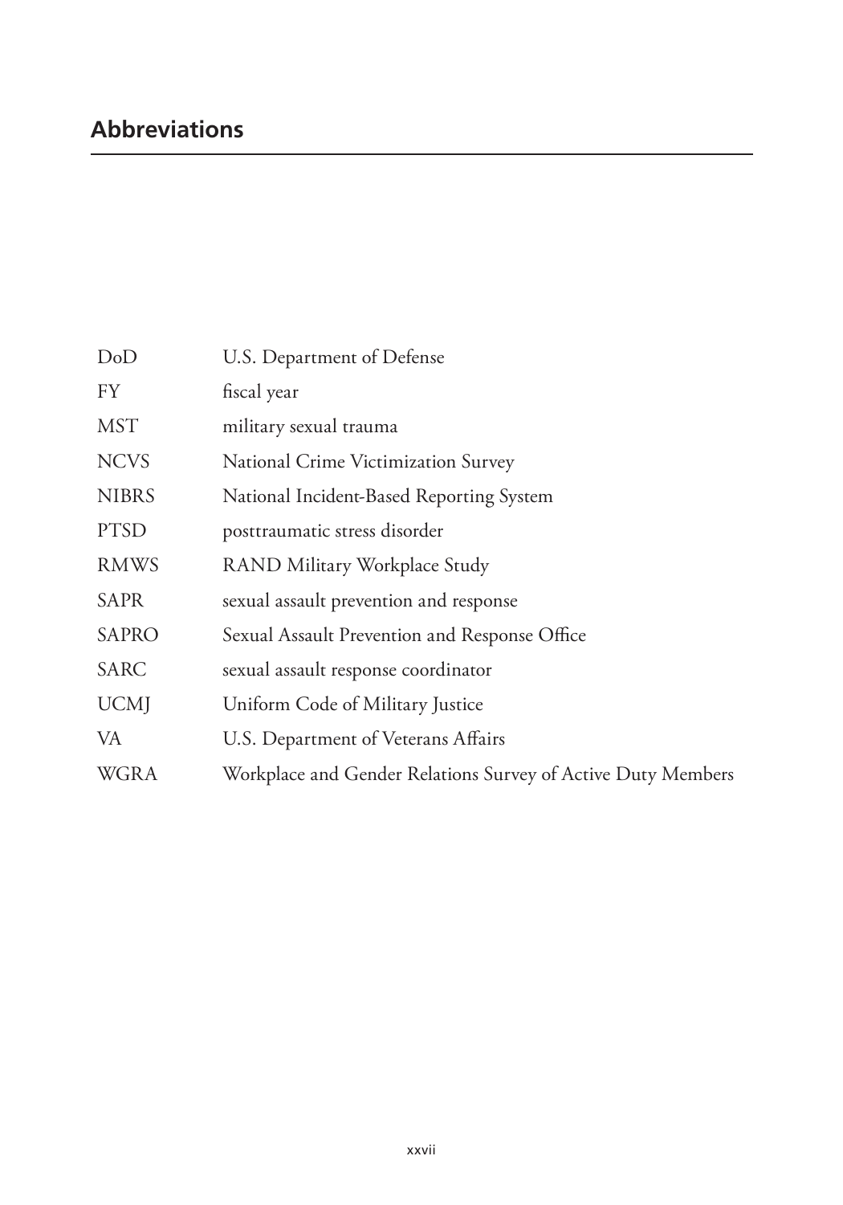## Abbreviations

| | |
|---|---|
| DoD | U.S. Department of Defense |
| FY | fiscal year |
| MST | military sexual trauma |
| NCVS | National Crime Victimization Survey |
| NIBRS | National Incident-Based Reporting System |
| PTSD | posttraumatic stress disorder |
| RMWS | RAND Military Workplace Study |
| SAPR | sexual assault prevention and response |
| SAPRO | Sexual Assault Prevention and Response Office |
| SARC | sexual assault response coordinator |
| UCMJ | Uniform Code of Military Justice |
| VA | U.S. Department of Veterans Affairs |
| WGRA | Workplace and Gender Relations Survey of Active Duty Members |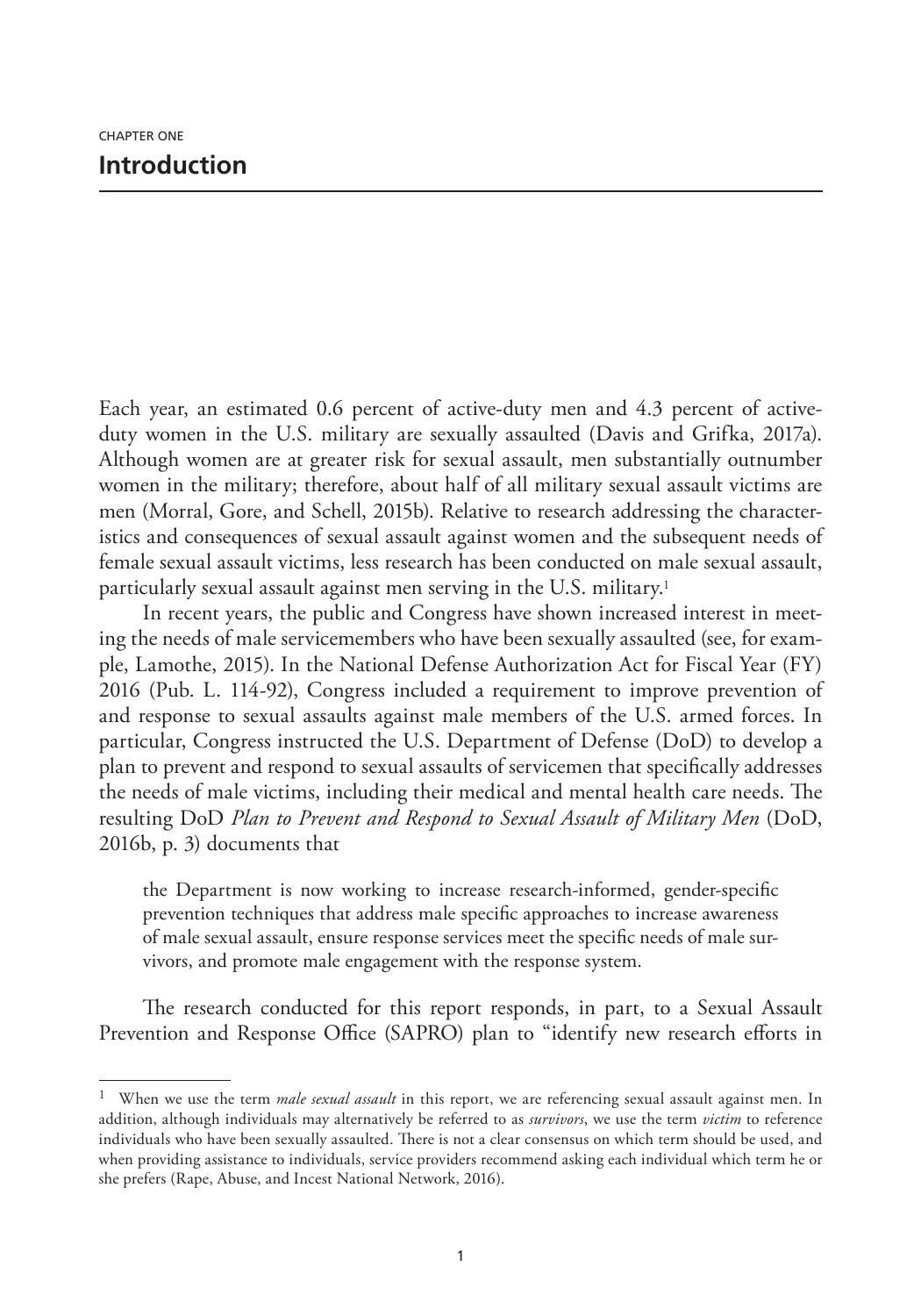CHAPTER ONE

# Introduction

Each year, an estimated 0.6 percent of active-duty men and 4.3 percent of active-duty women in the U.S. military are sexually assaulted (Davis and Grifka, 2017a). Although women are at greater risk for sexual assault, men substantially outnumber women in the military; therefore, about half of all military sexual assault victims are men (Morral, Gore, and Schell, 2015b). Relative to research addressing the characteristics and consequences of sexual assault against women and the subsequent needs of female sexual assault victims, less research has been conducted on male sexual assault, particularly sexual assault against men serving in the U.S. military.[1]

In recent years, the public and Congress have shown increased interest in meeting the needs of male servicemembers who have been sexually assaulted (see, for example, Lamothe, 2015). In the National Defense Authorization Act for Fiscal Year (FY) 2016 (Pub. L. 114-92), Congress included a requirement to improve prevention of and response to sexual assaults against male members of the U.S. armed forces. In particular, Congress instructed the U.S. Department of Defense (DoD) to develop a plan to prevent and respond to sexual assaults of servicemen that specifically addresses the needs of male victims, including their medical and mental health care needs. The resulting DoD *Plan to Prevent and Respond to Sexual Assault of Military Men* (DoD, 2016b, p. 3) documents that

> the Department is now working to increase research-informed, gender-specific prevention techniques that address male specific approaches to increase awareness of male sexual assault, ensure response services meet the specific needs of male survivors, and promote male engagement with the response system.

The research conducted for this report responds, in part, to a Sexual Assault Prevention and Response Office (SAPRO) plan to "identify new research efforts in

---

[1] When we use the term *male sexual assault* in this report, we are referencing sexual assault against men. In addition, although individuals may alternatively be referred to as *survivors*, we use the term *victim* to reference individuals who have been sexually assaulted. There is not a clear consensus on which term should be used, and when providing assistance to individuals, service providers recommend asking each individual which term he or she prefers (Rape, Abuse, and Incest National Network, 2016).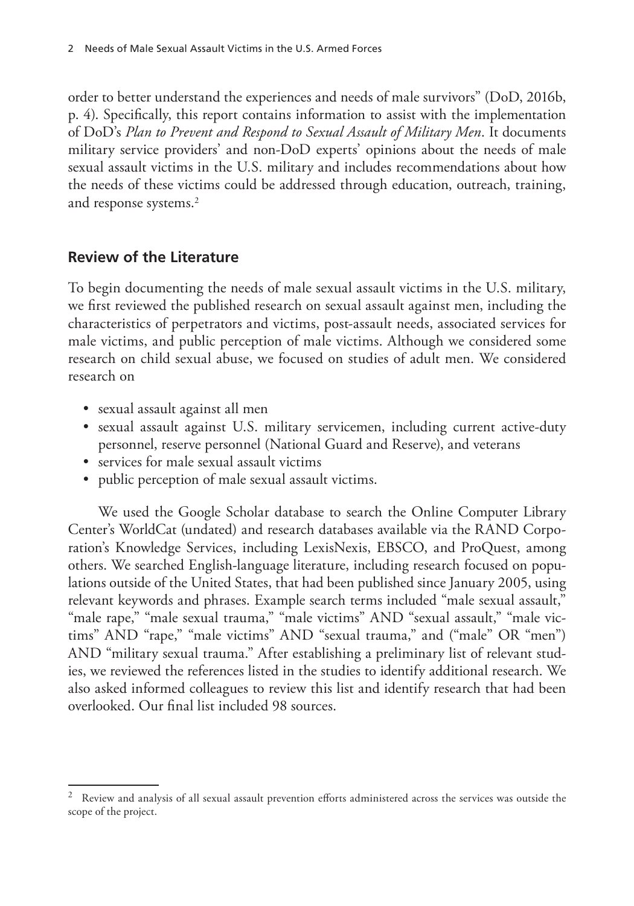order to better understand the experiences and needs of male survivors" (DoD, 2016b, p. 4). Specifically, this report contains information to assist with the implementation of DoD's *Plan to Prevent and Respond to Sexual Assault of Military Men*. It documents military service providers' and non-DoD experts' opinions about the needs of male sexual assault victims in the U.S. military and includes recommendations about how the needs of these victims could be addressed through education, outreach, training, and response systems.[2]

## Review of the Literature

To begin documenting the needs of male sexual assault victims in the U.S. military, we first reviewed the published research on sexual assault against men, including the characteristics of perpetrators and victims, post-assault needs, associated services for male victims, and public perception of male victims. Although we considered some research on child sexual abuse, we focused on studies of adult men. We considered research on

- sexual assault against all men
- sexual assault against U.S. military servicemen, including current active-duty personnel, reserve personnel (National Guard and Reserve), and veterans
- services for male sexual assault victims
- public perception of male sexual assault victims.

We used the Google Scholar database to search the Online Computer Library Center's WorldCat (undated) and research databases available via the RAND Corporation's Knowledge Services, including LexisNexis, EBSCO, and ProQuest, among others. We searched English-language literature, including research focused on populations outside of the United States, that had been published since January 2005, using relevant keywords and phrases. Example search terms included "male sexual assault," "male rape," "male sexual trauma," "male victims" AND "sexual assault," "male victims" AND "rape," "male victims" AND "sexual trauma," and ("male" OR "men") AND "military sexual trauma." After establishing a preliminary list of relevant studies, we reviewed the references listed in the studies to identify additional research. We also asked informed colleagues to review this list and identify research that had been overlooked. Our final list included 98 sources.

[2] Review and analysis of all sexual assault prevention efforts administered across the services was outside the scope of the project.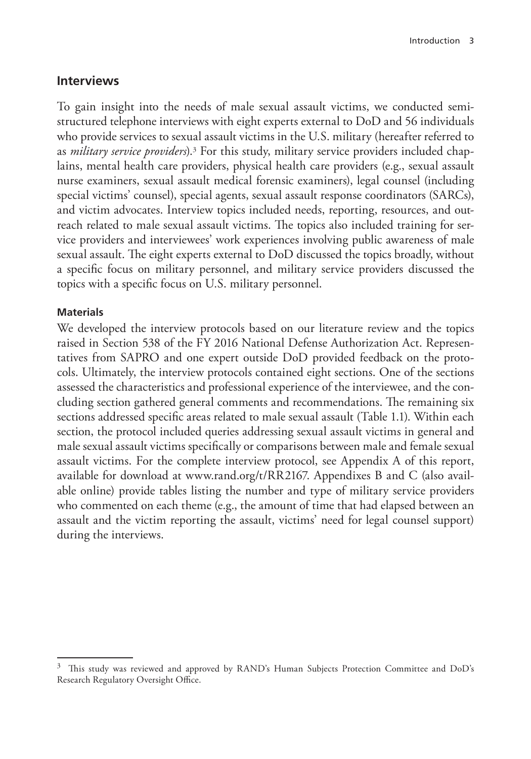## Interviews

To gain insight into the needs of male sexual assault victims, we conducted semi-structured telephone interviews with eight experts external to DoD and 56 individuals who provide services to sexual assault victims in the U.S. military (hereafter referred to as *military service providers*).[3] For this study, military service providers included chaplains, mental health care providers, physical health care providers (e.g., sexual assault nurse examiners, sexual assault medical forensic examiners), legal counsel (including special victims' counsel), special agents, sexual assault response coordinators (SARCs), and victim advocates. Interview topics included needs, reporting, resources, and outreach related to male sexual assault victims. The topics also included training for service providers and interviewees' work experiences involving public awareness of male sexual assault. The eight experts external to DoD discussed the topics broadly, without a specific focus on military personnel, and military service providers discussed the topics with a specific focus on U.S. military personnel.

### Materials

We developed the interview protocols based on our literature review and the topics raised in Section 538 of the FY 2016 National Defense Authorization Act. Representatives from SAPRO and one expert outside DoD provided feedback on the protocols. Ultimately, the interview protocols contained eight sections. One of the sections assessed the characteristics and professional experience of the interviewee, and the concluding section gathered general comments and recommendations. The remaining six sections addressed specific areas related to male sexual assault (Table 1.1). Within each section, the protocol included queries addressing sexual assault victims in general and male sexual assault victims specifically or comparisons between male and female sexual assault victims. For the complete interview protocol, see Appendix A of this report, available for download at www.rand.org/t/RR2167. Appendixes B and C (also available online) provide tables listing the number and type of military service providers who commented on each theme (e.g., the amount of time that had elapsed between an assault and the victim reporting the assault, victims' need for legal counsel support) during the interviews.

---

[3] This study was reviewed and approved by RAND's Human Subjects Protection Committee and DoD's Research Regulatory Oversight Office.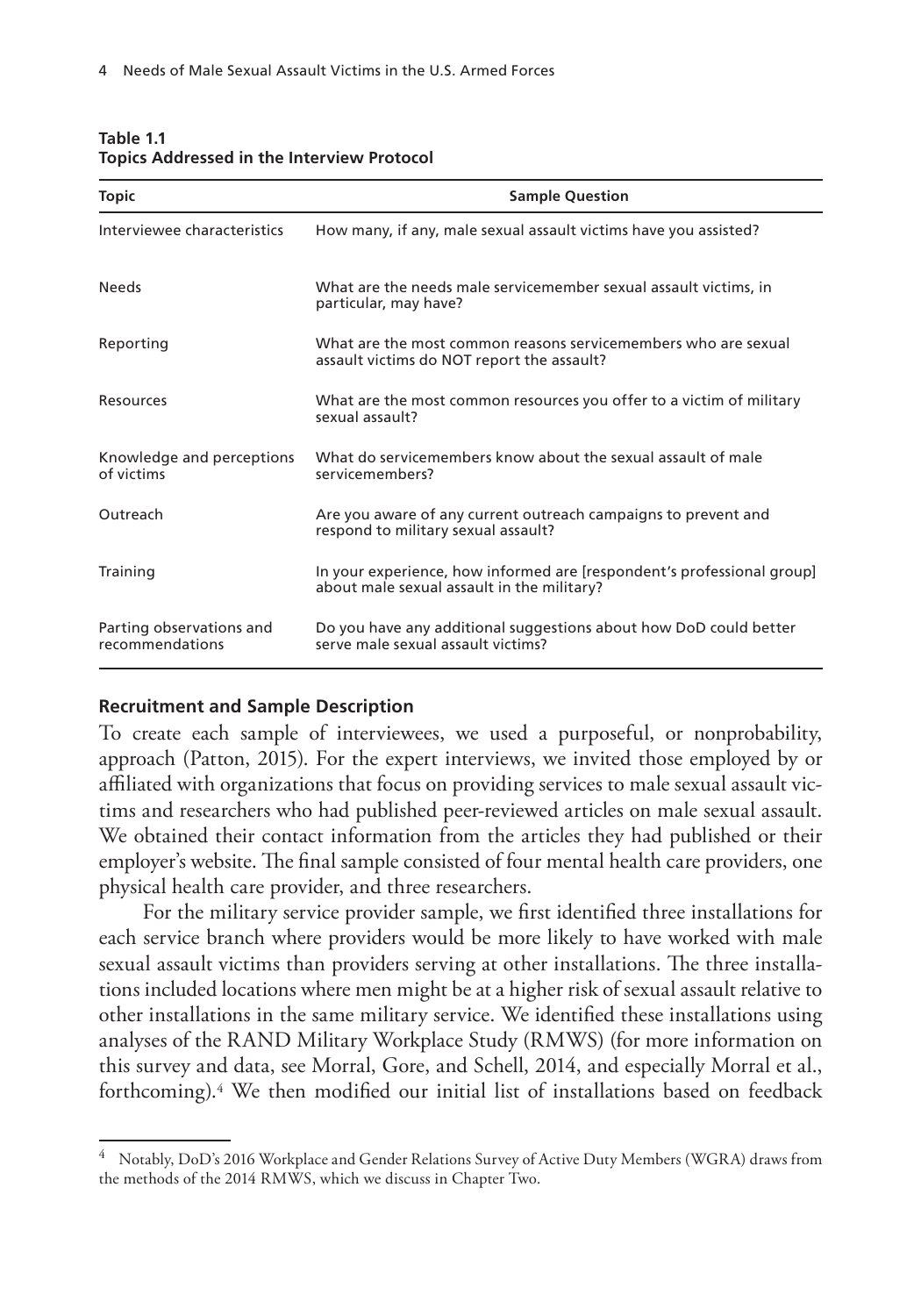**Table 1.1**
**Topics Addressed in the Interview Protocol**

| Topic | Sample Question |
|---|---|
| Interviewee characteristics | How many, if any, male sexual assault victims have you assisted? |
| Needs | What are the needs male servicemember sexual assault victims, in particular, may have? |
| Reporting | What are the most common reasons servicemembers who are sexual assault victims do NOT report the assault? |
| Resources | What are the most common resources you offer to a victim of military sexual assault? |
| Knowledge and perceptions of victims | What do servicemembers know about the sexual assault of male servicemembers? |
| Outreach | Are you aware of any current outreach campaigns to prevent and respond to military sexual assault? |
| Training | In your experience, how informed are [respondent's professional group] about male sexual assault in the military? |
| Parting observations and recommendations | Do you have any additional suggestions about how DoD could better serve male sexual assault victims? |

### Recruitment and Sample Description

To create each sample of interviewees, we used a purposeful, or nonprobability, approach (Patton, 2015). For the expert interviews, we invited those employed by or affiliated with organizations that focus on providing services to male sexual assault victims and researchers who had published peer-reviewed articles on male sexual assault. We obtained their contact information from the articles they had published or their employer's website. The final sample consisted of four mental health care providers, one physical health care provider, and three researchers.

For the military service provider sample, we first identified three installations for each service branch where providers would be more likely to have worked with male sexual assault victims than providers serving at other installations. The three installations included locations where men might be at a higher risk of sexual assault relative to other installations in the same military service. We identified these installations using analyses of the RAND Military Workplace Study (RMWS) (for more information on this survey and data, see Morral, Gore, and Schell, 2014, and especially Morral et al., forthcoming).[4] We then modified our initial list of installations based on feedback

---

[4] Notably, DoD's 2016 Workplace and Gender Relations Survey of Active Duty Members (WGRA) draws from the methods of the 2014 RMWS, which we discuss in Chapter Two.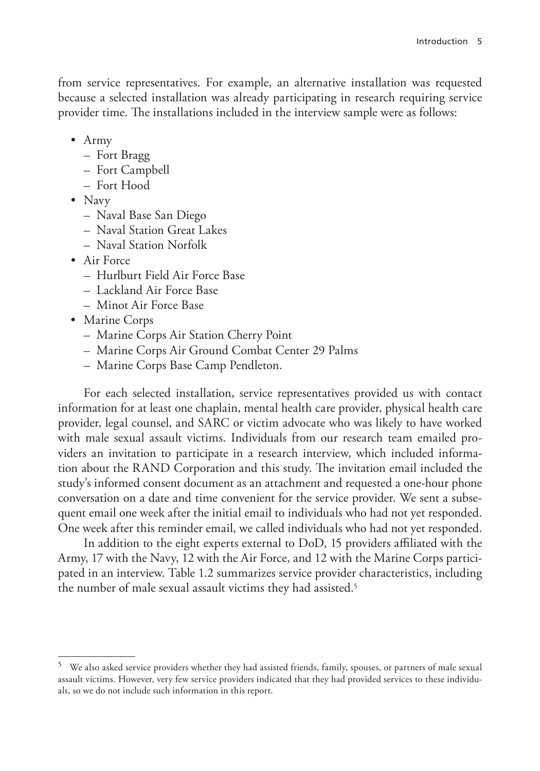from service representatives. For example, an alternative installation was requested because a selected installation was already participating in research requiring service provider time. The installations included in the interview sample were as follows:

- Army
  - Fort Bragg
  - Fort Campbell
  - Fort Hood
- Navy
  - Naval Base San Diego
  - Naval Station Great Lakes
  - Naval Station Norfolk
- Air Force
  - Hurlburt Field Air Force Base
  - Lackland Air Force Base
  - Minot Air Force Base
- Marine Corps
  - Marine Corps Air Station Cherry Point
  - Marine Corps Air Ground Combat Center 29 Palms
  - Marine Corps Base Camp Pendleton.

For each selected installation, service representatives provided us with contact information for at least one chaplain, mental health care provider, physical health care provider, legal counsel, and SARC or victim advocate who was likely to have worked with male sexual assault victims. Individuals from our research team emailed providers an invitation to participate in a research interview, which included information about the RAND Corporation and this study. The invitation email included the study's informed consent document as an attachment and requested a one-hour phone conversation on a date and time convenient for the service provider. We sent a subsequent email one week after the initial email to individuals who had not yet responded. One week after this reminder email, we called individuals who had not yet responded.

In addition to the eight experts external to DoD, 15 providers affiliated with the Army, 17 with the Navy, 12 with the Air Force, and 12 with the Marine Corps participated in an interview. Table 1.2 summarizes service provider characteristics, including the number of male sexual assault victims they had assisted.[5]

---

[5] We also asked service providers whether they had assisted friends, family, spouses, or partners of male sexual assault victims. However, very few service providers indicated that they had provided services to these individuals, so we do not include such information in this report.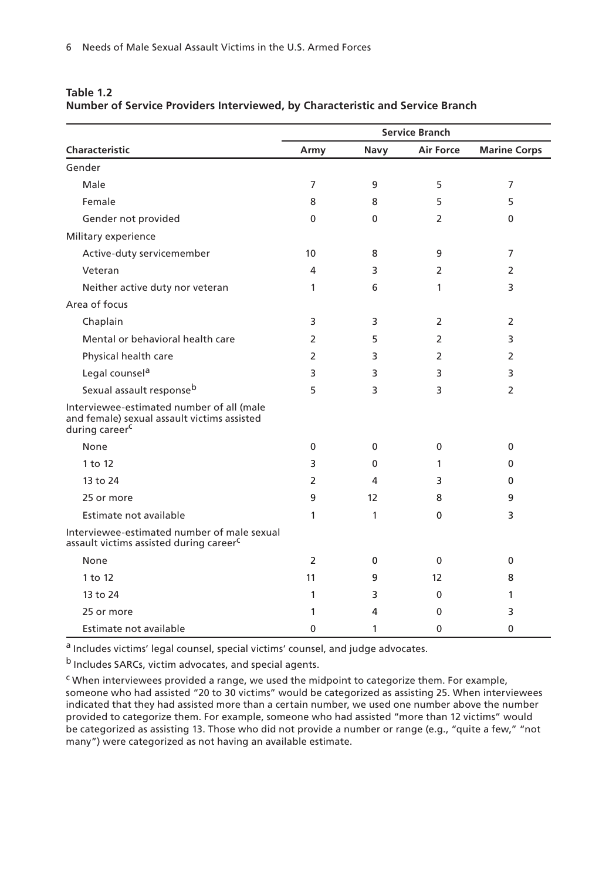**Table 1.2**
**Number of Service Providers Interviewed, by Characteristic and Service Branch**

| Characteristic | Service Branch | | | |
|---|---|---|---|---|
| | Army | Navy | Air Force | Marine Corps |
| Gender | | | | |
| Male | 7 | 9 | 5 | 7 |
| Female | 8 | 8 | 5 | 5 |
| Gender not provided | 0 | 0 | 2 | 0 |
| Military experience | | | | |
| Active-duty servicemember | 10 | 8 | 9 | 7 |
| Veteran | 4 | 3 | 2 | 2 |
| Neither active duty nor veteran | 1 | 6 | 1 | 3 |
| Area of focus | | | | |
| Chaplain | 3 | 3 | 2 | 2 |
| Mental or behavioral health care | 2 | 5 | 2 | 3 |
| Physical health care | 2 | 3 | 2 | 2 |
| Legal counsel[a] | 3 | 3 | 3 | 3 |
| Sexual assault response[b] | 5 | 3 | 3 | 2 |
| Interviewee-estimated number of all (male and female) sexual assault victims assisted during career[c] | | | | |
| None | 0 | 0 | 0 | 0 |
| 1 to 12 | 3 | 0 | 1 | 0 |
| 13 to 24 | 2 | 4 | 3 | 0 |
| 25 or more | 9 | 12 | 8 | 9 |
| Estimate not available | 1 | 1 | 0 | 3 |
| Interviewee-estimated number of male sexual assault victims assisted during career[c] | | | | |
| None | 2 | 0 | 0 | 0 |
| 1 to 12 | 11 | 9 | 12 | 8 |
| 13 to 24 | 1 | 3 | 0 | 1 |
| 25 or more | 1 | 4 | 0 | 3 |
| Estimate not available | 0 | 1 | 0 | 0 |

[a] Includes victims' legal counsel, special victims' counsel, and judge advocates.

[b] Includes SARCs, victim advocates, and special agents.

[c] When interviewees provided a range, we used the midpoint to categorize them. For example, someone who had assisted "20 to 30 victims" would be categorized as assisting 25. When interviewees indicated that they had assisted more than a certain number, we used one number above the number provided to categorize them. For example, someone who had assisted "more than 12 victims" would be categorized as assisting 13. Those who did not provide a number or range (e.g., "quite a few," "not many") were categorized as not having an available estimate.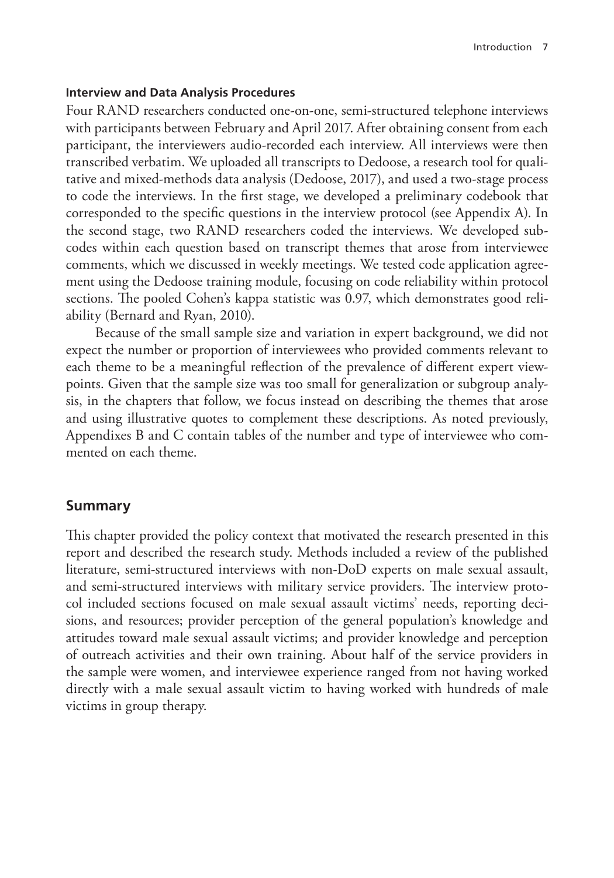#### Interview and Data Analysis Procedures

Four RAND researchers conducted one-on-one, semi-structured telephone interviews with participants between February and April 2017. After obtaining consent from each participant, the interviewers audio-recorded each interview. All interviews were then transcribed verbatim. We uploaded all transcripts to Dedoose, a research tool for qualitative and mixed-methods data analysis (Dedoose, 2017), and used a two-stage process to code the interviews. In the first stage, we developed a preliminary codebook that corresponded to the specific questions in the interview protocol (see Appendix A). In the second stage, two RAND researchers coded the interviews. We developed subcodes within each question based on transcript themes that arose from interviewee comments, which we discussed in weekly meetings. We tested code application agreement using the Dedoose training module, focusing on code reliability within protocol sections. The pooled Cohen's kappa statistic was 0.97, which demonstrates good reliability (Bernard and Ryan, 2010).

Because of the small sample size and variation in expert background, we did not expect the number or proportion of interviewees who provided comments relevant to each theme to be a meaningful reflection of the prevalence of different expert viewpoints. Given that the sample size was too small for generalization or subgroup analysis, in the chapters that follow, we focus instead on describing the themes that arose and using illustrative quotes to complement these descriptions. As noted previously, Appendixes B and C contain tables of the number and type of interviewee who commented on each theme.

## Summary

This chapter provided the policy context that motivated the research presented in this report and described the research study. Methods included a review of the published literature, semi-structured interviews with non-DoD experts on male sexual assault, and semi-structured interviews with military service providers. The interview protocol included sections focused on male sexual assault victims' needs, reporting decisions, and resources; provider perception of the general population's knowledge and attitudes toward male sexual assault victims; and provider knowledge and perception of outreach activities and their own training. About half of the service providers in the sample were women, and interviewee experience ranged from not having worked directly with a male sexual assault victim to having worked with hundreds of male victims in group therapy.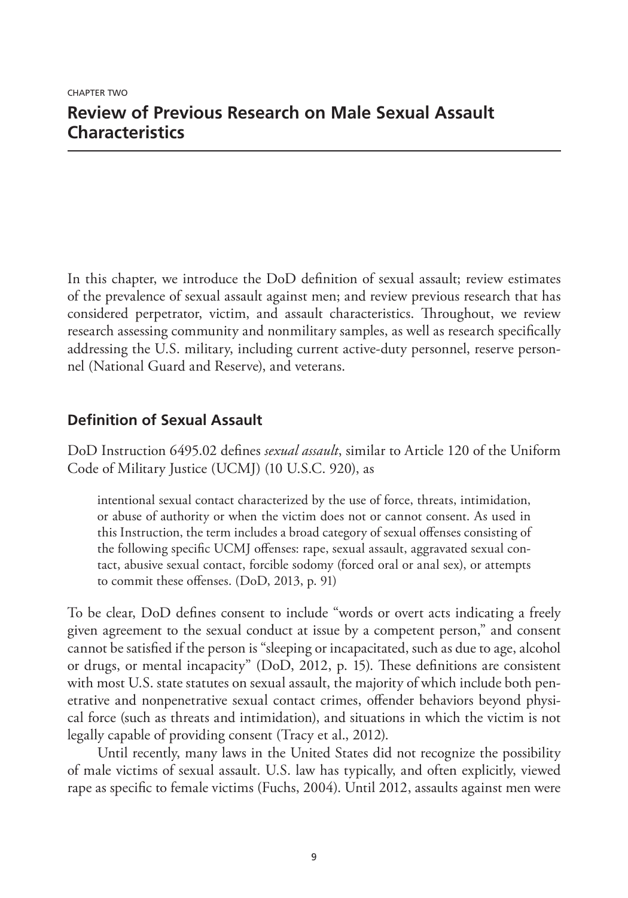CHAPTER TWO

# Review of Previous Research on Male Sexual Assault Characteristics

In this chapter, we introduce the DoD definition of sexual assault; review estimates of the prevalence of sexual assault against men; and review previous research that has considered perpetrator, victim, and assault characteristics. Throughout, we review research assessing community and nonmilitary samples, as well as research specifically addressing the U.S. military, including current active-duty personnel, reserve personnel (National Guard and Reserve), and veterans.

## Definition of Sexual Assault

DoD Instruction 6495.02 defines *sexual assault*, similar to Article 120 of the Uniform Code of Military Justice (UCMJ) (10 U.S.C. 920), as

> intentional sexual contact characterized by the use of force, threats, intimidation, or abuse of authority or when the victim does not or cannot consent. As used in this Instruction, the term includes a broad category of sexual offenses consisting of the following specific UCMJ offenses: rape, sexual assault, aggravated sexual contact, abusive sexual contact, forcible sodomy (forced oral or anal sex), or attempts to commit these offenses. (DoD, 2013, p. 91)

To be clear, DoD defines consent to include "words or overt acts indicating a freely given agreement to the sexual conduct at issue by a competent person," and consent cannot be satisfied if the person is "sleeping or incapacitated, such as due to age, alcohol or drugs, or mental incapacity" (DoD, 2012, p. 15). These definitions are consistent with most U.S. state statutes on sexual assault, the majority of which include both penetrative and nonpenetrative sexual contact crimes, offender behaviors beyond physical force (such as threats and intimidation), and situations in which the victim is not legally capable of providing consent (Tracy et al., 2012).

Until recently, many laws in the United States did not recognize the possibility of male victims of sexual assault. U.S. law has typically, and often explicitly, viewed rape as specific to female victims (Fuchs, 2004). Until 2012, assaults against men were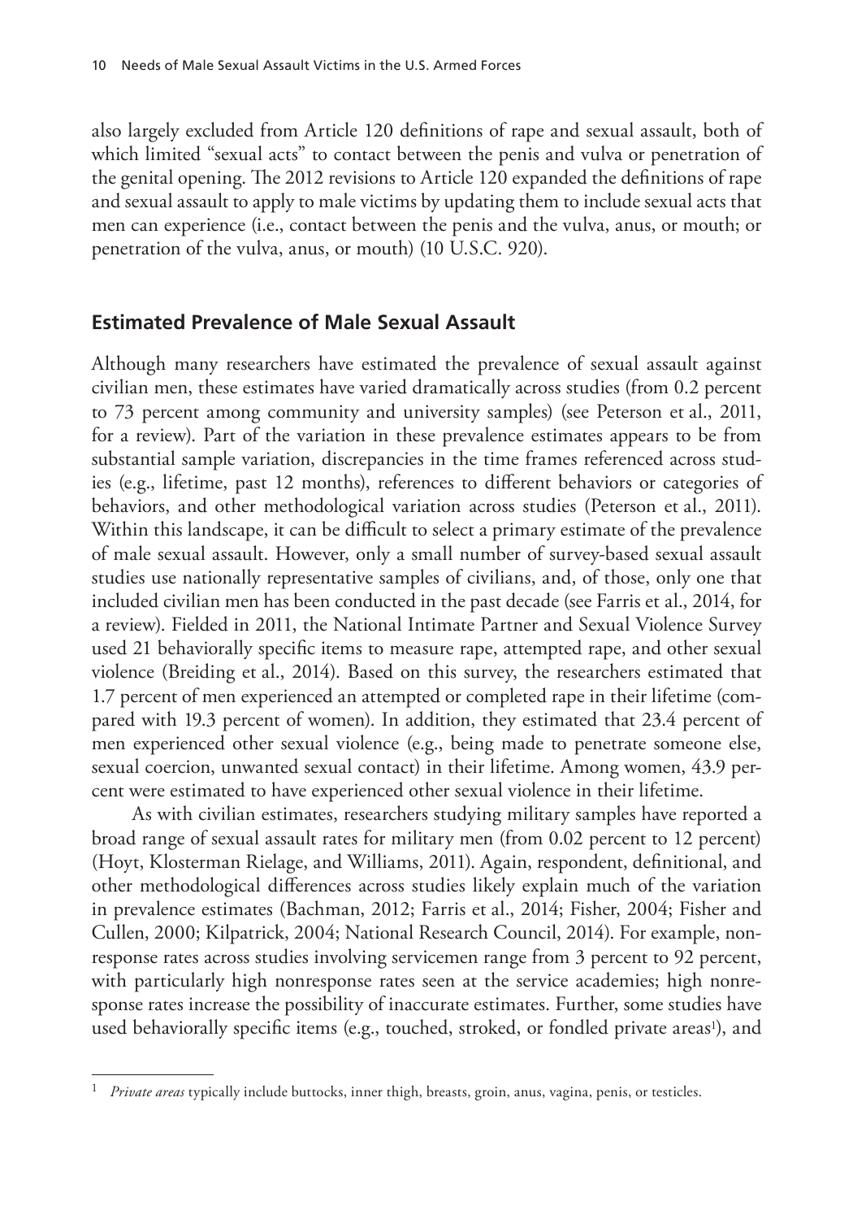also largely excluded from Article 120 definitions of rape and sexual assault, both of which limited "sexual acts" to contact between the penis and vulva or penetration of the genital opening. The 2012 revisions to Article 120 expanded the definitions of rape and sexual assault to apply to male victims by updating them to include sexual acts that men can experience (i.e., contact between the penis and the vulva, anus, or mouth; or penetration of the vulva, anus, or mouth) (10 U.S.C. 920).

## Estimated Prevalence of Male Sexual Assault

Although many researchers have estimated the prevalence of sexual assault against civilian men, these estimates have varied dramatically across studies (from 0.2 percent to 73 percent among community and university samples) (see Peterson et al., 2011, for a review). Part of the variation in these prevalence estimates appears to be from substantial sample variation, discrepancies in the time frames referenced across studies (e.g., lifetime, past 12 months), references to different behaviors or categories of behaviors, and other methodological variation across studies (Peterson et al., 2011). Within this landscape, it can be difficult to select a primary estimate of the prevalence of male sexual assault. However, only a small number of survey-based sexual assault studies use nationally representative samples of civilians, and, of those, only one that included civilian men has been conducted in the past decade (see Farris et al., 2014, for a review). Fielded in 2011, the National Intimate Partner and Sexual Violence Survey used 21 behaviorally specific items to measure rape, attempted rape, and other sexual violence (Breiding et al., 2014). Based on this survey, the researchers estimated that 1.7 percent of men experienced an attempted or completed rape in their lifetime (compared with 19.3 percent of women). In addition, they estimated that 23.4 percent of men experienced other sexual violence (e.g., being made to penetrate someone else, sexual coercion, unwanted sexual contact) in their lifetime. Among women, 43.9 percent were estimated to have experienced other sexual violence in their lifetime.

As with civilian estimates, researchers studying military samples have reported a broad range of sexual assault rates for military men (from 0.02 percent to 12 percent) (Hoyt, Klosterman Rielage, and Williams, 2011). Again, respondent, definitional, and other methodological differences across studies likely explain much of the variation in prevalence estimates (Bachman, 2012; Farris et al., 2014; Fisher, 2004; Fisher and Cullen, 2000; Kilpatrick, 2004; National Research Council, 2014). For example, nonresponse rates across studies involving servicemen range from 3 percent to 92 percent, with particularly high nonresponse rates seen at the service academies; high nonresponse rates increase the possibility of inaccurate estimates. Further, some studies have used behaviorally specific items (e.g., touched, stroked, or fondled private areas[1]), and

---

[1] *Private areas* typically include buttocks, inner thigh, breasts, groin, anus, vagina, penis, or testicles.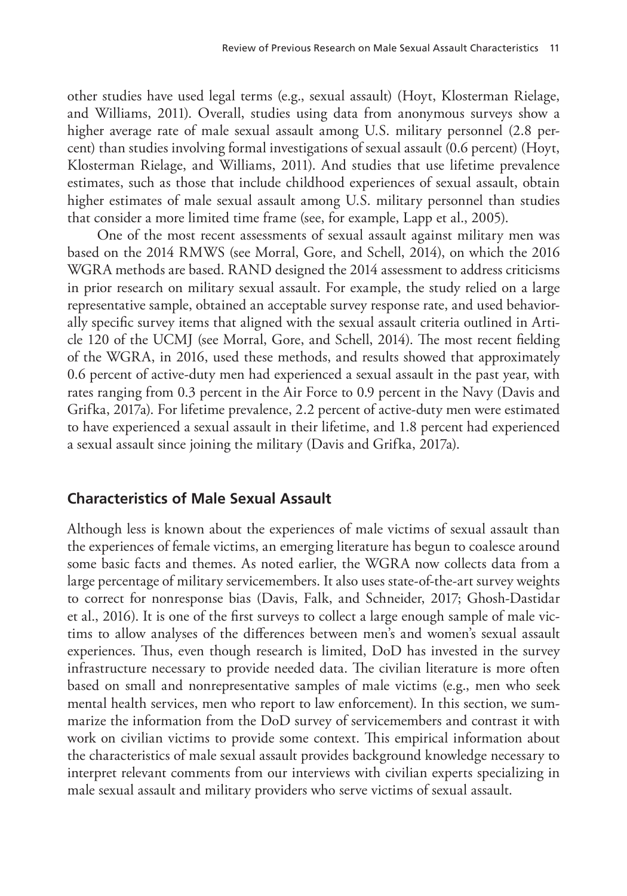other studies have used legal terms (e.g., sexual assault) (Hoyt, Klosterman Rielage, and Williams, 2011). Overall, studies using data from anonymous surveys show a higher average rate of male sexual assault among U.S. military personnel (2.8 percent) than studies involving formal investigations of sexual assault (0.6 percent) (Hoyt, Klosterman Rielage, and Williams, 2011). And studies that use lifetime prevalence estimates, such as those that include childhood experiences of sexual assault, obtain higher estimates of male sexual assault among U.S. military personnel than studies that consider a more limited time frame (see, for example, Lapp et al., 2005).

One of the most recent assessments of sexual assault against military men was based on the 2014 RMWS (see Morral, Gore, and Schell, 2014), on which the 2016 WGRA methods are based. RAND designed the 2014 assessment to address criticisms in prior research on military sexual assault. For example, the study relied on a large representative sample, obtained an acceptable survey response rate, and used behaviorally specific survey items that aligned with the sexual assault criteria outlined in Article 120 of the UCMJ (see Morral, Gore, and Schell, 2014). The most recent fielding of the WGRA, in 2016, used these methods, and results showed that approximately 0.6 percent of active-duty men had experienced a sexual assault in the past year, with rates ranging from 0.3 percent in the Air Force to 0.9 percent in the Navy (Davis and Grifka, 2017a). For lifetime prevalence, 2.2 percent of active-duty men were estimated to have experienced a sexual assault in their lifetime, and 1.8 percent had experienced a sexual assault since joining the military (Davis and Grifka, 2017a).

## Characteristics of Male Sexual Assault

Although less is known about the experiences of male victims of sexual assault than the experiences of female victims, an emerging literature has begun to coalesce around some basic facts and themes. As noted earlier, the WGRA now collects data from a large percentage of military servicemembers. It also uses state-of-the-art survey weights to correct for nonresponse bias (Davis, Falk, and Schneider, 2017; Ghosh-Dastidar et al., 2016). It is one of the first surveys to collect a large enough sample of male victims to allow analyses of the differences between men's and women's sexual assault experiences. Thus, even though research is limited, DoD has invested in the survey infrastructure necessary to provide needed data. The civilian literature is more often based on small and nonrepresentative samples of male victims (e.g., men who seek mental health services, men who report to law enforcement). In this section, we summarize the information from the DoD survey of servicemembers and contrast it with work on civilian victims to provide some context. This empirical information about the characteristics of male sexual assault provides background knowledge necessary to interpret relevant comments from our interviews with civilian experts specializing in male sexual assault and military providers who serve victims of sexual assault.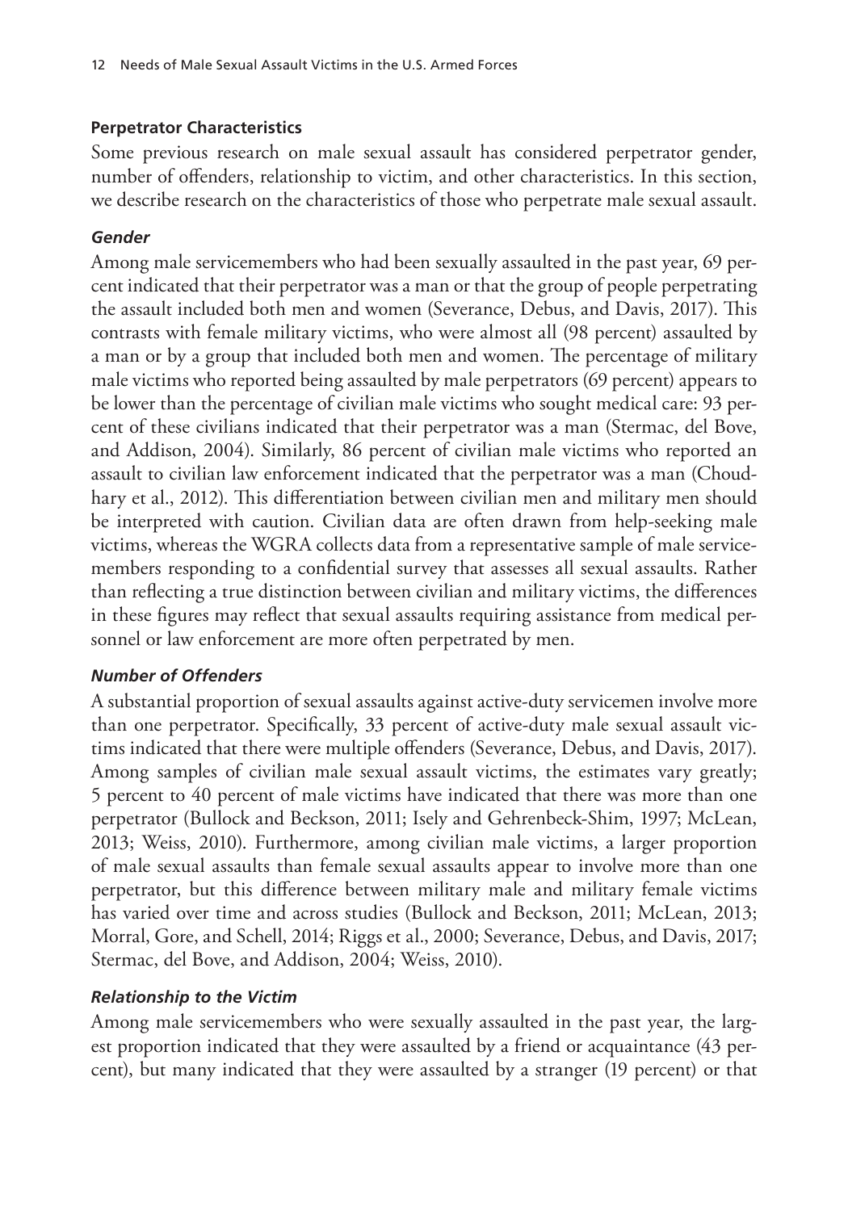### Perpetrator Characteristics

Some previous research on male sexual assault has considered perpetrator gender, number of offenders, relationship to victim, and other characteristics. In this section, we describe research on the characteristics of those who perpetrate male sexual assault.

#### *Gender*

Among male servicemembers who had been sexually assaulted in the past year, 69 percent indicated that their perpetrator was a man or that the group of people perpetrating the assault included both men and women (Severance, Debus, and Davis, 2017). This contrasts with female military victims, who were almost all (98 percent) assaulted by a man or by a group that included both men and women. The percentage of military male victims who reported being assaulted by male perpetrators (69 percent) appears to be lower than the percentage of civilian male victims who sought medical care: 93 percent of these civilians indicated that their perpetrator was a man (Stermac, del Bove, and Addison, 2004). Similarly, 86 percent of civilian male victims who reported an assault to civilian law enforcement indicated that the perpetrator was a man (Choudhary et al., 2012). This differentiation between civilian men and military men should be interpreted with caution. Civilian data are often drawn from help-seeking male victims, whereas the WGRA collects data from a representative sample of male servicemembers responding to a confidential survey that assesses all sexual assaults. Rather than reflecting a true distinction between civilian and military victims, the differences in these figures may reflect that sexual assaults requiring assistance from medical personnel or law enforcement are more often perpetrated by men.

#### *Number of Offenders*

A substantial proportion of sexual assaults against active-duty servicemen involve more than one perpetrator. Specifically, 33 percent of active-duty male sexual assault victims indicated that there were multiple offenders (Severance, Debus, and Davis, 2017). Among samples of civilian male sexual assault victims, the estimates vary greatly; 5 percent to 40 percent of male victims have indicated that there was more than one perpetrator (Bullock and Beckson, 2011; Isely and Gehrenbeck-Shim, 1997; McLean, 2013; Weiss, 2010). Furthermore, among civilian male victims, a larger proportion of male sexual assaults than female sexual assaults appear to involve more than one perpetrator, but this difference between military male and military female victims has varied over time and across studies (Bullock and Beckson, 2011; McLean, 2013; Morral, Gore, and Schell, 2014; Riggs et al., 2000; Severance, Debus, and Davis, 2017; Stermac, del Bove, and Addison, 2004; Weiss, 2010).

#### *Relationship to the Victim*

Among male servicemembers who were sexually assaulted in the past year, the largest proportion indicated that they were assaulted by a friend or acquaintance (43 percent), but many indicated that they were assaulted by a stranger (19 percent) or that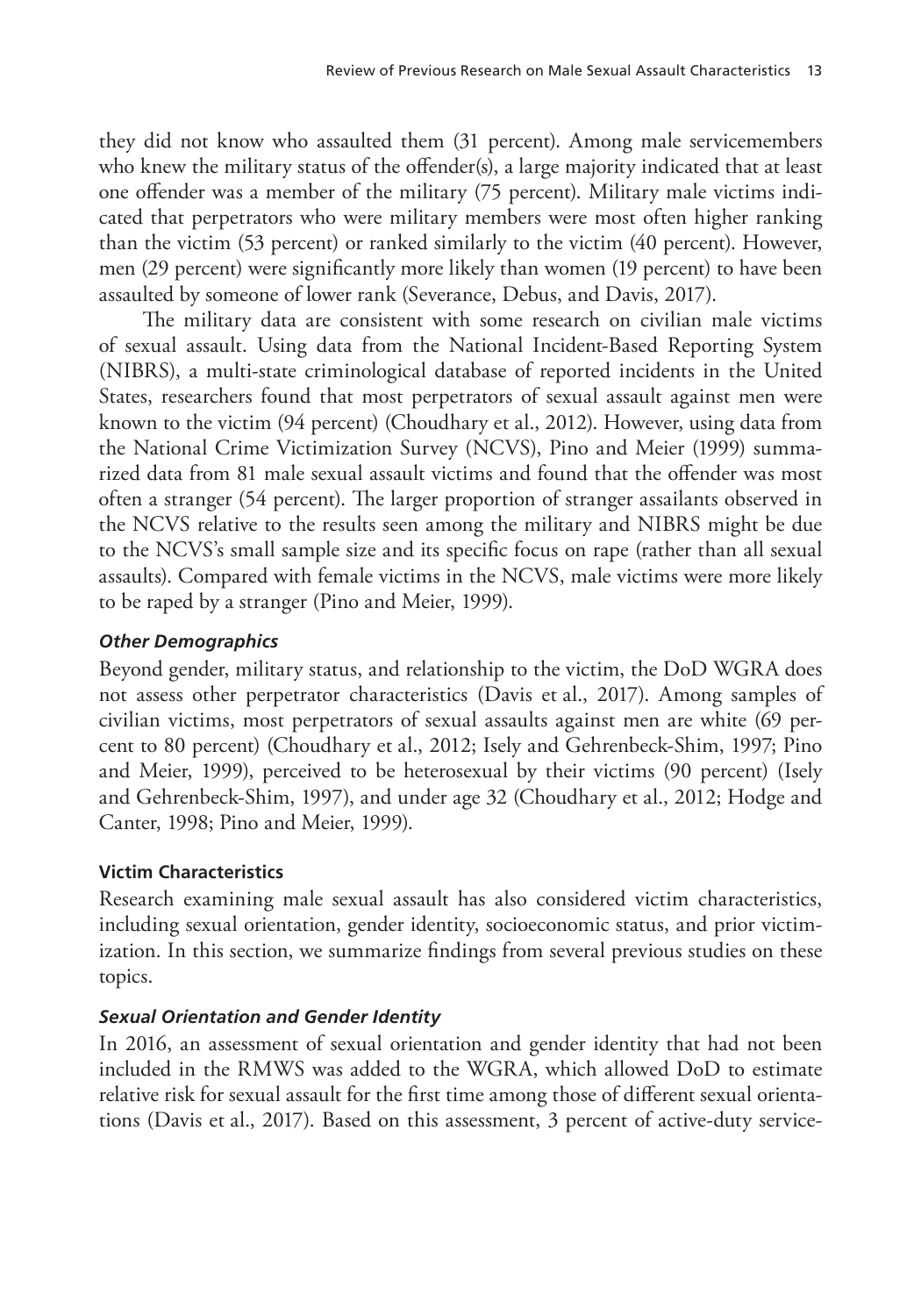they did not know who assaulted them (31 percent). Among male servicemembers who knew the military status of the offender(s), a large majority indicated that at least one offender was a member of the military (75 percent). Military male victims indicated that perpetrators who were military members were most often higher ranking than the victim (53 percent) or ranked similarly to the victim (40 percent). However, men (29 percent) were significantly more likely than women (19 percent) to have been assaulted by someone of lower rank (Severance, Debus, and Davis, 2017).

The military data are consistent with some research on civilian male victims of sexual assault. Using data from the National Incident-Based Reporting System (NIBRS), a multi-state criminological database of reported incidents in the United States, researchers found that most perpetrators of sexual assault against men were known to the victim (94 percent) (Choudhary et al., 2012). However, using data from the National Crime Victimization Survey (NCVS), Pino and Meier (1999) summarized data from 81 male sexual assault victims and found that the offender was most often a stranger (54 percent). The larger proportion of stranger assailants observed in the NCVS relative to the results seen among the military and NIBRS might be due to the NCVS's small sample size and its specific focus on rape (rather than all sexual assaults). Compared with female victims in the NCVS, male victims were more likely to be raped by a stranger (Pino and Meier, 1999).

#### *Other Demographics*

Beyond gender, military status, and relationship to the victim, the DoD WGRA does not assess other perpetrator characteristics (Davis et al., 2017). Among samples of civilian victims, most perpetrators of sexual assaults against men are white (69 percent to 80 percent) (Choudhary et al., 2012; Isely and Gehrenbeck-Shim, 1997; Pino and Meier, 1999), perceived to be heterosexual by their victims (90 percent) (Isely and Gehrenbeck-Shim, 1997), and under age 32 (Choudhary et al., 2012; Hodge and Canter, 1998; Pino and Meier, 1999).

### Victim Characteristics

Research examining male sexual assault has also considered victim characteristics, including sexual orientation, gender identity, socioeconomic status, and prior victimization. In this section, we summarize findings from several previous studies on these topics.

#### *Sexual Orientation and Gender Identity*

In 2016, an assessment of sexual orientation and gender identity that had not been included in the RMWS was added to the WGRA, which allowed DoD to estimate relative risk for sexual assault for the first time among those of different sexual orientations (Davis et al., 2017). Based on this assessment, 3 percent of active-duty service-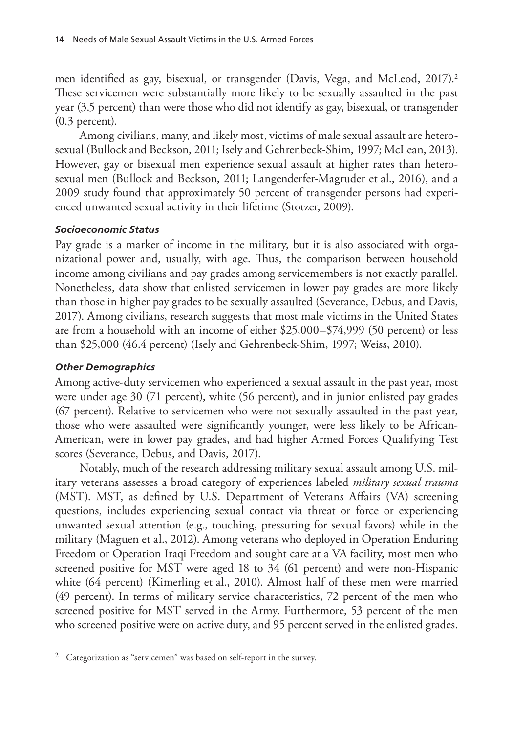men identified as gay, bisexual, or transgender (Davis, Vega, and McLeod, 2017).[2] These servicemen were substantially more likely to be sexually assaulted in the past year (3.5 percent) than were those who did not identify as gay, bisexual, or transgender (0.3 percent).

Among civilians, many, and likely most, victims of male sexual assault are heterosexual (Bullock and Beckson, 2011; Isely and Gehrenbeck-Shim, 1997; McLean, 2013). However, gay or bisexual men experience sexual assault at higher rates than heterosexual men (Bullock and Beckson, 2011; Langenderfer-Magruder et al., 2016), and a 2009 study found that approximately 50 percent of transgender persons had experienced unwanted sexual activity in their lifetime (Stotzer, 2009).

#### *Socioeconomic Status*

Pay grade is a marker of income in the military, but it is also associated with organizational power and, usually, with age. Thus, the comparison between household income among civilians and pay grades among servicemembers is not exactly parallel. Nonetheless, data show that enlisted servicemen in lower pay grades are more likely than those in higher pay grades to be sexually assaulted (Severance, Debus, and Davis, 2017). Among civilians, research suggests that most male victims in the United States are from a household with an income of either $25,000–$74,999 (50 percent) or less than $25,000 (46.4 percent) (Isely and Gehrenbeck-Shim, 1997; Weiss, 2010).

#### *Other Demographics*

Among active-duty servicemen who experienced a sexual assault in the past year, most were under age 30 (71 percent), white (56 percent), and in junior enlisted pay grades (67 percent). Relative to servicemen who were not sexually assaulted in the past year, those who were assaulted were significantly younger, were less likely to be African-American, were in lower pay grades, and had higher Armed Forces Qualifying Test scores (Severance, Debus, and Davis, 2017).

Notably, much of the research addressing military sexual assault among U.S. military veterans assesses a broad category of experiences labeled *military sexual trauma* (MST). MST, as defined by U.S. Department of Veterans Affairs (VA) screening questions, includes experiencing sexual contact via threat or force or experiencing unwanted sexual attention (e.g., touching, pressuring for sexual favors) while in the military (Maguen et al., 2012). Among veterans who deployed in Operation Enduring Freedom or Operation Iraqi Freedom and sought care at a VA facility, most men who screened positive for MST were aged 18 to 34 (61 percent) and were non-Hispanic white (64 percent) (Kimerling et al., 2010). Almost half of these men were married (49 percent). In terms of military service characteristics, 72 percent of the men who screened positive for MST served in the Army. Furthermore, 53 percent of the men who screened positive were on active duty, and 95 percent served in the enlisted grades.

---

[2] Categorization as "servicemen" was based on self-report in the survey.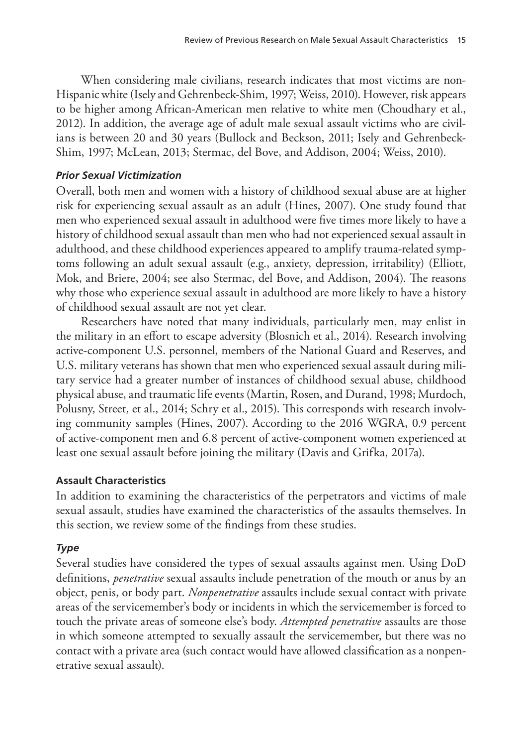When considering male civilians, research indicates that most victims are non-Hispanic white (Isely and Gehrenbeck-Shim, 1997; Weiss, 2010). However, risk appears to be higher among African-American men relative to white men (Choudhary et al., 2012). In addition, the average age of adult male sexual assault victims who are civilians is between 20 and 30 years (Bullock and Beckson, 2011; Isely and Gehrenbeck-Shim, 1997; McLean, 2013; Stermac, del Bove, and Addison, 2004; Weiss, 2010).

#### *Prior Sexual Victimization*

Overall, both men and women with a history of childhood sexual abuse are at higher risk for experiencing sexual assault as an adult (Hines, 2007). One study found that men who experienced sexual assault in adulthood were five times more likely to have a history of childhood sexual assault than men who had not experienced sexual assault in adulthood, and these childhood experiences appeared to amplify trauma-related symptoms following an adult sexual assault (e.g., anxiety, depression, irritability) (Elliott, Mok, and Briere, 2004; see also Stermac, del Bove, and Addison, 2004). The reasons why those who experience sexual assault in adulthood are more likely to have a history of childhood sexual assault are not yet clear.

Researchers have noted that many individuals, particularly men, may enlist in the military in an effort to escape adversity (Blosnich et al., 2014). Research involving active-component U.S. personnel, members of the National Guard and Reserves, and U.S. military veterans has shown that men who experienced sexual assault during military service had a greater number of instances of childhood sexual abuse, childhood physical abuse, and traumatic life events (Martin, Rosen, and Durand, 1998; Murdoch, Polusny, Street, et al., 2014; Schry et al., 2015). This corresponds with research involving community samples (Hines, 2007). According to the 2016 WGRA, 0.9 percent of active-component men and 6.8 percent of active-component women experienced at least one sexual assault before joining the military (Davis and Grifka, 2017a).

### Assault Characteristics

In addition to examining the characteristics of the perpetrators and victims of male sexual assault, studies have examined the characteristics of the assaults themselves. In this section, we review some of the findings from these studies.

#### *Type*

Several studies have considered the types of sexual assaults against men. Using DoD definitions, *penetrative* sexual assaults include penetration of the mouth or anus by an object, penis, or body part. *Nonpenetrative* assaults include sexual contact with private areas of the servicemember's body or incidents in which the servicemember is forced to touch the private areas of someone else's body. *Attempted penetrative* assaults are those in which someone attempted to sexually assault the servicemember, but there was no contact with a private area (such contact would have allowed classification as a nonpenetrative sexual assault).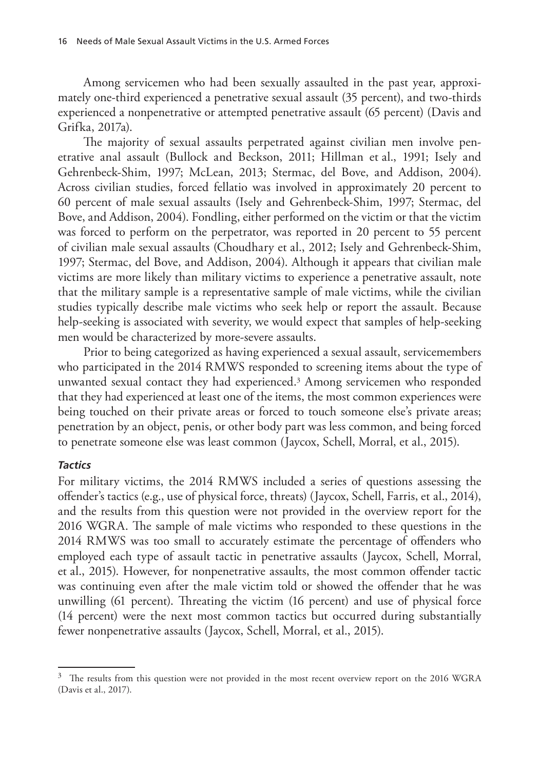Among servicemen who had been sexually assaulted in the past year, approximately one-third experienced a penetrative sexual assault (35 percent), and two-thirds experienced a nonpenetrative or attempted penetrative assault (65 percent) (Davis and Grifka, 2017a).

The majority of sexual assaults perpetrated against civilian men involve penetrative anal assault (Bullock and Beckson, 2011; Hillman et al., 1991; Isely and Gehrenbeck-Shim, 1997; McLean, 2013; Stermac, del Bove, and Addison, 2004). Across civilian studies, forced fellatio was involved in approximately 20 percent to 60 percent of male sexual assaults (Isely and Gehrenbeck-Shim, 1997; Stermac, del Bove, and Addison, 2004). Fondling, either performed on the victim or that the victim was forced to perform on the perpetrator, was reported in 20 percent to 55 percent of civilian male sexual assaults (Choudhary et al., 2012; Isely and Gehrenbeck-Shim, 1997; Stermac, del Bove, and Addison, 2004). Although it appears that civilian male victims are more likely than military victims to experience a penetrative assault, note that the military sample is a representative sample of male victims, while the civilian studies typically describe male victims who seek help or report the assault. Because help-seeking is associated with severity, we would expect that samples of help-seeking men would be characterized by more-severe assaults.

Prior to being categorized as having experienced a sexual assault, servicemembers who participated in the 2014 RMWS responded to screening items about the type of unwanted sexual contact they had experienced.[3] Among servicemen who responded that they had experienced at least one of the items, the most common experiences were being touched on their private areas or forced to touch someone else's private areas; penetration by an object, penis, or other body part was less common, and being forced to penetrate someone else was least common (Jaycox, Schell, Morral, et al., 2015).

### *Tactics*

For military victims, the 2014 RMWS included a series of questions assessing the offender's tactics (e.g., use of physical force, threats) (Jaycox, Schell, Farris, et al., 2014), and the results from this question were not provided in the overview report for the 2016 WGRA. The sample of male victims who responded to these questions in the 2014 RMWS was too small to accurately estimate the percentage of offenders who employed each type of assault tactic in penetrative assaults (Jaycox, Schell, Morral, et al., 2015). However, for nonpenetrative assaults, the most common offender tactic was continuing even after the male victim told or showed the offender that he was unwilling (61 percent). Threating the victim (16 percent) and use of physical force (14 percent) were the next most common tactics but occurred during substantially fewer nonpenetrative assaults (Jaycox, Schell, Morral, et al., 2015).

---

[3] The results from this question were not provided in the most recent overview report on the 2016 WGRA (Davis et al., 2017).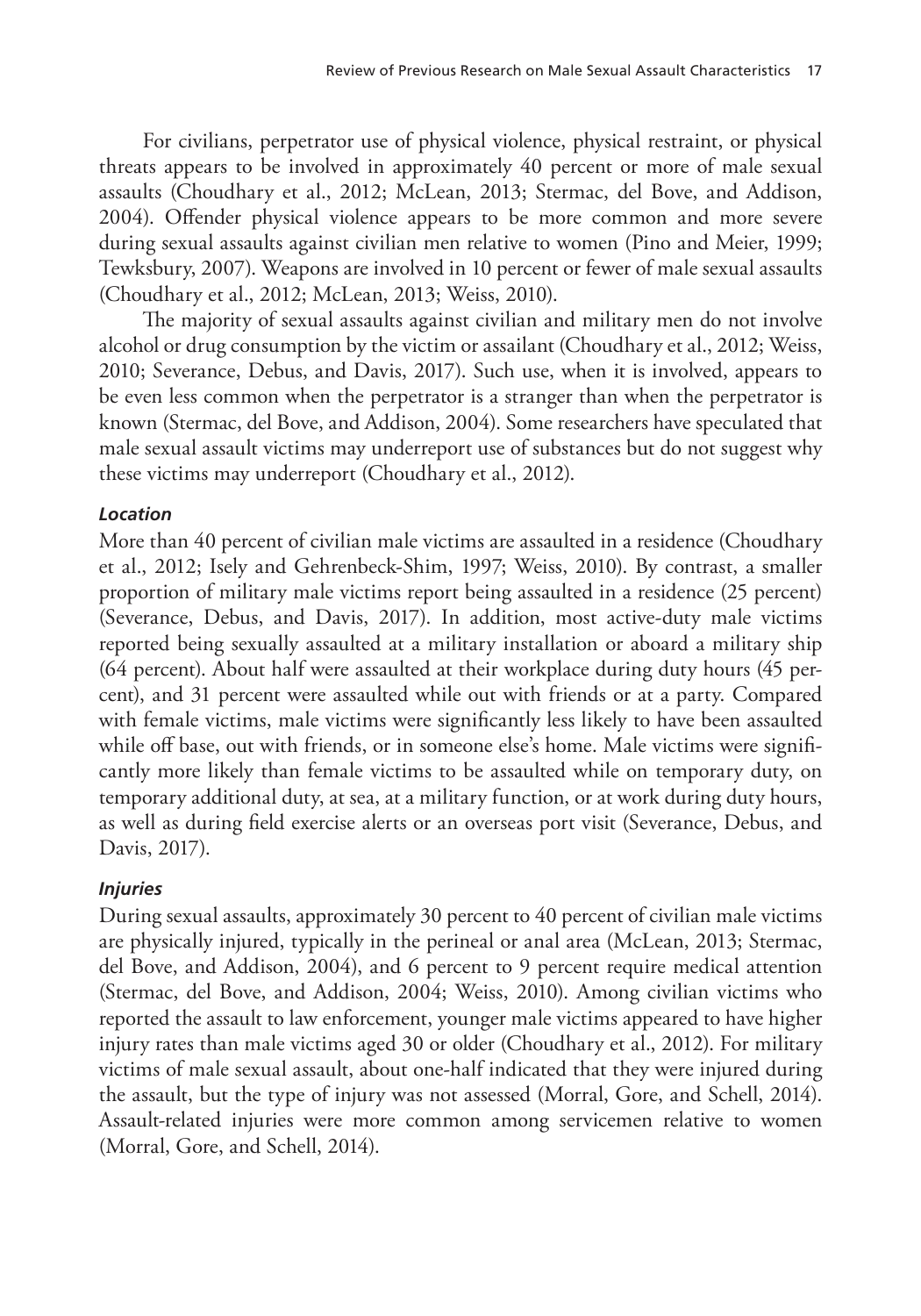For civilians, perpetrator use of physical violence, physical restraint, or physical threats appears to be involved in approximately 40 percent or more of male sexual assaults (Choudhary et al., 2012; McLean, 2013; Stermac, del Bove, and Addison, 2004). Offender physical violence appears to be more common and more severe during sexual assaults against civilian men relative to women (Pino and Meier, 1999; Tewksbury, 2007). Weapons are involved in 10 percent or fewer of male sexual assaults (Choudhary et al., 2012; McLean, 2013; Weiss, 2010).

The majority of sexual assaults against civilian and military men do not involve alcohol or drug consumption by the victim or assailant (Choudhary et al., 2012; Weiss, 2010; Severance, Debus, and Davis, 2017). Such use, when it is involved, appears to be even less common when the perpetrator is a stranger than when the perpetrator is known (Stermac, del Bove, and Addison, 2004). Some researchers have speculated that male sexual assault victims may underreport use of substances but do not suggest why these victims may underreport (Choudhary et al., 2012).

#### *Location*

More than 40 percent of civilian male victims are assaulted in a residence (Choudhary et al., 2012; Isely and Gehrenbeck-Shim, 1997; Weiss, 2010). By contrast, a smaller proportion of military male victims report being assaulted in a residence (25 percent) (Severance, Debus, and Davis, 2017). In addition, most active-duty male victims reported being sexually assaulted at a military installation or aboard a military ship (64 percent). About half were assaulted at their workplace during duty hours (45 percent), and 31 percent were assaulted while out with friends or at a party. Compared with female victims, male victims were significantly less likely to have been assaulted while off base, out with friends, or in someone else's home. Male victims were significantly more likely than female victims to be assaulted while on temporary duty, on temporary additional duty, at sea, at a military function, or at work during duty hours, as well as during field exercise alerts or an overseas port visit (Severance, Debus, and Davis, 2017).

#### *Injuries*

During sexual assaults, approximately 30 percent to 40 percent of civilian male victims are physically injured, typically in the perineal or anal area (McLean, 2013; Stermac, del Bove, and Addison, 2004), and 6 percent to 9 percent require medical attention (Stermac, del Bove, and Addison, 2004; Weiss, 2010). Among civilian victims who reported the assault to law enforcement, younger male victims appeared to have higher injury rates than male victims aged 30 or older (Choudhary et al., 2012). For military victims of male sexual assault, about one-half indicated that they were injured during the assault, but the type of injury was not assessed (Morral, Gore, and Schell, 2014). Assault-related injuries were more common among servicemen relative to women (Morral, Gore, and Schell, 2014).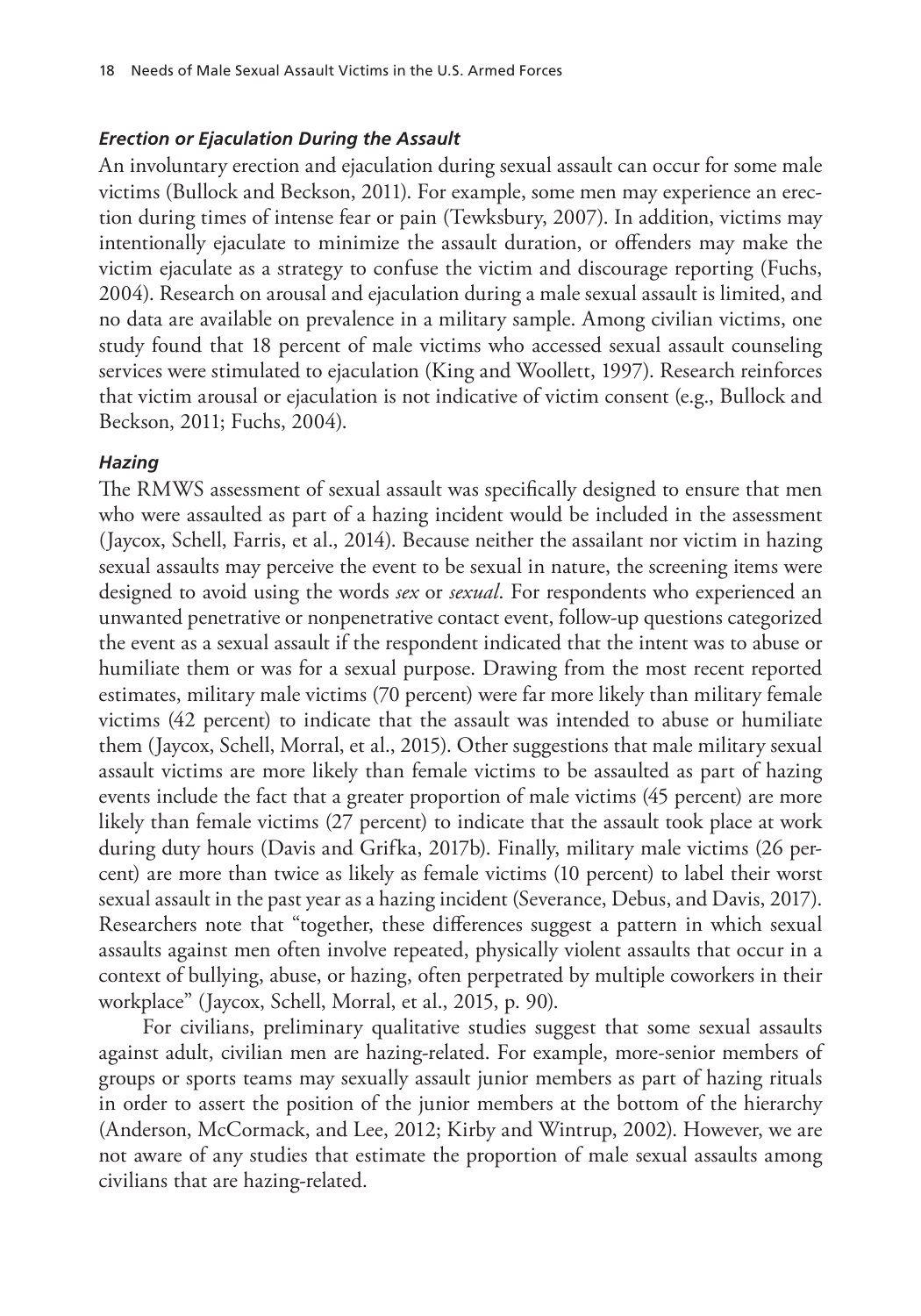### *Erection or Ejaculation During the Assault*

An involuntary erection and ejaculation during sexual assault can occur for some male victims (Bullock and Beckson, 2011). For example, some men may experience an erection during times of intense fear or pain (Tewksbury, 2007). In addition, victims may intentionally ejaculate to minimize the assault duration, or offenders may make the victim ejaculate as a strategy to confuse the victim and discourage reporting (Fuchs, 2004). Research on arousal and ejaculation during a male sexual assault is limited, and no data are available on prevalence in a military sample. Among civilian victims, one study found that 18 percent of male victims who accessed sexual assault counseling services were stimulated to ejaculation (King and Woollett, 1997). Research reinforces that victim arousal or ejaculation is not indicative of victim consent (e.g., Bullock and Beckson, 2011; Fuchs, 2004).

### *Hazing*

The RMWS assessment of sexual assault was specifically designed to ensure that men who were assaulted as part of a hazing incident would be included in the assessment (Jaycox, Schell, Farris, et al., 2014). Because neither the assailant nor victim in hazing sexual assaults may perceive the event to be sexual in nature, the screening items were designed to avoid using the words *sex* or *sexual*. For respondents who experienced an unwanted penetrative or nonpenetrative contact event, follow-up questions categorized the event as a sexual assault if the respondent indicated that the intent was to abuse or humiliate them or was for a sexual purpose. Drawing from the most recent reported estimates, military male victims (70 percent) were far more likely than military female victims (42 percent) to indicate that the assault was intended to abuse or humiliate them (Jaycox, Schell, Morral, et al., 2015). Other suggestions that male military sexual assault victims are more likely than female victims to be assaulted as part of hazing events include the fact that a greater proportion of male victims (45 percent) are more likely than female victims (27 percent) to indicate that the assault took place at work during duty hours (Davis and Grifka, 2017b). Finally, military male victims (26 percent) are more than twice as likely as female victims (10 percent) to label their worst sexual assault in the past year as a hazing incident (Severance, Debus, and Davis, 2017). Researchers note that "together, these differences suggest a pattern in which sexual assaults against men often involve repeated, physically violent assaults that occur in a context of bullying, abuse, or hazing, often perpetrated by multiple coworkers in their workplace" (Jaycox, Schell, Morral, et al., 2015, p. 90).

For civilians, preliminary qualitative studies suggest that some sexual assaults against adult, civilian men are hazing-related. For example, more-senior members of groups or sports teams may sexually assault junior members as part of hazing rituals in order to assert the position of the junior members at the bottom of the hierarchy (Anderson, McCormack, and Lee, 2012; Kirby and Wintrup, 2002). However, we are not aware of any studies that estimate the proportion of male sexual assaults among civilians that are hazing-related.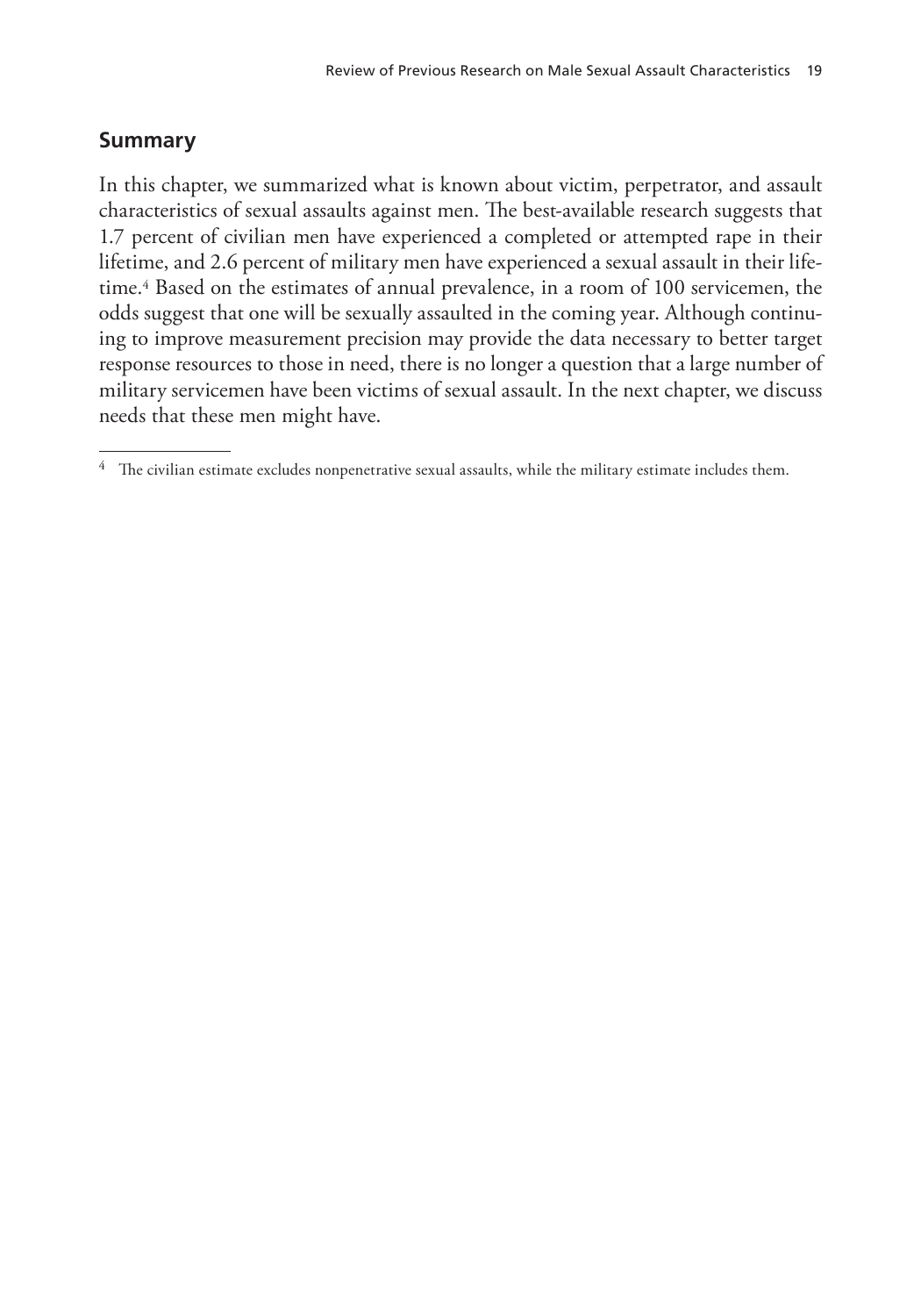## Summary

In this chapter, we summarized what is known about victim, perpetrator, and assault characteristics of sexual assaults against men. The best-available research suggests that 1.7 percent of civilian men have experienced a completed or attempted rape in their lifetime, and 2.6 percent of military men have experienced a sexual assault in their lifetime.[4] Based on the estimates of annual prevalence, in a room of 100 servicemen, the odds suggest that one will be sexually assaulted in the coming year. Although continuing to improve measurement precision may provide the data necessary to better target response resources to those in need, there is no longer a question that a large number of military servicemen have been victims of sexual assault. In the next chapter, we discuss needs that these men might have.

---

[4] The civilian estimate excludes nonpenetrative sexual assaults, while the military estimate includes them.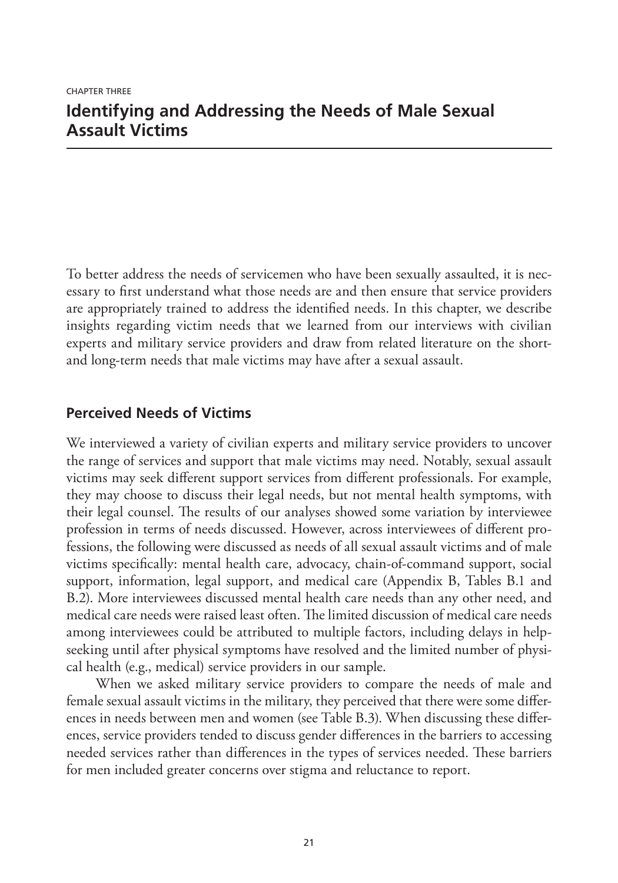CHAPTER THREE

# Identifying and Addressing the Needs of Male Sexual Assault Victims

To better address the needs of servicemen who have been sexually assaulted, it is necessary to first understand what those needs are and then ensure that service providers are appropriately trained to address the identified needs. In this chapter, we describe insights regarding victim needs that we learned from our interviews with civilian experts and military service providers and draw from related literature on the short- and long-term needs that male victims may have after a sexual assault.

## Perceived Needs of Victims

We interviewed a variety of civilian experts and military service providers to uncover the range of services and support that male victims may need. Notably, sexual assault victims may seek different support services from different professionals. For example, they may choose to discuss their legal needs, but not mental health symptoms, with their legal counsel. The results of our analyses showed some variation by interviewee profession in terms of needs discussed. However, across interviewees of different professions, the following were discussed as needs of all sexual assault victims and of male victims specifically: mental health care, advocacy, chain-of-command support, social support, information, legal support, and medical care (Appendix B, Tables B.1 and B.2). More interviewees discussed mental health care needs than any other need, and medical care needs were raised least often. The limited discussion of medical care needs among interviewees could be attributed to multiple factors, including delays in help-seeking until after physical symptoms have resolved and the limited number of physical health (e.g., medical) service providers in our sample.

When we asked military service providers to compare the needs of male and female sexual assault victims in the military, they perceived that there were some differences in needs between men and women (see Table B.3). When discussing these differences, service providers tended to discuss gender differences in the barriers to accessing needed services rather than differences in the types of services needed. These barriers for men included greater concerns over stigma and reluctance to report.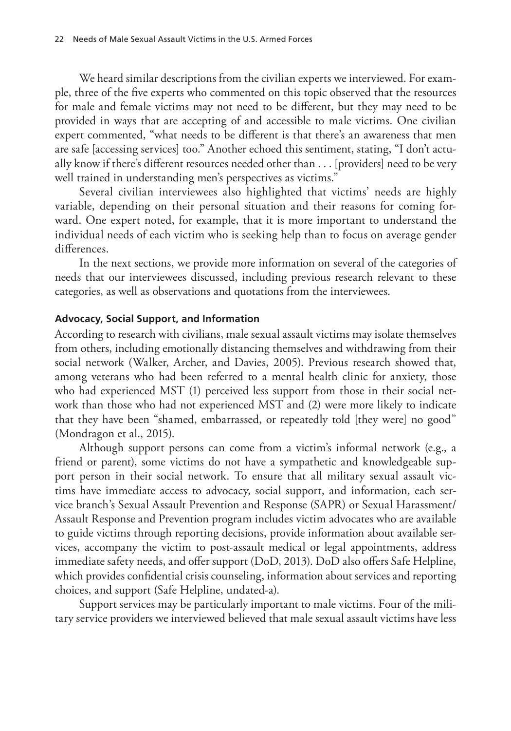We heard similar descriptions from the civilian experts we interviewed. For example, three of the five experts who commented on this topic observed that the resources for male and female victims may not need to be different, but they may need to be provided in ways that are accepting of and accessible to male victims. One civilian expert commented, "what needs to be different is that there's an awareness that men are safe [accessing services] too." Another echoed this sentiment, stating, "I don't actually know if there's different resources needed other than . . . [providers] need to be very well trained in understanding men's perspectives as victims."

Several civilian interviewees also highlighted that victims' needs are highly variable, depending on their personal situation and their reasons for coming forward. One expert noted, for example, that it is more important to understand the individual needs of each victim who is seeking help than to focus on average gender differences.

In the next sections, we provide more information on several of the categories of needs that our interviewees discussed, including previous research relevant to these categories, as well as observations and quotations from the interviewees.

#### Advocacy, Social Support, and Information

According to research with civilians, male sexual assault victims may isolate themselves from others, including emotionally distancing themselves and withdrawing from their social network (Walker, Archer, and Davies, 2005). Previous research showed that, among veterans who had been referred to a mental health clinic for anxiety, those who had experienced MST (1) perceived less support from those in their social network than those who had not experienced MST and (2) were more likely to indicate that they have been "shamed, embarrassed, or repeatedly told [they were] no good" (Mondragon et al., 2015).

Although support persons can come from a victim's informal network (e.g., a friend or parent), some victims do not have a sympathetic and knowledgeable support person in their social network. To ensure that all military sexual assault victims have immediate access to advocacy, social support, and information, each service branch's Sexual Assault Prevention and Response (SAPR) or Sexual Harassment/Assault Response and Prevention program includes victim advocates who are available to guide victims through reporting decisions, provide information about available services, accompany the victim to post-assault medical or legal appointments, address immediate safety needs, and offer support (DoD, 2013). DoD also offers Safe Helpline, which provides confidential crisis counseling, information about services and reporting choices, and support (Safe Helpline, undated-a).

Support services may be particularly important to male victims. Four of the military service providers we interviewed believed that male sexual assault victims have less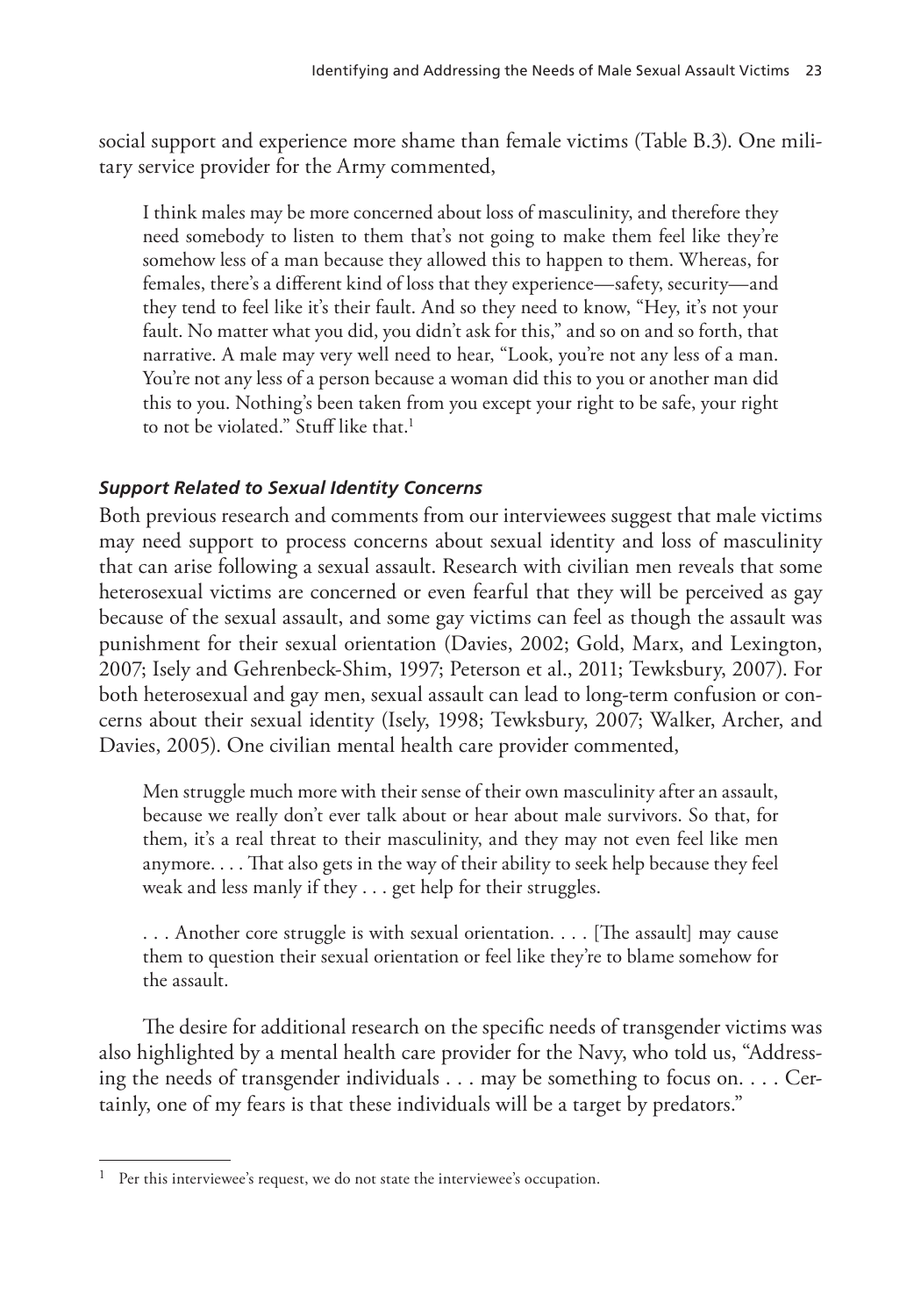social support and experience more shame than female victims (Table B.3). One military service provider for the Army commented,

> I think males may be more concerned about loss of masculinity, and therefore they need somebody to listen to them that's not going to make them feel like they're somehow less of a man because they allowed this to happen to them. Whereas, for females, there's a different kind of loss that they experience—safety, security—and they tend to feel like it's their fault. And so they need to know, "Hey, it's not your fault. No matter what you did, you didn't ask for this," and so on and so forth, that narrative. A male may very well need to hear, "Look, you're not any less of a man. You're not any less of a person because a woman did this to you or another man did this to you. Nothing's been taken from you except your right to be safe, your right to not be violated." Stuff like that.[1]

### *Support Related to Sexual Identity Concerns*

Both previous research and comments from our interviewees suggest that male victims may need support to process concerns about sexual identity and loss of masculinity that can arise following a sexual assault. Research with civilian men reveals that some heterosexual victims are concerned or even fearful that they will be perceived as gay because of the sexual assault, and some gay victims can feel as though the assault was punishment for their sexual orientation (Davies, 2002; Gold, Marx, and Lexington, 2007; Isely and Gehrenbeck-Shim, 1997; Peterson et al., 2011; Tewksbury, 2007). For both heterosexual and gay men, sexual assault can lead to long-term confusion or concerns about their sexual identity (Isely, 1998; Tewksbury, 2007; Walker, Archer, and Davies, 2005). One civilian mental health care provider commented,

> Men struggle much more with their sense of their own masculinity after an assault, because we really don't ever talk about or hear about male survivors. So that, for them, it's a real threat to their masculinity, and they may not even feel like men anymore. . . . That also gets in the way of their ability to seek help because they feel weak and less manly if they . . . get help for their struggles.
>
> . . . Another core struggle is with sexual orientation. . . . [The assault] may cause them to question their sexual orientation or feel like they're to blame somehow for the assault.

The desire for additional research on the specific needs of transgender victims was also highlighted by a mental health care provider for the Navy, who told us, "Addressing the needs of transgender individuals . . . may be something to focus on. . . . Certainly, one of my fears is that these individuals will be a target by predators."

---

[1] Per this interviewee's request, we do not state the interviewee's occupation.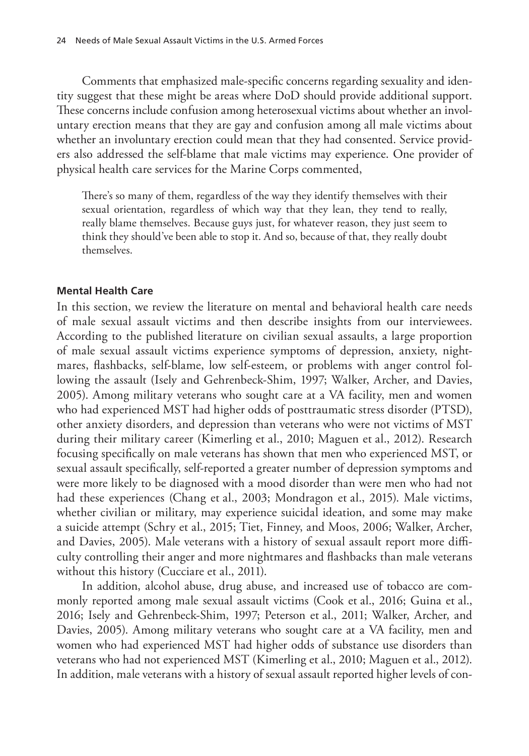Comments that emphasized male-specific concerns regarding sexuality and identity suggest that these might be areas where DoD should provide additional support. These concerns include confusion among heterosexual victims about whether an involuntary erection means that they are gay and confusion among all male victims about whether an involuntary erection could mean that they had consented. Service providers also addressed the self-blame that male victims may experience. One provider of physical health care services for the Marine Corps commented,

> There's so many of them, regardless of the way they identify themselves with their sexual orientation, regardless of which way that they lean, they tend to really, really blame themselves. Because guys just, for whatever reason, they just seem to think they should've been able to stop it. And so, because of that, they really doubt themselves.

#### Mental Health Care

In this section, we review the literature on mental and behavioral health care needs of male sexual assault victims and then describe insights from our interviewees. According to the published literature on civilian sexual assaults, a large proportion of male sexual assault victims experience symptoms of depression, anxiety, nightmares, flashbacks, self-blame, low self-esteem, or problems with anger control following the assault (Isely and Gehrenbeck-Shim, 1997; Walker, Archer, and Davies, 2005). Among military veterans who sought care at a VA facility, men and women who had experienced MST had higher odds of posttraumatic stress disorder (PTSD), other anxiety disorders, and depression than veterans who were not victims of MST during their military career (Kimerling et al., 2010; Maguen et al., 2012). Research focusing specifically on male veterans has shown that men who experienced MST, or sexual assault specifically, self-reported a greater number of depression symptoms and were more likely to be diagnosed with a mood disorder than were men who had not had these experiences (Chang et al., 2003; Mondragon et al., 2015). Male victims, whether civilian or military, may experience suicidal ideation, and some may make a suicide attempt (Schry et al., 2015; Tiet, Finney, and Moos, 2006; Walker, Archer, and Davies, 2005). Male veterans with a history of sexual assault report more difficulty controlling their anger and more nightmares and flashbacks than male veterans without this history (Cucciare et al., 2011).

In addition, alcohol abuse, drug abuse, and increased use of tobacco are commonly reported among male sexual assault victims (Cook et al., 2016; Guina et al., 2016; Isely and Gehrenbeck-Shim, 1997; Peterson et al., 2011; Walker, Archer, and Davies, 2005). Among military veterans who sought care at a VA facility, men and women who had experienced MST had higher odds of substance use disorders than veterans who had not experienced MST (Kimerling et al., 2010; Maguen et al., 2012). In addition, male veterans with a history of sexual assault reported higher levels of con-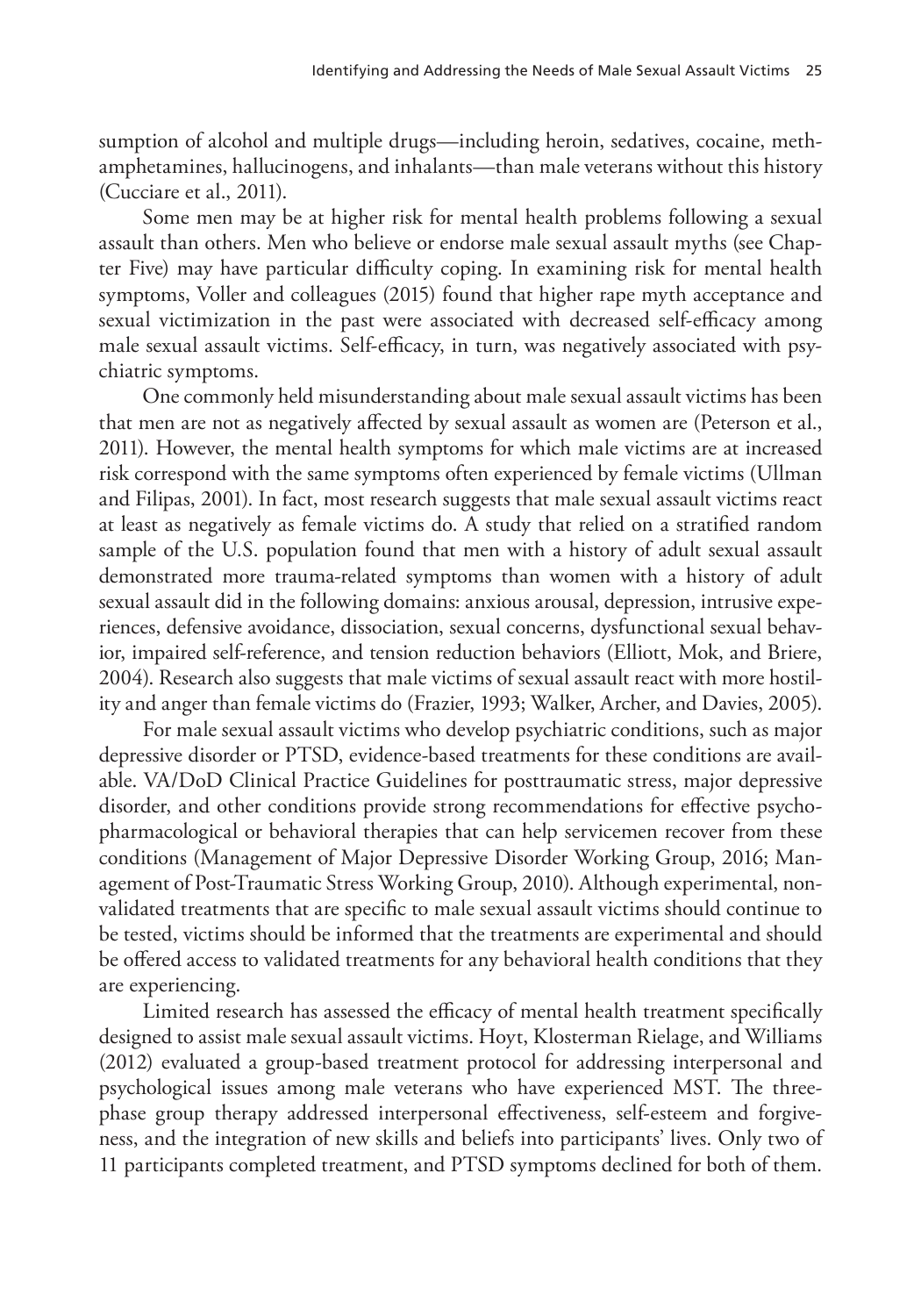sumption of alcohol and multiple drugs—including heroin, sedatives, cocaine, methamphetamines, hallucinogens, and inhalants—than male veterans without this history (Cucciare et al., 2011).

Some men may be at higher risk for mental health problems following a sexual assault than others. Men who believe or endorse male sexual assault myths (see Chapter Five) may have particular difficulty coping. In examining risk for mental health symptoms, Voller and colleagues (2015) found that higher rape myth acceptance and sexual victimization in the past were associated with decreased self-efficacy among male sexual assault victims. Self-efficacy, in turn, was negatively associated with psychiatric symptoms.

One commonly held misunderstanding about male sexual assault victims has been that men are not as negatively affected by sexual assault as women are (Peterson et al., 2011). However, the mental health symptoms for which male victims are at increased risk correspond with the same symptoms often experienced by female victims (Ullman and Filipas, 2001). In fact, most research suggests that male sexual assault victims react at least as negatively as female victims do. A study that relied on a stratified random sample of the U.S. population found that men with a history of adult sexual assault demonstrated more trauma-related symptoms than women with a history of adult sexual assault did in the following domains: anxious arousal, depression, intrusive experiences, defensive avoidance, dissociation, sexual concerns, dysfunctional sexual behavior, impaired self-reference, and tension reduction behaviors (Elliott, Mok, and Briere, 2004). Research also suggests that male victims of sexual assault react with more hostility and anger than female victims do (Frazier, 1993; Walker, Archer, and Davies, 2005).

For male sexual assault victims who develop psychiatric conditions, such as major depressive disorder or PTSD, evidence-based treatments for these conditions are available. VA/DoD Clinical Practice Guidelines for posttraumatic stress, major depressive disorder, and other conditions provide strong recommendations for effective psychopharmacological or behavioral therapies that can help servicemen recover from these conditions (Management of Major Depressive Disorder Working Group, 2016; Management of Post-Traumatic Stress Working Group, 2010). Although experimental, nonvalidated treatments that are specific to male sexual assault victims should continue to be tested, victims should be informed that the treatments are experimental and should be offered access to validated treatments for any behavioral health conditions that they are experiencing.

Limited research has assessed the efficacy of mental health treatment specifically designed to assist male sexual assault victims. Hoyt, Klosterman Rielage, and Williams (2012) evaluated a group-based treatment protocol for addressing interpersonal and psychological issues among male veterans who have experienced MST. The three-phase group therapy addressed interpersonal effectiveness, self-esteem and forgiveness, and the integration of new skills and beliefs into participants' lives. Only two of 11 participants completed treatment, and PTSD symptoms declined for both of them.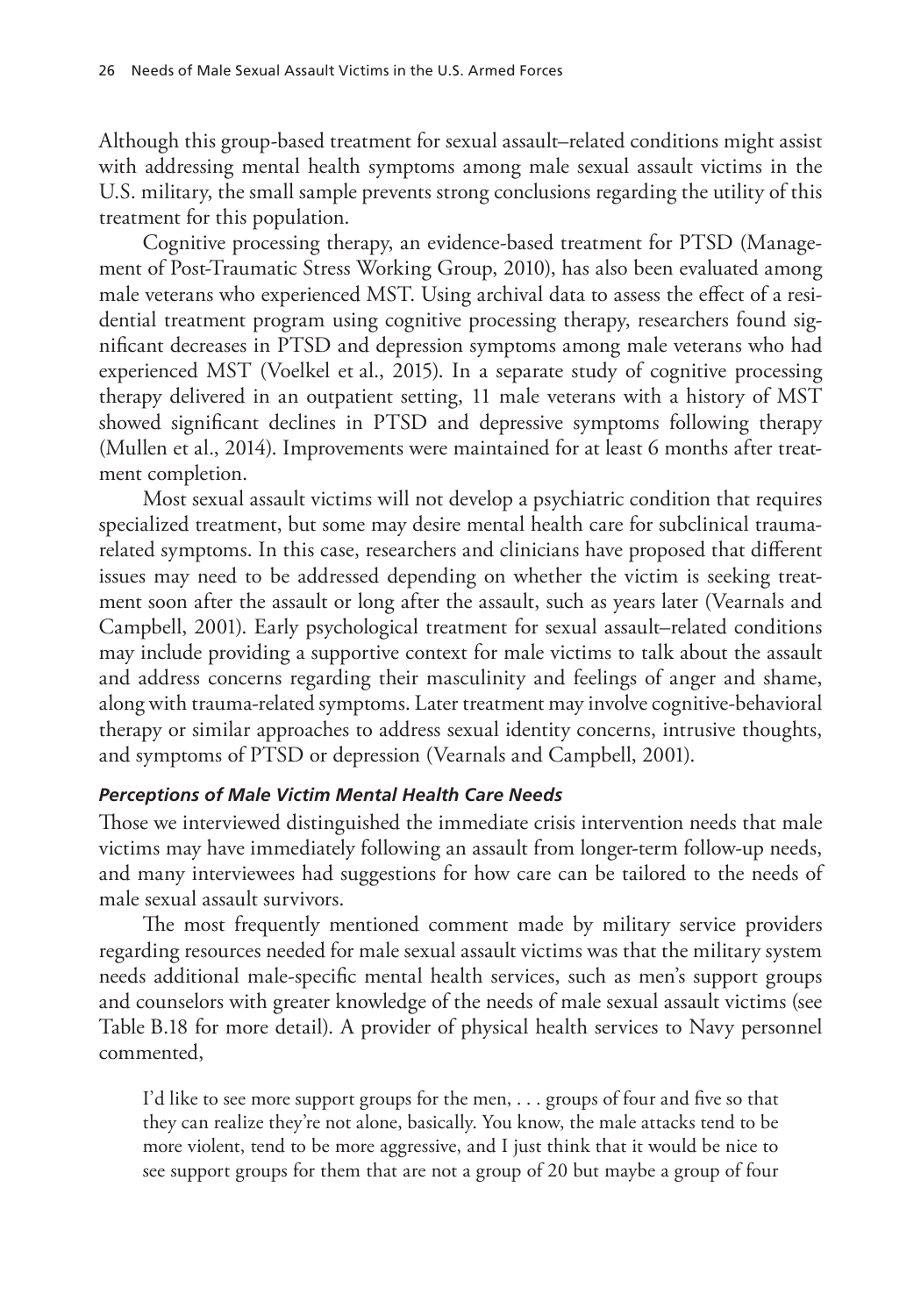Although this group-based treatment for sexual assault–related conditions might assist with addressing mental health symptoms among male sexual assault victims in the U.S. military, the small sample prevents strong conclusions regarding the utility of this treatment for this population.

Cognitive processing therapy, an evidence-based treatment for PTSD (Management of Post-Traumatic Stress Working Group, 2010), has also been evaluated among male veterans who experienced MST. Using archival data to assess the effect of a residential treatment program using cognitive processing therapy, researchers found significant decreases in PTSD and depression symptoms among male veterans who had experienced MST (Voelkel et al., 2015). In a separate study of cognitive processing therapy delivered in an outpatient setting, 11 male veterans with a history of MST showed significant declines in PTSD and depressive symptoms following therapy (Mullen et al., 2014). Improvements were maintained for at least 6 months after treatment completion.

Most sexual assault victims will not develop a psychiatric condition that requires specialized treatment, but some may desire mental health care for subclinical trauma-related symptoms. In this case, researchers and clinicians have proposed that different issues may need to be addressed depending on whether the victim is seeking treatment soon after the assault or long after the assault, such as years later (Vearnals and Campbell, 2001). Early psychological treatment for sexual assault–related conditions may include providing a supportive context for male victims to talk about the assault and address concerns regarding their masculinity and feelings of anger and shame, along with trauma-related symptoms. Later treatment may involve cognitive-behavioral therapy or similar approaches to address sexual identity concerns, intrusive thoughts, and symptoms of PTSD or depression (Vearnals and Campbell, 2001).

#### *Perceptions of Male Victim Mental Health Care Needs*

Those we interviewed distinguished the immediate crisis intervention needs that male victims may have immediately following an assault from longer-term follow-up needs, and many interviewees had suggestions for how care can be tailored to the needs of male sexual assault survivors.

The most frequently mentioned comment made by military service providers regarding resources needed for male sexual assault victims was that the military system needs additional male-specific mental health services, such as men's support groups and counselors with greater knowledge of the needs of male sexual assault victims (see Table B.18 for more detail). A provider of physical health services to Navy personnel commented,

> I'd like to see more support groups for the men, . . . groups of four and five so that they can realize they're not alone, basically. You know, the male attacks tend to be more violent, tend to be more aggressive, and I just think that it would be nice to see support groups for them that are not a group of 20 but maybe a group of four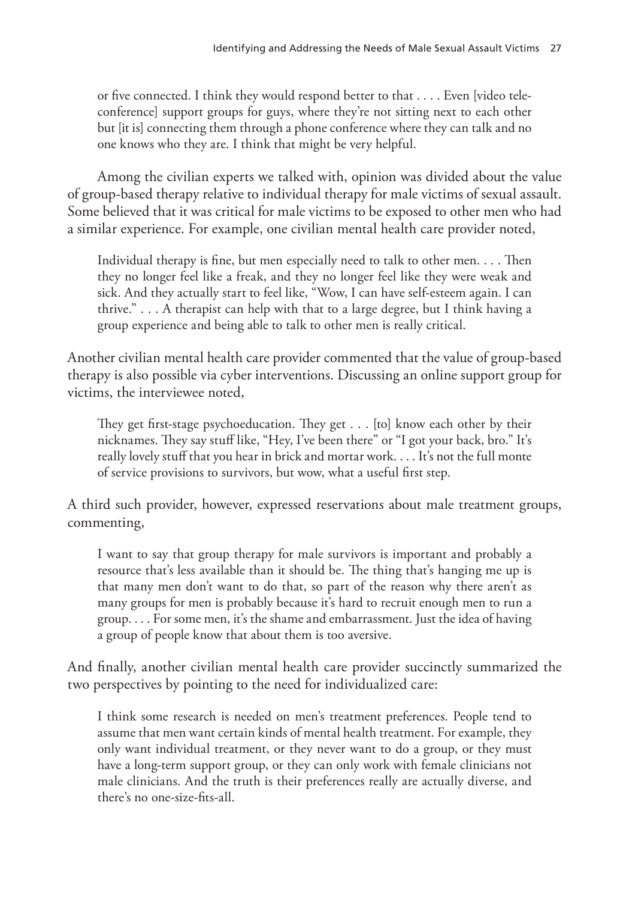> or five connected. I think they would respond better to that . . . . Even [video teleconference] support groups for guys, where they're not sitting next to each other but [it is] connecting them through a phone conference where they can talk and no one knows who they are. I think that might be very helpful.

Among the civilian experts we talked with, opinion was divided about the value of group-based therapy relative to individual therapy for male victims of sexual assault. Some believed that it was critical for male victims to be exposed to other men who had a similar experience. For example, one civilian mental health care provider noted,

> Individual therapy is fine, but men especially need to talk to other men. . . . Then they no longer feel like a freak, and they no longer feel like they were weak and sick. And they actually start to feel like, "Wow, I can have self-esteem again. I can thrive." . . . A therapist can help with that to a large degree, but I think having a group experience and being able to talk to other men is really critical.

Another civilian mental health care provider commented that the value of group-based therapy is also possible via cyber interventions. Discussing an online support group for victims, the interviewee noted,

> They get first-stage psychoeducation. They get . . . [to] know each other by their nicknames. They say stuff like, "Hey, I've been there" or "I got your back, bro." It's really lovely stuff that you hear in brick and mortar work. . . . It's not the full monte of service provisions to survivors, but wow, what a useful first step.

A third such provider, however, expressed reservations about male treatment groups, commenting,

> I want to say that group therapy for male survivors is important and probably a resource that's less available than it should be. The thing that's hanging me up is that many men don't want to do that, so part of the reason why there aren't as many groups for men is probably because it's hard to recruit enough men to run a group. . . . For some men, it's the shame and embarrassment. Just the idea of having a group of people know that about them is too aversive.

And finally, another civilian mental health care provider succinctly summarized the two perspectives by pointing to the need for individualized care:

> I think some research is needed on men's treatment preferences. People tend to assume that men want certain kinds of mental health treatment. For example, they only want individual treatment, or they never want to do a group, or they must have a long-term support group, or they can only work with female clinicians not male clinicians. And the truth is their preferences really are actually diverse, and there's no one-size-fits-all.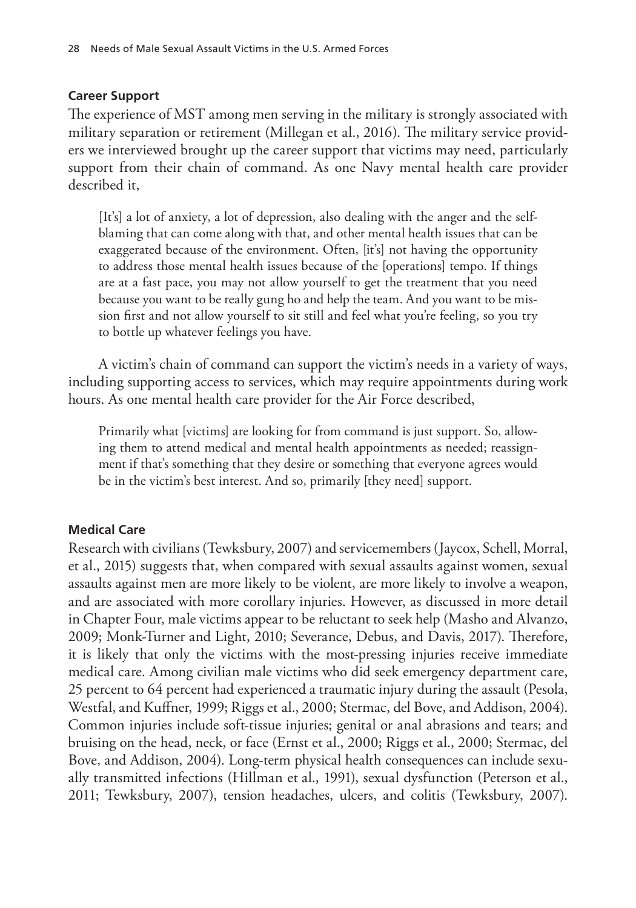### Career Support

The experience of MST among men serving in the military is strongly associated with military separation or retirement (Millegan et al., 2016). The military service providers we interviewed brought up the career support that victims may need, particularly support from their chain of command. As one Navy mental health care provider described it,

> [It's] a lot of anxiety, a lot of depression, also dealing with the anger and the self-blaming that can come along with that, and other mental health issues that can be exaggerated because of the environment. Often, [it's] not having the opportunity to address those mental health issues because of the [operations] tempo. If things are at a fast pace, you may not allow yourself to get the treatment that you need because you want to be really gung ho and help the team. And you want to be mission first and not allow yourself to sit still and feel what you're feeling, so you try to bottle up whatever feelings you have.

A victim's chain of command can support the victim's needs in a variety of ways, including supporting access to services, which may require appointments during work hours. As one mental health care provider for the Air Force described,

> Primarily what [victims] are looking for from command is just support. So, allowing them to attend medical and mental health appointments as needed; reassignment if that's something that they desire or something that everyone agrees would be in the victim's best interest. And so, primarily [they need] support.

### Medical Care

Research with civilians (Tewksbury, 2007) and servicemembers (Jaycox, Schell, Morral, et al., 2015) suggests that, when compared with sexual assaults against women, sexual assaults against men are more likely to be violent, are more likely to involve a weapon, and are associated with more corollary injuries. However, as discussed in more detail in Chapter Four, male victims appear to be reluctant to seek help (Masho and Alvanzo, 2009; Monk-Turner and Light, 2010; Severance, Debus, and Davis, 2017). Therefore, it is likely that only the victims with the most-pressing injuries receive immediate medical care. Among civilian male victims who did seek emergency department care, 25 percent to 64 percent had experienced a traumatic injury during the assault (Pesola, Westfal, and Kuffner, 1999; Riggs et al., 2000; Stermac, del Bove, and Addison, 2004). Common injuries include soft-tissue injuries; genital or anal abrasions and tears; and bruising on the head, neck, or face (Ernst et al., 2000; Riggs et al., 2000; Stermac, del Bove, and Addison, 2004). Long-term physical health consequences can include sexually transmitted infections (Hillman et al., 1991), sexual dysfunction (Peterson et al., 2011; Tewksbury, 2007), tension headaches, ulcers, and colitis (Tewksbury, 2007).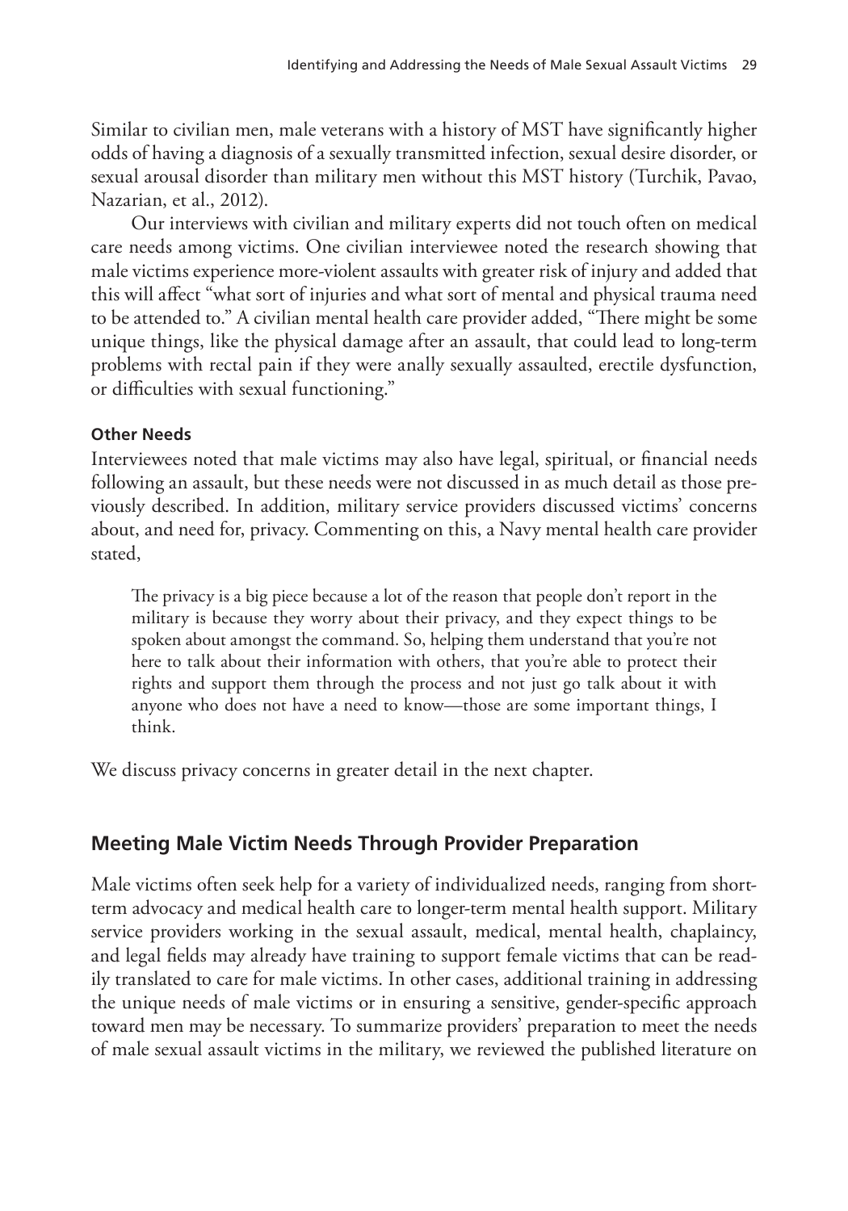Similar to civilian men, male veterans with a history of MST have significantly higher odds of having a diagnosis of a sexually transmitted infection, sexual desire disorder, or sexual arousal disorder than military men without this MST history (Turchik, Pavao, Nazarian, et al., 2012).

Our interviews with civilian and military experts did not touch often on medical care needs among victims. One civilian interviewee noted the research showing that male victims experience more-violent assaults with greater risk of injury and added that this will affect "what sort of injuries and what sort of mental and physical trauma need to be attended to." A civilian mental health care provider added, "There might be some unique things, like the physical damage after an assault, that could lead to long-term problems with rectal pain if they were anally sexually assaulted, erectile dysfunction, or difficulties with sexual functioning."

#### Other Needs

Interviewees noted that male victims may also have legal, spiritual, or financial needs following an assault, but these needs were not discussed in as much detail as those previously described. In addition, military service providers discussed victims' concerns about, and need for, privacy. Commenting on this, a Navy mental health care provider stated,

> The privacy is a big piece because a lot of the reason that people don't report in the military is because they worry about their privacy, and they expect things to be spoken about amongst the command. So, helping them understand that you're not here to talk about their information with others, that you're able to protect their rights and support them through the process and not just go talk about it with anyone who does not have a need to know—those are some important things, I think.

We discuss privacy concerns in greater detail in the next chapter.

## Meeting Male Victim Needs Through Provider Preparation

Male victims often seek help for a variety of individualized needs, ranging from short-term advocacy and medical health care to longer-term mental health support. Military service providers working in the sexual assault, medical, mental health, chaplaincy, and legal fields may already have training to support female victims that can be readily translated to care for male victims. In other cases, additional training in addressing the unique needs of male victims or in ensuring a sensitive, gender-specific approach toward men may be necessary. To summarize providers' preparation to meet the needs of male sexual assault victims in the military, we reviewed the published literature on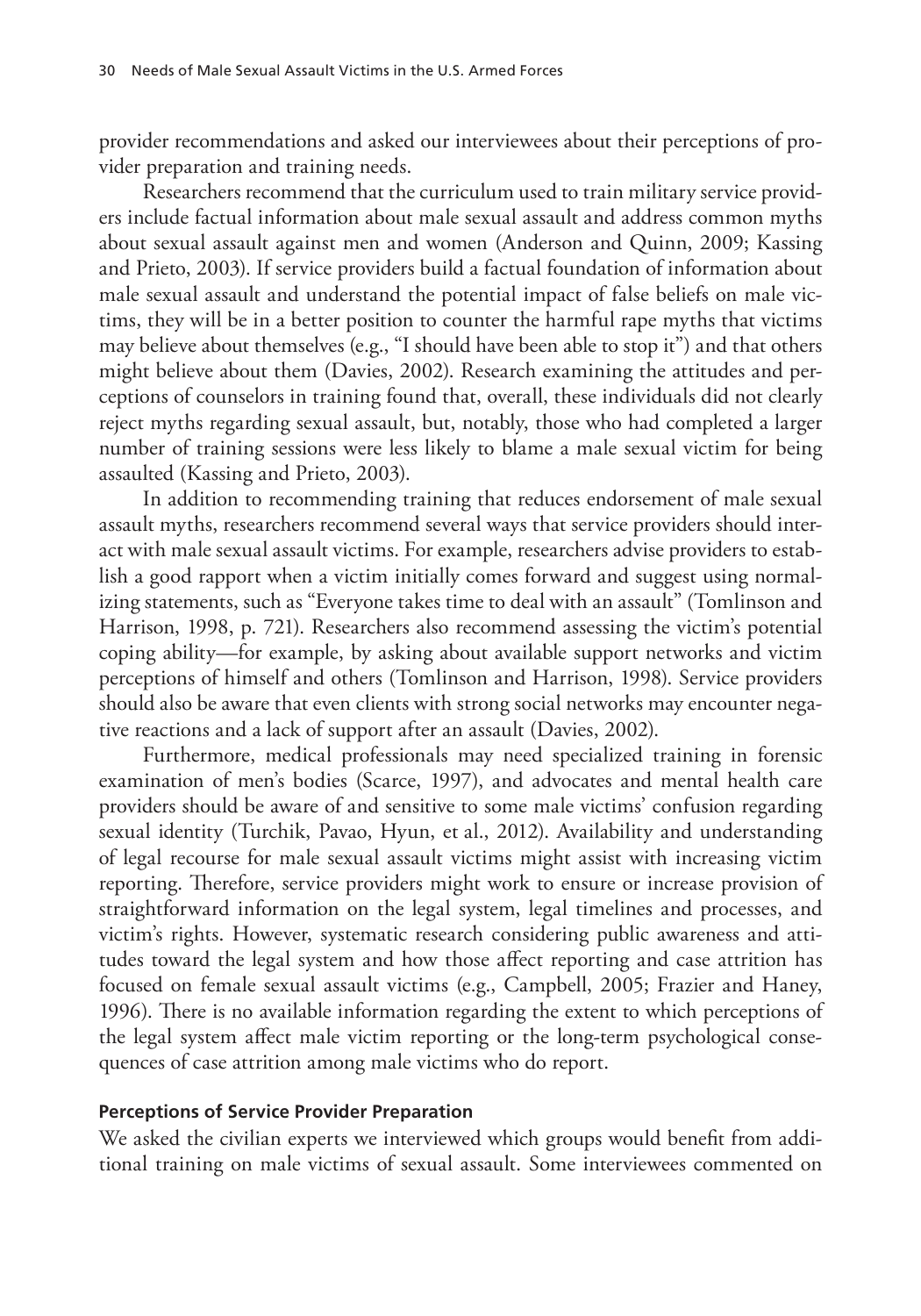provider recommendations and asked our interviewees about their perceptions of provider preparation and training needs.

Researchers recommend that the curriculum used to train military service providers include factual information about male sexual assault and address common myths about sexual assault against men and women (Anderson and Quinn, 2009; Kassing and Prieto, 2003). If service providers build a factual foundation of information about male sexual assault and understand the potential impact of false beliefs on male victims, they will be in a better position to counter the harmful rape myths that victims may believe about themselves (e.g., "I should have been able to stop it") and that others might believe about them (Davies, 2002). Research examining the attitudes and perceptions of counselors in training found that, overall, these individuals did not clearly reject myths regarding sexual assault, but, notably, those who had completed a larger number of training sessions were less likely to blame a male sexual victim for being assaulted (Kassing and Prieto, 2003).

In addition to recommending training that reduces endorsement of male sexual assault myths, researchers recommend several ways that service providers should interact with male sexual assault victims. For example, researchers advise providers to establish a good rapport when a victim initially comes forward and suggest using normalizing statements, such as "Everyone takes time to deal with an assault" (Tomlinson and Harrison, 1998, p. 721). Researchers also recommend assessing the victim's potential coping ability—for example, by asking about available support networks and victim perceptions of himself and others (Tomlinson and Harrison, 1998). Service providers should also be aware that even clients with strong social networks may encounter negative reactions and a lack of support after an assault (Davies, 2002).

Furthermore, medical professionals may need specialized training in forensic examination of men's bodies (Scarce, 1997), and advocates and mental health care providers should be aware of and sensitive to some male victims' confusion regarding sexual identity (Turchik, Pavao, Hyun, et al., 2012). Availability and understanding of legal recourse for male sexual assault victims might assist with increasing victim reporting. Therefore, service providers might work to ensure or increase provision of straightforward information on the legal system, legal timelines and processes, and victim's rights. However, systematic research considering public awareness and attitudes toward the legal system and how those affect reporting and case attrition has focused on female sexual assault victims (e.g., Campbell, 2005; Frazier and Haney, 1996). There is no available information regarding the extent to which perceptions of the legal system affect male victim reporting or the long-term psychological consequences of case attrition among male victims who do report.

#### Perceptions of Service Provider Preparation

We asked the civilian experts we interviewed which groups would benefit from additional training on male victims of sexual assault. Some interviewees commented on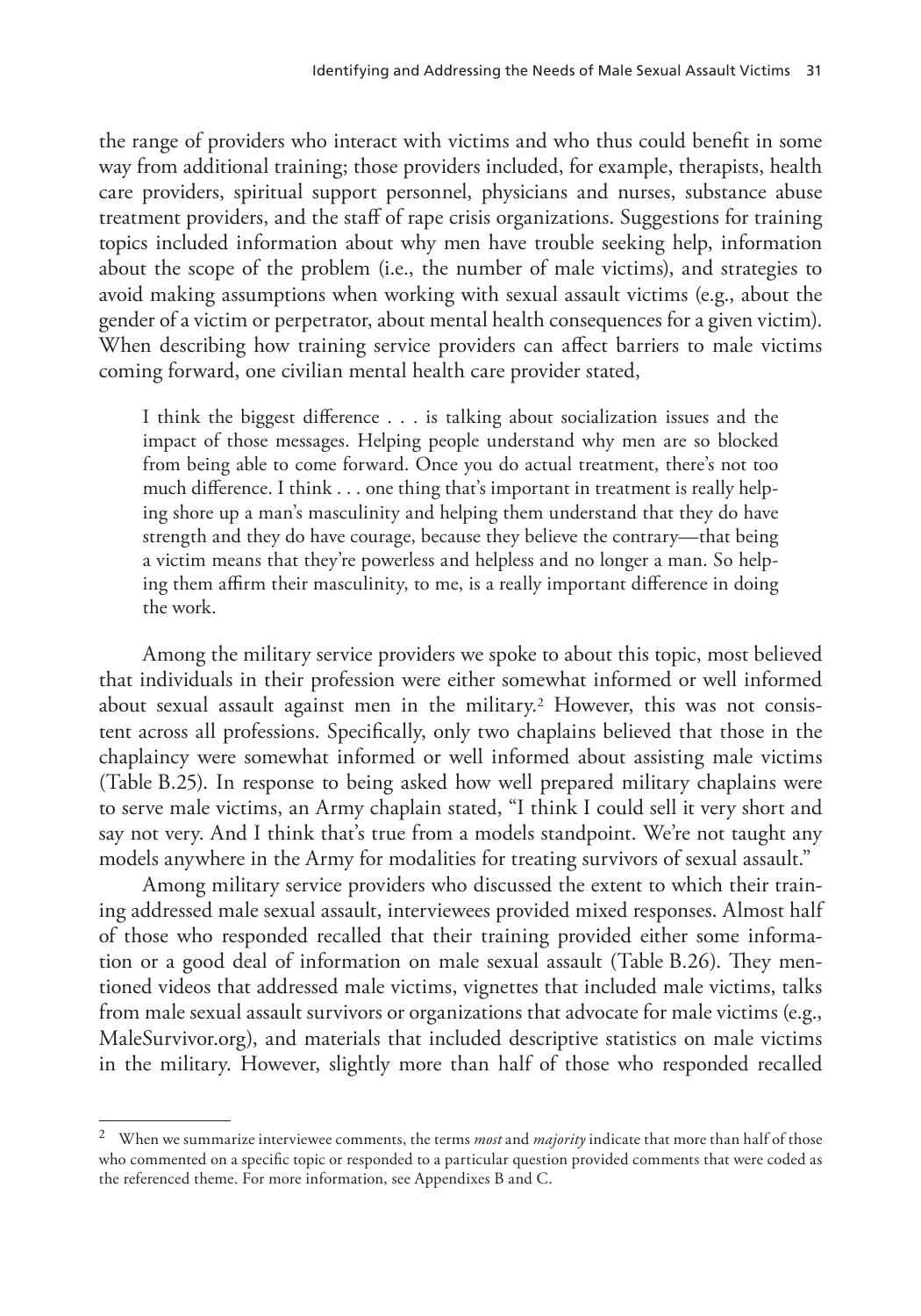the range of providers who interact with victims and who thus could benefit in some way from additional training; those providers included, for example, therapists, health care providers, spiritual support personnel, physicians and nurses, substance abuse treatment providers, and the staff of rape crisis organizations. Suggestions for training topics included information about why men have trouble seeking help, information about the scope of the problem (i.e., the number of male victims), and strategies to avoid making assumptions when working with sexual assault victims (e.g., about the gender of a victim or perpetrator, about mental health consequences for a given victim). When describing how training service providers can affect barriers to male victims coming forward, one civilian mental health care provider stated,

> I think the biggest difference . . . is talking about socialization issues and the impact of those messages. Helping people understand why men are so blocked from being able to come forward. Once you do actual treatment, there's not too much difference. I think . . . one thing that's important in treatment is really helping shore up a man's masculinity and helping them understand that they do have strength and they do have courage, because they believe the contrary—that being a victim means that they're powerless and helpless and no longer a man. So helping them affirm their masculinity, to me, is a really important difference in doing the work.

Among the military service providers we spoke to about this topic, most believed that individuals in their profession were either somewhat informed or well informed about sexual assault against men in the military.[2] However, this was not consistent across all professions. Specifically, only two chaplains believed that those in the chaplaincy were somewhat informed or well informed about assisting male victims (Table B.25). In response to being asked how well prepared military chaplains were to serve male victims, an Army chaplain stated, "I think I could sell it very short and say not very. And I think that's true from a models standpoint. We're not taught any models anywhere in the Army for modalities for treating survivors of sexual assault."

Among military service providers who discussed the extent to which their training addressed male sexual assault, interviewees provided mixed responses. Almost half of those who responded recalled that their training provided either some information or a good deal of information on male sexual assault (Table B.26). They mentioned videos that addressed male victims, vignettes that included male victims, talks from male sexual assault survivors or organizations that advocate for male victims (e.g., MaleSurvivor.org), and materials that included descriptive statistics on male victims in the military. However, slightly more than half of those who responded recalled

---

[2] When we summarize interviewee comments, the terms *most* and *majority* indicate that more than half of those who commented on a specific topic or responded to a particular question provided comments that were coded as the referenced theme. For more information, see Appendixes B and C.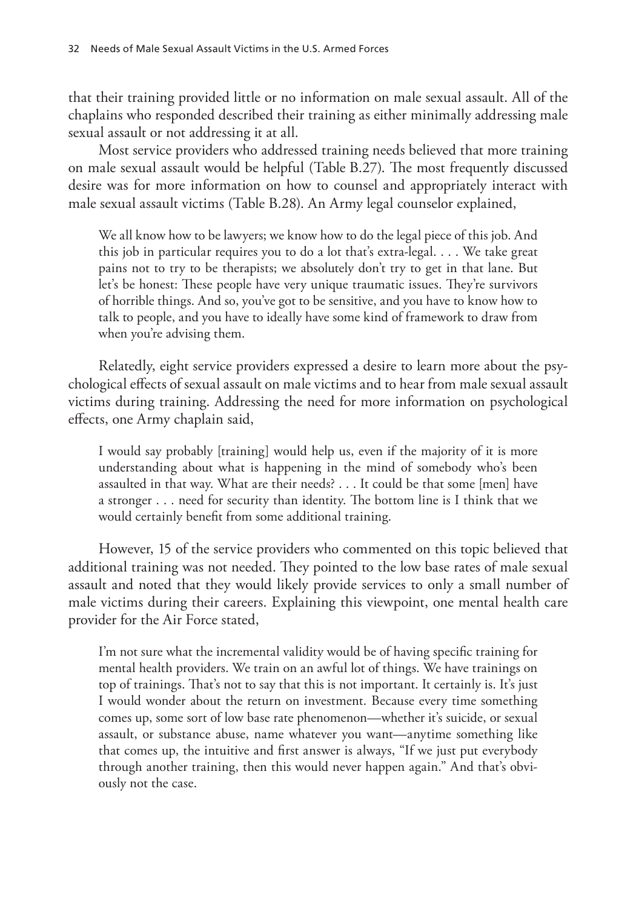that their training provided little or no information on male sexual assault. All of the chaplains who responded described their training as either minimally addressing male sexual assault or not addressing it at all.

Most service providers who addressed training needs believed that more training on male sexual assault would be helpful (Table B.27). The most frequently discussed desire was for more information on how to counsel and appropriately interact with male sexual assault victims (Table B.28). An Army legal counselor explained,

> We all know how to be lawyers; we know how to do the legal piece of this job. And this job in particular requires you to do a lot that's extra-legal. . . . We take great pains not to try to be therapists; we absolutely don't try to get in that lane. But let's be honest: These people have very unique traumatic issues. They're survivors of horrible things. And so, you've got to be sensitive, and you have to know how to talk to people, and you have to ideally have some kind of framework to draw from when you're advising them.

Relatedly, eight service providers expressed a desire to learn more about the psychological effects of sexual assault on male victims and to hear from male sexual assault victims during training. Addressing the need for more information on psychological effects, one Army chaplain said,

> I would say probably [training] would help us, even if the majority of it is more understanding about what is happening in the mind of somebody who's been assaulted in that way. What are their needs? . . . It could be that some [men] have a stronger . . . need for security than identity. The bottom line is I think that we would certainly benefit from some additional training.

However, 15 of the service providers who commented on this topic believed that additional training was not needed. They pointed to the low base rates of male sexual assault and noted that they would likely provide services to only a small number of male victims during their careers. Explaining this viewpoint, one mental health care provider for the Air Force stated,

> I'm not sure what the incremental validity would be of having specific training for mental health providers. We train on an awful lot of things. We have trainings on top of trainings. That's not to say that this is not important. It certainly is. It's just I would wonder about the return on investment. Because every time something comes up, some sort of low base rate phenomenon—whether it's suicide, or sexual assault, or substance abuse, name whatever you want—anytime something like that comes up, the intuitive and first answer is always, "If we just put everybody through another training, then this would never happen again." And that's obviously not the case.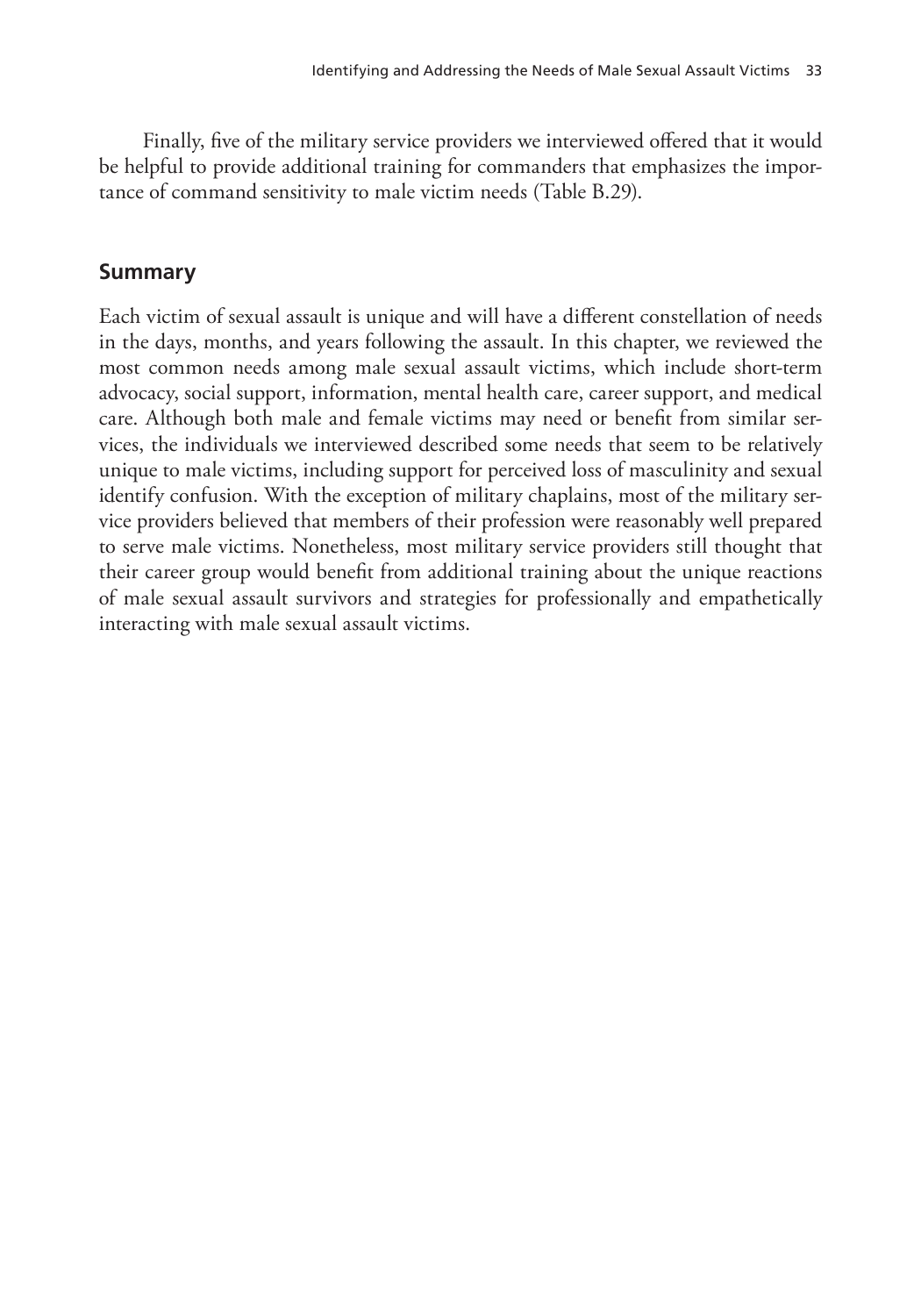Finally, five of the military service providers we interviewed offered that it would be helpful to provide additional training for commanders that emphasizes the importance of command sensitivity to male victim needs (Table B.29).

## Summary

Each victim of sexual assault is unique and will have a different constellation of needs in the days, months, and years following the assault. In this chapter, we reviewed the most common needs among male sexual assault victims, which include short-term advocacy, social support, information, mental health care, career support, and medical care. Although both male and female victims may need or benefit from similar services, the individuals we interviewed described some needs that seem to be relatively unique to male victims, including support for perceived loss of masculinity and sexual identify confusion. With the exception of military chaplains, most of the military service providers believed that members of their profession were reasonably well prepared to serve male victims. Nonetheless, most military service providers still thought that their career group would benefit from additional training about the unique reactions of male sexual assault survivors and strategies for professionally and empathetically interacting with male sexual assault victims.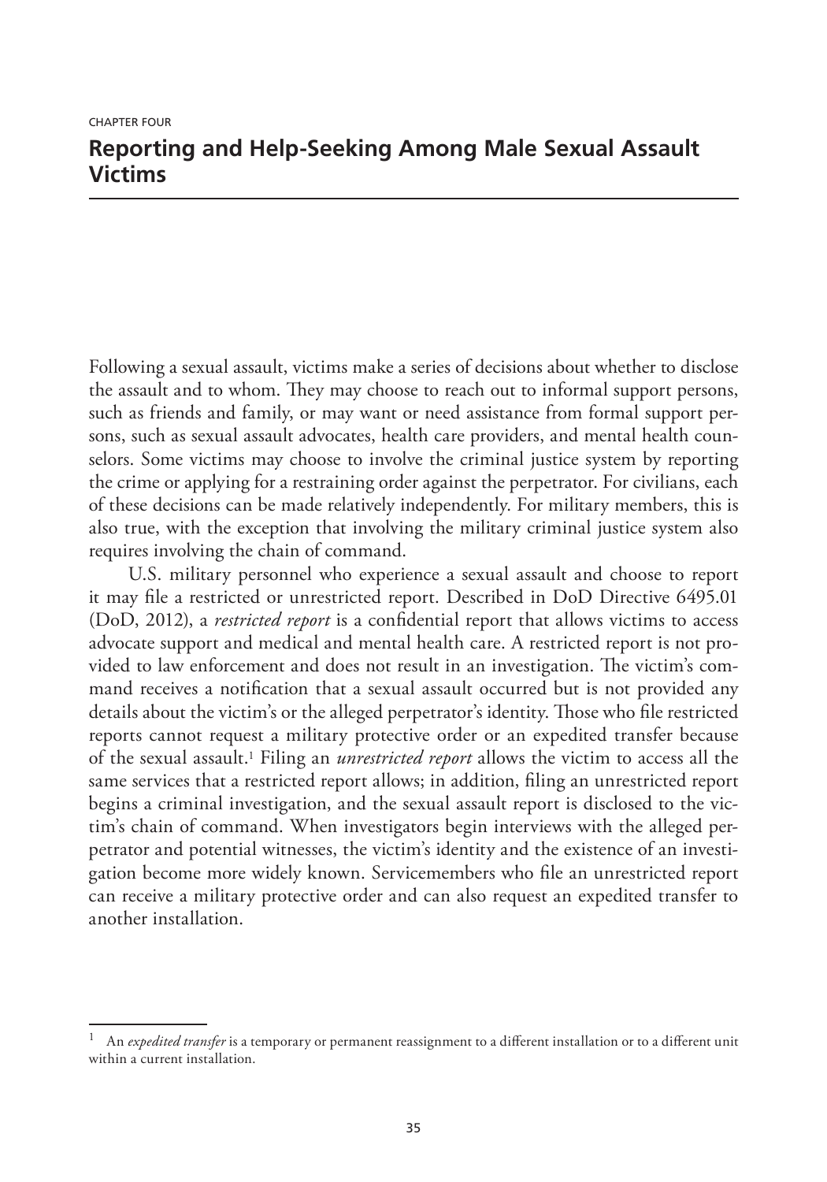CHAPTER FOUR

# Reporting and Help-Seeking Among Male Sexual Assault Victims

Following a sexual assault, victims make a series of decisions about whether to disclose the assault and to whom. They may choose to reach out to informal support persons, such as friends and family, or may want or need assistance from formal support persons, such as sexual assault advocates, health care providers, and mental health counselors. Some victims may choose to involve the criminal justice system by reporting the crime or applying for a restraining order against the perpetrator. For civilians, each of these decisions can be made relatively independently. For military members, this is also true, with the exception that involving the military criminal justice system also requires involving the chain of command.

U.S. military personnel who experience a sexual assault and choose to report it may file a restricted or unrestricted report. Described in DoD Directive 6495.01 (DoD, 2012), a *restricted report* is a confidential report that allows victims to access advocate support and medical and mental health care. A restricted report is not provided to law enforcement and does not result in an investigation. The victim's command receives a notification that a sexual assault occurred but is not provided any details about the victim's or the alleged perpetrator's identity. Those who file restricted reports cannot request a military protective order or an expedited transfer because of the sexual assault.[1] Filing an *unrestricted report* allows the victim to access all the same services that a restricted report allows; in addition, filing an unrestricted report begins a criminal investigation, and the sexual assault report is disclosed to the victim's chain of command. When investigators begin interviews with the alleged perpetrator and potential witnesses, the victim's identity and the existence of an investigation become more widely known. Servicemembers who file an unrestricted report can receive a military protective order and can also request an expedited transfer to another installation.

---

[1] An *expedited transfer* is a temporary or permanent reassignment to a different installation or to a different unit within a current installation.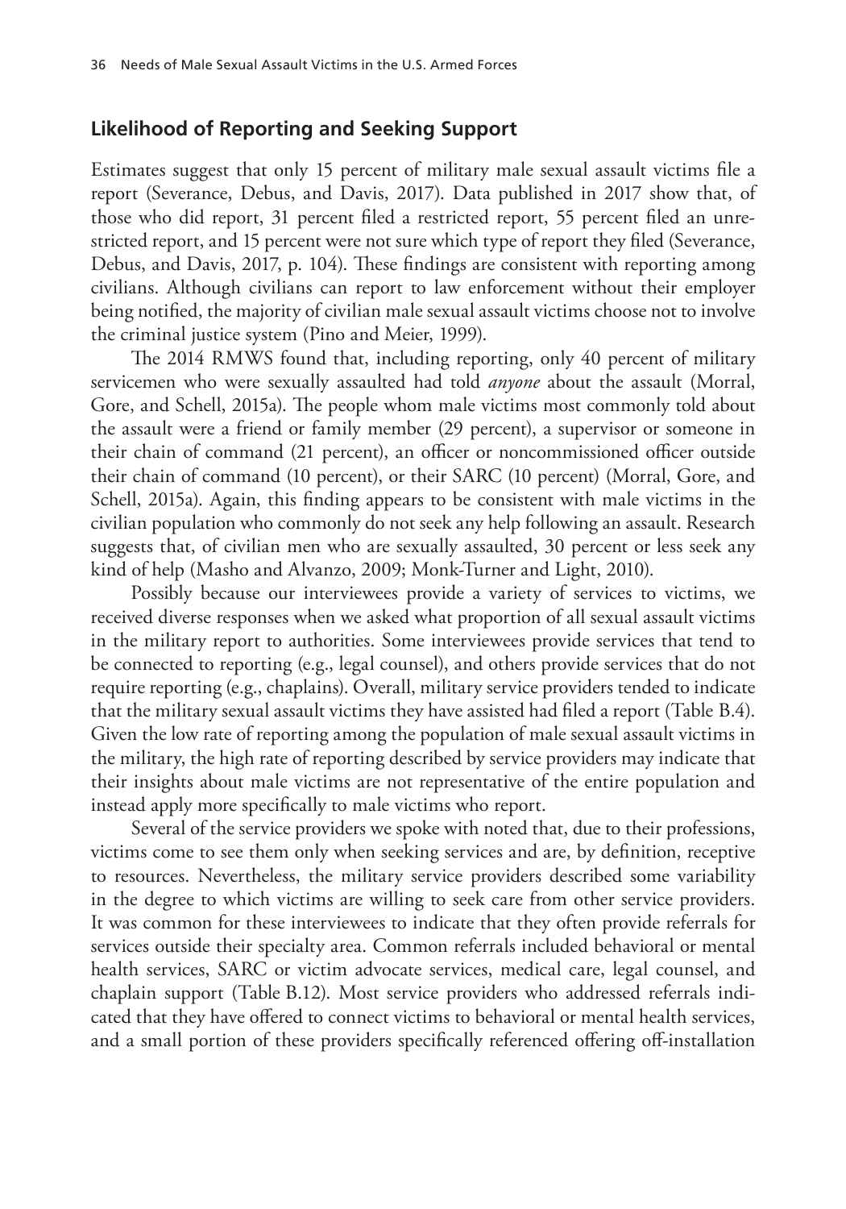## Likelihood of Reporting and Seeking Support

Estimates suggest that only 15 percent of military male sexual assault victims file a report (Severance, Debus, and Davis, 2017). Data published in 2017 show that, of those who did report, 31 percent filed a restricted report, 55 percent filed an unrestricted report, and 15 percent were not sure which type of report they filed (Severance, Debus, and Davis, 2017, p. 104). These findings are consistent with reporting among civilians. Although civilians can report to law enforcement without their employer being notified, the majority of civilian male sexual assault victims choose not to involve the criminal justice system (Pino and Meier, 1999).

The 2014 RMWS found that, including reporting, only 40 percent of military servicemen who were sexually assaulted had told *anyone* about the assault (Morral, Gore, and Schell, 2015a). The people whom male victims most commonly told about the assault were a friend or family member (29 percent), a supervisor or someone in their chain of command (21 percent), an officer or noncommissioned officer outside their chain of command (10 percent), or their SARC (10 percent) (Morral, Gore, and Schell, 2015a). Again, this finding appears to be consistent with male victims in the civilian population who commonly do not seek any help following an assault. Research suggests that, of civilian men who are sexually assaulted, 30 percent or less seek any kind of help (Masho and Alvanzo, 2009; Monk-Turner and Light, 2010).

Possibly because our interviewees provide a variety of services to victims, we received diverse responses when we asked what proportion of all sexual assault victims in the military report to authorities. Some interviewees provide services that tend to be connected to reporting (e.g., legal counsel), and others provide services that do not require reporting (e.g., chaplains). Overall, military service providers tended to indicate that the military sexual assault victims they have assisted had filed a report (Table B.4). Given the low rate of reporting among the population of male sexual assault victims in the military, the high rate of reporting described by service providers may indicate that their insights about male victims are not representative of the entire population and instead apply more specifically to male victims who report.

Several of the service providers we spoke with noted that, due to their professions, victims come to see them only when seeking services and are, by definition, receptive to resources. Nevertheless, the military service providers described some variability in the degree to which victims are willing to seek care from other service providers. It was common for these interviewees to indicate that they often provide referrals for services outside their specialty area. Common referrals included behavioral or mental health services, SARC or victim advocate services, medical care, legal counsel, and chaplain support (Table B.12). Most service providers who addressed referrals indicated that they have offered to connect victims to behavioral or mental health services, and a small portion of these providers specifically referenced offering off-installation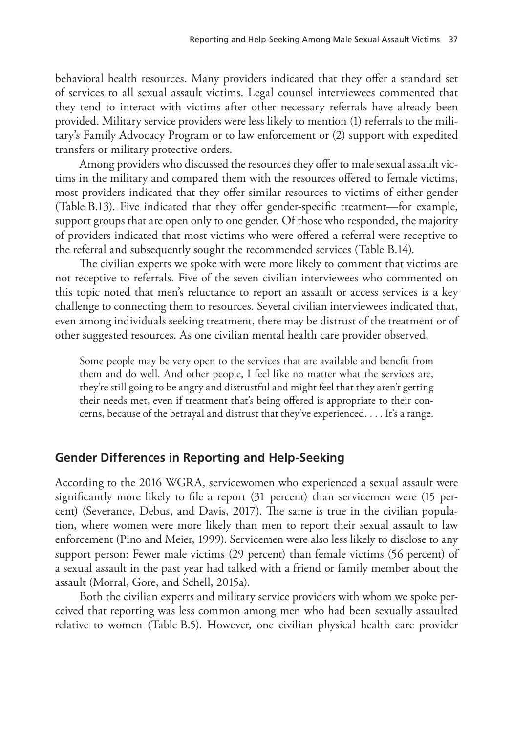behavioral health resources. Many providers indicated that they offer a standard set of services to all sexual assault victims. Legal counsel interviewees commented that they tend to interact with victims after other necessary referrals have already been provided. Military service providers were less likely to mention (1) referrals to the military's Family Advocacy Program or to law enforcement or (2) support with expedited transfers or military protective orders.

Among providers who discussed the resources they offer to male sexual assault victims in the military and compared them with the resources offered to female victims, most providers indicated that they offer similar resources to victims of either gender (Table B.13). Five indicated that they offer gender-specific treatment—for example, support groups that are open only to one gender. Of those who responded, the majority of providers indicated that most victims who were offered a referral were receptive to the referral and subsequently sought the recommended services (Table B.14).

The civilian experts we spoke with were more likely to comment that victims are not receptive to referrals. Five of the seven civilian interviewees who commented on this topic noted that men's reluctance to report an assault or access services is a key challenge to connecting them to resources. Several civilian interviewees indicated that, even among individuals seeking treatment, there may be distrust of the treatment or of other suggested resources. As one civilian mental health care provider observed,

> Some people may be very open to the services that are available and benefit from them and do well. And other people, I feel like no matter what the services are, they're still going to be angry and distrustful and might feel that they aren't getting their needs met, even if treatment that's being offered is appropriate to their concerns, because of the betrayal and distrust that they've experienced. . . . It's a range.

## Gender Differences in Reporting and Help-Seeking

According to the 2016 WGRA, servicewomen who experienced a sexual assault were significantly more likely to file a report (31 percent) than servicemen were (15 percent) (Severance, Debus, and Davis, 2017). The same is true in the civilian population, where women were more likely than men to report their sexual assault to law enforcement (Pino and Meier, 1999). Servicemen were also less likely to disclose to any support person: Fewer male victims (29 percent) than female victims (56 percent) of a sexual assault in the past year had talked with a friend or family member about the assault (Morral, Gore, and Schell, 2015a).

Both the civilian experts and military service providers with whom we spoke perceived that reporting was less common among men who had been sexually assaulted relative to women (Table B.5). However, one civilian physical health care provider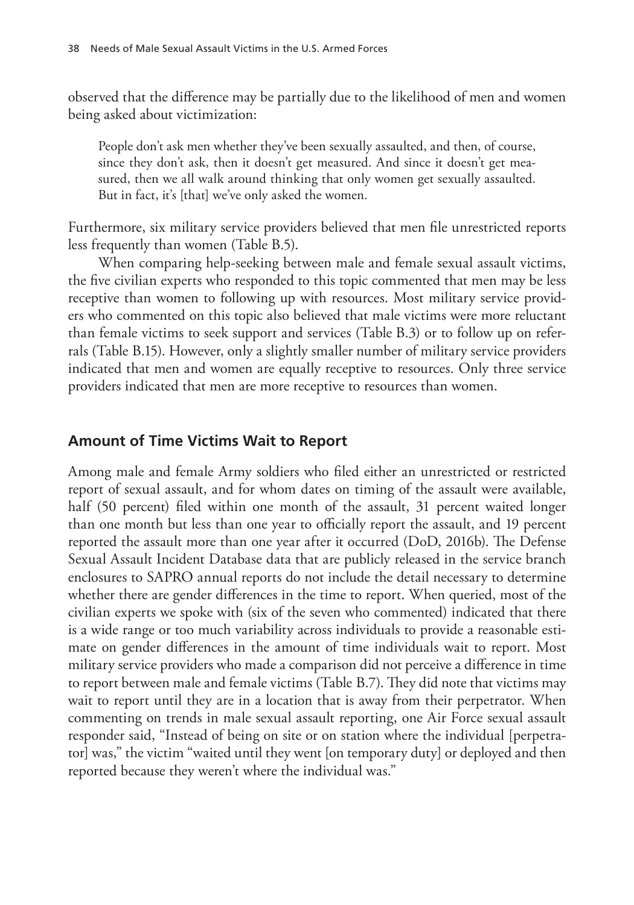observed that the difference may be partially due to the likelihood of men and women being asked about victimization:

> People don't ask men whether they've been sexually assaulted, and then, of course, since they don't ask, then it doesn't get measured. And since it doesn't get measured, then we all walk around thinking that only women get sexually assaulted. But in fact, it's [that] we've only asked the women.

Furthermore, six military service providers believed that men file unrestricted reports less frequently than women (Table B.5).

When comparing help-seeking between male and female sexual assault victims, the five civilian experts who responded to this topic commented that men may be less receptive than women to following up with resources. Most military service providers who commented on this topic also believed that male victims were more reluctant than female victims to seek support and services (Table B.3) or to follow up on referrals (Table B.15). However, only a slightly smaller number of military service providers indicated that men and women are equally receptive to resources. Only three service providers indicated that men are more receptive to resources than women.

## Amount of Time Victims Wait to Report

Among male and female Army soldiers who filed either an unrestricted or restricted report of sexual assault, and for whom dates on timing of the assault were available, half (50 percent) filed within one month of the assault, 31 percent waited longer than one month but less than one year to officially report the assault, and 19 percent reported the assault more than one year after it occurred (DoD, 2016b). The Defense Sexual Assault Incident Database data that are publicly released in the service branch enclosures to SAPRO annual reports do not include the detail necessary to determine whether there are gender differences in the time to report. When queried, most of the civilian experts we spoke with (six of the seven who commented) indicated that there is a wide range or too much variability across individuals to provide a reasonable estimate on gender differences in the amount of time individuals wait to report. Most military service providers who made a comparison did not perceive a difference in time to report between male and female victims (Table B.7). They did note that victims may wait to report until they are in a location that is away from their perpetrator. When commenting on trends in male sexual assault reporting, one Air Force sexual assault responder said, "Instead of being on site or on station where the individual [perpetrator] was," the victim "waited until they went [on temporary duty] or deployed and then reported because they weren't where the individual was."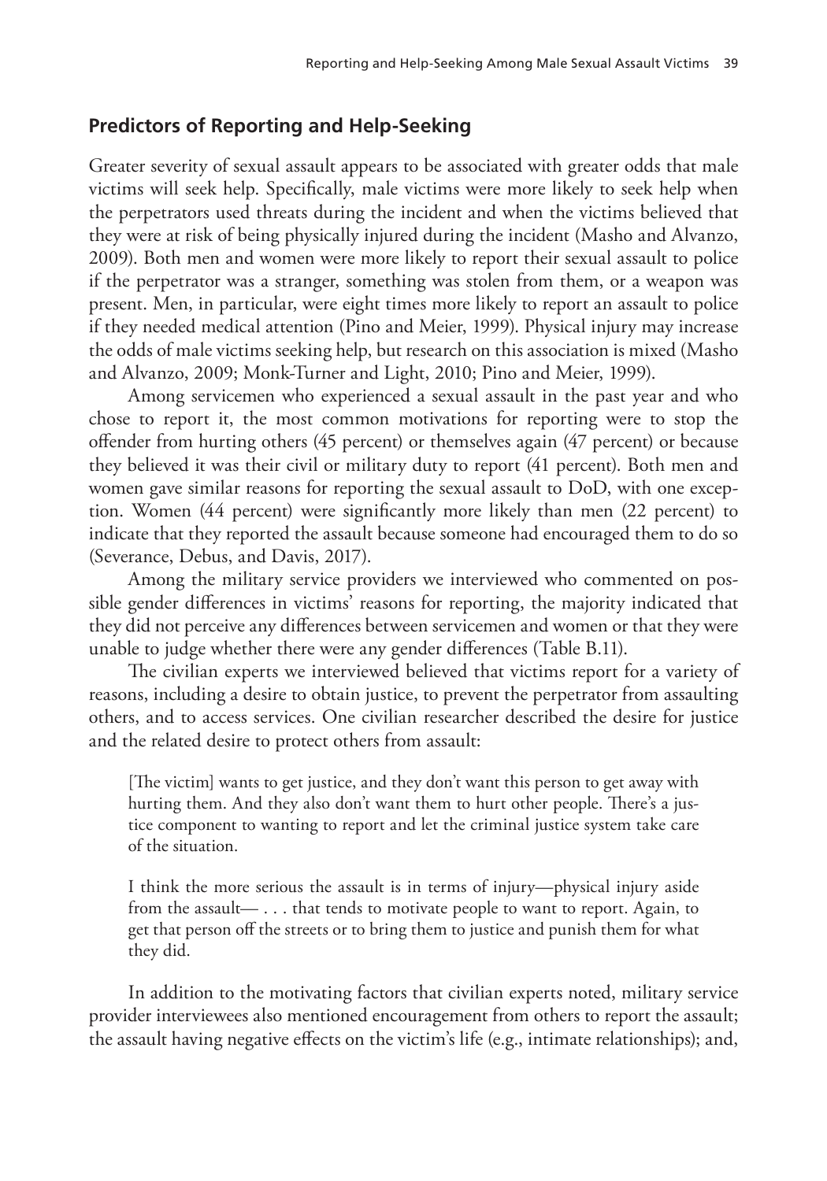## Predictors of Reporting and Help-Seeking

Greater severity of sexual assault appears to be associated with greater odds that male victims will seek help. Specifically, male victims were more likely to seek help when the perpetrators used threats during the incident and when the victims believed that they were at risk of being physically injured during the incident (Masho and Alvanzo, 2009). Both men and women were more likely to report their sexual assault to police if the perpetrator was a stranger, something was stolen from them, or a weapon was present. Men, in particular, were eight times more likely to report an assault to police if they needed medical attention (Pino and Meier, 1999). Physical injury may increase the odds of male victims seeking help, but research on this association is mixed (Masho and Alvanzo, 2009; Monk-Turner and Light, 2010; Pino and Meier, 1999).

Among servicemen who experienced a sexual assault in the past year and who chose to report it, the most common motivations for reporting were to stop the offender from hurting others (45 percent) or themselves again (47 percent) or because they believed it was their civil or military duty to report (41 percent). Both men and women gave similar reasons for reporting the sexual assault to DoD, with one exception. Women (44 percent) were significantly more likely than men (22 percent) to indicate that they reported the assault because someone had encouraged them to do so (Severance, Debus, and Davis, 2017).

Among the military service providers we interviewed who commented on possible gender differences in victims' reasons for reporting, the majority indicated that they did not perceive any differences between servicemen and women or that they were unable to judge whether there were any gender differences (Table B.11).

The civilian experts we interviewed believed that victims report for a variety of reasons, including a desire to obtain justice, to prevent the perpetrator from assaulting others, and to access services. One civilian researcher described the desire for justice and the related desire to protect others from assault:

> [The victim] wants to get justice, and they don't want this person to get away with hurting them. And they also don't want them to hurt other people. There's a justice component to wanting to report and let the criminal justice system take care of the situation.
>
> I think the more serious the assault is in terms of injury—physical injury aside from the assault— . . . that tends to motivate people to want to report. Again, to get that person off the streets or to bring them to justice and punish them for what they did.

In addition to the motivating factors that civilian experts noted, military service provider interviewees also mentioned encouragement from others to report the assault; the assault having negative effects on the victim's life (e.g., intimate relationships); and,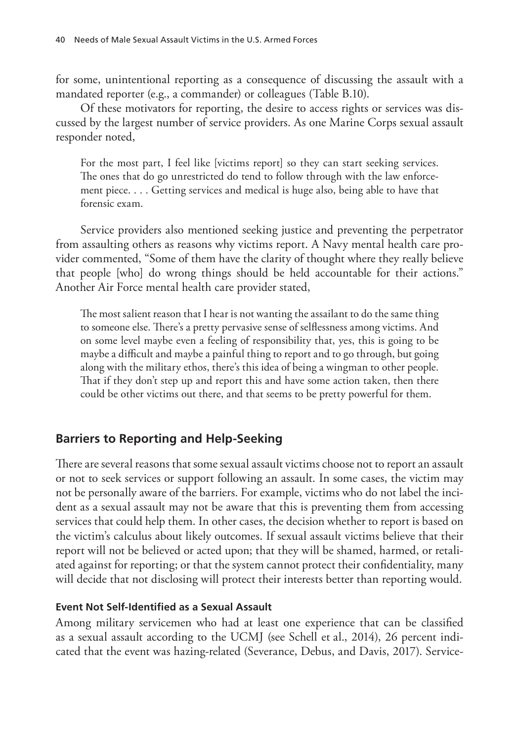for some, unintentional reporting as a consequence of discussing the assault with a mandated reporter (e.g., a commander) or colleagues (Table B.10).

Of these motivators for reporting, the desire to access rights or services was discussed by the largest number of service providers. As one Marine Corps sexual assault responder noted,

> For the most part, I feel like [victims report] so they can start seeking services. The ones that do go unrestricted do tend to follow through with the law enforcement piece. . . . Getting services and medical is huge also, being able to have that forensic exam.

Service providers also mentioned seeking justice and preventing the perpetrator from assaulting others as reasons why victims report. A Navy mental health care provider commented, "Some of them have the clarity of thought where they really believe that people [who] do wrong things should be held accountable for their actions." Another Air Force mental health care provider stated,

> The most salient reason that I hear is not wanting the assailant to do the same thing to someone else. There's a pretty pervasive sense of selflessness among victims. And on some level maybe even a feeling of responsibility that, yes, this is going to be maybe a difficult and maybe a painful thing to report and to go through, but going along with the military ethos, there's this idea of being a wingman to other people. That if they don't step up and report this and have some action taken, then there could be other victims out there, and that seems to be pretty powerful for them.

## Barriers to Reporting and Help-Seeking

There are several reasons that some sexual assault victims choose not to report an assault or not to seek services or support following an assault. In some cases, the victim may not be personally aware of the barriers. For example, victims who do not label the incident as a sexual assault may not be aware that this is preventing them from accessing services that could help them. In other cases, the decision whether to report is based on the victim's calculus about likely outcomes. If sexual assault victims believe that their report will not be believed or acted upon; that they will be shamed, harmed, or retaliated against for reporting; or that the system cannot protect their confidentiality, many will decide that not disclosing will protect their interests better than reporting would.

### Event Not Self-Identified as a Sexual Assault

Among military servicemen who had at least one experience that can be classified as a sexual assault according to the UCMJ (see Schell et al., 2014), 26 percent indicated that the event was hazing-related (Severance, Debus, and Davis, 2017). Service-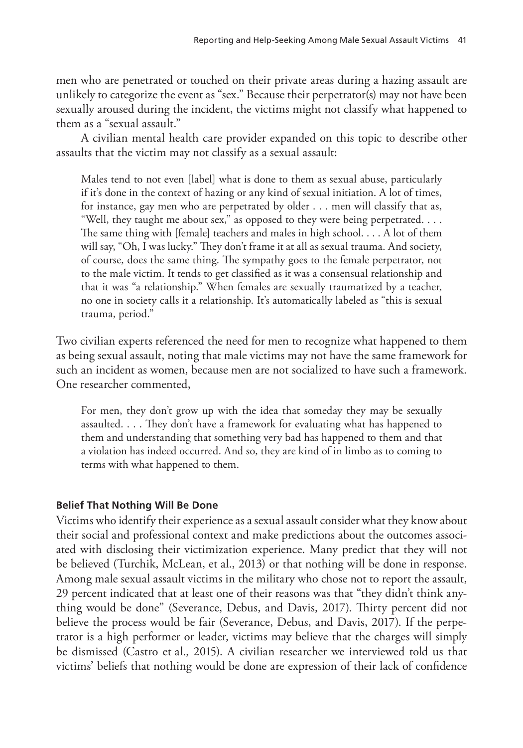men who are penetrated or touched on their private areas during a hazing assault are unlikely to categorize the event as "sex." Because their perpetrator(s) may not have been sexually aroused during the incident, the victims might not classify what happened to them as a "sexual assault."

A civilian mental health care provider expanded on this topic to describe other assaults that the victim may not classify as a sexual assault:

> Males tend to not even [label] what is done to them as sexual abuse, particularly if it's done in the context of hazing or any kind of sexual initiation. A lot of times, for instance, gay men who are perpetrated by older . . . men will classify that as, "Well, they taught me about sex," as opposed to they were being perpetrated. . . . The same thing with [female] teachers and males in high school. . . . A lot of them will say, "Oh, I was lucky." They don't frame it at all as sexual trauma. And society, of course, does the same thing. The sympathy goes to the female perpetrator, not to the male victim. It tends to get classified as it was a consensual relationship and that it was "a relationship." When females are sexually traumatized by a teacher, no one in society calls it a relationship. It's automatically labeled as "this is sexual trauma, period."

Two civilian experts referenced the need for men to recognize what happened to them as being sexual assault, noting that male victims may not have the same framework for such an incident as women, because men are not socialized to have such a framework. One researcher commented,

> For men, they don't grow up with the idea that someday they may be sexually assaulted. . . . They don't have a framework for evaluating what has happened to them and understanding that something very bad has happened to them and that a violation has indeed occurred. And so, they are kind of in limbo as to coming to terms with what happened to them.

#### Belief That Nothing Will Be Done

Victims who identify their experience as a sexual assault consider what they know about their social and professional context and make predictions about the outcomes associated with disclosing their victimization experience. Many predict that they will not be believed (Turchik, McLean, et al., 2013) or that nothing will be done in response. Among male sexual assault victims in the military who chose not to report the assault, 29 percent indicated that at least one of their reasons was that "they didn't think anything would be done" (Severance, Debus, and Davis, 2017). Thirty percent did not believe the process would be fair (Severance, Debus, and Davis, 2017). If the perpetrator is a high performer or leader, victims may believe that the charges will simply be dismissed (Castro et al., 2015). A civilian researcher we interviewed told us that victims' beliefs that nothing would be done are expression of their lack of confidence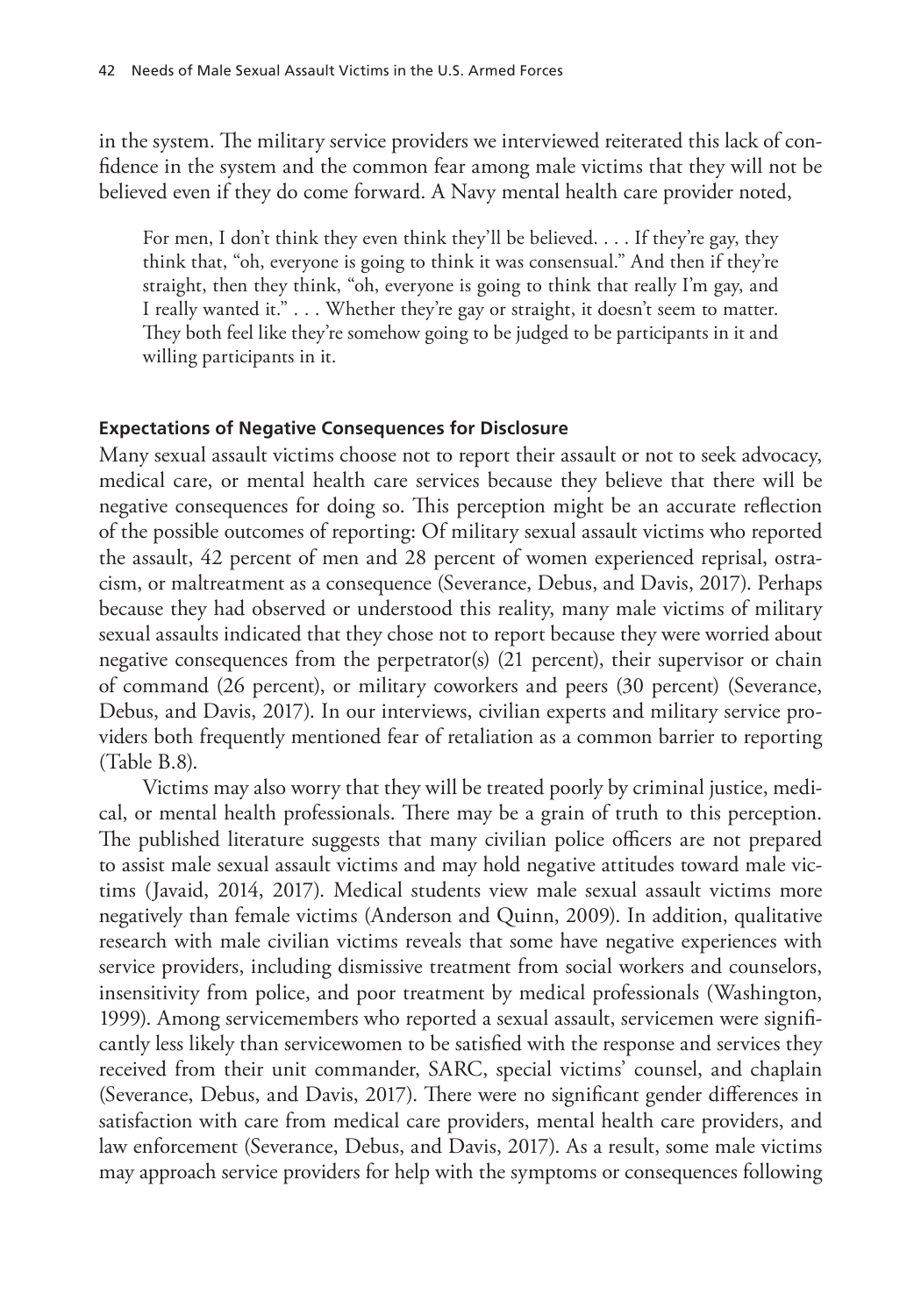in the system. The military service providers we interviewed reiterated this lack of confidence in the system and the common fear among male victims that they will not be believed even if they do come forward. A Navy mental health care provider noted,

> For men, I don't think they even think they'll be believed. . . . If they're gay, they think that, "oh, everyone is going to think it was consensual." And then if they're straight, then they think, "oh, everyone is going to think that really I'm gay, and I really wanted it." . . . Whether they're gay or straight, it doesn't seem to matter. They both feel like they're somehow going to be judged to be participants in it and willing participants in it.

#### Expectations of Negative Consequences for Disclosure

Many sexual assault victims choose not to report their assault or not to seek advocacy, medical care, or mental health care services because they believe that there will be negative consequences for doing so. This perception might be an accurate reflection of the possible outcomes of reporting: Of military sexual assault victims who reported the assault, 42 percent of men and 28 percent of women experienced reprisal, ostracism, or maltreatment as a consequence (Severance, Debus, and Davis, 2017). Perhaps because they had observed or understood this reality, many male victims of military sexual assaults indicated that they chose not to report because they were worried about negative consequences from the perpetrator(s) (21 percent), their supervisor or chain of command (26 percent), or military coworkers and peers (30 percent) (Severance, Debus, and Davis, 2017). In our interviews, civilian experts and military service providers both frequently mentioned fear of retaliation as a common barrier to reporting (Table B.8).

Victims may also worry that they will be treated poorly by criminal justice, medical, or mental health professionals. There may be a grain of truth to this perception. The published literature suggests that many civilian police officers are not prepared to assist male sexual assault victims and may hold negative attitudes toward male victims (Javaid, 2014, 2017). Medical students view male sexual assault victims more negatively than female victims (Anderson and Quinn, 2009). In addition, qualitative research with male civilian victims reveals that some have negative experiences with service providers, including dismissive treatment from social workers and counselors, insensitivity from police, and poor treatment by medical professionals (Washington, 1999). Among servicemembers who reported a sexual assault, servicemen were significantly less likely than servicewomen to be satisfied with the response and services they received from their unit commander, SARC, special victims' counsel, and chaplain (Severance, Debus, and Davis, 2017). There were no significant gender differences in satisfaction with care from medical care providers, mental health care providers, and law enforcement (Severance, Debus, and Davis, 2017). As a result, some male victims may approach service providers for help with the symptoms or consequences following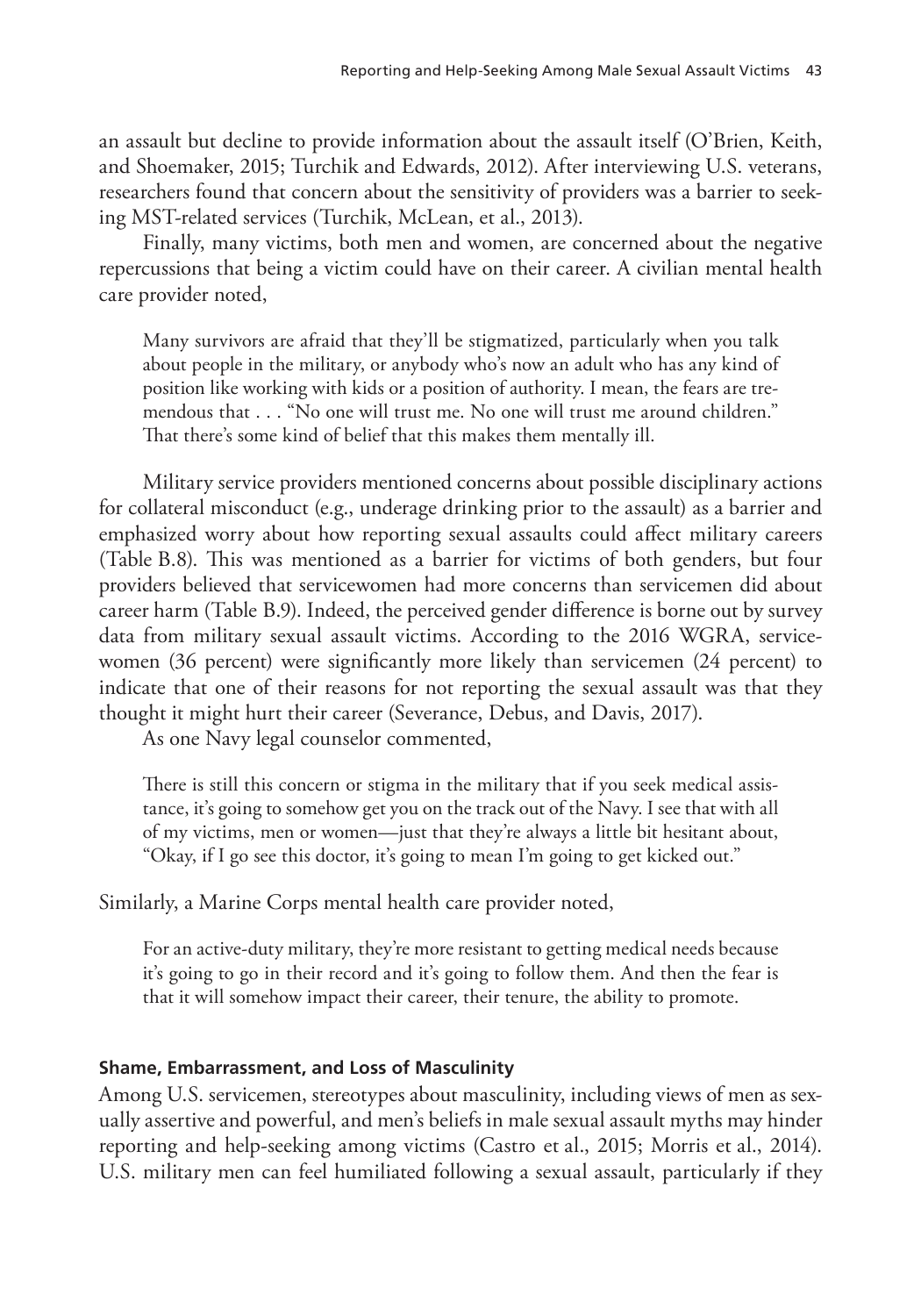an assault but decline to provide information about the assault itself (O'Brien, Keith, and Shoemaker, 2015; Turchik and Edwards, 2012). After interviewing U.S. veterans, researchers found that concern about the sensitivity of providers was a barrier to seeking MST-related services (Turchik, McLean, et al., 2013).

Finally, many victims, both men and women, are concerned about the negative repercussions that being a victim could have on their career. A civilian mental health care provider noted,

> Many survivors are afraid that they'll be stigmatized, particularly when you talk about people in the military, or anybody who's now an adult who has any kind of position like working with kids or a position of authority. I mean, the fears are tremendous that . . . "No one will trust me. No one will trust me around children." That there's some kind of belief that this makes them mentally ill.

Military service providers mentioned concerns about possible disciplinary actions for collateral misconduct (e.g., underage drinking prior to the assault) as a barrier and emphasized worry about how reporting sexual assaults could affect military careers (Table B.8). This was mentioned as a barrier for victims of both genders, but four providers believed that servicewomen had more concerns than servicemen did about career harm (Table B.9). Indeed, the perceived gender difference is borne out by survey data from military sexual assault victims. According to the 2016 WGRA, servicewomen (36 percent) were significantly more likely than servicemen (24 percent) to indicate that one of their reasons for not reporting the sexual assault was that they thought it might hurt their career (Severance, Debus, and Davis, 2017).

As one Navy legal counselor commented,

> There is still this concern or stigma in the military that if you seek medical assistance, it's going to somehow get you on the track out of the Navy. I see that with all of my victims, men or women—just that they're always a little bit hesitant about, "Okay, if I go see this doctor, it's going to mean I'm going to get kicked out."

Similarly, a Marine Corps mental health care provider noted,

> For an active-duty military, they're more resistant to getting medical needs because it's going to go in their record and it's going to follow them. And then the fear is that it will somehow impact their career, their tenure, the ability to promote.

### Shame, Embarrassment, and Loss of Masculinity

Among U.S. servicemen, stereotypes about masculinity, including views of men as sexually assertive and powerful, and men's beliefs in male sexual assault myths may hinder reporting and help-seeking among victims (Castro et al., 2015; Morris et al., 2014). U.S. military men can feel humiliated following a sexual assault, particularly if they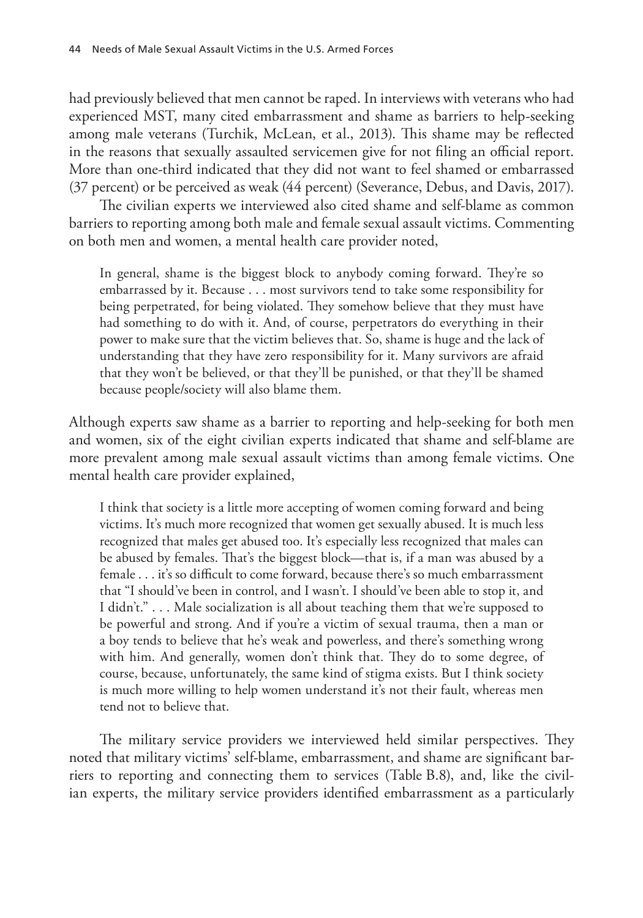had previously believed that men cannot be raped. In interviews with veterans who had experienced MST, many cited embarrassment and shame as barriers to help-seeking among male veterans (Turchik, McLean, et al., 2013). This shame may be reflected in the reasons that sexually assaulted servicemen give for not filing an official report. More than one-third indicated that they did not want to feel shamed or embarrassed (37 percent) or be perceived as weak (44 percent) (Severance, Debus, and Davis, 2017).

The civilian experts we interviewed also cited shame and self-blame as common barriers to reporting among both male and female sexual assault victims. Commenting on both men and women, a mental health care provider noted,

> In general, shame is the biggest block to anybody coming forward. They're so embarrassed by it. Because . . . most survivors tend to take some responsibility for being perpetrated, for being violated. They somehow believe that they must have had something to do with it. And, of course, perpetrators do everything in their power to make sure that the victim believes that. So, shame is huge and the lack of understanding that they have zero responsibility for it. Many survivors are afraid that they won't be believed, or that they'll be punished, or that they'll be shamed because people/society will also blame them.

Although experts saw shame as a barrier to reporting and help-seeking for both men and women, six of the eight civilian experts indicated that shame and self-blame are more prevalent among male sexual assault victims than among female victims. One mental health care provider explained,

> I think that society is a little more accepting of women coming forward and being victims. It's much more recognized that women get sexually abused. It is much less recognized that males get abused too. It's especially less recognized that males can be abused by females. That's the biggest block—that is, if a man was abused by a female . . . it's so difficult to come forward, because there's so much embarrassment that "I should've been in control, and I wasn't. I should've been able to stop it, and I didn't." . . . Male socialization is all about teaching them that we're supposed to be powerful and strong. And if you're a victim of sexual trauma, then a man or a boy tends to believe that he's weak and powerless, and there's something wrong with him. And generally, women don't think that. They do to some degree, of course, because, unfortunately, the same kind of stigma exists. But I think society is much more willing to help women understand it's not their fault, whereas men tend not to believe that.

The military service providers we interviewed held similar perspectives. They noted that military victims' self-blame, embarrassment, and shame are significant barriers to reporting and connecting them to services (Table B.8), and, like the civilian experts, the military service providers identified embarrassment as a particularly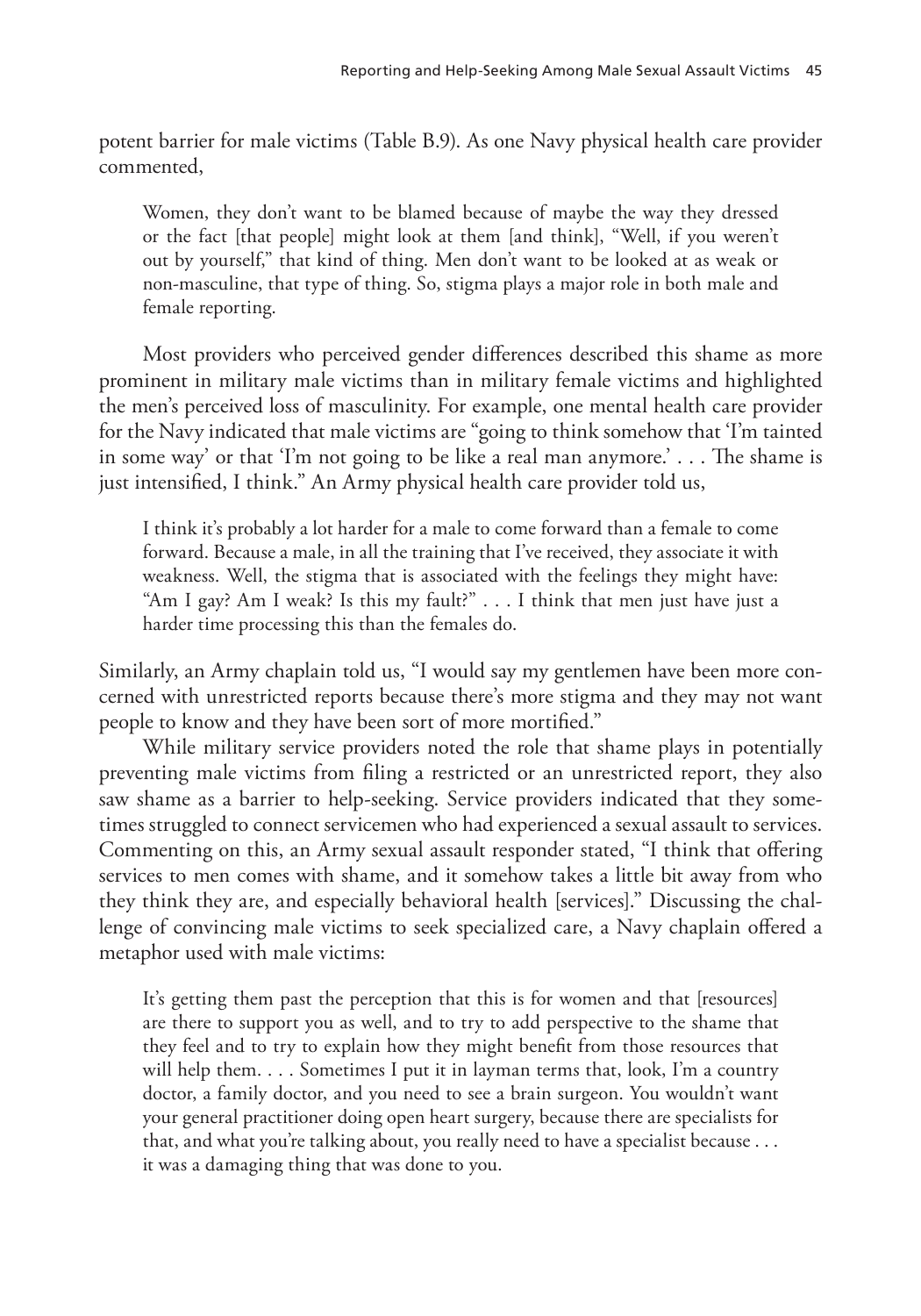potent barrier for male victims (Table B.9). As one Navy physical health care provider commented,

> Women, they don't want to be blamed because of maybe the way they dressed or the fact [that people] might look at them [and think], "Well, if you weren't out by yourself," that kind of thing. Men don't want to be looked at as weak or non-masculine, that type of thing. So, stigma plays a major role in both male and female reporting.

Most providers who perceived gender differences described this shame as more prominent in military male victims than in military female victims and highlighted the men's perceived loss of masculinity. For example, one mental health care provider for the Navy indicated that male victims are "going to think somehow that 'I'm tainted in some way' or that 'I'm not going to be like a real man anymore.' . . . The shame is just intensified, I think." An Army physical health care provider told us,

> I think it's probably a lot harder for a male to come forward than a female to come forward. Because a male, in all the training that I've received, they associate it with weakness. Well, the stigma that is associated with the feelings they might have: "Am I gay? Am I weak? Is this my fault?" . . . I think that men just have just a harder time processing this than the females do.

Similarly, an Army chaplain told us, "I would say my gentlemen have been more concerned with unrestricted reports because there's more stigma and they may not want people to know and they have been sort of more mortified."

While military service providers noted the role that shame plays in potentially preventing male victims from filing a restricted or an unrestricted report, they also saw shame as a barrier to help-seeking. Service providers indicated that they sometimes struggled to connect servicemen who had experienced a sexual assault to services. Commenting on this, an Army sexual assault responder stated, "I think that offering services to men comes with shame, and it somehow takes a little bit away from who they think they are, and especially behavioral health [services]." Discussing the challenge of convincing male victims to seek specialized care, a Navy chaplain offered a metaphor used with male victims:

> It's getting them past the perception that this is for women and that [resources] are there to support you as well, and to try to add perspective to the shame that they feel and to try to explain how they might benefit from those resources that will help them. . . . Sometimes I put it in layman terms that, look, I'm a country doctor, a family doctor, and you need to see a brain surgeon. You wouldn't want your general practitioner doing open heart surgery, because there are specialists for that, and what you're talking about, you really need to have a specialist because . . . it was a damaging thing that was done to you.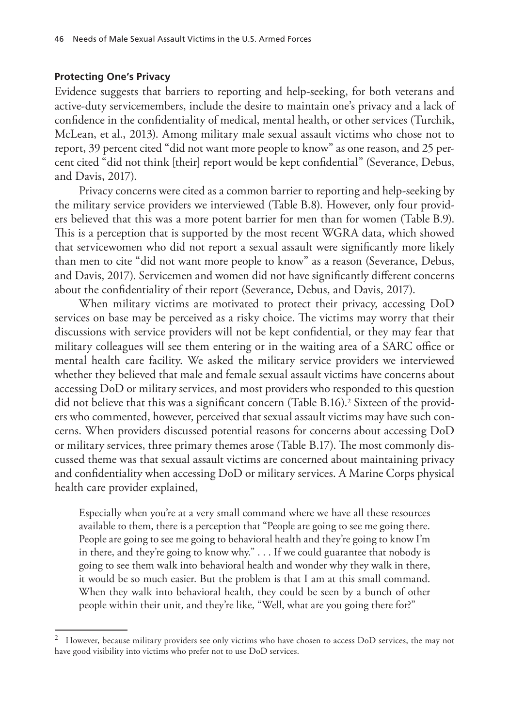### Protecting One's Privacy

Evidence suggests that barriers to reporting and help-seeking, for both veterans and active-duty servicemembers, include the desire to maintain one's privacy and a lack of confidence in the confidentiality of medical, mental health, or other services (Turchik, McLean, et al., 2013). Among military male sexual assault victims who chose not to report, 39 percent cited "did not want more people to know" as one reason, and 25 percent cited "did not think [their] report would be kept confidential" (Severance, Debus, and Davis, 2017).

Privacy concerns were cited as a common barrier to reporting and help-seeking by the military service providers we interviewed (Table B.8). However, only four providers believed that this was a more potent barrier for men than for women (Table B.9). This is a perception that is supported by the most recent WGRA data, which showed that servicewomen who did not report a sexual assault were significantly more likely than men to cite "did not want more people to know" as a reason (Severance, Debus, and Davis, 2017). Servicemen and women did not have significantly different concerns about the confidentiality of their report (Severance, Debus, and Davis, 2017).

When military victims are motivated to protect their privacy, accessing DoD services on base may be perceived as a risky choice. The victims may worry that their discussions with service providers will not be kept confidential, or they may fear that military colleagues will see them entering or in the waiting area of a SARC office or mental health care facility. We asked the military service providers we interviewed whether they believed that male and female sexual assault victims have concerns about accessing DoD or military services, and most providers who responded to this question did not believe that this was a significant concern (Table B.16).[2] Sixteen of the providers who commented, however, perceived that sexual assault victims may have such concerns. When providers discussed potential reasons for concerns about accessing DoD or military services, three primary themes arose (Table B.17). The most commonly discussed theme was that sexual assault victims are concerned about maintaining privacy and confidentiality when accessing DoD or military services. A Marine Corps physical health care provider explained,

> Especially when you're at a very small command where we have all these resources available to them, there is a perception that "People are going to see me going there. People are going to see me going to behavioral health and they're going to know I'm in there, and they're going to know why." . . . If we could guarantee that nobody is going to see them walk into behavioral health and wonder why they walk in there, it would be so much easier. But the problem is that I am at this small command. When they walk into behavioral health, they could be seen by a bunch of other people within their unit, and they're like, "Well, what are you going there for?"

---

[2] However, because military providers see only victims who have chosen to access DoD services, the may not have good visibility into victims who prefer not to use DoD services.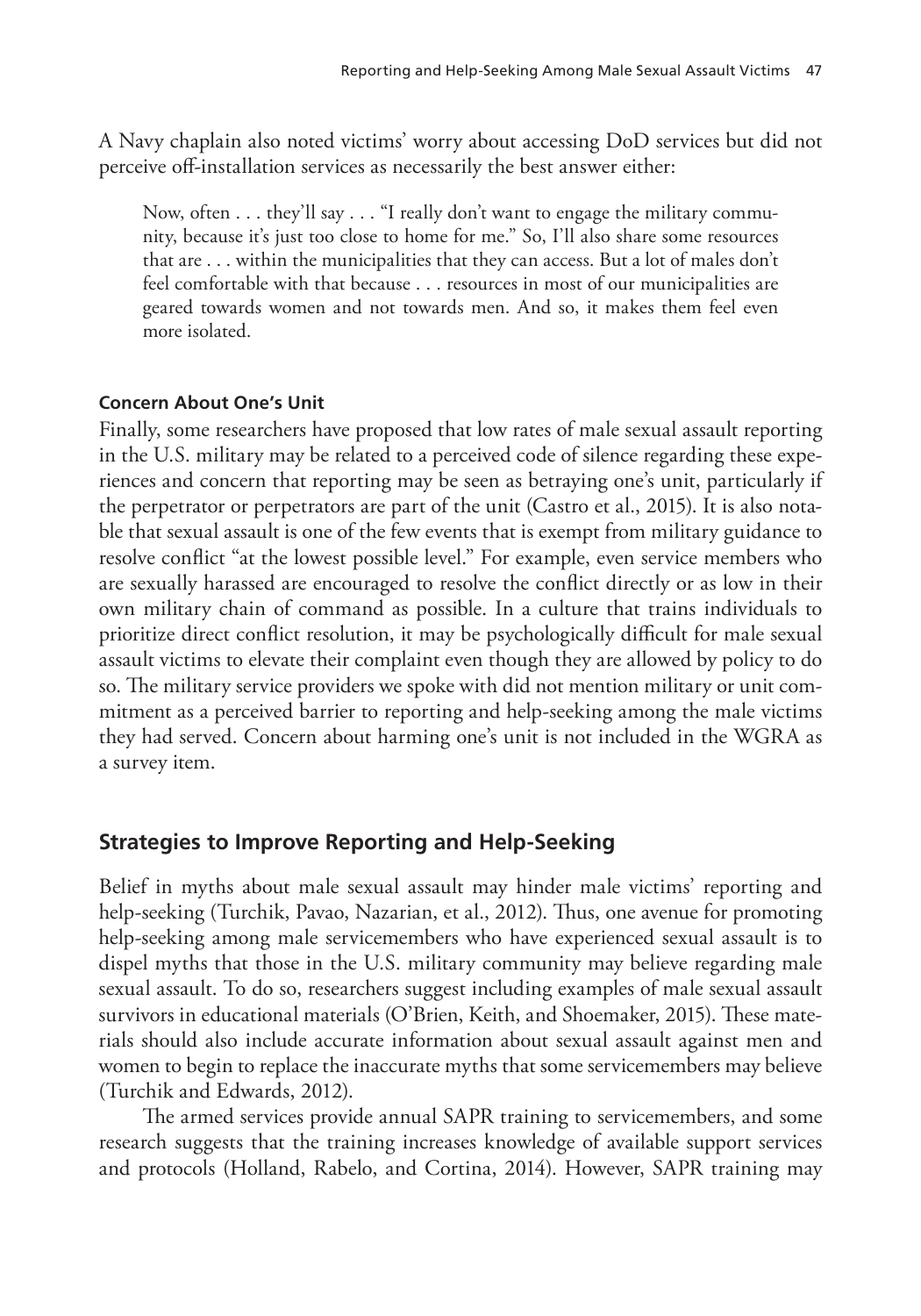A Navy chaplain also noted victims' worry about accessing DoD services but did not perceive off-installation services as necessarily the best answer either:

> Now, often . . . they'll say . . . "I really don't want to engage the military community, because it's just too close to home for me." So, I'll also share some resources that are . . . within the municipalities that they can access. But a lot of males don't feel comfortable with that because . . . resources in most of our municipalities are geared towards women and not towards men. And so, it makes them feel even more isolated.

#### Concern About One's Unit

Finally, some researchers have proposed that low rates of male sexual assault reporting in the U.S. military may be related to a perceived code of silence regarding these experiences and concern that reporting may be seen as betraying one's unit, particularly if the perpetrator or perpetrators are part of the unit (Castro et al., 2015). It is also notable that sexual assault is one of the few events that is exempt from military guidance to resolve conflict "at the lowest possible level." For example, even service members who are sexually harassed are encouraged to resolve the conflict directly or as low in their own military chain of command as possible. In a culture that trains individuals to prioritize direct conflict resolution, it may be psychologically difficult for male sexual assault victims to elevate their complaint even though they are allowed by policy to do so. The military service providers we spoke with did not mention military or unit commitment as a perceived barrier to reporting and help-seeking among the male victims they had served. Concern about harming one's unit is not included in the WGRA as a survey item.

### Strategies to Improve Reporting and Help-Seeking

Belief in myths about male sexual assault may hinder male victims' reporting and help-seeking (Turchik, Pavao, Nazarian, et al., 2012). Thus, one avenue for promoting help-seeking among male servicemembers who have experienced sexual assault is to dispel myths that those in the U.S. military community may believe regarding male sexual assault. To do so, researchers suggest including examples of male sexual assault survivors in educational materials (O'Brien, Keith, and Shoemaker, 2015). These materials should also include accurate information about sexual assault against men and women to begin to replace the inaccurate myths that some servicemembers may believe (Turchik and Edwards, 2012).

The armed services provide annual SAPR training to servicemembers, and some research suggests that the training increases knowledge of available support services and protocols (Holland, Rabelo, and Cortina, 2014). However, SAPR training may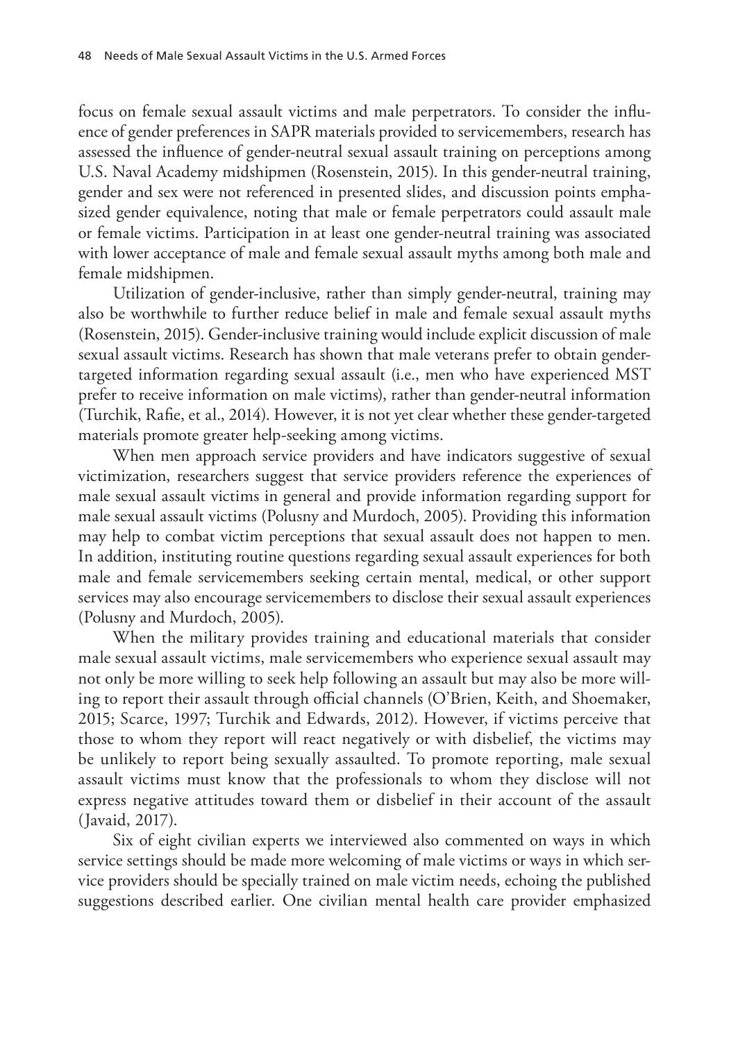focus on female sexual assault victims and male perpetrators. To consider the influence of gender preferences in SAPR materials provided to servicemembers, research has assessed the influence of gender-neutral sexual assault training on perceptions among U.S. Naval Academy midshipmen (Rosenstein, 2015). In this gender-neutral training, gender and sex were not referenced in presented slides, and discussion points emphasized gender equivalence, noting that male or female perpetrators could assault male or female victims. Participation in at least one gender-neutral training was associated with lower acceptance of male and female sexual assault myths among both male and female midshipmen.

Utilization of gender-inclusive, rather than simply gender-neutral, training may also be worthwhile to further reduce belief in male and female sexual assault myths (Rosenstein, 2015). Gender-inclusive training would include explicit discussion of male sexual assault victims. Research has shown that male veterans prefer to obtain gender-targeted information regarding sexual assault (i.e., men who have experienced MST prefer to receive information on male victims), rather than gender-neutral information (Turchik, Rafie, et al., 2014). However, it is not yet clear whether these gender-targeted materials promote greater help-seeking among victims.

When men approach service providers and have indicators suggestive of sexual victimization, researchers suggest that service providers reference the experiences of male sexual assault victims in general and provide information regarding support for male sexual assault victims (Polusny and Murdoch, 2005). Providing this information may help to combat victim perceptions that sexual assault does not happen to men. In addition, instituting routine questions regarding sexual assault experiences for both male and female servicemembers seeking certain mental, medical, or other support services may also encourage servicemembers to disclose their sexual assault experiences (Polusny and Murdoch, 2005).

When the military provides training and educational materials that consider male sexual assault victims, male servicemembers who experience sexual assault may not only be more willing to seek help following an assault but may also be more willing to report their assault through official channels (O'Brien, Keith, and Shoemaker, 2015; Scarce, 1997; Turchik and Edwards, 2012). However, if victims perceive that those to whom they report will react negatively or with disbelief, the victims may be unlikely to report being sexually assaulted. To promote reporting, male sexual assault victims must know that the professionals to whom they disclose will not express negative attitudes toward them or disbelief in their account of the assault (Javaid, 2017).

Six of eight civilian experts we interviewed also commented on ways in which service settings should be made more welcoming of male victims or ways in which service providers should be specially trained on male victim needs, echoing the published suggestions described earlier. One civilian mental health care provider emphasized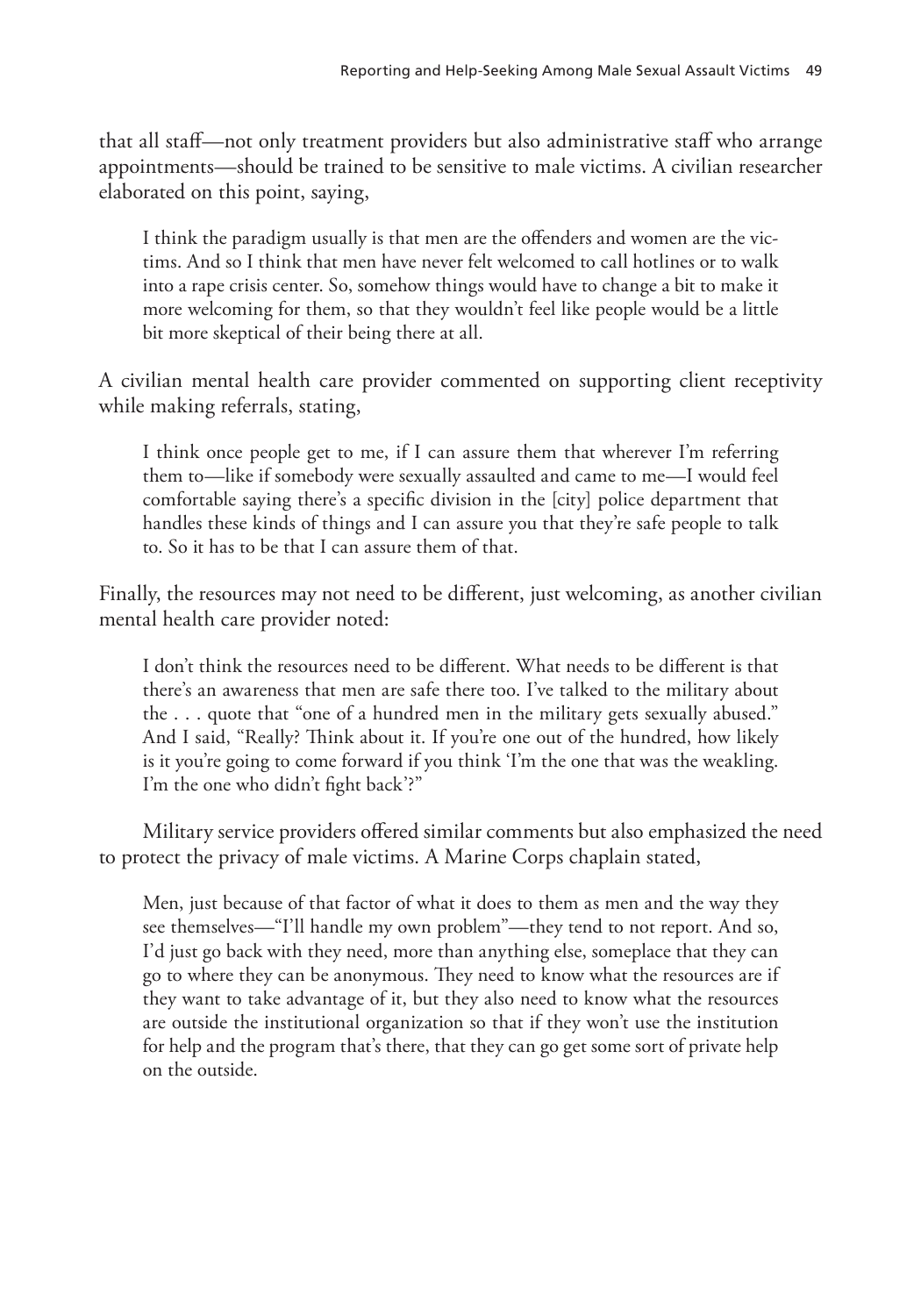that all staff—not only treatment providers but also administrative staff who arrange appointments—should be trained to be sensitive to male victims. A civilian researcher elaborated on this point, saying,

> I think the paradigm usually is that men are the offenders and women are the victims. And so I think that men have never felt welcomed to call hotlines or to walk into a rape crisis center. So, somehow things would have to change a bit to make it more welcoming for them, so that they wouldn't feel like people would be a little bit more skeptical of their being there at all.

A civilian mental health care provider commented on supporting client receptivity while making referrals, stating,

> I think once people get to me, if I can assure them that wherever I'm referring them to—like if somebody were sexually assaulted and came to me—I would feel comfortable saying there's a specific division in the [city] police department that handles these kinds of things and I can assure you that they're safe people to talk to. So it has to be that I can assure them of that.

Finally, the resources may not need to be different, just welcoming, as another civilian mental health care provider noted:

> I don't think the resources need to be different. What needs to be different is that there's an awareness that men are safe there too. I've talked to the military about the . . . quote that "one of a hundred men in the military gets sexually abused." And I said, "Really? Think about it. If you're one out of the hundred, how likely is it you're going to come forward if you think 'I'm the one that was the weakling. I'm the one who didn't fight back'?"

Military service providers offered similar comments but also emphasized the need to protect the privacy of male victims. A Marine Corps chaplain stated,

> Men, just because of that factor of what it does to them as men and the way they see themselves—"I'll handle my own problem"—they tend to not report. And so, I'd just go back with they need, more than anything else, someplace that they can go to where they can be anonymous. They need to know what the resources are if they want to take advantage of it, but they also need to know what the resources are outside the institutional organization so that if they won't use the institution for help and the program that's there, that they can go get some sort of private help on the outside.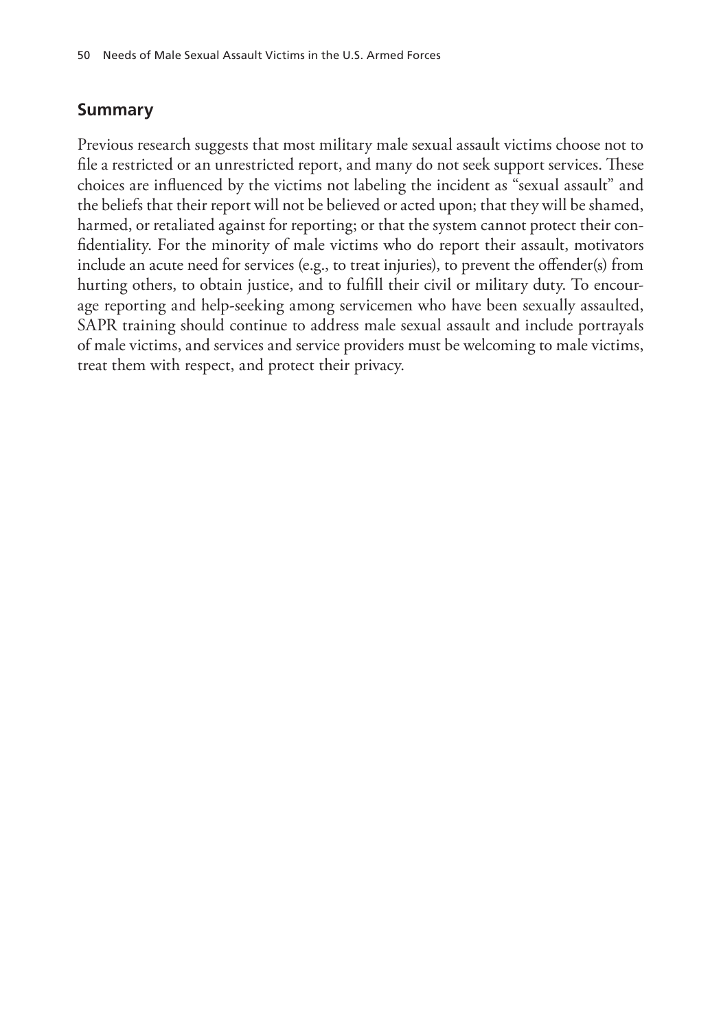## Summary

Previous research suggests that most military male sexual assault victims choose not to file a restricted or an unrestricted report, and many do not seek support services. These choices are influenced by the victims not labeling the incident as "sexual assault" and the beliefs that their report will not be believed or acted upon; that they will be shamed, harmed, or retaliated against for reporting; or that the system cannot protect their confidentiality. For the minority of male victims who do report their assault, motivators include an acute need for services (e.g., to treat injuries), to prevent the offender(s) from hurting others, to obtain justice, and to fulfill their civil or military duty. To encourage reporting and help-seeking among servicemen who have been sexually assaulted, SAPR training should continue to address male sexual assault and include portrayals of male victims, and services and service providers must be welcoming to male victims, treat them with respect, and protect their privacy.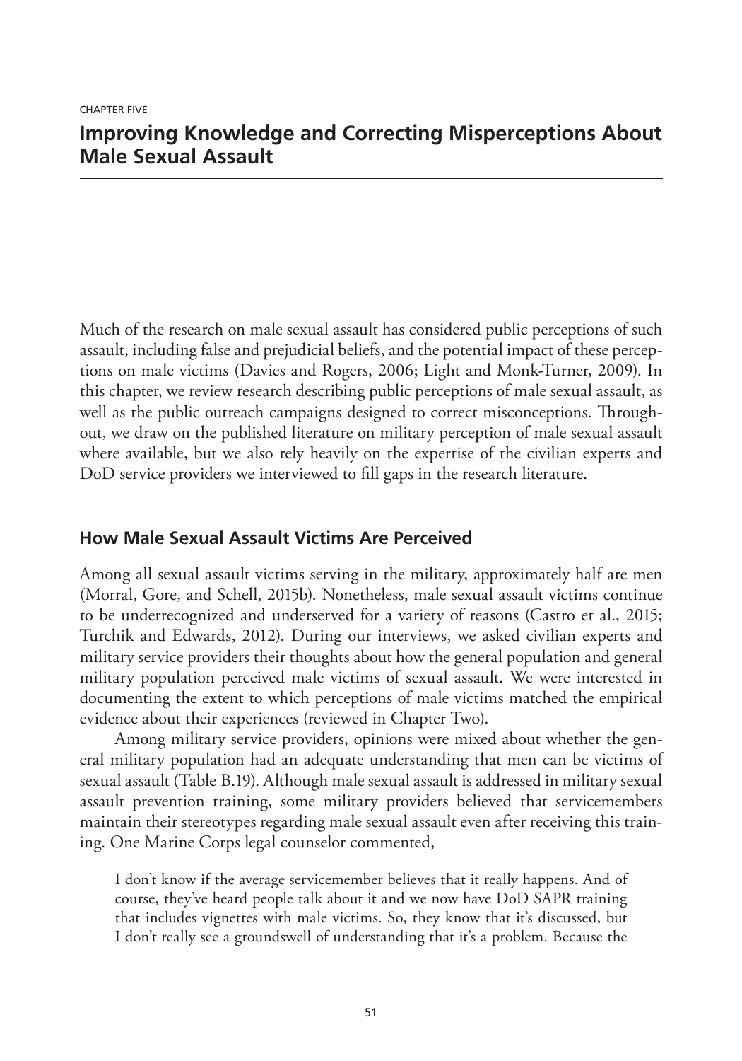CHAPTER FIVE

# Improving Knowledge and Correcting Misperceptions About Male Sexual Assault

Much of the research on male sexual assault has considered public perceptions of such assault, including false and prejudicial beliefs, and the potential impact of these perceptions on male victims (Davies and Rogers, 2006; Light and Monk-Turner, 2009). In this chapter, we review research describing public perceptions of male sexual assault, as well as the public outreach campaigns designed to correct misconceptions. Throughout, we draw on the published literature on military perception of male sexual assault where available, but we also rely heavily on the expertise of the civilian experts and DoD service providers we interviewed to fill gaps in the research literature.

## How Male Sexual Assault Victims Are Perceived

Among all sexual assault victims serving in the military, approximately half are men (Morral, Gore, and Schell, 2015b). Nonetheless, male sexual assault victims continue to be underrecognized and underserved for a variety of reasons (Castro et al., 2015; Turchik and Edwards, 2012). During our interviews, we asked civilian experts and military service providers their thoughts about how the general population and general military population perceived male victims of sexual assault. We were interested in documenting the extent to which perceptions of male victims matched the empirical evidence about their experiences (reviewed in Chapter Two).

Among military service providers, opinions were mixed about whether the general military population had an adequate understanding that men can be victims of sexual assault (Table B.19). Although male sexual assault is addressed in military sexual assault prevention training, some military providers believed that servicemembers maintain their stereotypes regarding male sexual assault even after receiving this training. One Marine Corps legal counselor commented,

> I don't know if the average servicemember believes that it really happens. And of course, they've heard people talk about it and we now have DoD SAPR training that includes vignettes with male victims. So, they know that it's discussed, but I don't really see a groundswell of understanding that it's a problem. Because the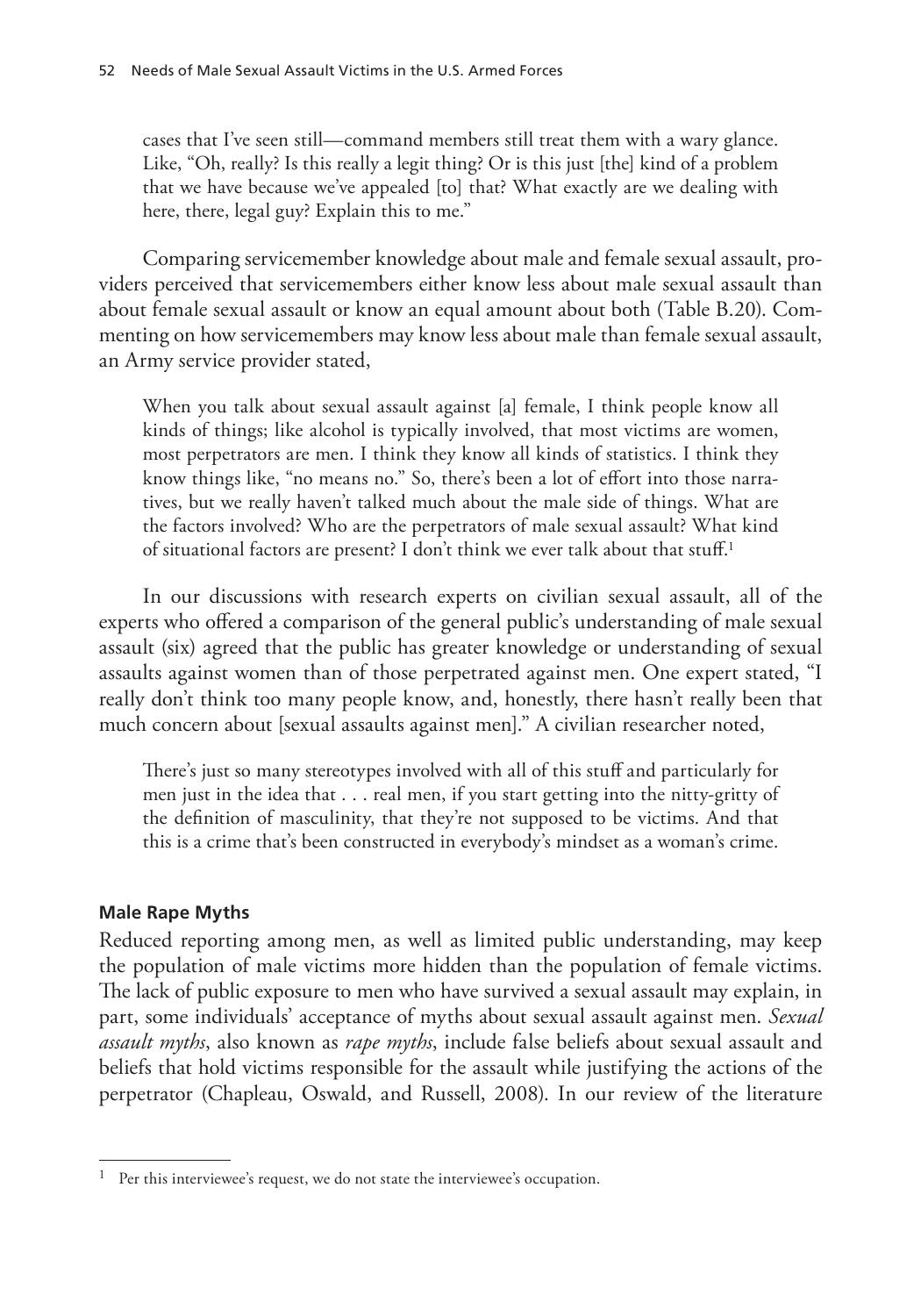cases that I've seen still—command members still treat them with a wary glance. Like, "Oh, really? Is this really a legit thing? Or is this just [the] kind of a problem that we have because we've appealed [to] that? What exactly are we dealing with here, there, legal guy? Explain this to me."

Comparing servicemember knowledge about male and female sexual assault, providers perceived that servicemembers either know less about male sexual assault than about female sexual assault or know an equal amount about both (Table B.20). Commenting on how servicemembers may know less about male than female sexual assault, an Army service provider stated,

> When you talk about sexual assault against [a] female, I think people know all kinds of things; like alcohol is typically involved, that most victims are women, most perpetrators are men. I think they know all kinds of statistics. I think they know things like, "no means no." So, there's been a lot of effort into those narratives, but we really haven't talked much about the male side of things. What are the factors involved? Who are the perpetrators of male sexual assault? What kind of situational factors are present? I don't think we ever talk about that stuff.[1]

In our discussions with research experts on civilian sexual assault, all of the experts who offered a comparison of the general public's understanding of male sexual assault (six) agreed that the public has greater knowledge or understanding of sexual assaults against women than of those perpetrated against men. One expert stated, "I really don't think too many people know, and, honestly, there hasn't really been that much concern about [sexual assaults against men]." A civilian researcher noted,

> There's just so many stereotypes involved with all of this stuff and particularly for men just in the idea that . . . real men, if you start getting into the nitty-gritty of the definition of masculinity, that they're not supposed to be victims. And that this is a crime that's been constructed in everybody's mindset as a woman's crime.

### Male Rape Myths

Reduced reporting among men, as well as limited public understanding, may keep the population of male victims more hidden than the population of female victims. The lack of public exposure to men who have survived a sexual assault may explain, in part, some individuals' acceptance of myths about sexual assault against men. *Sexual assault myths*, also known as *rape myths*, include false beliefs about sexual assault and beliefs that hold victims responsible for the assault while justifying the actions of the perpetrator (Chapleau, Oswald, and Russell, 2008). In our review of the literature

---

[1] Per this interviewee's request, we do not state the interviewee's occupation.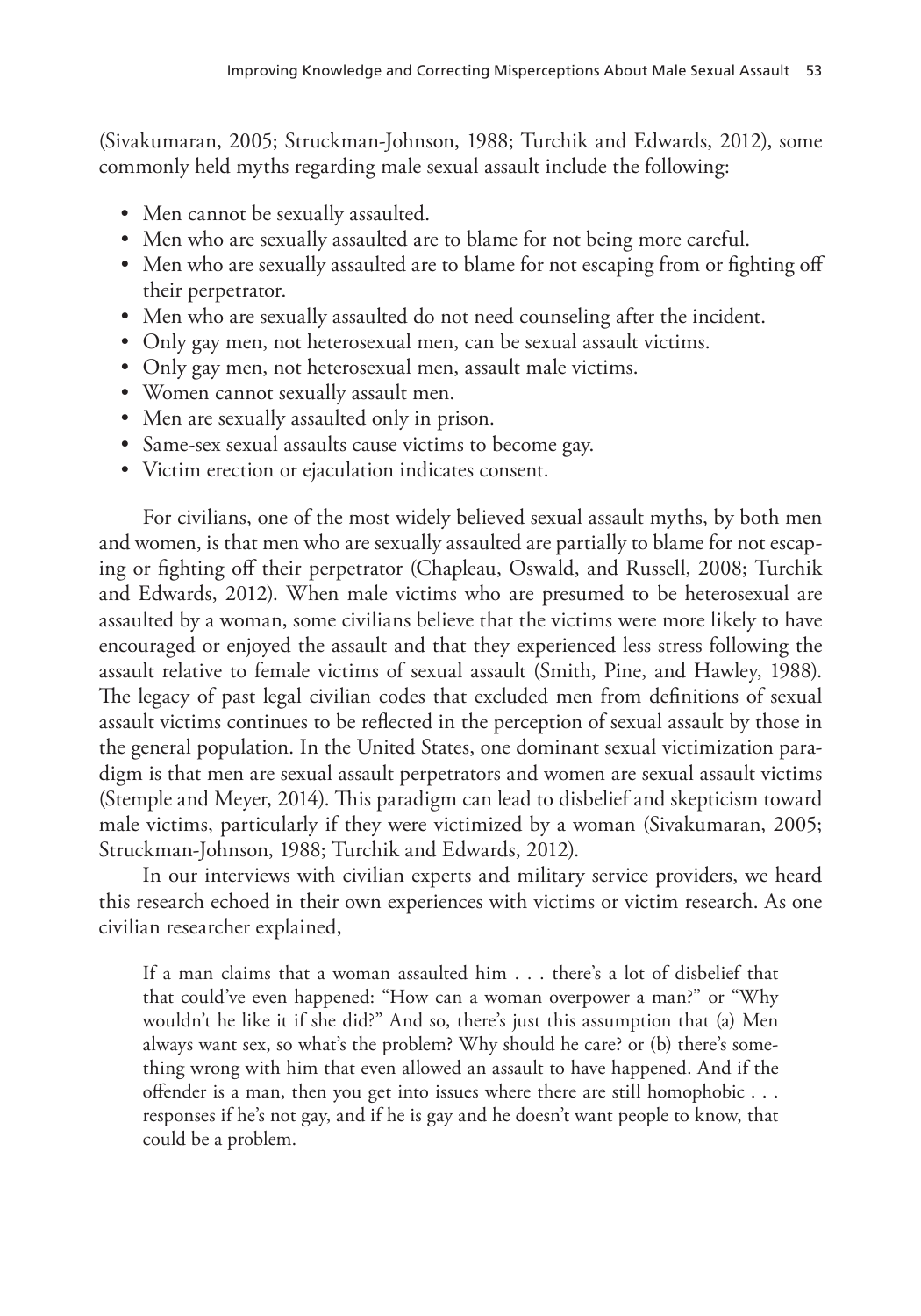(Sivakumaran, 2005; Struckman-Johnson, 1988; Turchik and Edwards, 2012), some commonly held myths regarding male sexual assault include the following:

- Men cannot be sexually assaulted.
- Men who are sexually assaulted are to blame for not being more careful.
- Men who are sexually assaulted are to blame for not escaping from or fighting off their perpetrator.
- Men who are sexually assaulted do not need counseling after the incident.
- Only gay men, not heterosexual men, can be sexual assault victims.
- Only gay men, not heterosexual men, assault male victims.
- Women cannot sexually assault men.
- Men are sexually assaulted only in prison.
- Same-sex sexual assaults cause victims to become gay.
- Victim erection or ejaculation indicates consent.

For civilians, one of the most widely believed sexual assault myths, by both men and women, is that men who are sexually assaulted are partially to blame for not escaping or fighting off their perpetrator (Chapleau, Oswald, and Russell, 2008; Turchik and Edwards, 2012). When male victims who are presumed to be heterosexual are assaulted by a woman, some civilians believe that the victims were more likely to have encouraged or enjoyed the assault and that they experienced less stress following the assault relative to female victims of sexual assault (Smith, Pine, and Hawley, 1988). The legacy of past legal civilian codes that excluded men from definitions of sexual assault victims continues to be reflected in the perception of sexual assault by those in the general population. In the United States, one dominant sexual victimization paradigm is that men are sexual assault perpetrators and women are sexual assault victims (Stemple and Meyer, 2014). This paradigm can lead to disbelief and skepticism toward male victims, particularly if they were victimized by a woman (Sivakumaran, 2005; Struckman-Johnson, 1988; Turchik and Edwards, 2012).

In our interviews with civilian experts and military service providers, we heard this research echoed in their own experiences with victims or victim research. As one civilian researcher explained,

> If a man claims that a woman assaulted him . . . there's a lot of disbelief that that could've even happened: "How can a woman overpower a man?" or "Why wouldn't he like it if she did?" And so, there's just this assumption that (a) Men always want sex, so what's the problem? Why should he care? or (b) there's something wrong with him that even allowed an assault to have happened. And if the offender is a man, then you get into issues where there are still homophobic . . . responses if he's not gay, and if he is gay and he doesn't want people to know, that could be a problem.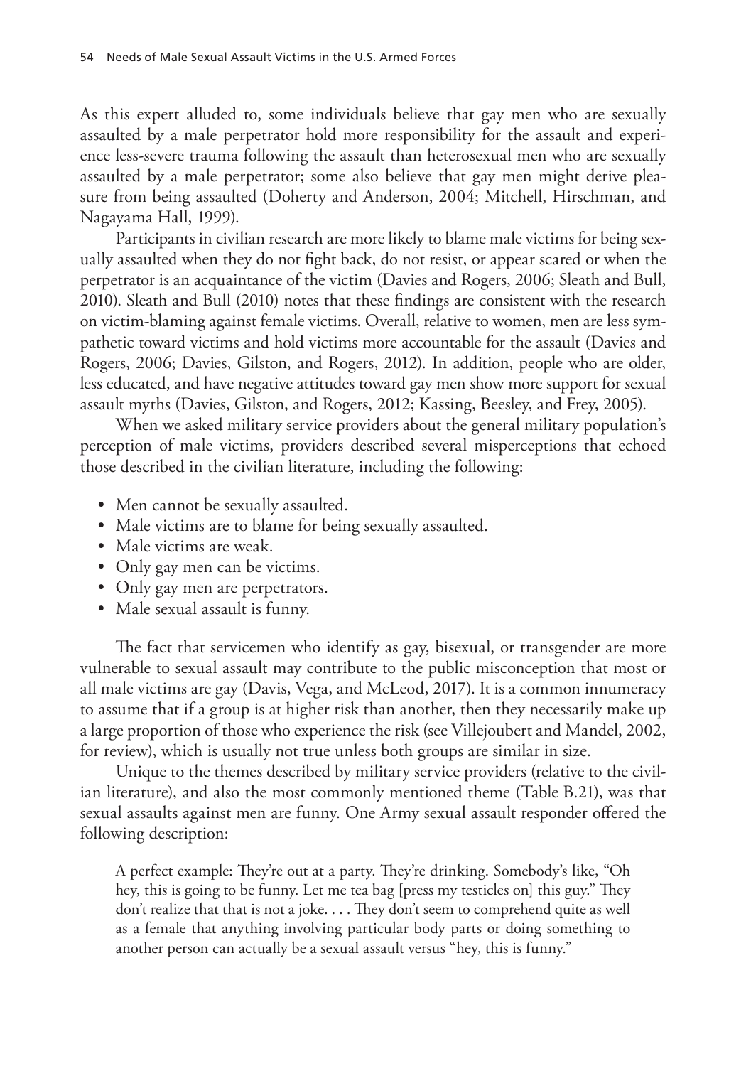As this expert alluded to, some individuals believe that gay men who are sexually assaulted by a male perpetrator hold more responsibility for the assault and experience less-severe trauma following the assault than heterosexual men who are sexually assaulted by a male perpetrator; some also believe that gay men might derive pleasure from being assaulted (Doherty and Anderson, 2004; Mitchell, Hirschman, and Nagayama Hall, 1999).

Participants in civilian research are more likely to blame male victims for being sexually assaulted when they do not fight back, do not resist, or appear scared or when the perpetrator is an acquaintance of the victim (Davies and Rogers, 2006; Sleath and Bull, 2010). Sleath and Bull (2010) notes that these findings are consistent with the research on victim-blaming against female victims. Overall, relative to women, men are less sympathetic toward victims and hold victims more accountable for the assault (Davies and Rogers, 2006; Davies, Gilston, and Rogers, 2012). In addition, people who are older, less educated, and have negative attitudes toward gay men show more support for sexual assault myths (Davies, Gilston, and Rogers, 2012; Kassing, Beesley, and Frey, 2005).

When we asked military service providers about the general military population's perception of male victims, providers described several misperceptions that echoed those described in the civilian literature, including the following:

- Men cannot be sexually assaulted.
- Male victims are to blame for being sexually assaulted.
- Male victims are weak.
- Only gay men can be victims.
- Only gay men are perpetrators.
- Male sexual assault is funny.

The fact that servicemen who identify as gay, bisexual, or transgender are more vulnerable to sexual assault may contribute to the public misconception that most or all male victims are gay (Davis, Vega, and McLeod, 2017). It is a common innumeracy to assume that if a group is at higher risk than another, then they necessarily make up a large proportion of those who experience the risk (see Villejoubert and Mandel, 2002, for review), which is usually not true unless both groups are similar in size.

Unique to the themes described by military service providers (relative to the civilian literature), and also the most commonly mentioned theme (Table B.21), was that sexual assaults against men are funny. One Army sexual assault responder offered the following description:

> A perfect example: They're out at a party. They're drinking. Somebody's like, "Oh hey, this is going to be funny. Let me tea bag [press my testicles on] this guy." They don't realize that that is not a joke. . . . They don't seem to comprehend quite as well as a female that anything involving particular body parts or doing something to another person can actually be a sexual assault versus "hey, this is funny."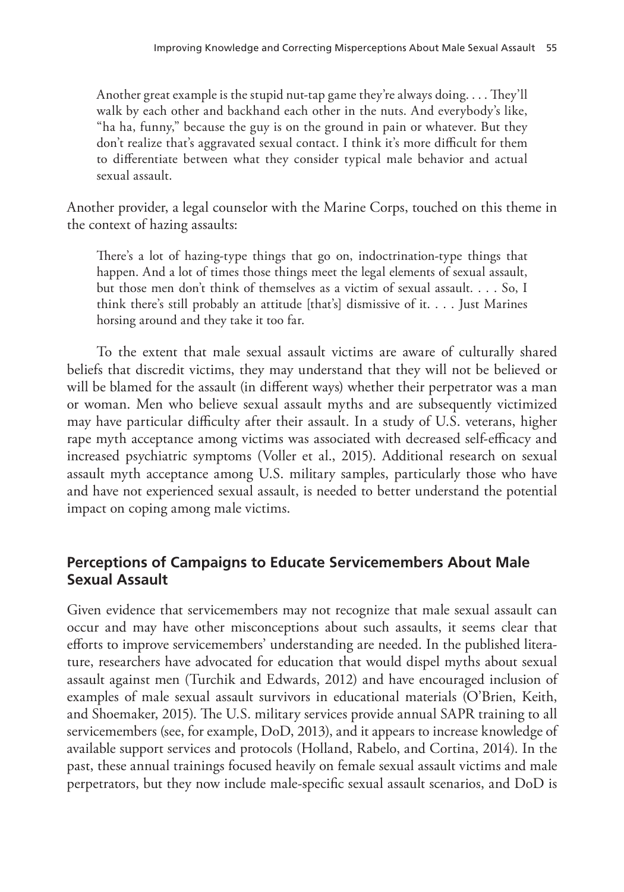> Another great example is the stupid nut-tap game they're always doing. . . . They'll walk by each other and backhand each other in the nuts. And everybody's like, "ha ha, funny," because the guy is on the ground in pain or whatever. But they don't realize that's aggravated sexual contact. I think it's more difficult for them to differentiate between what they consider typical male behavior and actual sexual assault.

Another provider, a legal counselor with the Marine Corps, touched on this theme in the context of hazing assaults:

> There's a lot of hazing-type things that go on, indoctrination-type things that happen. And a lot of times those things meet the legal elements of sexual assault, but those men don't think of themselves as a victim of sexual assault. . . . So, I think there's still probably an attitude [that's] dismissive of it. . . . Just Marines horsing around and they take it too far.

To the extent that male sexual assault victims are aware of culturally shared beliefs that discredit victims, they may understand that they will not be believed or will be blamed for the assault (in different ways) whether their perpetrator was a man or woman. Men who believe sexual assault myths and are subsequently victimized may have particular difficulty after their assault. In a study of U.S. veterans, higher rape myth acceptance among victims was associated with decreased self-efficacy and increased psychiatric symptoms (Voller et al., 2015). Additional research on sexual assault myth acceptance among U.S. military samples, particularly those who have and have not experienced sexual assault, is needed to better understand the potential impact on coping among male victims.

## Perceptions of Campaigns to Educate Servicemembers About Male Sexual Assault

Given evidence that servicemembers may not recognize that male sexual assault can occur and may have other misconceptions about such assaults, it seems clear that efforts to improve servicemembers' understanding are needed. In the published literature, researchers have advocated for education that would dispel myths about sexual assault against men (Turchik and Edwards, 2012) and have encouraged inclusion of examples of male sexual assault survivors in educational materials (O'Brien, Keith, and Shoemaker, 2015). The U.S. military services provide annual SAPR training to all servicemembers (see, for example, DoD, 2013), and it appears to increase knowledge of available support services and protocols (Holland, Rabelo, and Cortina, 2014). In the past, these annual trainings focused heavily on female sexual assault victims and male perpetrators, but they now include male-specific sexual assault scenarios, and DoD is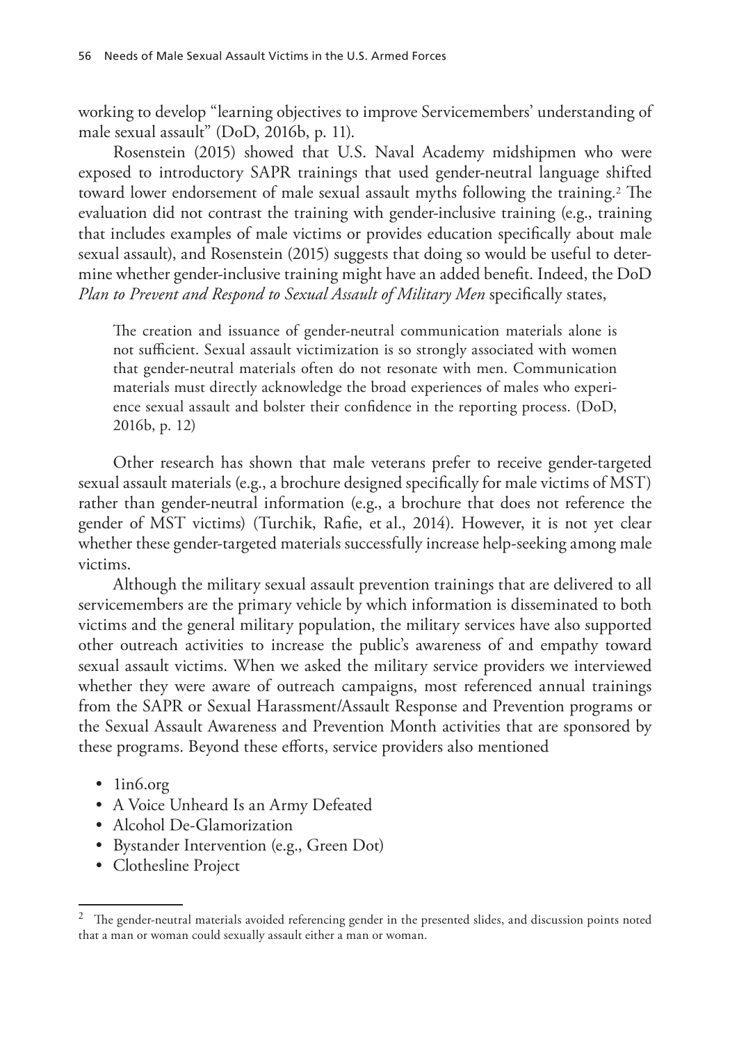working to develop "learning objectives to improve Servicemembers' understanding of male sexual assault" (DoD, 2016b, p. 11).

Rosenstein (2015) showed that U.S. Naval Academy midshipmen who were exposed to introductory SAPR trainings that used gender-neutral language shifted toward lower endorsement of male sexual assault myths following the training.[2] The evaluation did not contrast the training with gender-inclusive training (e.g., training that includes examples of male victims or provides education specifically about male sexual assault), and Rosenstein (2015) suggests that doing so would be useful to determine whether gender-inclusive training might have an added benefit. Indeed, the DoD *Plan to Prevent and Respond to Sexual Assault of Military Men* specifically states,

> The creation and issuance of gender-neutral communication materials alone is not sufficient. Sexual assault victimization is so strongly associated with women that gender-neutral materials often do not resonate with men. Communication materials must directly acknowledge the broad experiences of males who experience sexual assault and bolster their confidence in the reporting process. (DoD, 2016b, p. 12)

Other research has shown that male veterans prefer to receive gender-targeted sexual assault materials (e.g., a brochure designed specifically for male victims of MST) rather than gender-neutral information (e.g., a brochure that does not reference the gender of MST victims) (Turchik, Rafie, et al., 2014). However, it is not yet clear whether these gender-targeted materials successfully increase help-seeking among male victims.

Although the military sexual assault prevention trainings that are delivered to all servicemembers are the primary vehicle by which information is disseminated to both victims and the general military population, the military services have also supported other outreach activities to increase the public's awareness of and empathy toward sexual assault victims. When we asked the military service providers we interviewed whether they were aware of outreach campaigns, most referenced annual trainings from the SAPR or Sexual Harassment/Assault Response and Prevention programs or the Sexual Assault Awareness and Prevention Month activities that are sponsored by these programs. Beyond these efforts, service providers also mentioned

- 1in6.org
- A Voice Unheard Is an Army Defeated
- Alcohol De-Glamorization
- Bystander Intervention (e.g., Green Dot)
- Clothesline Project

---

[2] The gender-neutral materials avoided referencing gender in the presented slides, and discussion points noted that a man or woman could sexually assault either a man or woman.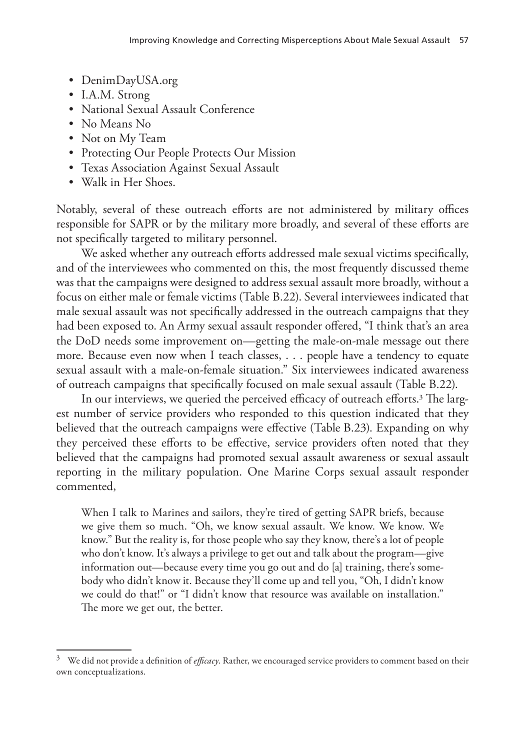- DenimDayUSA.org
- I.A.M. Strong
- National Sexual Assault Conference
- No Means No
- Not on My Team
- Protecting Our People Protects Our Mission
- Texas Association Against Sexual Assault
- Walk in Her Shoes.

Notably, several of these outreach efforts are not administered by military offices responsible for SAPR or by the military more broadly, and several of these efforts are not specifically targeted to military personnel.

We asked whether any outreach efforts addressed male sexual victims specifically, and of the interviewees who commented on this, the most frequently discussed theme was that the campaigns were designed to address sexual assault more broadly, without a focus on either male or female victims (Table B.22). Several interviewees indicated that male sexual assault was not specifically addressed in the outreach campaigns that they had been exposed to. An Army sexual assault responder offered, "I think that's an area the DoD needs some improvement on—getting the male-on-male message out there more. Because even now when I teach classes, . . . people have a tendency to equate sexual assault with a male-on-female situation." Six interviewees indicated awareness of outreach campaigns that specifically focused on male sexual assault (Table B.22).

In our interviews, we queried the perceived efficacy of outreach efforts.[3] The largest number of service providers who responded to this question indicated that they believed that the outreach campaigns were effective (Table B.23). Expanding on why they perceived these efforts to be effective, service providers often noted that they believed that the campaigns had promoted sexual assault awareness or sexual assault reporting in the military population. One Marine Corps sexual assault responder commented,

> When I talk to Marines and sailors, they're tired of getting SAPR briefs, because we give them so much. "Oh, we know sexual assault. We know. We know. We know." But the reality is, for those people who say they know, there's a lot of people who don't know. It's always a privilege to get out and talk about the program—give information out—because every time you go out and do [a] training, there's somebody who didn't know it. Because they'll come up and tell you, "Oh, I didn't know we could do that!" or "I didn't know that resource was available on installation." The more we get out, the better.

---

[3] We did not provide a definition of *efficacy*. Rather, we encouraged service providers to comment based on their own conceptualizations.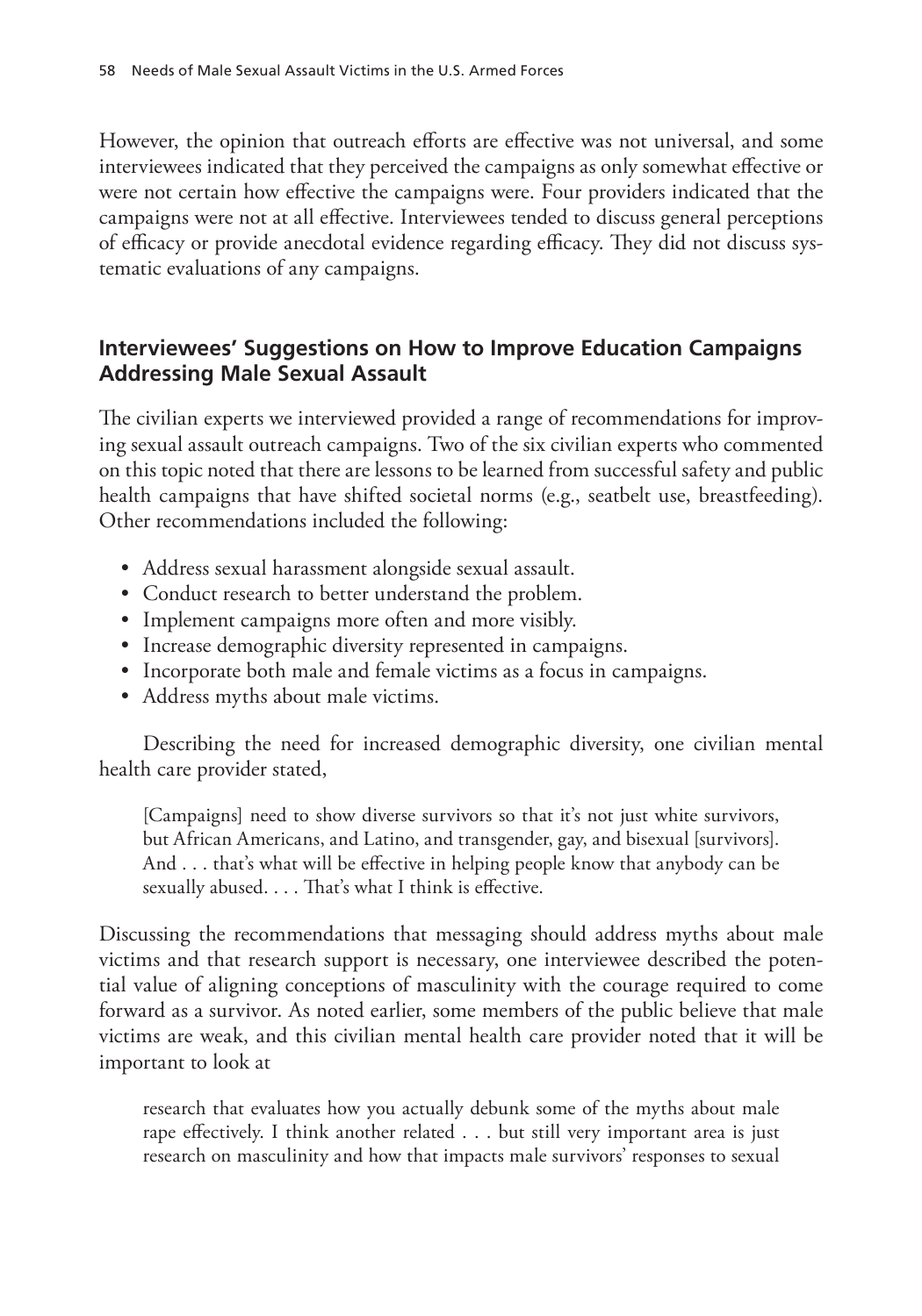However, the opinion that outreach efforts are effective was not universal, and some interviewees indicated that they perceived the campaigns as only somewhat effective or were not certain how effective the campaigns were. Four providers indicated that the campaigns were not at all effective. Interviewees tended to discuss general perceptions of efficacy or provide anecdotal evidence regarding efficacy. They did not discuss systematic evaluations of any campaigns.

## Interviewees' Suggestions on How to Improve Education Campaigns Addressing Male Sexual Assault

The civilian experts we interviewed provided a range of recommendations for improving sexual assault outreach campaigns. Two of the six civilian experts who commented on this topic noted that there are lessons to be learned from successful safety and public health campaigns that have shifted societal norms (e.g., seatbelt use, breastfeeding). Other recommendations included the following:

- Address sexual harassment alongside sexual assault.
- Conduct research to better understand the problem.
- Implement campaigns more often and more visibly.
- Increase demographic diversity represented in campaigns.
- Incorporate both male and female victims as a focus in campaigns.
- Address myths about male victims.

Describing the need for increased demographic diversity, one civilian mental health care provider stated,

> [Campaigns] need to show diverse survivors so that it's not just white survivors, but African Americans, and Latino, and transgender, gay, and bisexual [survivors]. And . . . that's what will be effective in helping people know that anybody can be sexually abused. . . . That's what I think is effective.

Discussing the recommendations that messaging should address myths about male victims and that research support is necessary, one interviewee described the potential value of aligning conceptions of masculinity with the courage required to come forward as a survivor. As noted earlier, some members of the public believe that male victims are weak, and this civilian mental health care provider noted that it will be important to look at

> research that evaluates how you actually debunk some of the myths about male rape effectively. I think another related . . . but still very important area is just research on masculinity and how that impacts male survivors' responses to sexual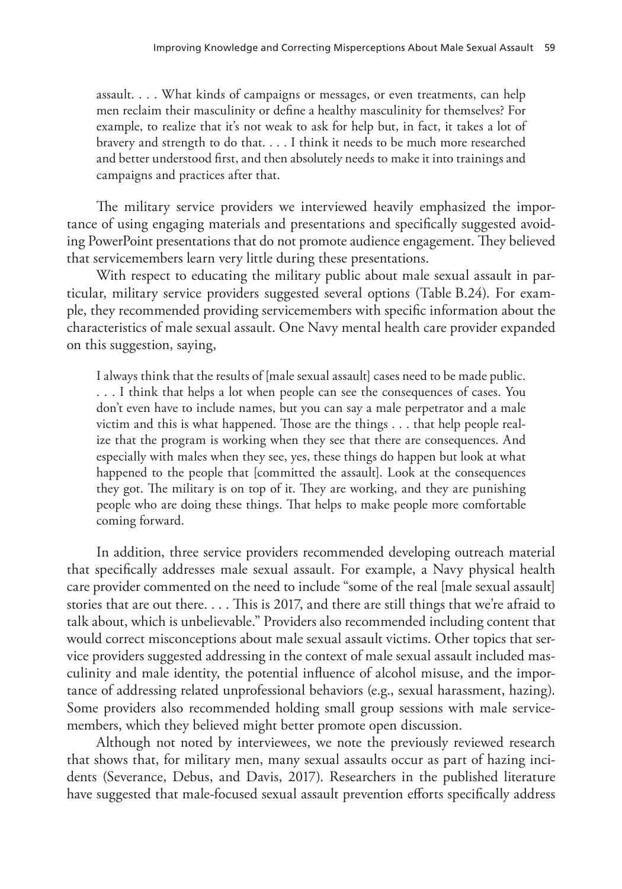> assault. . . . What kinds of campaigns or messages, or even treatments, can help men reclaim their masculinity or define a healthy masculinity for themselves? For example, to realize that it's not weak to ask for help but, in fact, it takes a lot of bravery and strength to do that. . . . I think it needs to be much more researched and better understood first, and then absolutely needs to make it into trainings and campaigns and practices after that.

The military service providers we interviewed heavily emphasized the importance of using engaging materials and presentations and specifically suggested avoiding PowerPoint presentations that do not promote audience engagement. They believed that servicemembers learn very little during these presentations.

With respect to educating the military public about male sexual assault in particular, military service providers suggested several options (Table B.24). For example, they recommended providing servicemembers with specific information about the characteristics of male sexual assault. One Navy mental health care provider expanded on this suggestion, saying,

> I always think that the results of [male sexual assault] cases need to be made public. . . . I think that helps a lot when people can see the consequences of cases. You don't even have to include names, but you can say a male perpetrator and a male victim and this is what happened. Those are the things . . . that help people realize that the program is working when they see that there are consequences. And especially with males when they see, yes, these things do happen but look at what happened to the people that [committed the assault]. Look at the consequences they got. The military is on top of it. They are working, and they are punishing people who are doing these things. That helps to make people more comfortable coming forward.

In addition, three service providers recommended developing outreach material that specifically addresses male sexual assault. For example, a Navy physical health care provider commented on the need to include "some of the real [male sexual assault] stories that are out there. . . . This is 2017, and there are still things that we're afraid to talk about, which is unbelievable." Providers also recommended including content that would correct misconceptions about male sexual assault victims. Other topics that service providers suggested addressing in the context of male sexual assault included masculinity and male identity, the potential influence of alcohol misuse, and the importance of addressing related unprofessional behaviors (e.g., sexual harassment, hazing). Some providers also recommended holding small group sessions with male servicemembers, which they believed might better promote open discussion.

Although not noted by interviewees, we note the previously reviewed research that shows that, for military men, many sexual assaults occur as part of hazing incidents (Severance, Debus, and Davis, 2017). Researchers in the published literature have suggested that male-focused sexual assault prevention efforts specifically address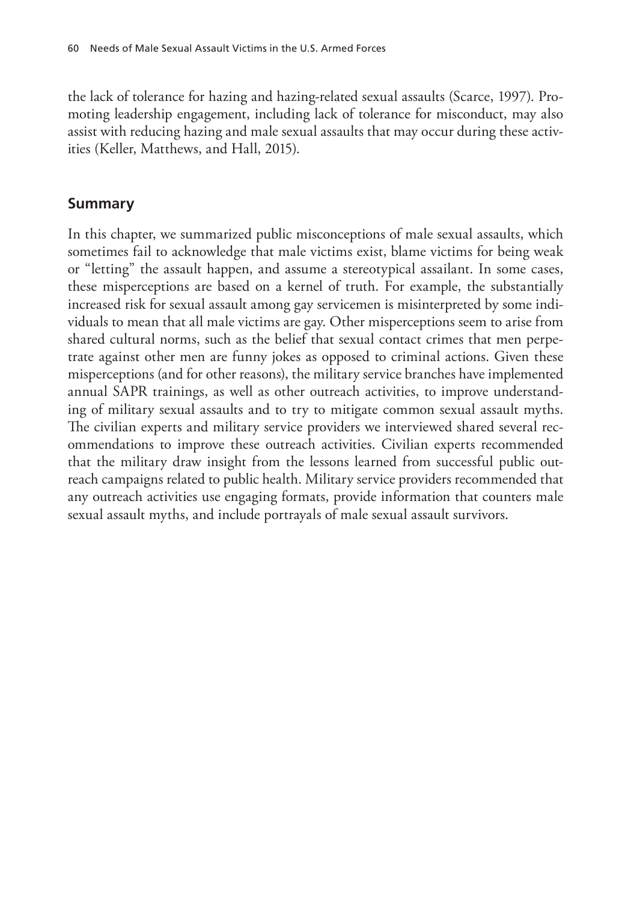the lack of tolerance for hazing and hazing-related sexual assaults (Scarce, 1997). Promoting leadership engagement, including lack of tolerance for misconduct, may also assist with reducing hazing and male sexual assaults that may occur during these activities (Keller, Matthews, and Hall, 2015).

## Summary

In this chapter, we summarized public misconceptions of male sexual assaults, which sometimes fail to acknowledge that male victims exist, blame victims for being weak or "letting" the assault happen, and assume a stereotypical assailant. In some cases, these misperceptions are based on a kernel of truth. For example, the substantially increased risk for sexual assault among gay servicemen is misinterpreted by some individuals to mean that all male victims are gay. Other misperceptions seem to arise from shared cultural norms, such as the belief that sexual contact crimes that men perpetrate against other men are funny jokes as opposed to criminal actions. Given these misperceptions (and for other reasons), the military service branches have implemented annual SAPR trainings, as well as other outreach activities, to improve understanding of military sexual assaults and to try to mitigate common sexual assault myths. The civilian experts and military service providers we interviewed shared several recommendations to improve these outreach activities. Civilian experts recommended that the military draw insight from the lessons learned from successful public outreach campaigns related to public health. Military service providers recommended that any outreach activities use engaging formats, provide information that counters male sexual assault myths, and include portrayals of male sexual assault survivors.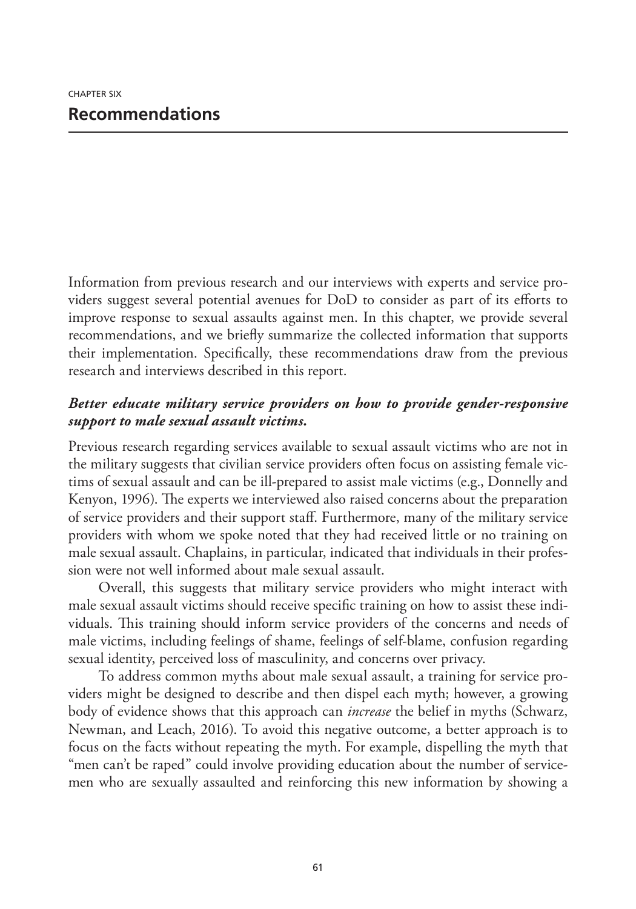CHAPTER SIX

# Recommendations

Information from previous research and our interviews with experts and service providers suggest several potential avenues for DoD to consider as part of its efforts to improve response to sexual assaults against men. In this chapter, we provide several recommendations, and we briefly summarize the collected information that supports their implementation. Specifically, these recommendations draw from the previous research and interviews described in this report.

### *Better educate military service providers on how to provide gender-responsive support to male sexual assault victims.*

Previous research regarding services available to sexual assault victims who are not in the military suggests that civilian service providers often focus on assisting female victims of sexual assault and can be ill-prepared to assist male victims (e.g., Donnelly and Kenyon, 1996). The experts we interviewed also raised concerns about the preparation of service providers and their support staff. Furthermore, many of the military service providers with whom we spoke noted that they had received little or no training on male sexual assault. Chaplains, in particular, indicated that individuals in their profession were not well informed about male sexual assault.

Overall, this suggests that military service providers who might interact with male sexual assault victims should receive specific training on how to assist these individuals. This training should inform service providers of the concerns and needs of male victims, including feelings of shame, feelings of self-blame, confusion regarding sexual identity, perceived loss of masculinity, and concerns over privacy.

To address common myths about male sexual assault, a training for service providers might be designed to describe and then dispel each myth; however, a growing body of evidence shows that this approach can *increase* the belief in myths (Schwarz, Newman, and Leach, 2016). To avoid this negative outcome, a better approach is to focus on the facts without repeating the myth. For example, dispelling the myth that "men can't be raped" could involve providing education about the number of servicemen who are sexually assaulted and reinforcing this new information by showing a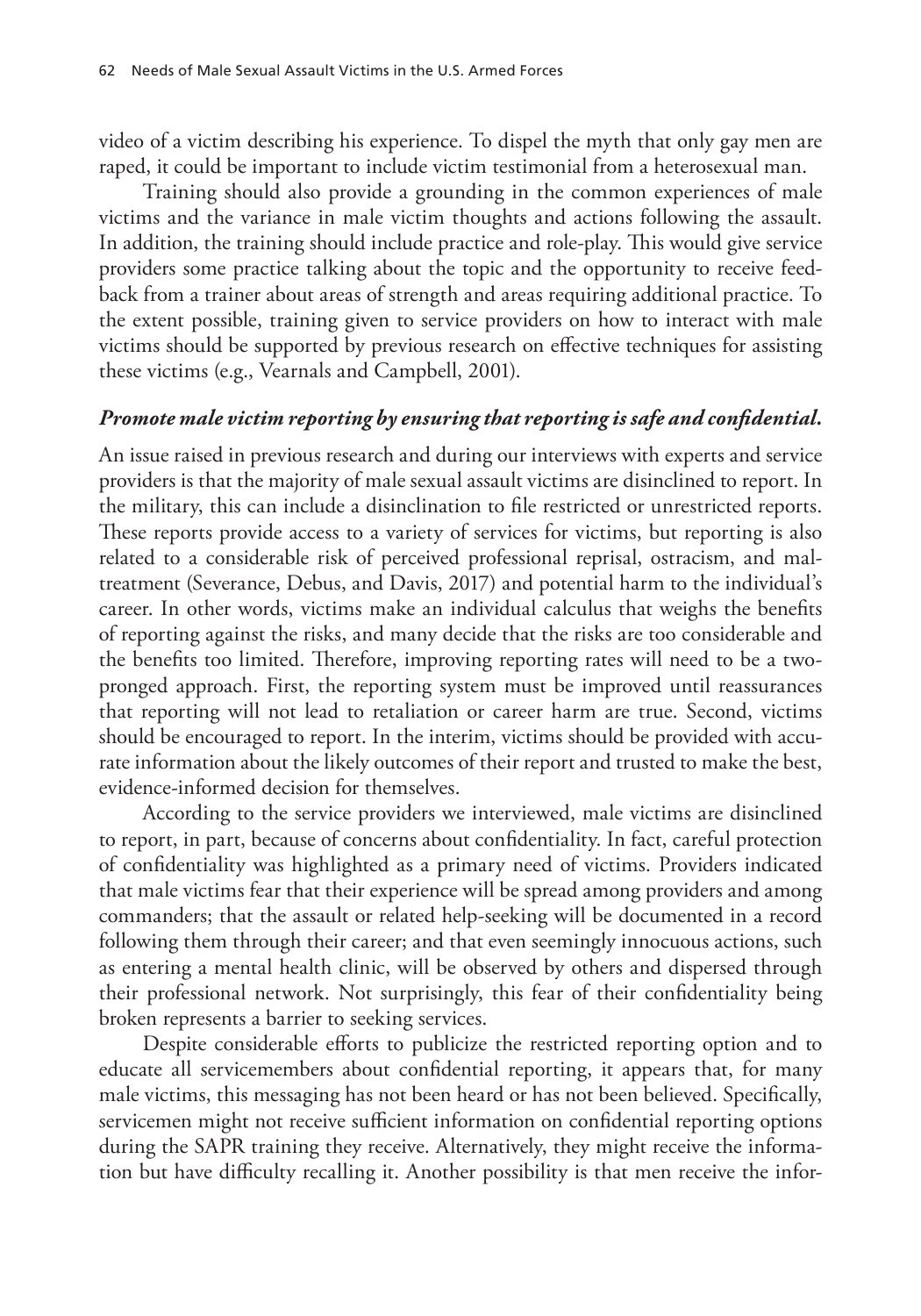video of a victim describing his experience. To dispel the myth that only gay men are raped, it could be important to include victim testimonial from a heterosexual man.

Training should also provide a grounding in the common experiences of male victims and the variance in male victim thoughts and actions following the assault. In addition, the training should include practice and role-play. This would give service providers some practice talking about the topic and the opportunity to receive feedback from a trainer about areas of strength and areas requiring additional practice. To the extent possible, training given to service providers on how to interact with male victims should be supported by previous research on effective techniques for assisting these victims (e.g., Vearnals and Campbell, 2001).

### ***Promote male victim reporting by ensuring that reporting is safe and confidential.***

An issue raised in previous research and during our interviews with experts and service providers is that the majority of male sexual assault victims are disinclined to report. In the military, this can include a disinclination to file restricted or unrestricted reports. These reports provide access to a variety of services for victims, but reporting is also related to a considerable risk of perceived professional reprisal, ostracism, and maltreatment (Severance, Debus, and Davis, 2017) and potential harm to the individual's career. In other words, victims make an individual calculus that weighs the benefits of reporting against the risks, and many decide that the risks are too considerable and the benefits too limited. Therefore, improving reporting rates will need to be a two-pronged approach. First, the reporting system must be improved until reassurances that reporting will not lead to retaliation or career harm are true. Second, victims should be encouraged to report. In the interim, victims should be provided with accurate information about the likely outcomes of their report and trusted to make the best, evidence-informed decision for themselves.

According to the service providers we interviewed, male victims are disinclined to report, in part, because of concerns about confidentiality. In fact, careful protection of confidentiality was highlighted as a primary need of victims. Providers indicated that male victims fear that their experience will be spread among providers and among commanders; that the assault or related help-seeking will be documented in a record following them through their career; and that even seemingly innocuous actions, such as entering a mental health clinic, will be observed by others and dispersed through their professional network. Not surprisingly, this fear of their confidentiality being broken represents a barrier to seeking services.

Despite considerable efforts to publicize the restricted reporting option and to educate all servicemembers about confidential reporting, it appears that, for many male victims, this messaging has not been heard or has not been believed. Specifically, servicemen might not receive sufficient information on confidential reporting options during the SAPR training they receive. Alternatively, they might receive the information but have difficulty recalling it. Another possibility is that men receive the infor-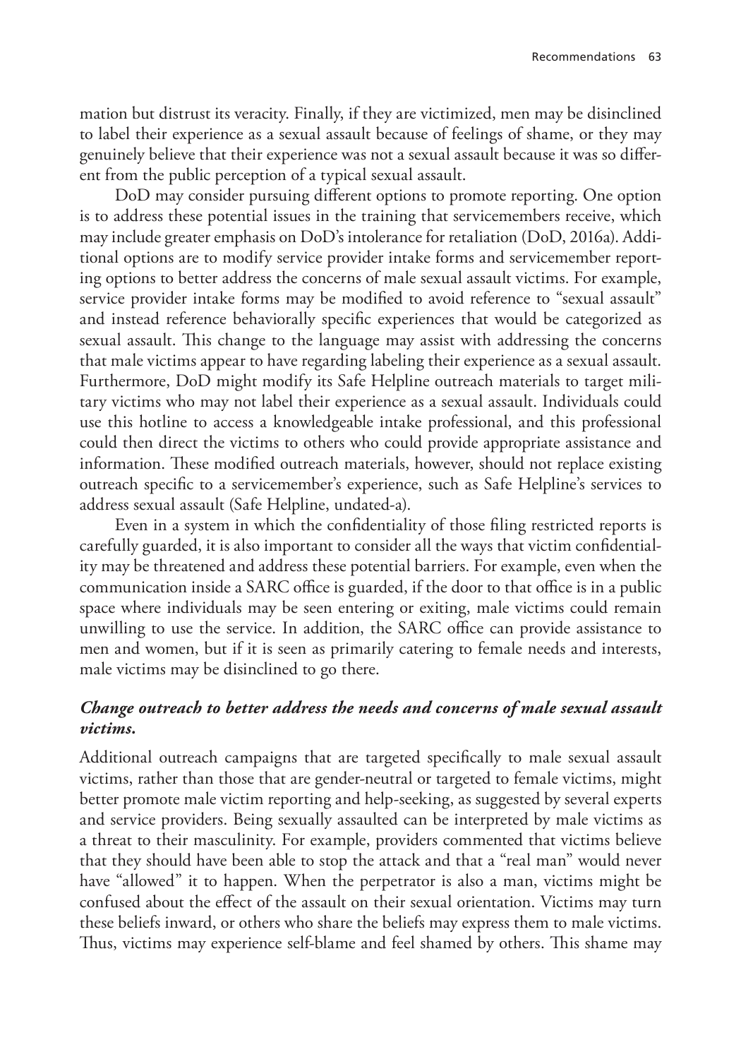mation but distrust its veracity. Finally, if they are victimized, men may be disinclined to label their experience as a sexual assault because of feelings of shame, or they may genuinely believe that their experience was not a sexual assault because it was so different from the public perception of a typical sexual assault.

DoD may consider pursuing different options to promote reporting. One option is to address these potential issues in the training that servicemembers receive, which may include greater emphasis on DoD's intolerance for retaliation (DoD, 2016a). Additional options are to modify service provider intake forms and servicemember reporting options to better address the concerns of male sexual assault victims. For example, service provider intake forms may be modified to avoid reference to "sexual assault" and instead reference behaviorally specific experiences that would be categorized as sexual assault. This change to the language may assist with addressing the concerns that male victims appear to have regarding labeling their experience as a sexual assault. Furthermore, DoD might modify its Safe Helpline outreach materials to target military victims who may not label their experience as a sexual assault. Individuals could use this hotline to access a knowledgeable intake professional, and this professional could then direct the victims to others who could provide appropriate assistance and information. These modified outreach materials, however, should not replace existing outreach specific to a servicemember's experience, such as Safe Helpline's services to address sexual assault (Safe Helpline, undated-a).

Even in a system in which the confidentiality of those filing restricted reports is carefully guarded, it is also important to consider all the ways that victim confidentiality may be threatened and address these potential barriers. For example, even when the communication inside a SARC office is guarded, if the door to that office is in a public space where individuals may be seen entering or exiting, male victims could remain unwilling to use the service. In addition, the SARC office can provide assistance to men and women, but if it is seen as primarily catering to female needs and interests, male victims may be disinclined to go there.

### *Change outreach to better address the needs and concerns of male sexual assault victims.*

Additional outreach campaigns that are targeted specifically to male sexual assault victims, rather than those that are gender-neutral or targeted to female victims, might better promote male victim reporting and help-seeking, as suggested by several experts and service providers. Being sexually assaulted can be interpreted by male victims as a threat to their masculinity. For example, providers commented that victims believe that they should have been able to stop the attack and that a "real man" would never have "allowed" it to happen. When the perpetrator is also a man, victims might be confused about the effect of the assault on their sexual orientation. Victims may turn these beliefs inward, or others who share the beliefs may express them to male victims. Thus, victims may experience self-blame and feel shamed by others. This shame may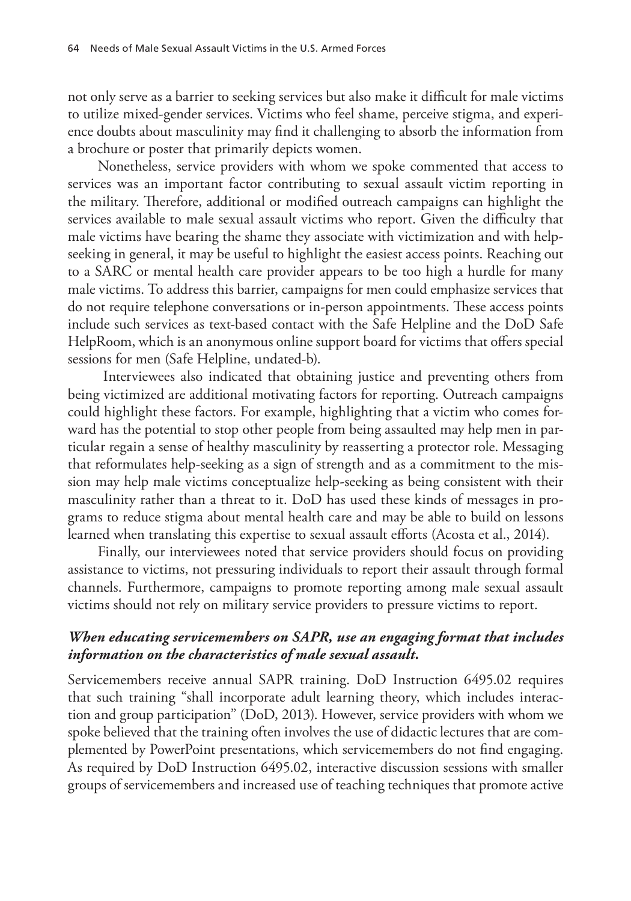not only serve as a barrier to seeking services but also make it difficult for male victims to utilize mixed-gender services. Victims who feel shame, perceive stigma, and experience doubts about masculinity may find it challenging to absorb the information from a brochure or poster that primarily depicts women.

Nonetheless, service providers with whom we spoke commented that access to services was an important factor contributing to sexual assault victim reporting in the military. Therefore, additional or modified outreach campaigns can highlight the services available to male sexual assault victims who report. Given the difficulty that male victims have bearing the shame they associate with victimization and with help-seeking in general, it may be useful to highlight the easiest access points. Reaching out to a SARC or mental health care provider appears to be too high a hurdle for many male victims. To address this barrier, campaigns for men could emphasize services that do not require telephone conversations or in-person appointments. These access points include such services as text-based contact with the Safe Helpline and the DoD Safe HelpRoom, which is an anonymous online support board for victims that offers special sessions for men (Safe Helpline, undated-b).

Interviewees also indicated that obtaining justice and preventing others from being victimized are additional motivating factors for reporting. Outreach campaigns could highlight these factors. For example, highlighting that a victim who comes forward has the potential to stop other people from being assaulted may help men in particular regain a sense of healthy masculinity by reasserting a protector role. Messaging that reformulates help-seeking as a sign of strength and as a commitment to the mission may help male victims conceptualize help-seeking as being consistent with their masculinity rather than a threat to it. DoD has used these kinds of messages in programs to reduce stigma about mental health care and may be able to build on lessons learned when translating this expertise to sexual assault efforts (Acosta et al., 2014).

Finally, our interviewees noted that service providers should focus on providing assistance to victims, not pressuring individuals to report their assault through formal channels. Furthermore, campaigns to promote reporting among male sexual assault victims should not rely on military service providers to pressure victims to report.

#### *When educating servicemembers on SAPR, use an engaging format that includes information on the characteristics of male sexual assault.*

Servicemembers receive annual SAPR training. DoD Instruction 6495.02 requires that such training "shall incorporate adult learning theory, which includes interaction and group participation" (DoD, 2013). However, service providers with whom we spoke believed that the training often involves the use of didactic lectures that are complemented by PowerPoint presentations, which servicemembers do not find engaging. As required by DoD Instruction 6495.02, interactive discussion sessions with smaller groups of servicemembers and increased use of teaching techniques that promote active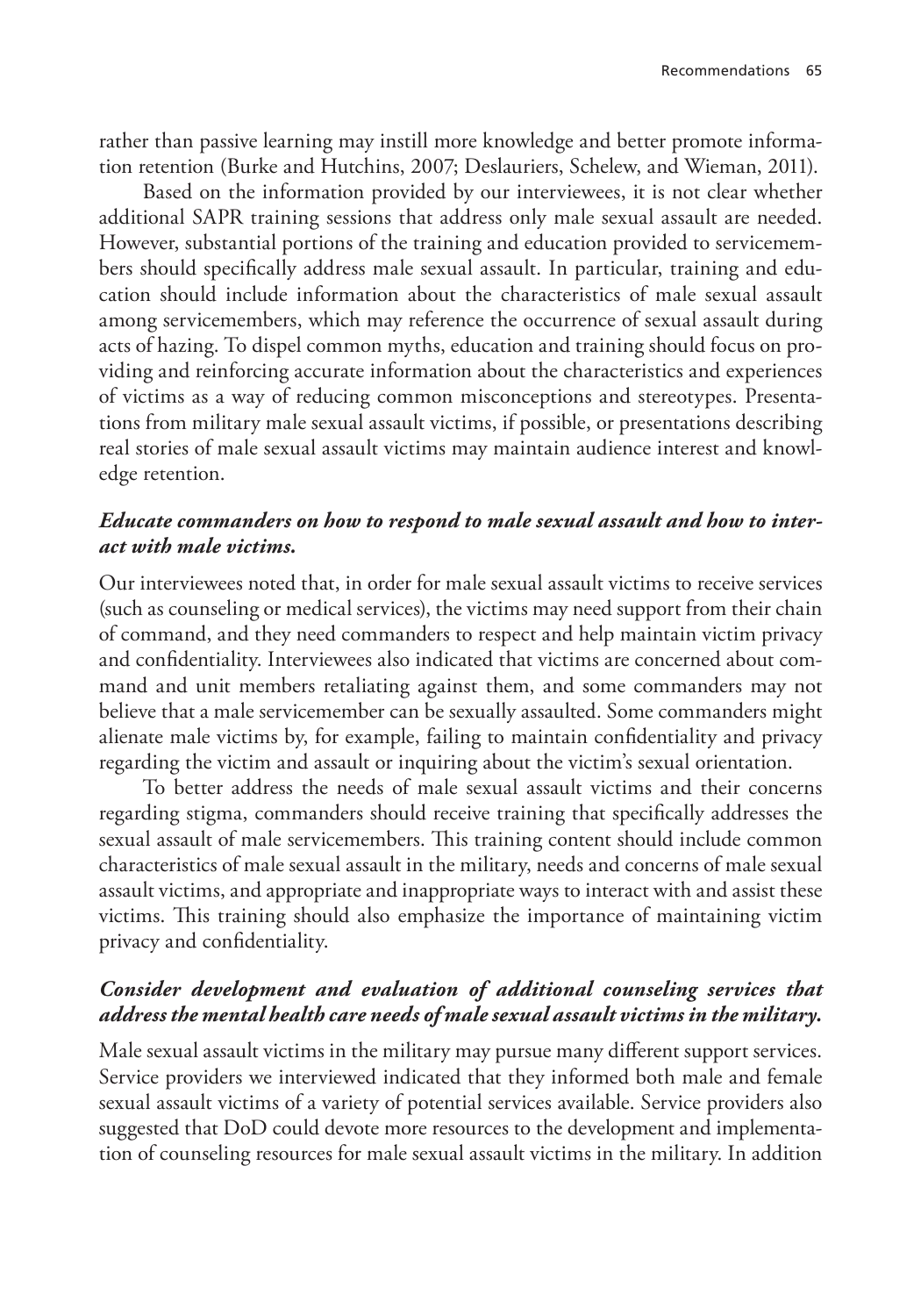rather than passive learning may instill more knowledge and better promote information retention (Burke and Hutchins, 2007; Deslauriers, Schelew, and Wieman, 2011).

Based on the information provided by our interviewees, it is not clear whether additional SAPR training sessions that address only male sexual assault are needed. However, substantial portions of the training and education provided to servicemembers should specifically address male sexual assault. In particular, training and education should include information about the characteristics of male sexual assault among servicemembers, which may reference the occurrence of sexual assault during acts of hazing. To dispel common myths, education and training should focus on providing and reinforcing accurate information about the characteristics and experiences of victims as a way of reducing common misconceptions and stereotypes. Presentations from military male sexual assault victims, if possible, or presentations describing real stories of male sexual assault victims may maintain audience interest and knowledge retention.

### *Educate commanders on how to respond to male sexual assault and how to interact with male victims.*

Our interviewees noted that, in order for male sexual assault victims to receive services (such as counseling or medical services), the victims may need support from their chain of command, and they need commanders to respect and help maintain victim privacy and confidentiality. Interviewees also indicated that victims are concerned about command and unit members retaliating against them, and some commanders may not believe that a male servicemember can be sexually assaulted. Some commanders might alienate male victims by, for example, failing to maintain confidentiality and privacy regarding the victim and assault or inquiring about the victim's sexual orientation.

To better address the needs of male sexual assault victims and their concerns regarding stigma, commanders should receive training that specifically addresses the sexual assault of male servicemembers. This training content should include common characteristics of male sexual assault in the military, needs and concerns of male sexual assault victims, and appropriate and inappropriate ways to interact with and assist these victims. This training should also emphasize the importance of maintaining victim privacy and confidentiality.

### *Consider development and evaluation of additional counseling services that address the mental health care needs of male sexual assault victims in the military.*

Male sexual assault victims in the military may pursue many different support services. Service providers we interviewed indicated that they informed both male and female sexual assault victims of a variety of potential services available. Service providers also suggested that DoD could devote more resources to the development and implementation of counseling resources for male sexual assault victims in the military. In addition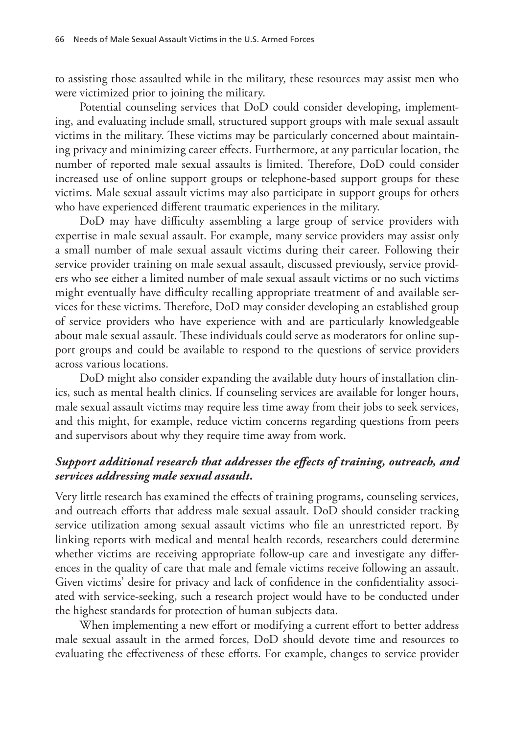to assisting those assaulted while in the military, these resources may assist men who were victimized prior to joining the military.

Potential counseling services that DoD could consider developing, implementing, and evaluating include small, structured support groups with male sexual assault victims in the military. These victims may be particularly concerned about maintaining privacy and minimizing career effects. Furthermore, at any particular location, the number of reported male sexual assaults is limited. Therefore, DoD could consider increased use of online support groups or telephone-based support groups for these victims. Male sexual assault victims may also participate in support groups for others who have experienced different traumatic experiences in the military.

DoD may have difficulty assembling a large group of service providers with expertise in male sexual assault. For example, many service providers may assist only a small number of male sexual assault victims during their career. Following their service provider training on male sexual assault, discussed previously, service providers who see either a limited number of male sexual assault victims or no such victims might eventually have difficulty recalling appropriate treatment of and available services for these victims. Therefore, DoD may consider developing an established group of service providers who have experience with and are particularly knowledgeable about male sexual assault. These individuals could serve as moderators for online support groups and could be available to respond to the questions of service providers across various locations.

DoD might also consider expanding the available duty hours of installation clinics, such as mental health clinics. If counseling services are available for longer hours, male sexual assault victims may require less time away from their jobs to seek services, and this might, for example, reduce victim concerns regarding questions from peers and supervisors about why they require time away from work.

### *Support additional research that addresses the effects of training, outreach, and services addressing male sexual assault.*

Very little research has examined the effects of training programs, counseling services, and outreach efforts that address male sexual assault. DoD should consider tracking service utilization among sexual assault victims who file an unrestricted report. By linking reports with medical and mental health records, researchers could determine whether victims are receiving appropriate follow-up care and investigate any differences in the quality of care that male and female victims receive following an assault. Given victims' desire for privacy and lack of confidence in the confidentiality associated with service-seeking, such a research project would have to be conducted under the highest standards for protection of human subjects data.

When implementing a new effort or modifying a current effort to better address male sexual assault in the armed forces, DoD should devote time and resources to evaluating the effectiveness of these efforts. For example, changes to service provider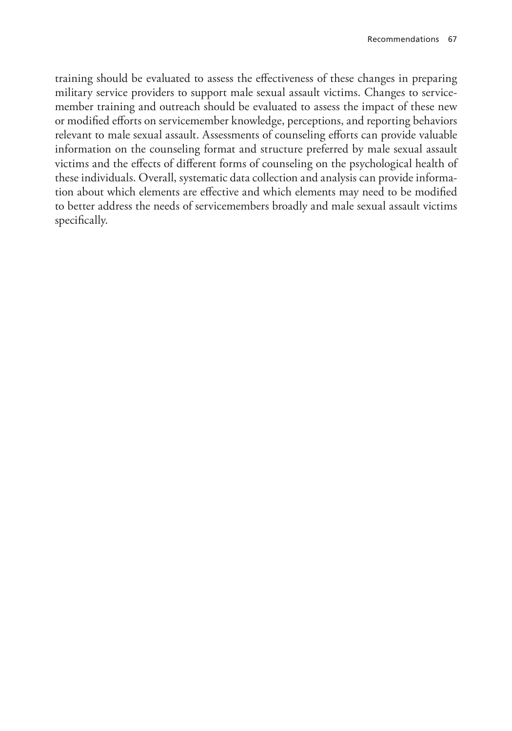training should be evaluated to assess the effectiveness of these changes in preparing military service providers to support male sexual assault victims. Changes to servicemember training and outreach should be evaluated to assess the impact of these new or modified efforts on servicemember knowledge, perceptions, and reporting behaviors relevant to male sexual assault. Assessments of counseling efforts can provide valuable information on the counseling format and structure preferred by male sexual assault victims and the effects of different forms of counseling on the psychological health of these individuals. Overall, systematic data collection and analysis can provide information about which elements are effective and which elements may need to be modified to better address the needs of servicemembers broadly and male sexual assault victims specifically.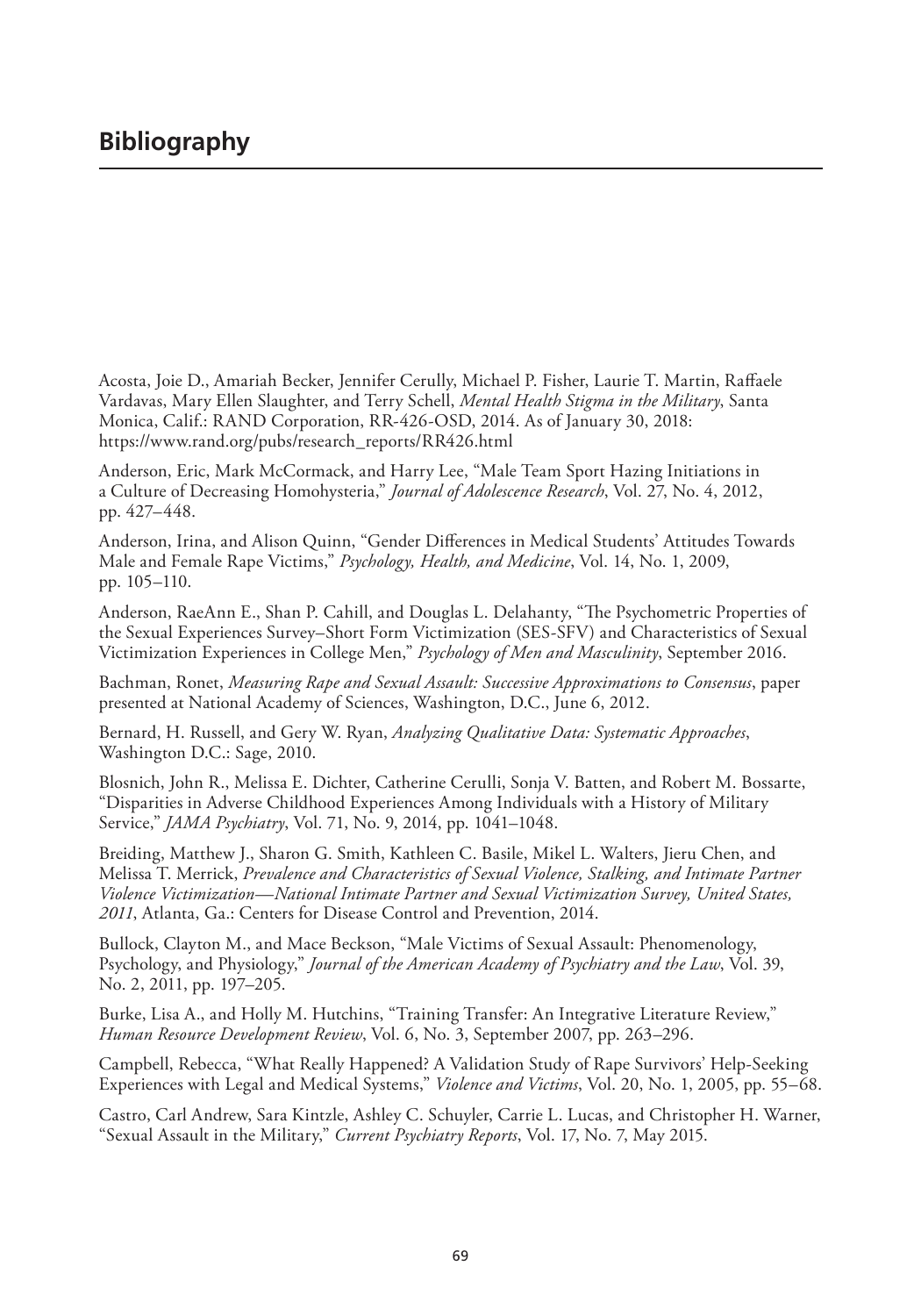# Bibliography

Acosta, Joie D., Amariah Becker, Jennifer Cerully, Michael P. Fisher, Laurie T. Martin, Raffaele Vardavas, Mary Ellen Slaughter, and Terry Schell, *Mental Health Stigma in the Military*, Santa Monica, Calif.: RAND Corporation, RR-426-OSD, 2014. As of January 30, 2018: https://www.rand.org/pubs/research_reports/RR426.html

Anderson, Eric, Mark McCormack, and Harry Lee, "Male Team Sport Hazing Initiations in a Culture of Decreasing Homohysteria," *Journal of Adolescence Research*, Vol. 27, No. 4, 2012, pp. 427–448.

Anderson, Irina, and Alison Quinn, "Gender Differences in Medical Students' Attitudes Towards Male and Female Rape Victims," *Psychology, Health, and Medicine*, Vol. 14, No. 1, 2009, pp. 105–110.

Anderson, RaeAnn E., Shan P. Cahill, and Douglas L. Delahanty, "The Psychometric Properties of the Sexual Experiences Survey–Short Form Victimization (SES-SFV) and Characteristics of Sexual Victimization Experiences in College Men," *Psychology of Men and Masculinity*, September 2016.

Bachman, Ronet, *Measuring Rape and Sexual Assault: Successive Approximations to Consensus*, paper presented at National Academy of Sciences, Washington, D.C., June 6, 2012.

Bernard, H. Russell, and Gery W. Ryan, *Analyzing Qualitative Data: Systematic Approaches*, Washington D.C.: Sage, 2010.

Blosnich, John R., Melissa E. Dichter, Catherine Cerulli, Sonja V. Batten, and Robert M. Bossarte, "Disparities in Adverse Childhood Experiences Among Individuals with a History of Military Service," *JAMA Psychiatry*, Vol. 71, No. 9, 2014, pp. 1041–1048.

Breiding, Matthew J., Sharon G. Smith, Kathleen C. Basile, Mikel L. Walters, Jieru Chen, and Melissa T. Merrick, *Prevalence and Characteristics of Sexual Violence, Stalking, and Intimate Partner Violence Victimization—National Intimate Partner and Sexual Victimization Survey, United States, 2011*, Atlanta, Ga.: Centers for Disease Control and Prevention, 2014.

Bullock, Clayton M., and Mace Beckson, "Male Victims of Sexual Assault: Phenomenology, Psychology, and Physiology," *Journal of the American Academy of Psychiatry and the Law*, Vol. 39, No. 2, 2011, pp. 197–205.

Burke, Lisa A., and Holly M. Hutchins, "Training Transfer: An Integrative Literature Review," *Human Resource Development Review*, Vol. 6, No. 3, September 2007, pp. 263–296.

Campbell, Rebecca, "What Really Happened? A Validation Study of Rape Survivors' Help-Seeking Experiences with Legal and Medical Systems," *Violence and Victims*, Vol. 20, No. 1, 2005, pp. 55–68.

Castro, Carl Andrew, Sara Kintzle, Ashley C. Schuyler, Carrie L. Lucas, and Christopher H. Warner, "Sexual Assault in the Military," *Current Psychiatry Reports*, Vol. 17, No. 7, May 2015.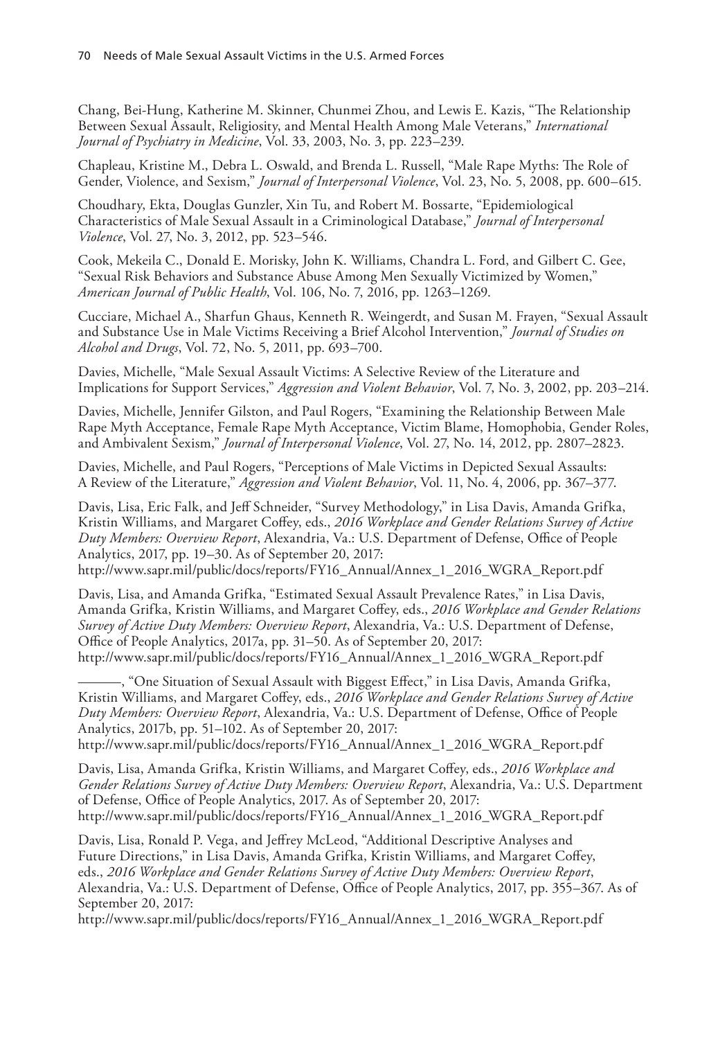Chang, Bei-Hung, Katherine M. Skinner, Chunmei Zhou, and Lewis E. Kazis, "The Relationship Between Sexual Assault, Religiosity, and Mental Health Among Male Veterans," *International Journal of Psychiatry in Medicine*, Vol. 33, 2003, No. 3, pp. 223–239.

Chapleau, Kristine M., Debra L. Oswald, and Brenda L. Russell, "Male Rape Myths: The Role of Gender, Violence, and Sexism," *Journal of Interpersonal Violence*, Vol. 23, No. 5, 2008, pp. 600–615.

Choudhary, Ekta, Douglas Gunzler, Xin Tu, and Robert M. Bossarte, "Epidemiological Characteristics of Male Sexual Assault in a Criminological Database," *Journal of Interpersonal Violence*, Vol. 27, No. 3, 2012, pp. 523–546.

Cook, Mekeila C., Donald E. Morisky, John K. Williams, Chandra L. Ford, and Gilbert C. Gee, "Sexual Risk Behaviors and Substance Abuse Among Men Sexually Victimized by Women," *American Journal of Public Health*, Vol. 106, No. 7, 2016, pp. 1263–1269.

Cucciare, Michael A., Sharfun Ghaus, Kenneth R. Weingerdt, and Susan M. Frayen, "Sexual Assault and Substance Use in Male Victims Receiving a Brief Alcohol Intervention," *Journal of Studies on Alcohol and Drugs*, Vol. 72, No. 5, 2011, pp. 693–700.

Davies, Michelle, "Male Sexual Assault Victims: A Selective Review of the Literature and Implications for Support Services," *Aggression and Violent Behavior*, Vol. 7, No. 3, 2002, pp. 203–214.

Davies, Michelle, Jennifer Gilston, and Paul Rogers, "Examining the Relationship Between Male Rape Myth Acceptance, Female Rape Myth Acceptance, Victim Blame, Homophobia, Gender Roles, and Ambivalent Sexism," *Journal of Interpersonal Violence*, Vol. 27, No. 14, 2012, pp. 2807–2823.

Davies, Michelle, and Paul Rogers, "Perceptions of Male Victims in Depicted Sexual Assaults: A Review of the Literature," *Aggression and Violent Behavior*, Vol. 11, No. 4, 2006, pp. 367–377.

Davis, Lisa, Eric Falk, and Jeff Schneider, "Survey Methodology," in Lisa Davis, Amanda Grifka, Kristin Williams, and Margaret Coffey, eds., *2016 Workplace and Gender Relations Survey of Active Duty Members: Overview Report*, Alexandria, Va.: U.S. Department of Defense, Office of People Analytics, 2017, pp. 19–30. As of September 20, 2017:
http://www.sapr.mil/public/docs/reports/FY16_Annual/Annex_1_2016_WGRA_Report.pdf

Davis, Lisa, and Amanda Grifka, "Estimated Sexual Assault Prevalence Rates," in Lisa Davis, Amanda Grifka, Kristin Williams, and Margaret Coffey, eds., *2016 Workplace and Gender Relations Survey of Active Duty Members: Overview Report*, Alexandria, Va.: U.S. Department of Defense, Office of People Analytics, 2017a, pp. 31–50. As of September 20, 2017:
http://www.sapr.mil/public/docs/reports/FY16_Annual/Annex_1_2016_WGRA_Report.pdf

———, "One Situation of Sexual Assault with Biggest Effect," in Lisa Davis, Amanda Grifka, Kristin Williams, and Margaret Coffey, eds., *2016 Workplace and Gender Relations Survey of Active Duty Members: Overview Report*, Alexandria, Va.: U.S. Department of Defense, Office of People Analytics, 2017b, pp. 51–102. As of September 20, 2017:
http://www.sapr.mil/public/docs/reports/FY16_Annual/Annex_1_2016_WGRA_Report.pdf

Davis, Lisa, Amanda Grifka, Kristin Williams, and Margaret Coffey, eds., *2016 Workplace and Gender Relations Survey of Active Duty Members: Overview Report*, Alexandria, Va.: U.S. Department of Defense, Office of People Analytics, 2017. As of September 20, 2017:
http://www.sapr.mil/public/docs/reports/FY16_Annual/Annex_1_2016_WGRA_Report.pdf

Davis, Lisa, Ronald P. Vega, and Jeffrey McLeod, "Additional Descriptive Analyses and Future Directions," in Lisa Davis, Amanda Grifka, Kristin Williams, and Margaret Coffey, eds., *2016 Workplace and Gender Relations Survey of Active Duty Members: Overview Report*, Alexandria, Va.: U.S. Department of Defense, Office of People Analytics, 2017, pp. 355–367. As of September 20, 2017:
http://www.sapr.mil/public/docs/reports/FY16_Annual/Annex_1_2016_WGRA_Report.pdf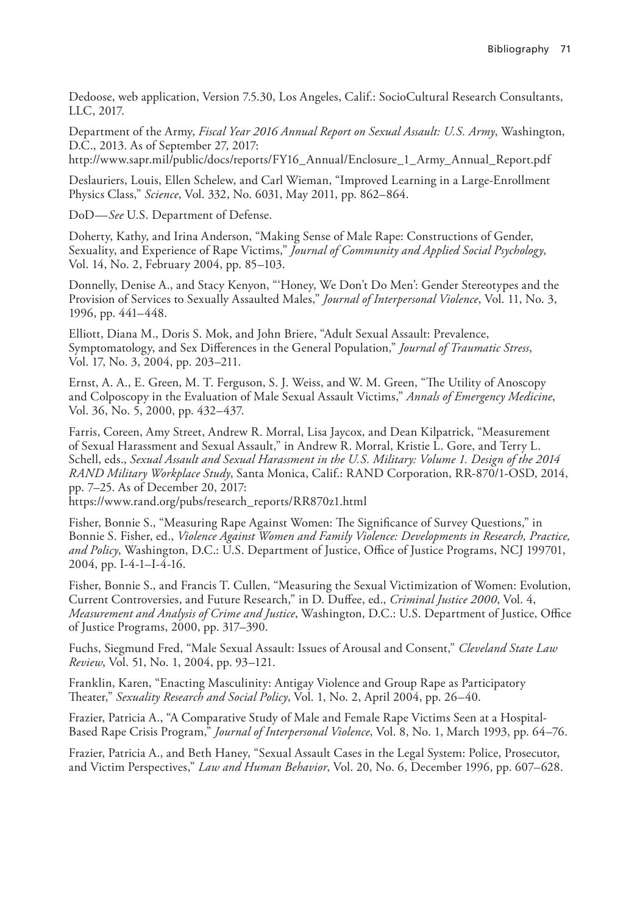Dedoose, web application, Version 7.5.30, Los Angeles, Calif.: SocioCultural Research Consultants, LLC, 2017.

Department of the Army, *Fiscal Year 2016 Annual Report on Sexual Assault: U.S. Army*, Washington, D.C., 2013. As of September 27, 2017:
http://www.sapr.mil/public/docs/reports/FY16_Annual/Enclosure_1_Army_Annual_Report.pdf

Deslauriers, Louis, Ellen Schelew, and Carl Wieman, "Improved Learning in a Large-Enrollment Physics Class," *Science*, Vol. 332, No. 6031, May 2011, pp. 862–864.

DoD—*See* U.S. Department of Defense.

Doherty, Kathy, and Irina Anderson, "Making Sense of Male Rape: Constructions of Gender, Sexuality, and Experience of Rape Victims," *Journal of Community and Applied Social Psychology*, Vol. 14, No. 2, February 2004, pp. 85–103.

Donnelly, Denise A., and Stacy Kenyon, "'Honey, We Don't Do Men': Gender Stereotypes and the Provision of Services to Sexually Assaulted Males," *Journal of Interpersonal Violence*, Vol. 11, No. 3, 1996, pp. 441–448.

Elliott, Diana M., Doris S. Mok, and John Briere, "Adult Sexual Assault: Prevalence, Symptomatology, and Sex Differences in the General Population," *Journal of Traumatic Stress*, Vol. 17, No. 3, 2004, pp. 203–211.

Ernst, A. A., E. Green, M. T. Ferguson, S. J. Weiss, and W. M. Green, "The Utility of Anoscopy and Colposcopy in the Evaluation of Male Sexual Assault Victims," *Annals of Emergency Medicine*, Vol. 36, No. 5, 2000, pp. 432–437.

Farris, Coreen, Amy Street, Andrew R. Morral, Lisa Jaycox, and Dean Kilpatrick, "Measurement of Sexual Harassment and Sexual Assault," in Andrew R. Morral, Kristie L. Gore, and Terry L. Schell, eds., *Sexual Assault and Sexual Harassment in the U.S. Military: Volume 1. Design of the 2014 RAND Military Workplace Study*, Santa Monica, Calif.: RAND Corporation, RR-870/1-OSD, 2014, pp. 7–25. As of December 20, 2017:
https://www.rand.org/pubs/research_reports/RR870z1.html

Fisher, Bonnie S., "Measuring Rape Against Women: The Significance of Survey Questions," in Bonnie S. Fisher, ed., *Violence Against Women and Family Violence: Developments in Research, Practice, and Policy*, Washington, D.C.: U.S. Department of Justice, Office of Justice Programs, NCJ 199701, 2004, pp. I-4-1–I-4-16.

Fisher, Bonnie S., and Francis T. Cullen, "Measuring the Sexual Victimization of Women: Evolution, Current Controversies, and Future Research," in D. Duffee, ed., *Criminal Justice 2000*, Vol. 4, *Measurement and Analysis of Crime and Justice*, Washington, D.C.: U.S. Department of Justice, Office of Justice Programs, 2000, pp. 317–390.

Fuchs, Siegmund Fred, "Male Sexual Assault: Issues of Arousal and Consent," *Cleveland State Law Review*, Vol. 51, No. 1, 2004, pp. 93–121.

Franklin, Karen, "Enacting Masculinity: Antigay Violence and Group Rape as Participatory Theater," *Sexuality Research and Social Policy*, Vol. 1, No. 2, April 2004, pp. 26–40.

Frazier, Patricia A., "A Comparative Study of Male and Female Rape Victims Seen at a Hospital-Based Rape Crisis Program," *Journal of Interpersonal Violence*, Vol. 8, No. 1, March 1993, pp. 64–76.

Frazier, Patricia A., and Beth Haney, "Sexual Assault Cases in the Legal System: Police, Prosecutor, and Victim Perspectives," *Law and Human Behavior*, Vol. 20, No. 6, December 1996, pp. 607–628.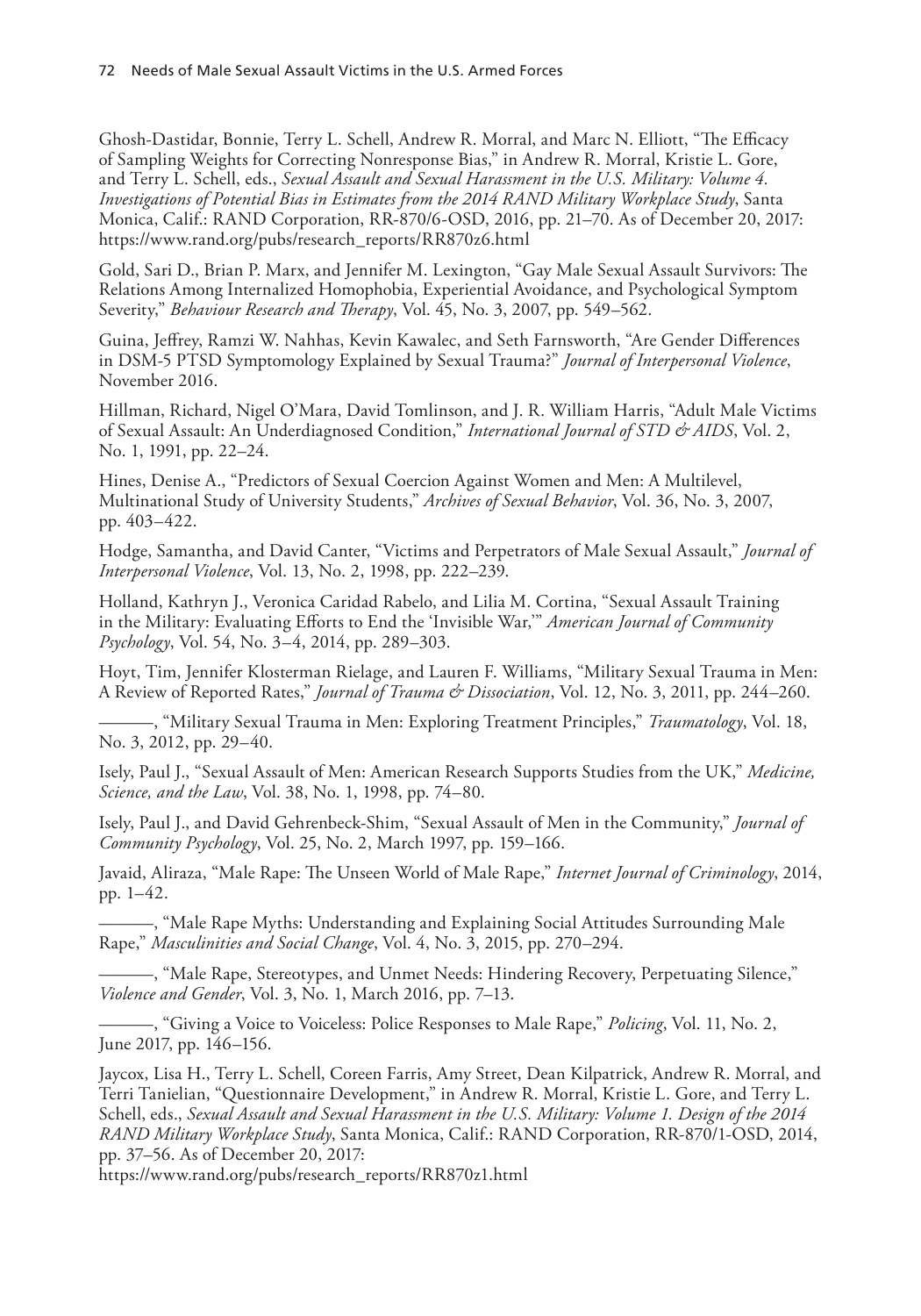Ghosh-Dastidar, Bonnie, Terry L. Schell, Andrew R. Morral, and Marc N. Elliott, "The Efficacy of Sampling Weights for Correcting Nonresponse Bias," in Andrew R. Morral, Kristie L. Gore, and Terry L. Schell, eds., *Sexual Assault and Sexual Harassment in the U.S. Military: Volume 4. Investigations of Potential Bias in Estimates from the 2014 RAND Military Workplace Study*, Santa Monica, Calif.: RAND Corporation, RR-870/6-OSD, 2016, pp. 21–70. As of December 20, 2017: https://www.rand.org/pubs/research_reports/RR870z6.html

Gold, Sari D., Brian P. Marx, and Jennifer M. Lexington, "Gay Male Sexual Assault Survivors: The Relations Among Internalized Homophobia, Experiential Avoidance, and Psychological Symptom Severity," *Behaviour Research and Therapy*, Vol. 45, No. 3, 2007, pp. 549–562.

Guina, Jeffrey, Ramzi W. Nahhas, Kevin Kawalec, and Seth Farnsworth, "Are Gender Differences in DSM-5 PTSD Symptomology Explained by Sexual Trauma?" *Journal of Interpersonal Violence*, November 2016.

Hillman, Richard, Nigel O'Mara, David Tomlinson, and J. R. William Harris, "Adult Male Victims of Sexual Assault: An Underdiagnosed Condition," *International Journal of STD & AIDS*, Vol. 2, No. 1, 1991, pp. 22–24.

Hines, Denise A., "Predictors of Sexual Coercion Against Women and Men: A Multilevel, Multinational Study of University Students," *Archives of Sexual Behavior*, Vol. 36, No. 3, 2007, pp. 403–422.

Hodge, Samantha, and David Canter, "Victims and Perpetrators of Male Sexual Assault," *Journal of Interpersonal Violence*, Vol. 13, No. 2, 1998, pp. 222–239.

Holland, Kathryn J., Veronica Caridad Rabelo, and Lilia M. Cortina, "Sexual Assault Training in the Military: Evaluating Efforts to End the 'Invisible War,'" *American Journal of Community Psychology*, Vol. 54, No. 3–4, 2014, pp. 289–303.

Hoyt, Tim, Jennifer Klosterman Rielage, and Lauren F. Williams, "Military Sexual Trauma in Men: A Review of Reported Rates," *Journal of Trauma & Dissociation*, Vol. 12, No. 3, 2011, pp. 244–260.

———, "Military Sexual Trauma in Men: Exploring Treatment Principles," *Traumatology*, Vol. 18, No. 3, 2012, pp. 29–40.

Isely, Paul J., "Sexual Assault of Men: American Research Supports Studies from the UK," *Medicine, Science, and the Law*, Vol. 38, No. 1, 1998, pp. 74–80.

Isely, Paul J., and David Gehrenbeck-Shim, "Sexual Assault of Men in the Community," *Journal of Community Psychology*, Vol. 25, No. 2, March 1997, pp. 159–166.

Javaid, Aliraza, "Male Rape: The Unseen World of Male Rape," *Internet Journal of Criminology*, 2014, pp. 1–42.

———, "Male Rape Myths: Understanding and Explaining Social Attitudes Surrounding Male Rape," *Masculinities and Social Change*, Vol. 4, No. 3, 2015, pp. 270–294.

———, "Male Rape, Stereotypes, and Unmet Needs: Hindering Recovery, Perpetuating Silence," *Violence and Gender*, Vol. 3, No. 1, March 2016, pp. 7–13.

———, "Giving a Voice to Voiceless: Police Responses to Male Rape," *Policing*, Vol. 11, No. 2, June 2017, pp. 146–156.

Jaycox, Lisa H., Terry L. Schell, Coreen Farris, Amy Street, Dean Kilpatrick, Andrew R. Morral, and Terri Tanielian, "Questionnaire Development," in Andrew R. Morral, Kristie L. Gore, and Terry L. Schell, eds., *Sexual Assault and Sexual Harassment in the U.S. Military: Volume 1. Design of the 2014 RAND Military Workplace Study*, Santa Monica, Calif.: RAND Corporation, RR-870/1-OSD, 2014, pp. 37–56. As of December 20, 2017: https://www.rand.org/pubs/research_reports/RR870z1.html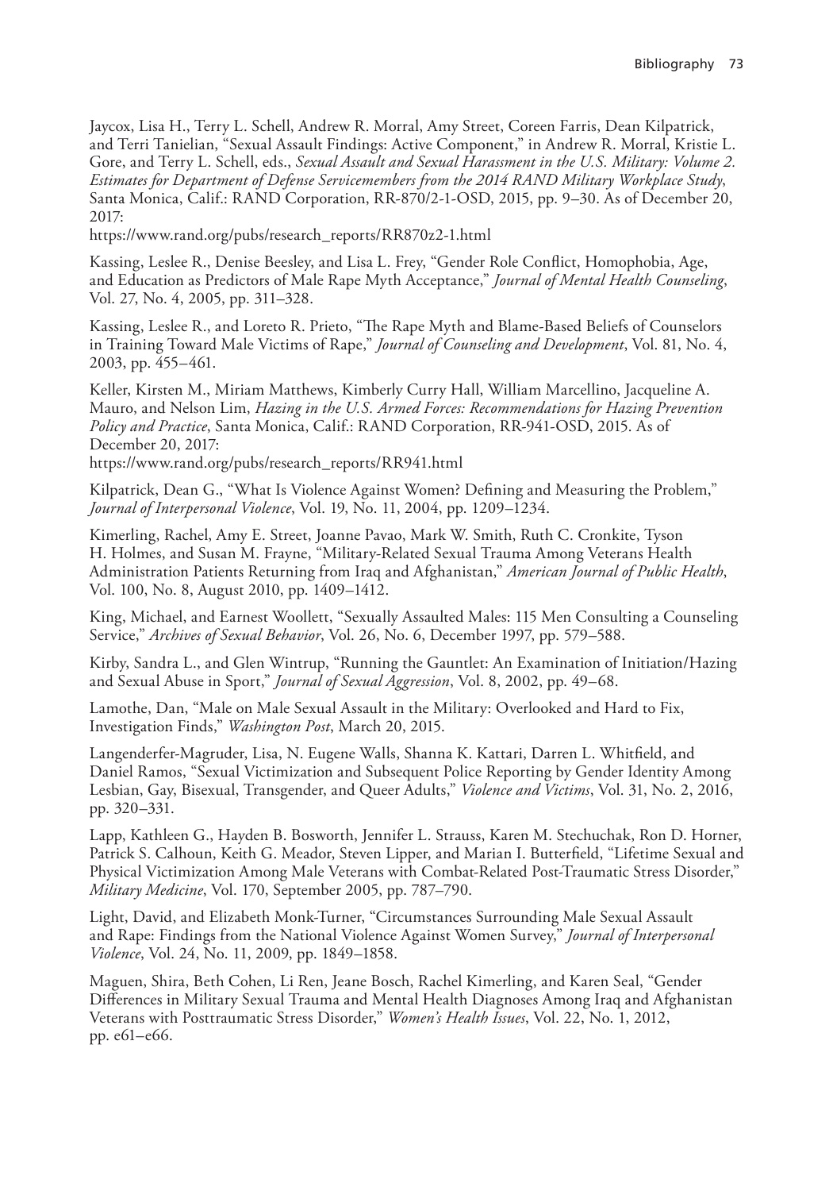Jaycox, Lisa H., Terry L. Schell, Andrew R. Morral, Amy Street, Coreen Farris, Dean Kilpatrick, and Terri Tanielian, "Sexual Assault Findings: Active Component," in Andrew R. Morral, Kristie L. Gore, and Terry L. Schell, eds., *Sexual Assault and Sexual Harassment in the U.S. Military: Volume 2. Estimates for Department of Defense Servicemembers from the 2014 RAND Military Workplace Study*, Santa Monica, Calif.: RAND Corporation, RR-870/2-1-OSD, 2015, pp. 9–30. As of December 20, 2017:
https://www.rand.org/pubs/research_reports/RR870z2-1.html

Kassing, Leslee R., Denise Beesley, and Lisa L. Frey, "Gender Role Conflict, Homophobia, Age, and Education as Predictors of Male Rape Myth Acceptance," *Journal of Mental Health Counseling*, Vol. 27, No. 4, 2005, pp. 311–328.

Kassing, Leslee R., and Loreto R. Prieto, "The Rape Myth and Blame-Based Beliefs of Counselors in Training Toward Male Victims of Rape," *Journal of Counseling and Development*, Vol. 81, No. 4, 2003, pp. 455–461.

Keller, Kirsten M., Miriam Matthews, Kimberly Curry Hall, William Marcellino, Jacqueline A. Mauro, and Nelson Lim, *Hazing in the U.S. Armed Forces: Recommendations for Hazing Prevention Policy and Practice*, Santa Monica, Calif.: RAND Corporation, RR-941-OSD, 2015. As of December 20, 2017:
https://www.rand.org/pubs/research_reports/RR941.html

Kilpatrick, Dean G., "What Is Violence Against Women? Defining and Measuring the Problem," *Journal of Interpersonal Violence*, Vol. 19, No. 11, 2004, pp. 1209–1234.

Kimerling, Rachel, Amy E. Street, Joanne Pavao, Mark W. Smith, Ruth C. Cronkite, Tyson H. Holmes, and Susan M. Frayne, "Military-Related Sexual Trauma Among Veterans Health Administration Patients Returning from Iraq and Afghanistan," *American Journal of Public Health*, Vol. 100, No. 8, August 2010, pp. 1409–1412.

King, Michael, and Earnest Woollett, "Sexually Assaulted Males: 115 Men Consulting a Counseling Service," *Archives of Sexual Behavior*, Vol. 26, No. 6, December 1997, pp. 579–588.

Kirby, Sandra L., and Glen Wintrup, "Running the Gauntlet: An Examination of Initiation/Hazing and Sexual Abuse in Sport," *Journal of Sexual Aggression*, Vol. 8, 2002, pp. 49–68.

Lamothe, Dan, "Male on Male Sexual Assault in the Military: Overlooked and Hard to Fix, Investigation Finds," *Washington Post*, March 20, 2015.

Langenderfer-Magruder, Lisa, N. Eugene Walls, Shanna K. Kattari, Darren L. Whitfield, and Daniel Ramos, "Sexual Victimization and Subsequent Police Reporting by Gender Identity Among Lesbian, Gay, Bisexual, Transgender, and Queer Adults," *Violence and Victims*, Vol. 31, No. 2, 2016, pp. 320–331.

Lapp, Kathleen G., Hayden B. Bosworth, Jennifer L. Strauss, Karen M. Stechuchak, Ron D. Horner, Patrick S. Calhoun, Keith G. Meador, Steven Lipper, and Marian I. Butterfield, "Lifetime Sexual and Physical Victimization Among Male Veterans with Combat-Related Post-Traumatic Stress Disorder," *Military Medicine*, Vol. 170, September 2005, pp. 787–790.

Light, David, and Elizabeth Monk-Turner, "Circumstances Surrounding Male Sexual Assault and Rape: Findings from the National Violence Against Women Survey," *Journal of Interpersonal Violence*, Vol. 24, No. 11, 2009, pp. 1849–1858.

Maguen, Shira, Beth Cohen, Li Ren, Jeane Bosch, Rachel Kimerling, and Karen Seal, "Gender Differences in Military Sexual Trauma and Mental Health Diagnoses Among Iraq and Afghanistan Veterans with Posttraumatic Stress Disorder," *Women's Health Issues*, Vol. 22, No. 1, 2012, pp. e61–e66.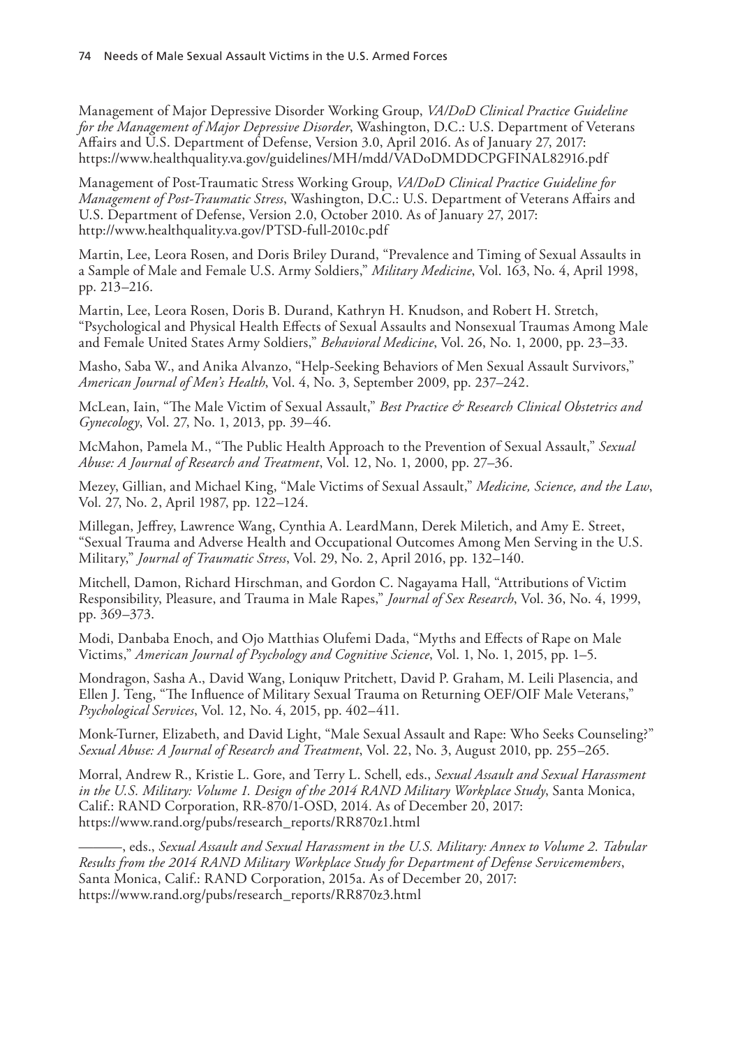Management of Major Depressive Disorder Working Group, *VA/DoD Clinical Practice Guideline for the Management of Major Depressive Disorder*, Washington, D.C.: U.S. Department of Veterans Affairs and U.S. Department of Defense, Version 3.0, April 2016. As of January 27, 2017: https://www.healthquality.va.gov/guidelines/MH/mdd/VADoDMDDCPGFINAL82916.pdf

Management of Post-Traumatic Stress Working Group, *VA/DoD Clinical Practice Guideline for Management of Post-Traumatic Stress*, Washington, D.C.: U.S. Department of Veterans Affairs and U.S. Department of Defense, Version 2.0, October 2010. As of January 27, 2017: http://www.healthquality.va.gov/PTSD-full-2010c.pdf

Martin, Lee, Leora Rosen, and Doris Briley Durand, "Prevalence and Timing of Sexual Assaults in a Sample of Male and Female U.S. Army Soldiers," *Military Medicine*, Vol. 163, No. 4, April 1998, pp. 213–216.

Martin, Lee, Leora Rosen, Doris B. Durand, Kathryn H. Knudson, and Robert H. Stretch, "Psychological and Physical Health Effects of Sexual Assaults and Nonsexual Traumas Among Male and Female United States Army Soldiers," *Behavioral Medicine*, Vol. 26, No. 1, 2000, pp. 23–33.

Masho, Saba W., and Anika Alvanzo, "Help-Seeking Behaviors of Men Sexual Assault Survivors," *American Journal of Men's Health*, Vol. 4, No. 3, September 2009, pp. 237–242.

McLean, Iain, "The Male Victim of Sexual Assault," *Best Practice & Research Clinical Obstetrics and Gynecology*, Vol. 27, No. 1, 2013, pp. 39–46.

McMahon, Pamela M., "The Public Health Approach to the Prevention of Sexual Assault," *Sexual Abuse: A Journal of Research and Treatment*, Vol. 12, No. 1, 2000, pp. 27–36.

Mezey, Gillian, and Michael King, "Male Victims of Sexual Assault," *Medicine, Science, and the Law*, Vol. 27, No. 2, April 1987, pp. 122–124.

Millegan, Jeffrey, Lawrence Wang, Cynthia A. LeardMann, Derek Miletich, and Amy E. Street, "Sexual Trauma and Adverse Health and Occupational Outcomes Among Men Serving in the U.S. Military," *Journal of Traumatic Stress*, Vol. 29, No. 2, April 2016, pp. 132–140.

Mitchell, Damon, Richard Hirschman, and Gordon C. Nagayama Hall, "Attributions of Victim Responsibility, Pleasure, and Trauma in Male Rapes," *Journal of Sex Research*, Vol. 36, No. 4, 1999, pp. 369–373.

Modi, Danbaba Enoch, and Ojo Matthias Olufemi Dada, "Myths and Effects of Rape on Male Victims," *American Journal of Psychology and Cognitive Science*, Vol. 1, No. 1, 2015, pp. 1–5.

Mondragon, Sasha A., David Wang, Loniquw Pritchett, David P. Graham, M. Leili Plasencia, and Ellen J. Teng, "The Influence of Military Sexual Trauma on Returning OEF/OIF Male Veterans," *Psychological Services*, Vol. 12, No. 4, 2015, pp. 402–411.

Monk-Turner, Elizabeth, and David Light, "Male Sexual Assault and Rape: Who Seeks Counseling?" *Sexual Abuse: A Journal of Research and Treatment*, Vol. 22, No. 3, August 2010, pp. 255–265.

Morral, Andrew R., Kristie L. Gore, and Terry L. Schell, eds., *Sexual Assault and Sexual Harassment in the U.S. Military: Volume 1. Design of the 2014 RAND Military Workplace Study*, Santa Monica, Calif.: RAND Corporation, RR-870/1-OSD, 2014. As of December 20, 2017: https://www.rand.org/pubs/research_reports/RR870z1.html

———, eds., *Sexual Assault and Sexual Harassment in the U.S. Military: Annex to Volume 2. Tabular Results from the 2014 RAND Military Workplace Study for Department of Defense Servicemembers*, Santa Monica, Calif.: RAND Corporation, 2015a. As of December 20, 2017: https://www.rand.org/pubs/research_reports/RR870z3.html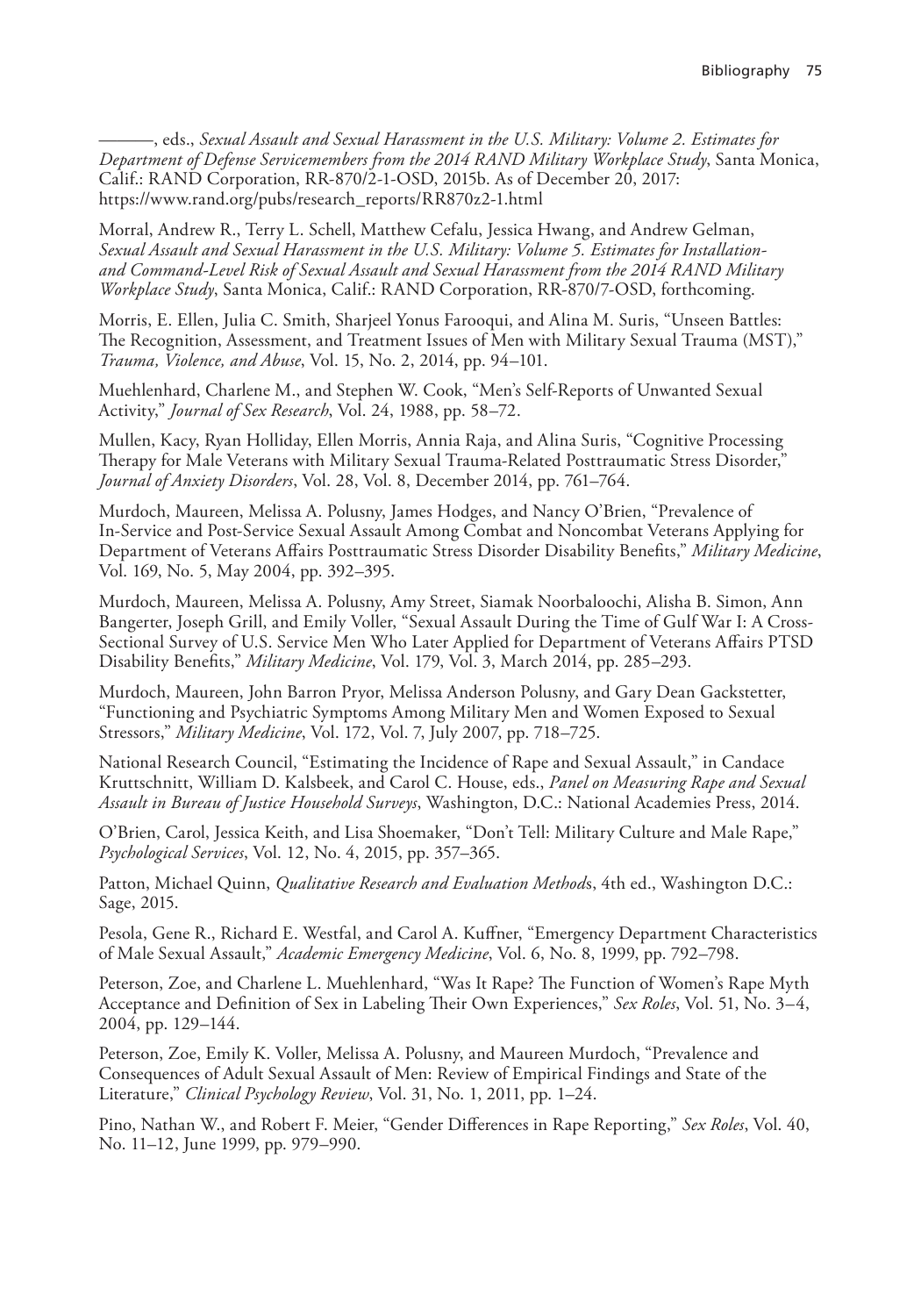———, eds., *Sexual Assault and Sexual Harassment in the U.S. Military: Volume 2. Estimates for Department of Defense Servicemembers from the 2014 RAND Military Workplace Study*, Santa Monica, Calif.: RAND Corporation, RR-870/2-1-OSD, 2015b. As of December 20, 2017: https://www.rand.org/pubs/research_reports/RR870z2-1.html

Morral, Andrew R., Terry L. Schell, Matthew Cefalu, Jessica Hwang, and Andrew Gelman, *Sexual Assault and Sexual Harassment in the U.S. Military: Volume 5. Estimates for Installation- and Command-Level Risk of Sexual Assault and Sexual Harassment from the 2014 RAND Military Workplace Study*, Santa Monica, Calif.: RAND Corporation, RR-870/7-OSD, forthcoming.

Morris, E. Ellen, Julia C. Smith, Sharjeel Yonus Farooqui, and Alina M. Suris, "Unseen Battles: The Recognition, Assessment, and Treatment Issues of Men with Military Sexual Trauma (MST)," *Trauma, Violence, and Abuse*, Vol. 15, No. 2, 2014, pp. 94–101.

Muehlenhard, Charlene M., and Stephen W. Cook, "Men's Self-Reports of Unwanted Sexual Activity," *Journal of Sex Research*, Vol. 24, 1988, pp. 58–72.

Mullen, Kacy, Ryan Holliday, Ellen Morris, Annia Raja, and Alina Suris, "Cognitive Processing Therapy for Male Veterans with Military Sexual Trauma-Related Posttraumatic Stress Disorder," *Journal of Anxiety Disorders*, Vol. 28, Vol. 8, December 2014, pp. 761–764.

Murdoch, Maureen, Melissa A. Polusny, James Hodges, and Nancy O'Brien, "Prevalence of In-Service and Post-Service Sexual Assault Among Combat and Noncombat Veterans Applying for Department of Veterans Affairs Posttraumatic Stress Disorder Disability Benefits," *Military Medicine*, Vol. 169, No. 5, May 2004, pp. 392–395.

Murdoch, Maureen, Melissa A. Polusny, Amy Street, Siamak Noorbaloochi, Alisha B. Simon, Ann Bangerter, Joseph Grill, and Emily Voller, "Sexual Assault During the Time of Gulf War I: A Cross-Sectional Survey of U.S. Service Men Who Later Applied for Department of Veterans Affairs PTSD Disability Benefits," *Military Medicine*, Vol. 179, Vol. 3, March 2014, pp. 285–293.

Murdoch, Maureen, John Barron Pryor, Melissa Anderson Polusny, and Gary Dean Gackstetter, "Functioning and Psychiatric Symptoms Among Military Men and Women Exposed to Sexual Stressors," *Military Medicine*, Vol. 172, Vol. 7, July 2007, pp. 718–725.

National Research Council, "Estimating the Incidence of Rape and Sexual Assault," in Candace Kruttschnitt, William D. Kalsbeek, and Carol C. House, eds., *Panel on Measuring Rape and Sexual Assault in Bureau of Justice Household Surveys*, Washington, D.C.: National Academies Press, 2014.

O'Brien, Carol, Jessica Keith, and Lisa Shoemaker, "Don't Tell: Military Culture and Male Rape," *Psychological Services*, Vol. 12, No. 4, 2015, pp. 357–365.

Patton, Michael Quinn, *Qualitative Research and Evaluation Method*s, 4th ed., Washington D.C.: Sage, 2015.

Pesola, Gene R., Richard E. Westfal, and Carol A. Kuffner, "Emergency Department Characteristics of Male Sexual Assault," *Academic Emergency Medicine*, Vol. 6, No. 8, 1999, pp. 792–798.

Peterson, Zoe, and Charlene L. Muehlenhard, "Was It Rape? The Function of Women's Rape Myth Acceptance and Definition of Sex in Labeling Their Own Experiences," *Sex Roles*, Vol. 51, No. 3–4, 2004, pp. 129–144.

Peterson, Zoe, Emily K. Voller, Melissa A. Polusny, and Maureen Murdoch, "Prevalence and Consequences of Adult Sexual Assault of Men: Review of Empirical Findings and State of the Literature," *Clinical Psychology Review*, Vol. 31, No. 1, 2011, pp. 1–24.

Pino, Nathan W., and Robert F. Meier, "Gender Differences in Rape Reporting," *Sex Roles*, Vol. 40, No. 11–12, June 1999, pp. 979–990.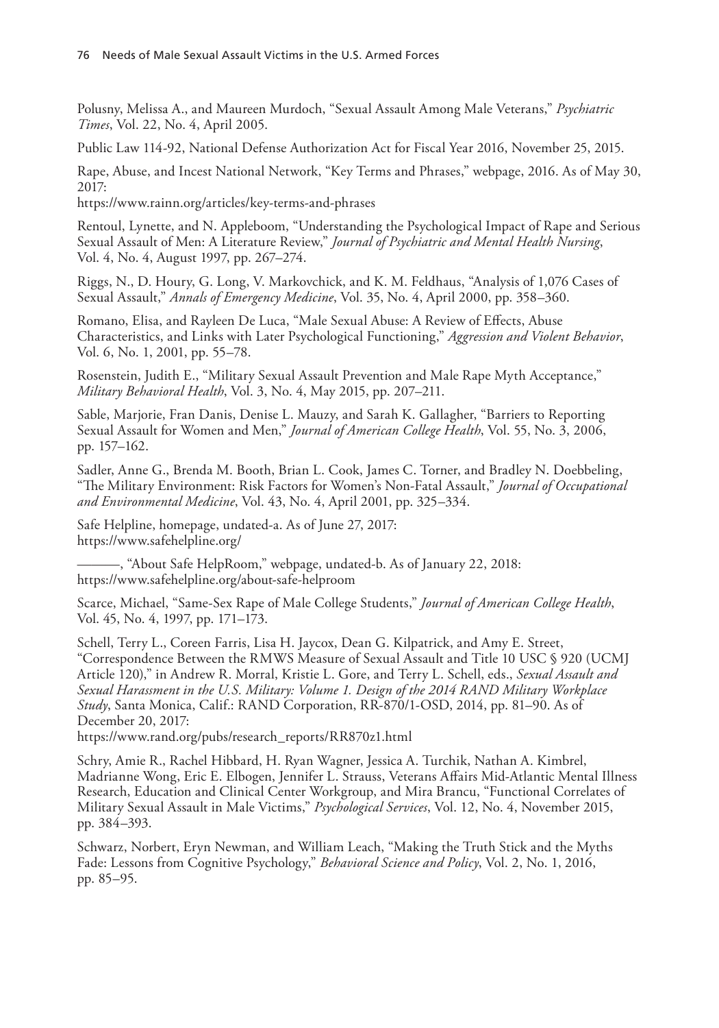Polusny, Melissa A., and Maureen Murdoch, "Sexual Assault Among Male Veterans," *Psychiatric Times*, Vol. 22, No. 4, April 2005.

Public Law 114-92, National Defense Authorization Act for Fiscal Year 2016, November 25, 2015.

Rape, Abuse, and Incest National Network, "Key Terms and Phrases," webpage, 2016. As of May 30, 2017:
https://www.rainn.org/articles/key-terms-and-phrases

Rentoul, Lynette, and N. Appleboom, "Understanding the Psychological Impact of Rape and Serious Sexual Assault of Men: A Literature Review," *Journal of Psychiatric and Mental Health Nursing*, Vol. 4, No. 4, August 1997, pp. 267–274.

Riggs, N., D. Houry, G. Long, V. Markovchick, and K. M. Feldhaus, "Analysis of 1,076 Cases of Sexual Assault," *Annals of Emergency Medicine*, Vol. 35, No. 4, April 2000, pp. 358–360.

Romano, Elisa, and Rayleen De Luca, "Male Sexual Abuse: A Review of Effects, Abuse Characteristics, and Links with Later Psychological Functioning," *Aggression and Violent Behavior*, Vol. 6, No. 1, 2001, pp. 55–78.

Rosenstein, Judith E., "Military Sexual Assault Prevention and Male Rape Myth Acceptance," *Military Behavioral Health*, Vol. 3, No. 4, May 2015, pp. 207–211.

Sable, Marjorie, Fran Danis, Denise L. Mauzy, and Sarah K. Gallagher, "Barriers to Reporting Sexual Assault for Women and Men," *Journal of American College Health*, Vol. 55, No. 3, 2006, pp. 157–162.

Sadler, Anne G., Brenda M. Booth, Brian L. Cook, James C. Torner, and Bradley N. Doebbeling, "The Military Environment: Risk Factors for Women's Non-Fatal Assault," *Journal of Occupational and Environmental Medicine*, Vol. 43, No. 4, April 2001, pp. 325–334.

Safe Helpline, homepage, undated-a. As of June 27, 2017:
https://www.safehelpline.org/

———, "About Safe HelpRoom," webpage, undated-b. As of January 22, 2018:
https://www.safehelpline.org/about-safe-helproom

Scarce, Michael, "Same-Sex Rape of Male College Students," *Journal of American College Health*, Vol. 45, No. 4, 1997, pp. 171–173.

Schell, Terry L., Coreen Farris, Lisa H. Jaycox, Dean G. Kilpatrick, and Amy E. Street, "Correspondence Between the RMWS Measure of Sexual Assault and Title 10 USC § 920 (UCMJ Article 120)," in Andrew R. Morral, Kristie L. Gore, and Terry L. Schell, eds., *Sexual Assault and Sexual Harassment in the U.S. Military: Volume 1. Design of the 2014 RAND Military Workplace Study*, Santa Monica, Calif.: RAND Corporation, RR-870/1-OSD, 2014, pp. 81–90. As of December 20, 2017:
https://www.rand.org/pubs/research_reports/RR870z1.html

Schry, Amie R., Rachel Hibbard, H. Ryan Wagner, Jessica A. Turchik, Nathan A. Kimbrel, Madrianne Wong, Eric E. Elbogen, Jennifer L. Strauss, Veterans Affairs Mid-Atlantic Mental Illness Research, Education and Clinical Center Workgroup, and Mira Brancu, "Functional Correlates of Military Sexual Assault in Male Victims," *Psychological Services*, Vol. 12, No. 4, November 2015, pp. 384–393.

Schwarz, Norbert, Eryn Newman, and William Leach, "Making the Truth Stick and the Myths Fade: Lessons from Cognitive Psychology," *Behavioral Science and Policy*, Vol. 2, No. 1, 2016, pp. 85–95.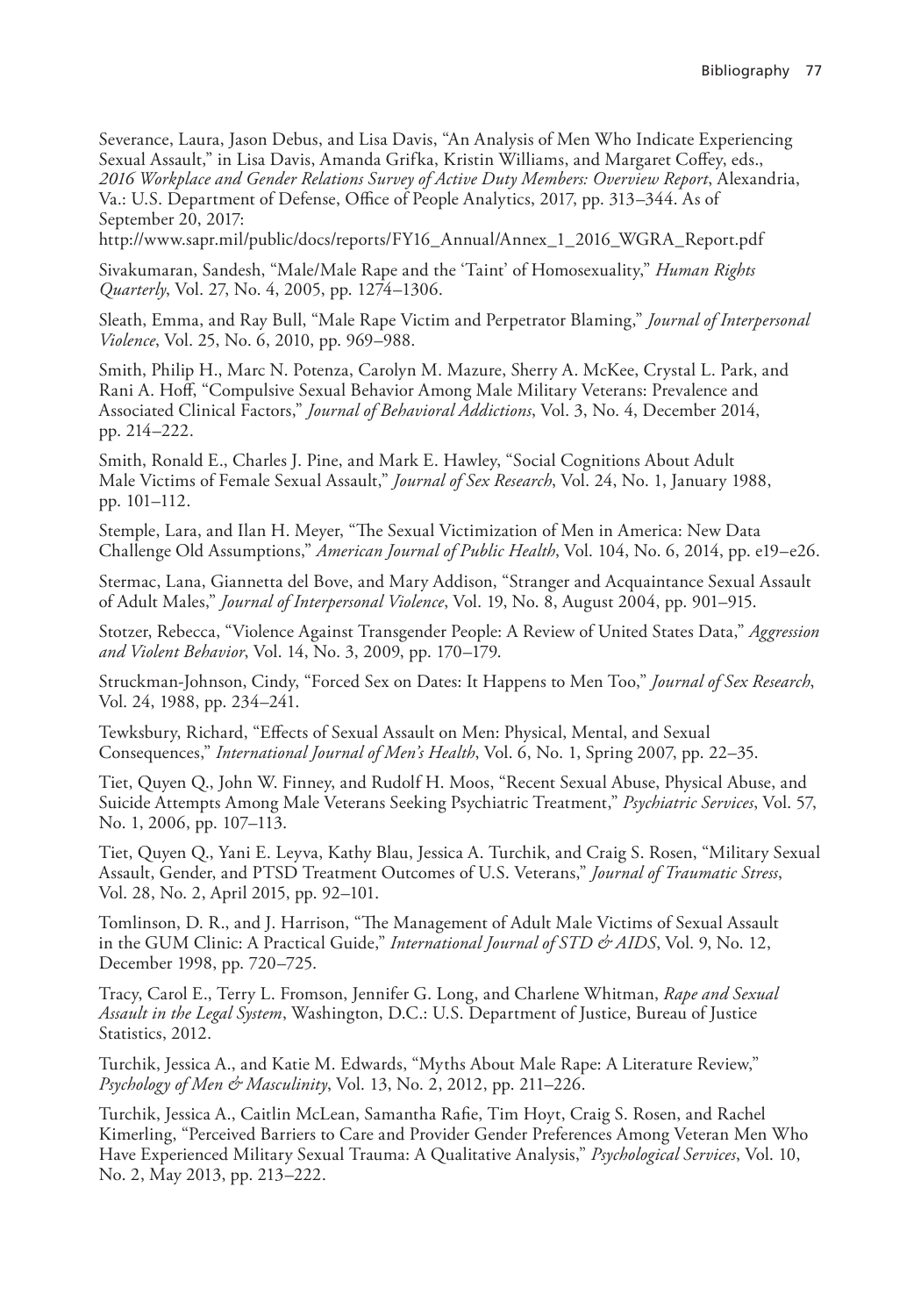Severance, Laura, Jason Debus, and Lisa Davis, "An Analysis of Men Who Indicate Experiencing Sexual Assault," in Lisa Davis, Amanda Grifka, Kristin Williams, and Margaret Coffey, eds., *2016 Workplace and Gender Relations Survey of Active Duty Members: Overview Report*, Alexandria, Va.: U.S. Department of Defense, Office of People Analytics, 2017, pp. 313–344. As of September 20, 2017:
http://www.sapr.mil/public/docs/reports/FY16_Annual/Annex_1_2016_WGRA_Report.pdf

Sivakumaran, Sandesh, "Male/Male Rape and the 'Taint' of Homosexuality," *Human Rights Quarterly*, Vol. 27, No. 4, 2005, pp. 1274–1306.

Sleath, Emma, and Ray Bull, "Male Rape Victim and Perpetrator Blaming," *Journal of Interpersonal Violence*, Vol. 25, No. 6, 2010, pp. 969–988.

Smith, Philip H., Marc N. Potenza, Carolyn M. Mazure, Sherry A. McKee, Crystal L. Park, and Rani A. Hoff, "Compulsive Sexual Behavior Among Male Military Veterans: Prevalence and Associated Clinical Factors," *Journal of Behavioral Addictions*, Vol. 3, No. 4, December 2014, pp. 214–222.

Smith, Ronald E., Charles J. Pine, and Mark E. Hawley, "Social Cognitions About Adult Male Victims of Female Sexual Assault," *Journal of Sex Research*, Vol. 24, No. 1, January 1988, pp. 101–112.

Stemple, Lara, and Ilan H. Meyer, "The Sexual Victimization of Men in America: New Data Challenge Old Assumptions," *American Journal of Public Health*, Vol. 104, No. 6, 2014, pp. e19–e26.

Stermac, Lana, Giannetta del Bove, and Mary Addison, "Stranger and Acquaintance Sexual Assault of Adult Males," *Journal of Interpersonal Violence*, Vol. 19, No. 8, August 2004, pp. 901–915.

Stotzer, Rebecca, "Violence Against Transgender People: A Review of United States Data," *Aggression and Violent Behavior*, Vol. 14, No. 3, 2009, pp. 170–179.

Struckman-Johnson, Cindy, "Forced Sex on Dates: It Happens to Men Too," *Journal of Sex Research*, Vol. 24, 1988, pp. 234–241.

Tewksbury, Richard, "Effects of Sexual Assault on Men: Physical, Mental, and Sexual Consequences," *International Journal of Men's Health*, Vol. 6, No. 1, Spring 2007, pp. 22–35.

Tiet, Quyen Q., John W. Finney, and Rudolf H. Moos, "Recent Sexual Abuse, Physical Abuse, and Suicide Attempts Among Male Veterans Seeking Psychiatric Treatment," *Psychiatric Services*, Vol. 57, No. 1, 2006, pp. 107–113.

Tiet, Quyen Q., Yani E. Leyva, Kathy Blau, Jessica A. Turchik, and Craig S. Rosen, "Military Sexual Assault, Gender, and PTSD Treatment Outcomes of U.S. Veterans," *Journal of Traumatic Stress*, Vol. 28, No. 2, April 2015, pp. 92–101.

Tomlinson, D. R., and J. Harrison, "The Management of Adult Male Victims of Sexual Assault in the GUM Clinic: A Practical Guide," *International Journal of STD & AIDS*, Vol. 9, No. 12, December 1998, pp. 720–725.

Tracy, Carol E., Terry L. Fromson, Jennifer G. Long, and Charlene Whitman, *Rape and Sexual Assault in the Legal System*, Washington, D.C.: U.S. Department of Justice, Bureau of Justice Statistics, 2012.

Turchik, Jessica A., and Katie M. Edwards, "Myths About Male Rape: A Literature Review," *Psychology of Men & Masculinity*, Vol. 13, No. 2, 2012, pp. 211–226.

Turchik, Jessica A., Caitlin McLean, Samantha Rafie, Tim Hoyt, Craig S. Rosen, and Rachel Kimerling, "Perceived Barriers to Care and Provider Gender Preferences Among Veteran Men Who Have Experienced Military Sexual Trauma: A Qualitative Analysis," *Psychological Services*, Vol. 10, No. 2, May 2013, pp. 213–222.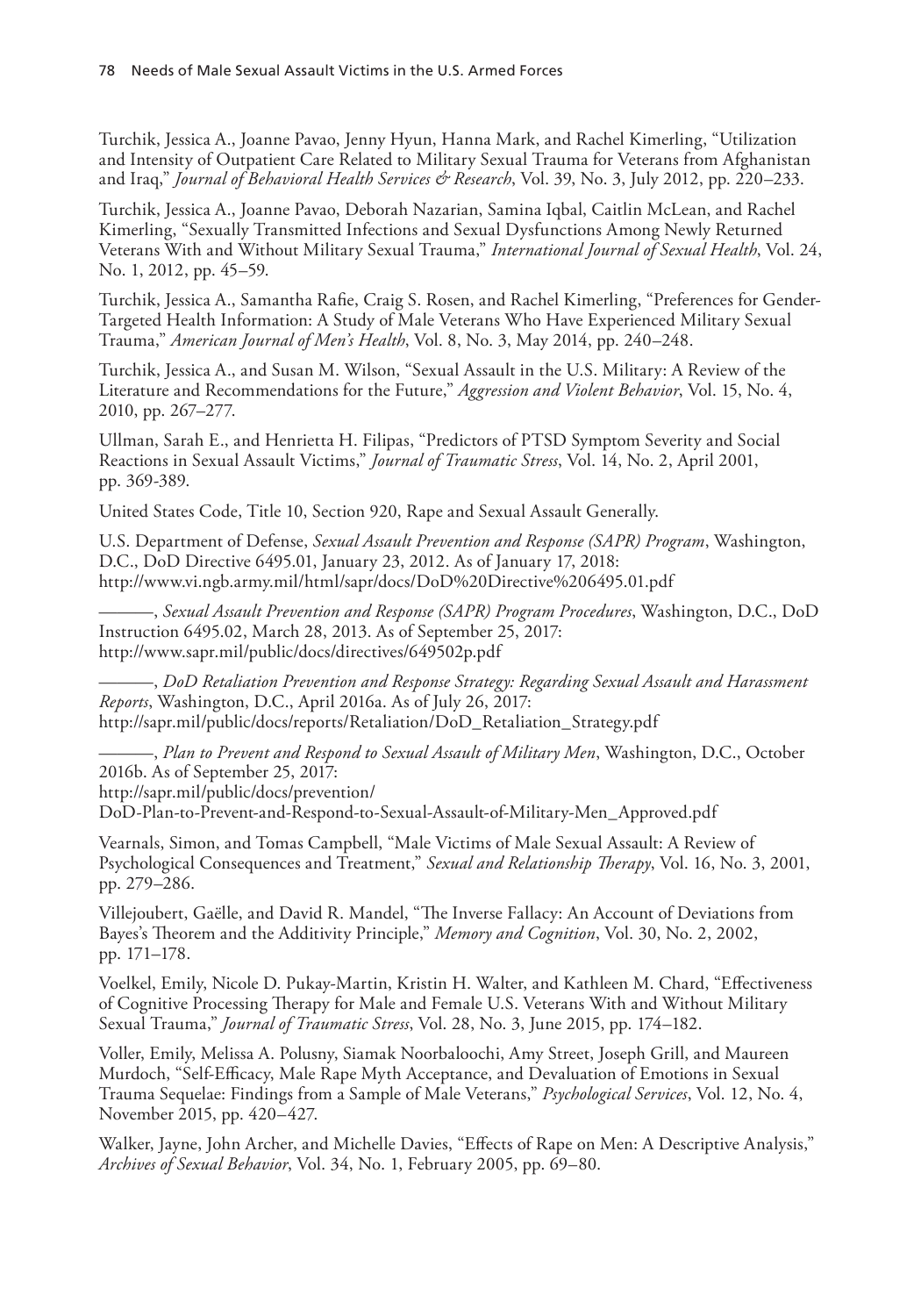Turchik, Jessica A., Joanne Pavao, Jenny Hyun, Hanna Mark, and Rachel Kimerling, "Utilization and Intensity of Outpatient Care Related to Military Sexual Trauma for Veterans from Afghanistan and Iraq," *Journal of Behavioral Health Services & Research*, Vol. 39, No. 3, July 2012, pp. 220–233.

Turchik, Jessica A., Joanne Pavao, Deborah Nazarian, Samina Iqbal, Caitlin McLean, and Rachel Kimerling, "Sexually Transmitted Infections and Sexual Dysfunctions Among Newly Returned Veterans With and Without Military Sexual Trauma," *International Journal of Sexual Health*, Vol. 24, No. 1, 2012, pp. 45–59.

Turchik, Jessica A., Samantha Rafie, Craig S. Rosen, and Rachel Kimerling, "Preferences for Gender-Targeted Health Information: A Study of Male Veterans Who Have Experienced Military Sexual Trauma," *American Journal of Men's Health*, Vol. 8, No. 3, May 2014, pp. 240–248.

Turchik, Jessica A., and Susan M. Wilson, "Sexual Assault in the U.S. Military: A Review of the Literature and Recommendations for the Future," *Aggression and Violent Behavior*, Vol. 15, No. 4, 2010, pp. 267–277.

Ullman, Sarah E., and Henrietta H. Filipas, "Predictors of PTSD Symptom Severity and Social Reactions in Sexual Assault Victims," *Journal of Traumatic Stress*, Vol. 14, No. 2, April 2001, pp. 369-389.

United States Code, Title 10, Section 920, Rape and Sexual Assault Generally.

U.S. Department of Defense, *Sexual Assault Prevention and Response (SAPR) Program*, Washington, D.C., DoD Directive 6495.01, January 23, 2012. As of January 17, 2018:
http://www.vi.ngb.army.mil/html/sapr/docs/DoD%20Directive%206495.01.pdf

———, *Sexual Assault Prevention and Response (SAPR) Program Procedures*, Washington, D.C., DoD Instruction 6495.02, March 28, 2013. As of September 25, 2017:
http://www.sapr.mil/public/docs/directives/649502p.pdf

———, *DoD Retaliation Prevention and Response Strategy: Regarding Sexual Assault and Harassment Reports*, Washington, D.C., April 2016a. As of July 26, 2017:
http://sapr.mil/public/docs/reports/Retaliation/DoD_Retaliation_Strategy.pdf

———, *Plan to Prevent and Respond to Sexual Assault of Military Men*, Washington, D.C., October 2016b. As of September 25, 2017:
http://sapr.mil/public/docs/prevention/
DoD-Plan-to-Prevent-and-Respond-to-Sexual-Assault-of-Military-Men_Approved.pdf

Vearnals, Simon, and Tomas Campbell, "Male Victims of Male Sexual Assault: A Review of Psychological Consequences and Treatment," *Sexual and Relationship Therapy*, Vol. 16, No. 3, 2001, pp. 279–286.

Villejoubert, Gaëlle, and David R. Mandel, "The Inverse Fallacy: An Account of Deviations from Bayes's Theorem and the Additivity Principle," *Memory and Cognition*, Vol. 30, No. 2, 2002, pp. 171–178.

Voelkel, Emily, Nicole D. Pukay-Martin, Kristin H. Walter, and Kathleen M. Chard, "Effectiveness of Cognitive Processing Therapy for Male and Female U.S. Veterans With and Without Military Sexual Trauma," *Journal of Traumatic Stress*, Vol. 28, No. 3, June 2015, pp. 174–182.

Voller, Emily, Melissa A. Polusny, Siamak Noorbaloochi, Amy Street, Joseph Grill, and Maureen Murdoch, "Self-Efficacy, Male Rape Myth Acceptance, and Devaluation of Emotions in Sexual Trauma Sequelae: Findings from a Sample of Male Veterans," *Psychological Services*, Vol. 12, No. 4, November 2015, pp. 420–427.

Walker, Jayne, John Archer, and Michelle Davies, "Effects of Rape on Men: A Descriptive Analysis," *Archives of Sexual Behavior*, Vol. 34, No. 1, February 2005, pp. 69–80.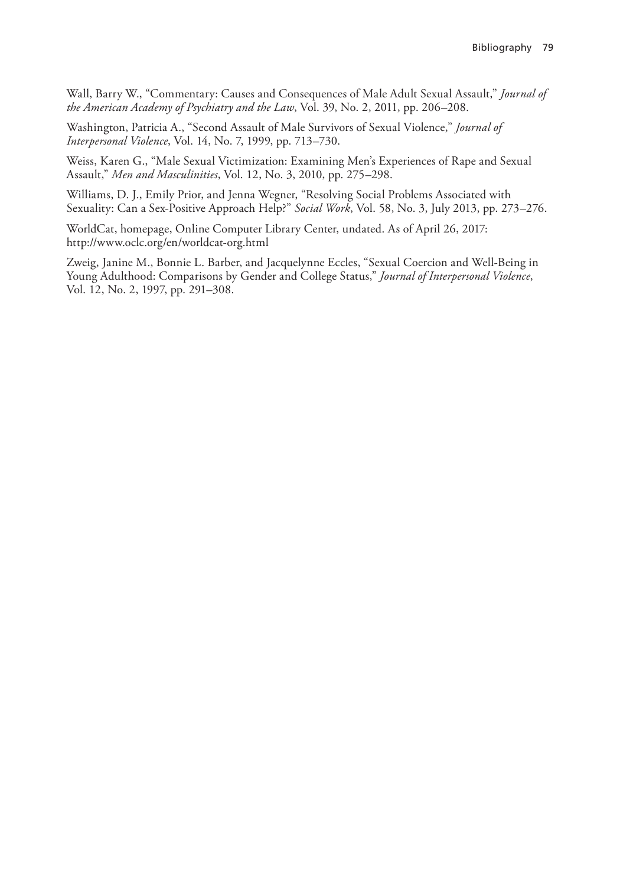Wall, Barry W., "Commentary: Causes and Consequences of Male Adult Sexual Assault," *Journal of the American Academy of Psychiatry and the Law*, Vol. 39, No. 2, 2011, pp. 206–208.

Washington, Patricia A., "Second Assault of Male Survivors of Sexual Violence," *Journal of Interpersonal Violence*, Vol. 14, No. 7, 1999, pp. 713–730.

Weiss, Karen G., "Male Sexual Victimization: Examining Men's Experiences of Rape and Sexual Assault," *Men and Masculinities*, Vol. 12, No. 3, 2010, pp. 275–298.

Williams, D. J., Emily Prior, and Jenna Wegner, "Resolving Social Problems Associated with Sexuality: Can a Sex-Positive Approach Help?" *Social Work*, Vol. 58, No. 3, July 2013, pp. 273–276.

WorldCat, homepage, Online Computer Library Center, undated. As of April 26, 2017: http://www.oclc.org/en/worldcat-org.html

Zweig, Janine M., Bonnie L. Barber, and Jacquelynne Eccles, "Sexual Coercion and Well-Being in Young Adulthood: Comparisons by Gender and College Status," *Journal of Interpersonal Violence*, Vol. 12, No. 2, 1997, pp. 291–308.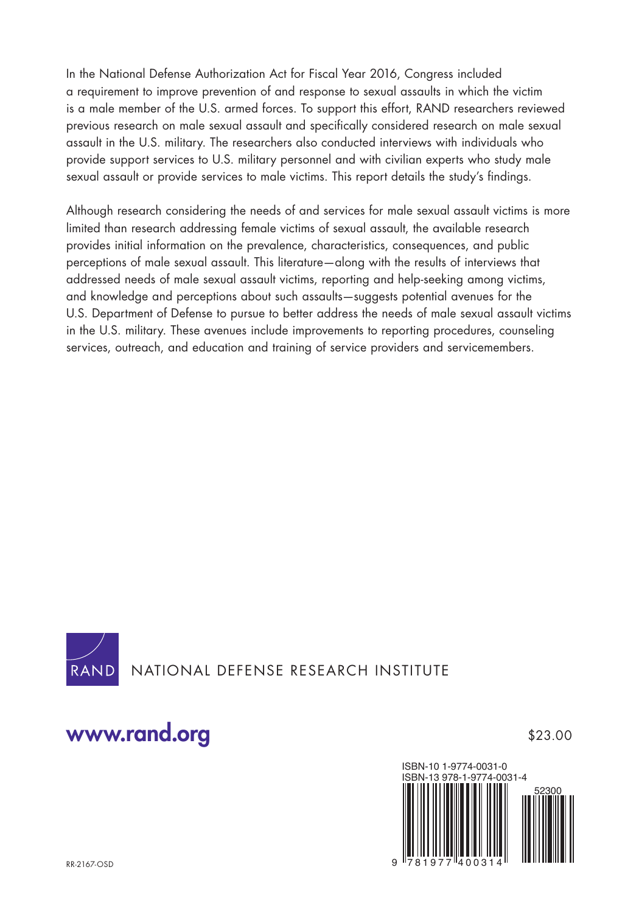In the National Defense Authorization Act for Fiscal Year 2016, Congress included a requirement to improve prevention of and response to sexual assaults in which the victim is a male member of the U.S. armed forces. To support this effort, RAND researchers reviewed previous research on male sexual assault and specifically considered research on male sexual assault in the U.S. military. The researchers also conducted interviews with individuals who provide support services to U.S. military personnel and with civilian experts who study male sexual assault or provide services to male victims. This report details the study's findings.

Although research considering the needs of and services for male sexual assault victims is more limited than research addressing female victims of sexual assault, the available research provides initial information on the prevalence, characteristics, consequences, and public perceptions of male sexual assault. This literature—along with the results of interviews that addressed needs of male sexual assault victims, reporting and help-seeking among victims, and knowledge and perceptions about such assaults—suggests potential avenues for the U.S. Department of Defense to pursue to better address the needs of male sexual assault victims in the U.S. military. These avenues include improvements to reporting procedures, counseling services, outreach, and education and training of service providers and servicemembers.

RAND NATIONAL DEFENSE RESEARCH INSTITUTE

**www.rand.org**

$23.00

ISBN-10 1-9774-0031-0
ISBN-13 978-1-9774-0031-4

52300

9 781977 400314

RR-2167-OSD